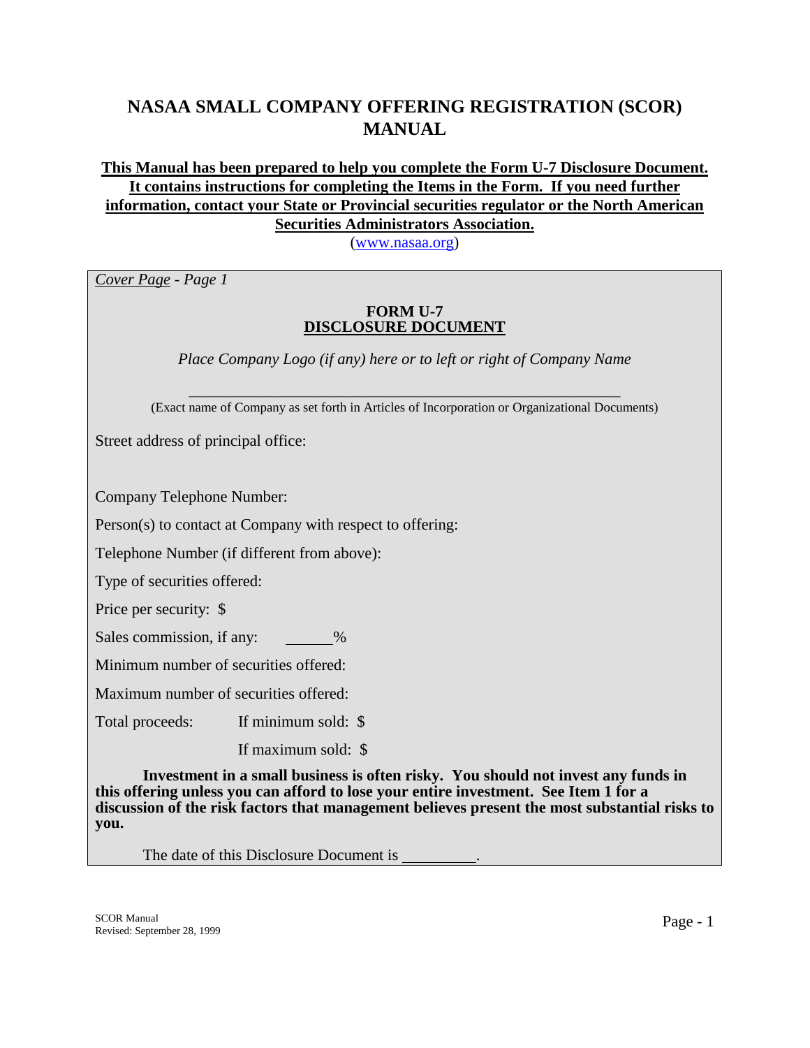# NASAA SMALL COMPANY OFFERING REGISTRATION (SCOR) MANUAL

**This Manual has been prepared to help you complete the Form U-7 Disclosure Document. It contains instructions for completing the Items in the Form. If you need further information, contact your State or Provincial securities regulator or the North American Securities Administrators Association.**

(www.nasaa.org)

*Cover Page - Page 1*

**FORM U-7**
**DISCLOSURE DOCUMENT**

*Place Company Logo (if any) here or to left or right of Company Name*

\_\_\_\_\_\_\_\_\_\_\_\_\_\_\_\_\_\_\_\_\_\_\_\_\_\_\_\_\_\_\_\_\_\_\_\_\_\_\_\_\_\_\_\_\_\_\_\_\_\_\_\_\_\_\_\_
(Exact name of Company as set forth in Articles of Incorporation or Organizational Documents)

Street address of principal office:

Company Telephone Number:

Person(s) to contact at Company with respect to offering:

Telephone Number (if different from above):

Type of securities offered:

Price per security: $

Sales commission, if any: \_\_\_\_\_\_%

Minimum number of securities offered:

Maximum number of securities offered:

Total proceeds: If minimum sold: $

If maximum sold: $

**Investment in a small business is often risky. You should not invest any funds in this offering unless you can afford to lose your entire investment. See Item 1 for a discussion of the risk factors that management believes present the most substantial risks to you.**

The date of this Disclosure Document is \_\_\_\_\_\_\_\_\_\_.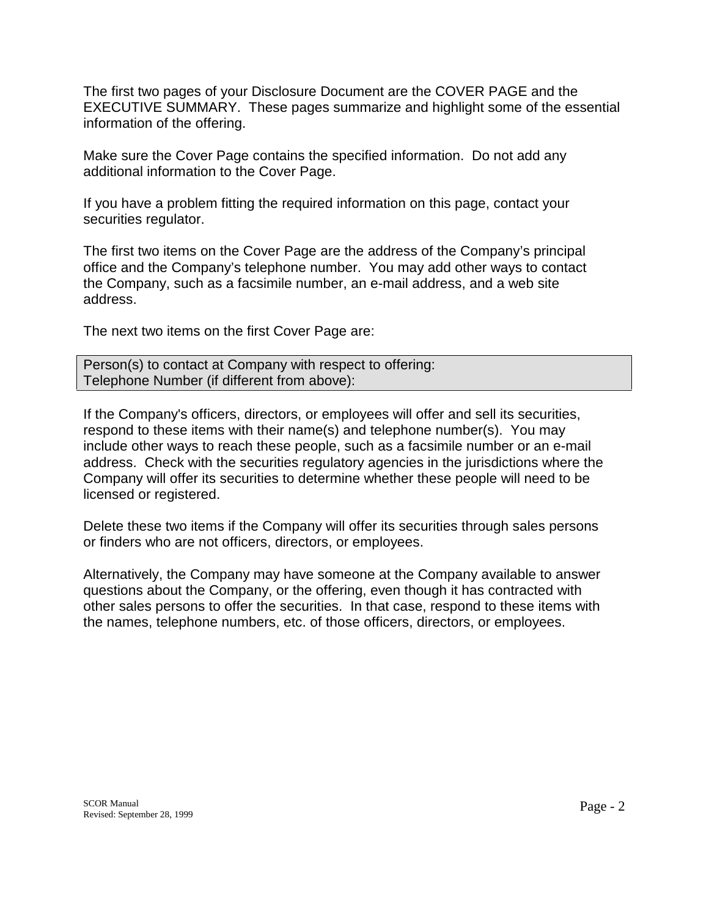The first two pages of your Disclosure Document are the COVER PAGE and the EXECUTIVE SUMMARY. These pages summarize and highlight some of the essential information of the offering.

Make sure the Cover Page contains the specified information. Do not add any additional information to the Cover Page.

If you have a problem fitting the required information on this page, contact your securities regulator.

The first two items on the Cover Page are the address of the Company's principal office and the Company's telephone number. You may add other ways to contact the Company, such as a facsimile number, an e-mail address, and a web site address.

The next two items on the first Cover Page are:

> Person(s) to contact at Company with respect to offering:
> Telephone Number (if different from above):

If the Company's officers, directors, or employees will offer and sell its securities, respond to these items with their name(s) and telephone number(s). You may include other ways to reach these people, such as a facsimile number or an e-mail address. Check with the securities regulatory agencies in the jurisdictions where the Company will offer its securities to determine whether these people will need to be licensed or registered.

Delete these two items if the Company will offer its securities through sales persons or finders who are not officers, directors, or employees.

Alternatively, the Company may have someone at the Company available to answer questions about the Company, or the offering, even though it has contracted with other sales persons to offer the securities. In that case, respond to these items with the names, telephone numbers, etc. of those officers, directors, or employees.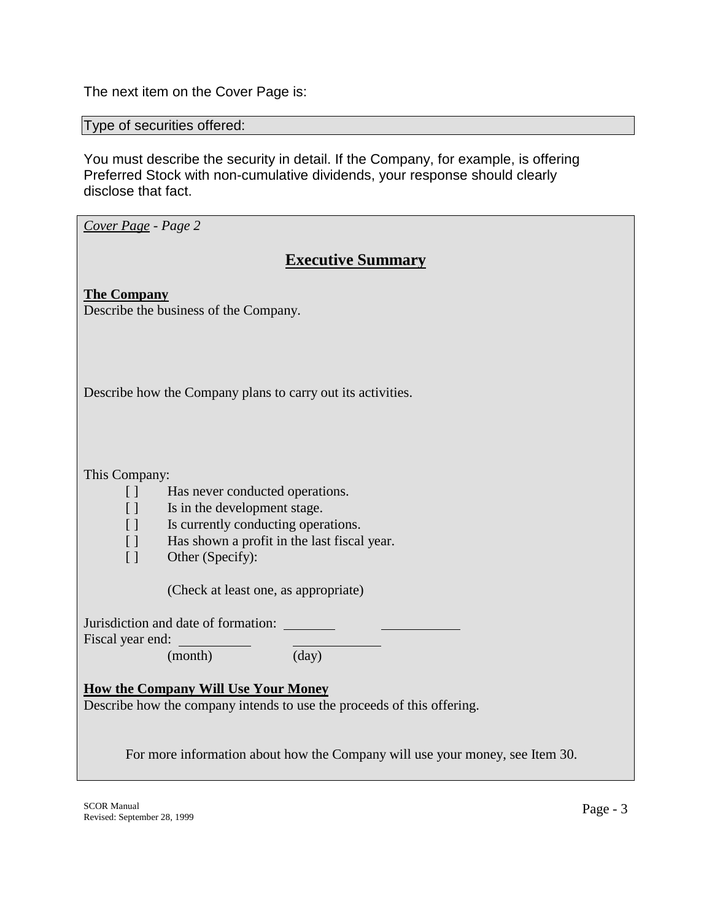The next item on the Cover Page is:

Type of securities offered:

You must describe the security in detail. If the Company, for example, is offering Preferred Stock with non-cumulative dividends, your response should clearly disclose that fact.

*Cover Page - Page 2*

## Executive Summary

**The Company**

Describe the business of the Company.

Describe how the Company plans to carry out its activities.

This Company:

- [ ] Has never conducted operations.
- [ ] Is in the development stage.
- [ ] Is currently conducting operations.
- [ ] Has shown a profit in the last fiscal year.
- [ ] Other (Specify):

(Check at least one, as appropriate)

Jurisdiction and date of formation: ________ ____________

Fiscal year end: __________ ____________
(month) (day)

**How the Company Will Use Your Money**

Describe how the company intends to use the proceeds of this offering.

For more information about how the Company will use your money, see Item 30.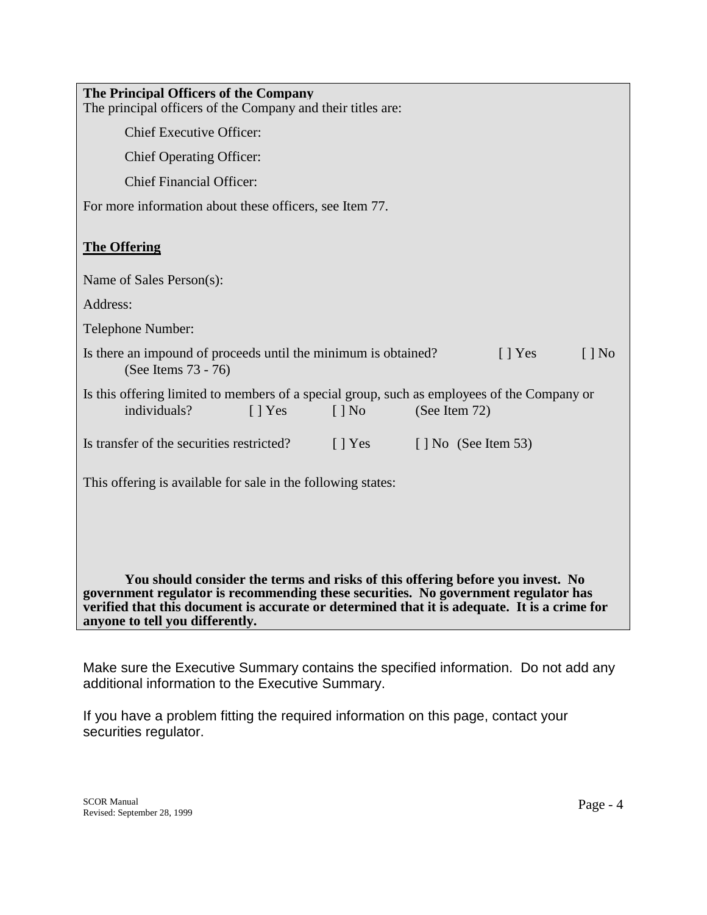**The Principal Officers of the Company**

The principal officers of the Company and their titles are:

Chief Executive Officer:

Chief Operating Officer:

Chief Financial Officer:

For more information about these officers, see Item 77.

**The Offering**

Name of Sales Person(s):

Address:

Telephone Number:

Is there an impound of proceeds until the minimum is obtained? [ ] Yes [ ] No (See Items 73 - 76)

Is this offering limited to members of a special group, such as employees of the Company or individuals? [ ] Yes [ ] No (See Item 72)

Is transfer of the securities restricted? [ ] Yes [ ] No (See Item 53)

This offering is available for sale in the following states:

**You should consider the terms and risks of this offering before you invest. No government regulator is recommending these securities. No government regulator has verified that this document is accurate or determined that it is adequate. It is a crime for anyone to tell you differently.**

Make sure the Executive Summary contains the specified information. Do not add any additional information to the Executive Summary.

If you have a problem fitting the required information on this page, contact your securities regulator.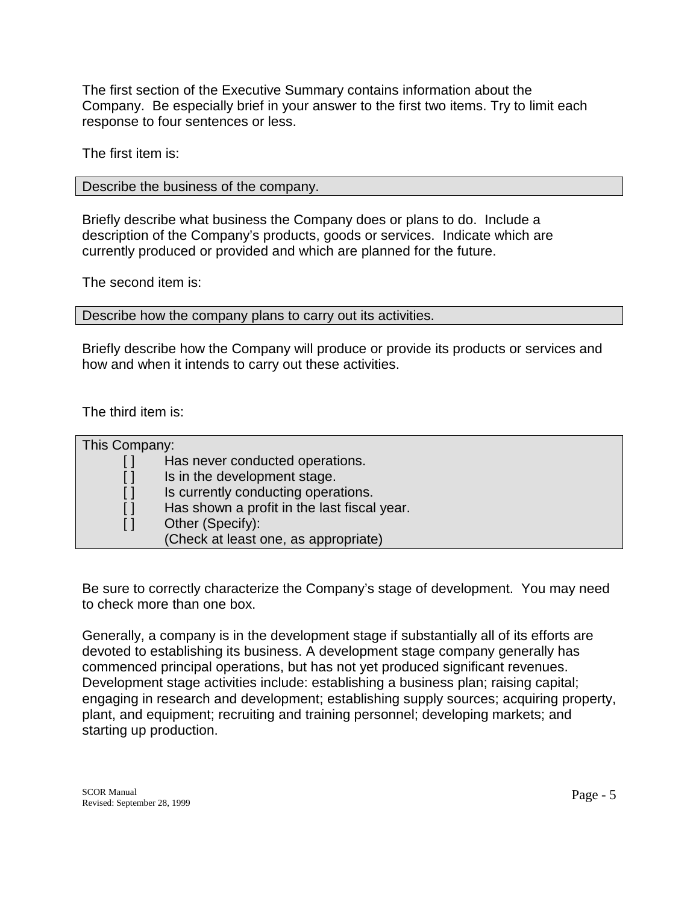The first section of the Executive Summary contains information about the Company. Be especially brief in your answer to the first two items. Try to limit each response to four sentences or less.

The first item is:

| Describe the business of the company. |
|---|

Briefly describe what business the Company does or plans to do. Include a description of the Company's products, goods or services. Indicate which are currently produced or provided and which are planned for the future.

The second item is:

| Describe how the company plans to carry out its activities. |
|---|

Briefly describe how the Company will produce or provide its products or services and how and when it intends to carry out these activities.

The third item is:

| This Company: |
|---|
| [ ] Has never conducted operations. |
| [ ] Is in the development stage. |
| [ ] Is currently conducting operations. |
| [ ] Has shown a profit in the last fiscal year. |
| [ ] Other (Specify): |
| (Check at least one, as appropriate) |

Be sure to correctly characterize the Company's stage of development. You may need to check more than one box.

Generally, a company is in the development stage if substantially all of its efforts are devoted to establishing its business. A development stage company generally has commenced principal operations, but has not yet produced significant revenues. Development stage activities include: establishing a business plan; raising capital; engaging in research and development; establishing supply sources; acquiring property, plant, and equipment; recruiting and training personnel; developing markets; and starting up production.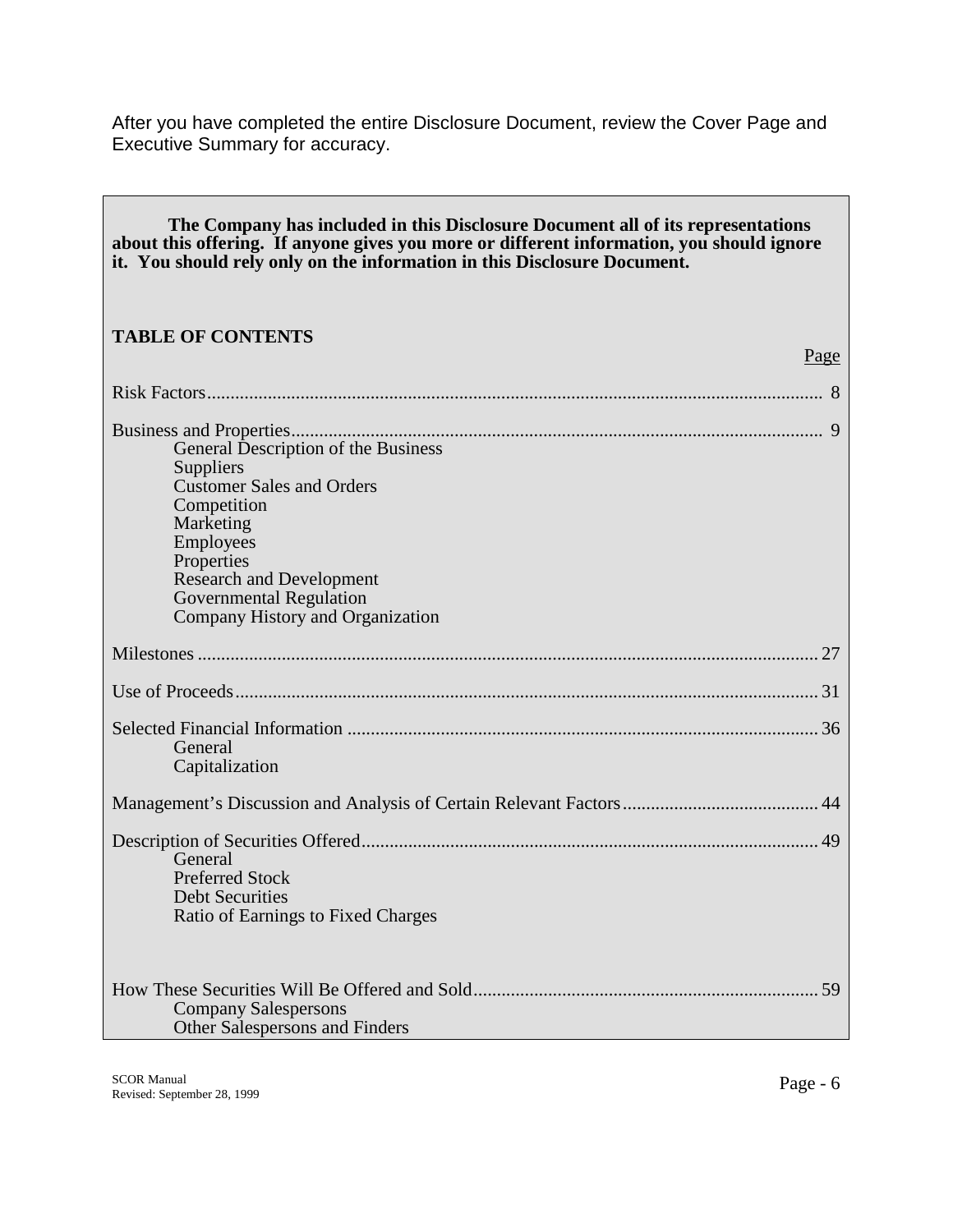After you have completed the entire Disclosure Document, review the Cover Page and Executive Summary for accuracy.

**The Company has included in this Disclosure Document all of its representations about this offering. If anyone gives you more or different information, you should ignore it. You should rely only on the information in this Disclosure Document.**

**TABLE OF CONTENTS**

| | Page |
|---|---|
| Risk Factors | 8 |
| Business and Properties | 9 |
| General Description of the Business | |
| Suppliers | |
| Customer Sales and Orders | |
| Competition | |
| Marketing | |
| Employees | |
| Properties | |
| Research and Development | |
| Governmental Regulation | |
| Company History and Organization | |
| Milestones | 27 |
| Use of Proceeds | 31 |
| Selected Financial Information | 36 |
| General | |
| Capitalization | |
| Management's Discussion and Analysis of Certain Relevant Factors | 44 |
| Description of Securities Offered | 49 |
| General | |
| Preferred Stock | |
| Debt Securities | |
| Ratio of Earnings to Fixed Charges | |
| How These Securities Will Be Offered and Sold | 59 |
| Company Salespersons | |
| Other Salespersons and Finders | |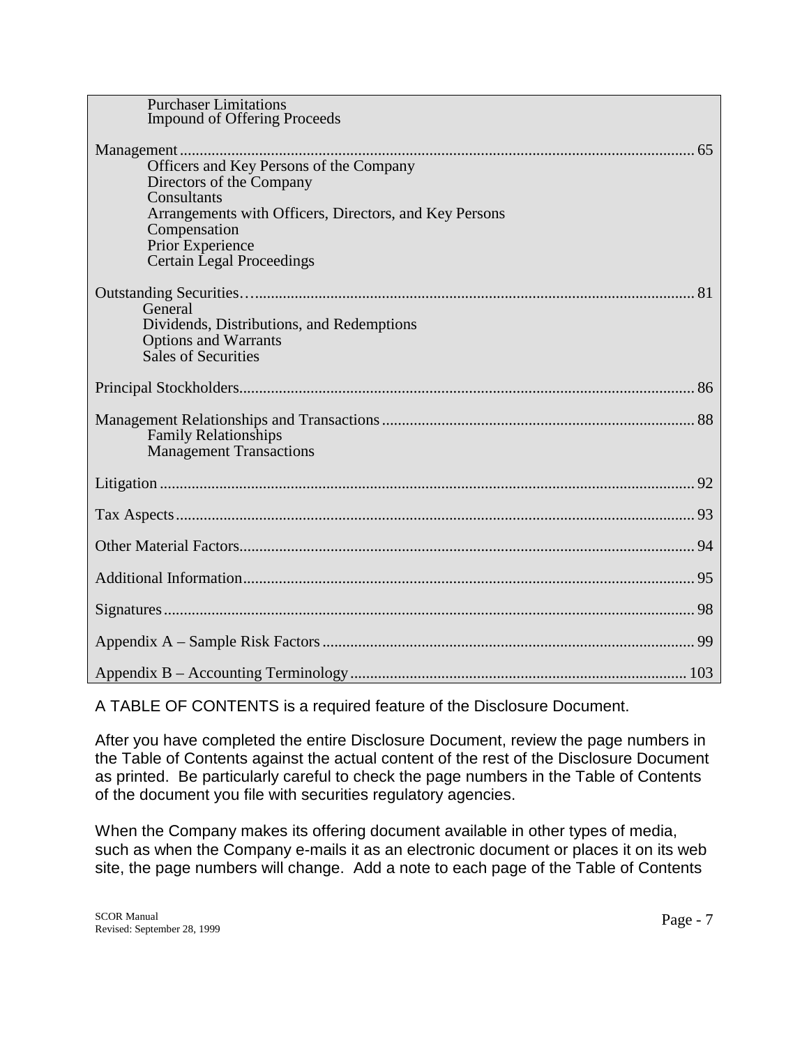Purchaser Limitations
Impound of Offering Proceeds

Management ........................................................................................................................ 65
- Officers and Key Persons of the Company
- Directors of the Company
- Consultants
- Arrangements with Officers, Directors, and Key Persons
- Compensation
- Prior Experience
- Certain Legal Proceedings

Outstanding Securities….................................................................................................... 81
- General
- Dividends, Distributions, and Redemptions
- Options and Warrants
- Sales of Securities

Principal Stockholders......................................................................................................... 86

Management Relationships and Transactions ..................................................................... 88
- Family Relationships
- Management Transactions

Litigation ............................................................................................................................ 92

Tax Aspects ........................................................................................................................ 93

Other Material Factors........................................................................................................ 94

Additional Information........................................................................................................ 95

Signatures ........................................................................................................................... 98

Appendix A – Sample Risk Factors .................................................................................... 99

Appendix B – Accounting Terminology ........................................................................... 103

A TABLE OF CONTENTS is a required feature of the Disclosure Document.

After you have completed the entire Disclosure Document, review the page numbers in the Table of Contents against the actual content of the rest of the Disclosure Document as printed. Be particularly careful to check the page numbers in the Table of Contents of the document you file with securities regulatory agencies.

When the Company makes its offering document available in other types of media, such as when the Company e-mails it as an electronic document or places it on its web site, the page numbers will change. Add a note to each page of the Table of Contents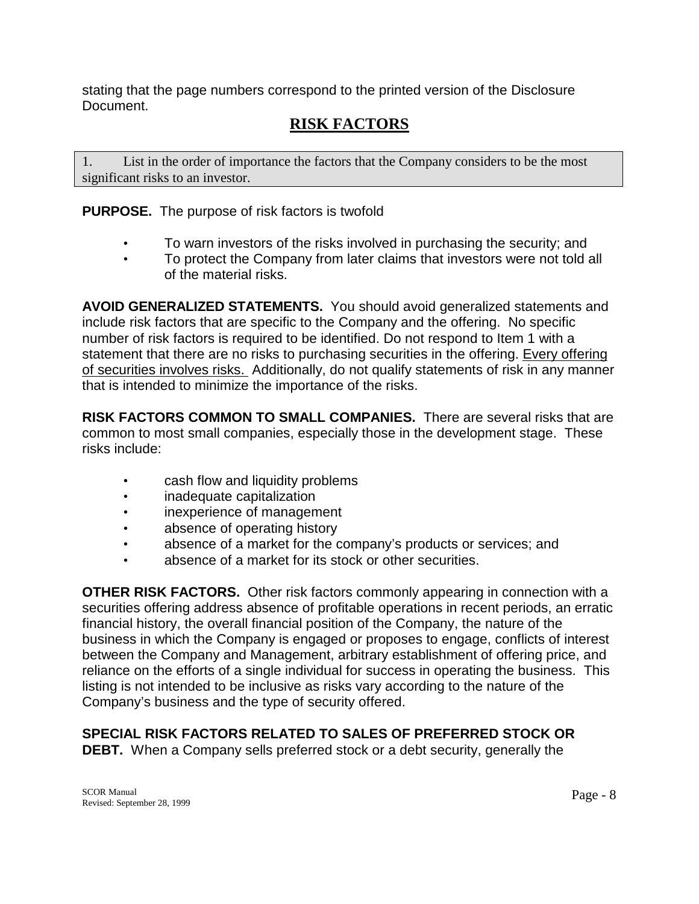stating that the page numbers correspond to the printed version of the Disclosure Document.

## RISK FACTORS

1. List in the order of importance the factors that the Company considers to be the most significant risks to an investor.

**PURPOSE.** The purpose of risk factors is twofold

- To warn investors of the risks involved in purchasing the security; and
- To protect the Company from later claims that investors were not told all of the material risks.

**AVOID GENERALIZED STATEMENTS.** You should avoid generalized statements and include risk factors that are specific to the Company and the offering. No specific number of risk factors is required to be identified. Do not respond to Item 1 with a statement that there are no risks to purchasing securities in the offering. Every offering of securities involves risks. Additionally, do not qualify statements of risk in any manner that is intended to minimize the importance of the risks.

**RISK FACTORS COMMON TO SMALL COMPANIES.** There are several risks that are common to most small companies, especially those in the development stage. These risks include:

- cash flow and liquidity problems
- inadequate capitalization
- inexperience of management
- absence of operating history
- absence of a market for the company's products or services; and
- absence of a market for its stock or other securities.

**OTHER RISK FACTORS.** Other risk factors commonly appearing in connection with a securities offering address absence of profitable operations in recent periods, an erratic financial history, the overall financial position of the Company, the nature of the business in which the Company is engaged or proposes to engage, conflicts of interest between the Company and Management, arbitrary establishment of offering price, and reliance on the efforts of a single individual for success in operating the business. This listing is not intended to be inclusive as risks vary according to the nature of the Company's business and the type of security offered.

**SPECIAL RISK FACTORS RELATED TO SALES OF PREFERRED STOCK OR DEBT.** When a Company sells preferred stock or a debt security, generally the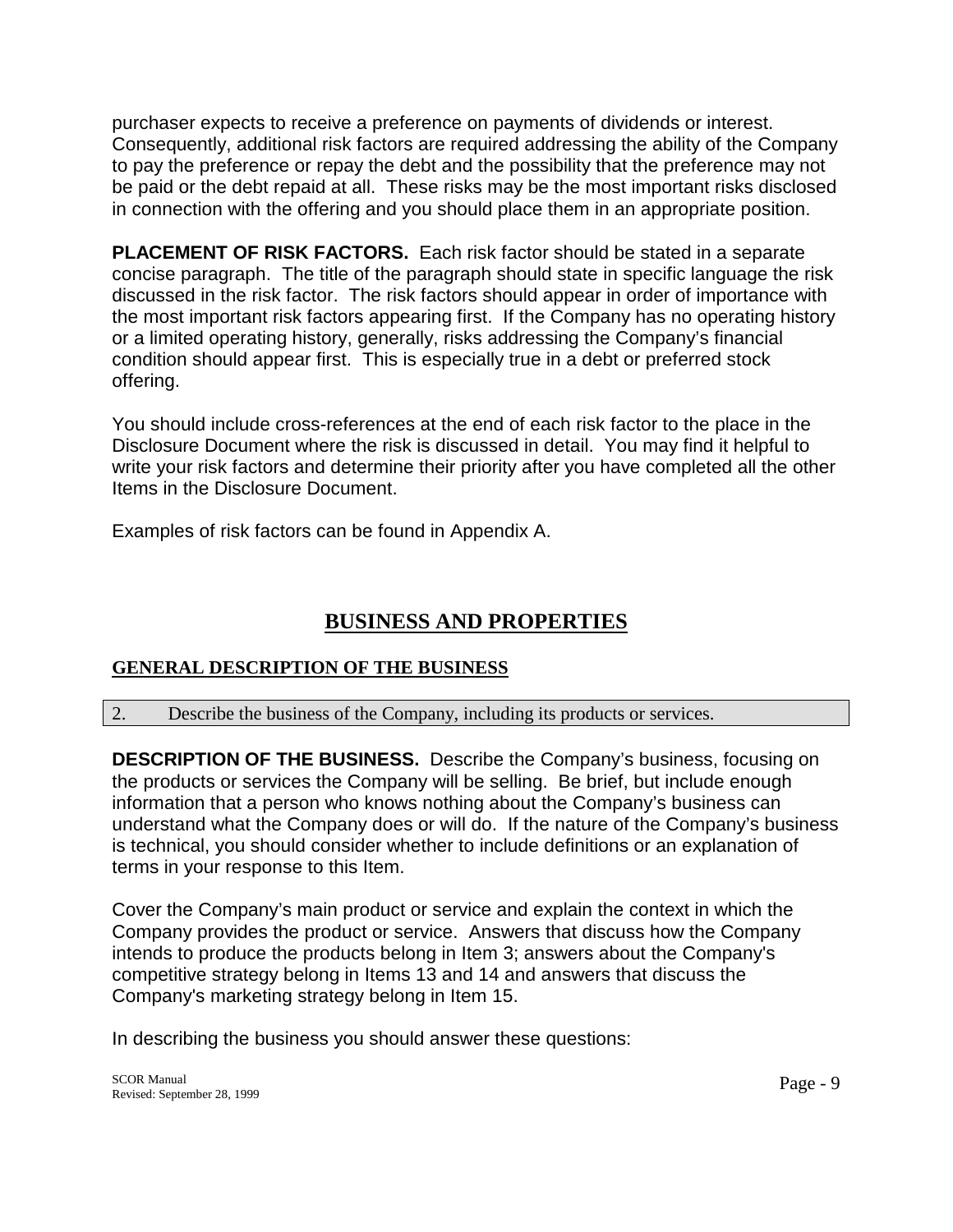purchaser expects to receive a preference on payments of dividends or interest. Consequently, additional risk factors are required addressing the ability of the Company to pay the preference or repay the debt and the possibility that the preference may not be paid or the debt repaid at all. These risks may be the most important risks disclosed in connection with the offering and you should place them in an appropriate position.

**PLACEMENT OF RISK FACTORS.** Each risk factor should be stated in a separate concise paragraph. The title of the paragraph should state in specific language the risk discussed in the risk factor. The risk factors should appear in order of importance with the most important risk factors appearing first. If the Company has no operating history or a limited operating history, generally, risks addressing the Company's financial condition should appear first. This is especially true in a debt or preferred stock offering.

You should include cross-references at the end of each risk factor to the place in the Disclosure Document where the risk is discussed in detail. You may find it helpful to write your risk factors and determine their priority after you have completed all the other Items in the Disclosure Document.

Examples of risk factors can be found in Appendix A.

# BUSINESS AND PROPERTIES

## GENERAL DESCRIPTION OF THE BUSINESS

2. Describe the business of the Company, including its products or services.

**DESCRIPTION OF THE BUSINESS.** Describe the Company's business, focusing on the products or services the Company will be selling. Be brief, but include enough information that a person who knows nothing about the Company's business can understand what the Company does or will do. If the nature of the Company's business is technical, you should consider whether to include definitions or an explanation of terms in your response to this Item.

Cover the Company's main product or service and explain the context in which the Company provides the product or service. Answers that discuss how the Company intends to produce the products belong in Item 3; answers about the Company's competitive strategy belong in Items 13 and 14 and answers that discuss the Company's marketing strategy belong in Item 15.

In describing the business you should answer these questions: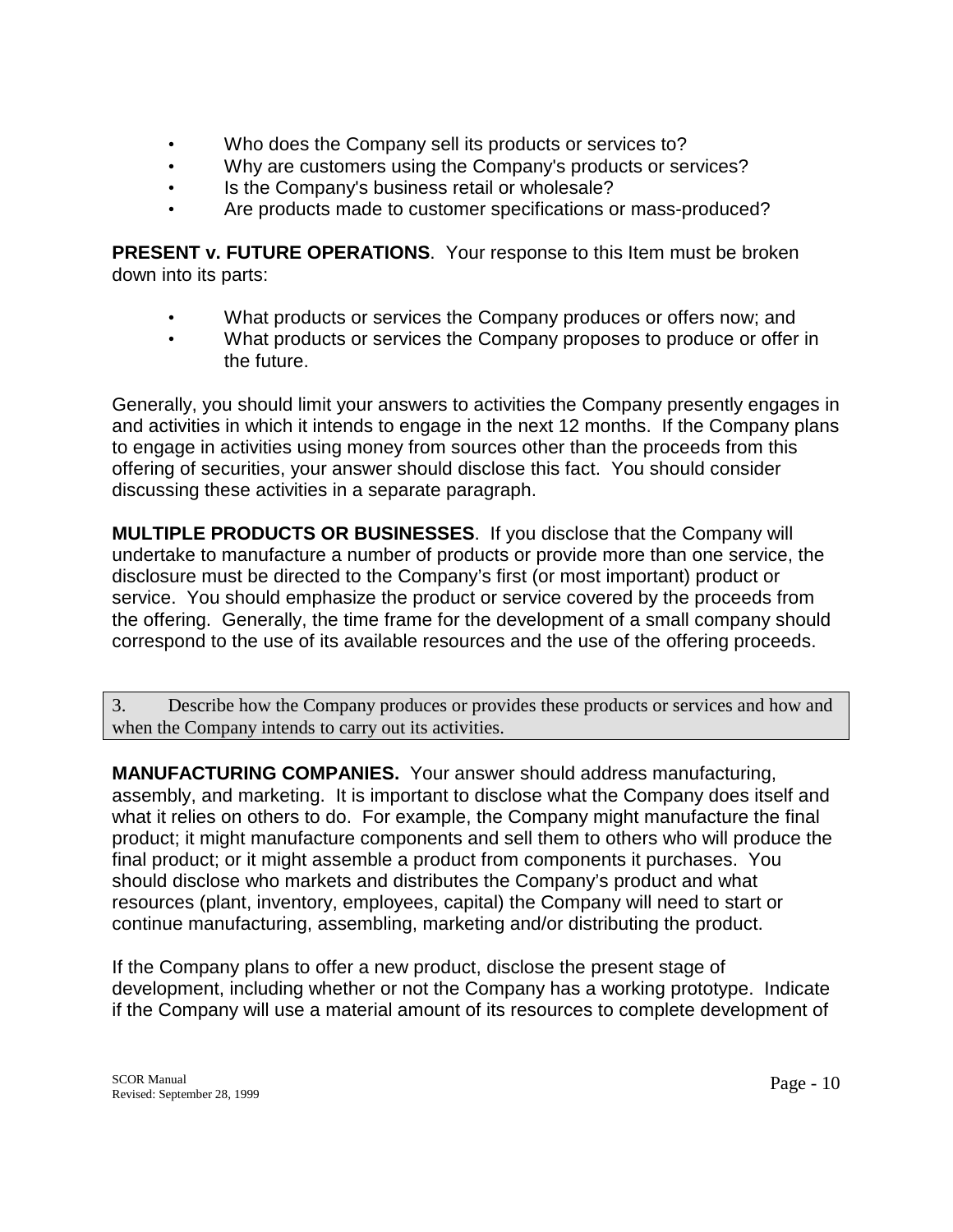- Who does the Company sell its products or services to?
- Why are customers using the Company's products or services?
- Is the Company's business retail or wholesale?
- Are products made to customer specifications or mass-produced?

**PRESENT v. FUTURE OPERATIONS**. Your response to this Item must be broken down into its parts:

- What products or services the Company produces or offers now; and
- What products or services the Company proposes to produce or offer in the future.

Generally, you should limit your answers to activities the Company presently engages in and activities in which it intends to engage in the next 12 months. If the Company plans to engage in activities using money from sources other than the proceeds from this offering of securities, your answer should disclose this fact. You should consider discussing these activities in a separate paragraph.

**MULTIPLE PRODUCTS OR BUSINESSES**. If you disclose that the Company will undertake to manufacture a number of products or provide more than one service, the disclosure must be directed to the Company's first (or most important) product or service. You should emphasize the product or service covered by the proceeds from the offering. Generally, the time frame for the development of a small company should correspond to the use of its available resources and the use of the offering proceeds.

3. Describe how the Company produces or provides these products or services and how and when the Company intends to carry out its activities.

**MANUFACTURING COMPANIES.** Your answer should address manufacturing, assembly, and marketing. It is important to disclose what the Company does itself and what it relies on others to do. For example, the Company might manufacture the final product; it might manufacture components and sell them to others who will produce the final product; or it might assemble a product from components it purchases. You should disclose who markets and distributes the Company's product and what resources (plant, inventory, employees, capital) the Company will need to start or continue manufacturing, assembling, marketing and/or distributing the product.

If the Company plans to offer a new product, disclose the present stage of development, including whether or not the Company has a working prototype. Indicate if the Company will use a material amount of its resources to complete development of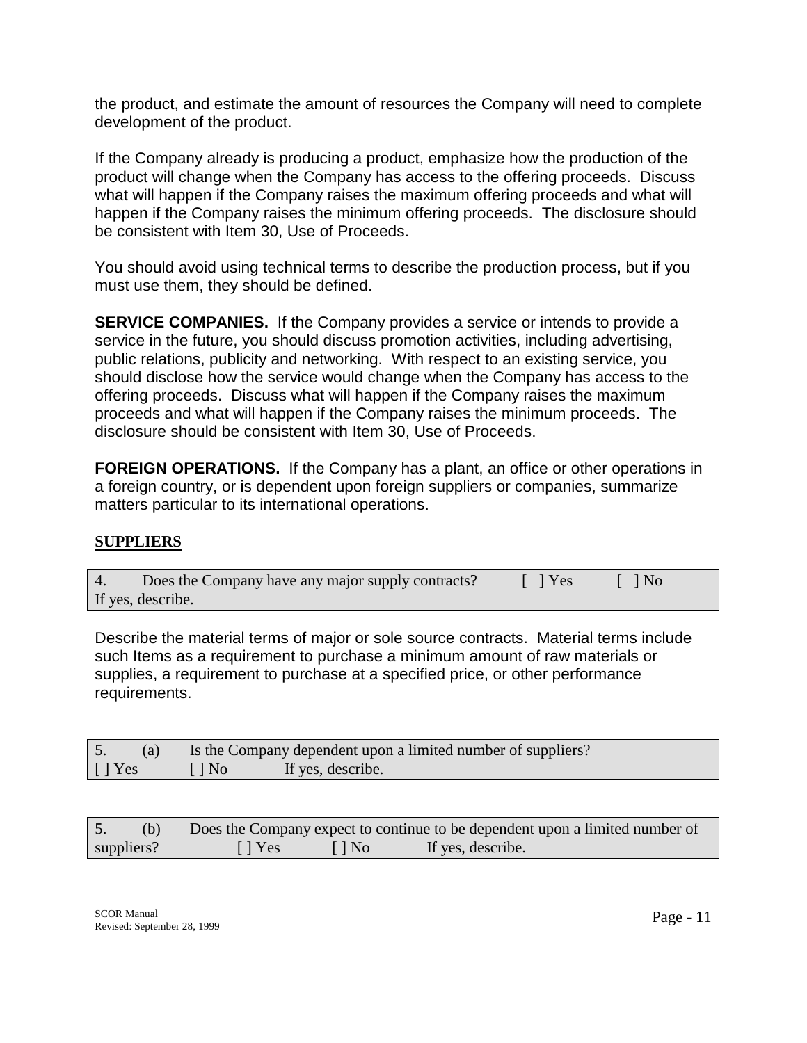the product, and estimate the amount of resources the Company will need to complete development of the product.

If the Company already is producing a product, emphasize how the production of the product will change when the Company has access to the offering proceeds. Discuss what will happen if the Company raises the maximum offering proceeds and what will happen if the Company raises the minimum offering proceeds. The disclosure should be consistent with Item 30, Use of Proceeds.

You should avoid using technical terms to describe the production process, but if you must use them, they should be defined.

**SERVICE COMPANIES.** If the Company provides a service or intends to provide a service in the future, you should discuss promotion activities, including advertising, public relations, publicity and networking. With respect to an existing service, you should disclose how the service would change when the Company has access to the offering proceeds. Discuss what will happen if the Company raises the maximum proceeds and what will happen if the Company raises the minimum proceeds. The disclosure should be consistent with Item 30, Use of Proceeds.

**FOREIGN OPERATIONS.** If the Company has a plant, an office or other operations in a foreign country, or is dependent upon foreign suppliers or companies, summarize matters particular to its international operations.

## SUPPLIERS

4. Does the Company have any major supply contracts? [ ] Yes [ ] No
If yes, describe.

Describe the material terms of major or sole source contracts. Material terms include such Items as a requirement to purchase a minimum amount of raw materials or supplies, a requirement to purchase at a specified price, or other performance requirements.

5. (a) Is the Company dependent upon a limited number of suppliers?
[ ] Yes [ ] No If yes, describe.

5. (b) Does the Company expect to continue to be dependent upon a limited number of suppliers? [ ] Yes [ ] No If yes, describe.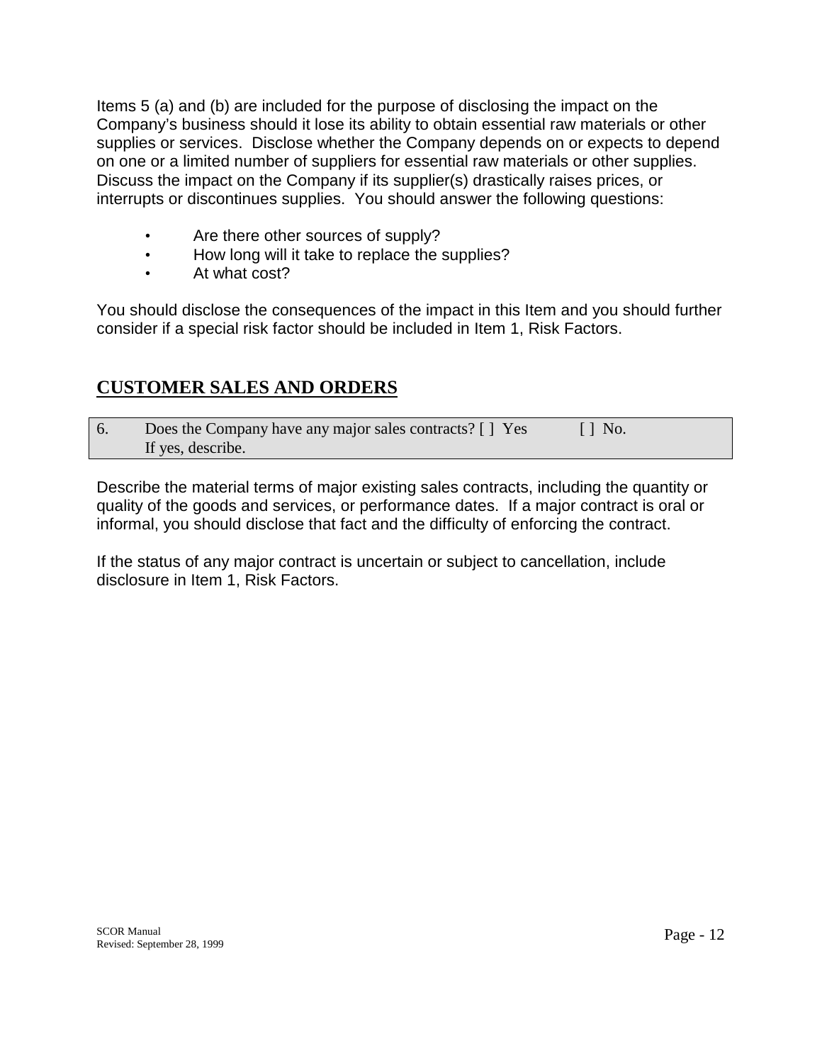Items 5 (a) and (b) are included for the purpose of disclosing the impact on the Company's business should it lose its ability to obtain essential raw materials or other supplies or services. Disclose whether the Company depends on or expects to depend on one or a limited number of suppliers for essential raw materials or other supplies. Discuss the impact on the Company if its supplier(s) drastically raises prices, or interrupts or discontinues supplies. You should answer the following questions:

- Are there other sources of supply?
- How long will it take to replace the supplies?
- At what cost?

You should disclose the consequences of the impact in this Item and you should further consider if a special risk factor should be included in Item 1, Risk Factors.

## **CUSTOMER SALES AND ORDERS**

| 6. | Does the Company have any major sales contracts? [ ] Yes [ ] No. If yes, describe. |
|---|---|

Describe the material terms of major existing sales contracts, including the quantity or quality of the goods and services, or performance dates. If a major contract is oral or informal, you should disclose that fact and the difficulty of enforcing the contract.

If the status of any major contract is uncertain or subject to cancellation, include disclosure in Item 1, Risk Factors.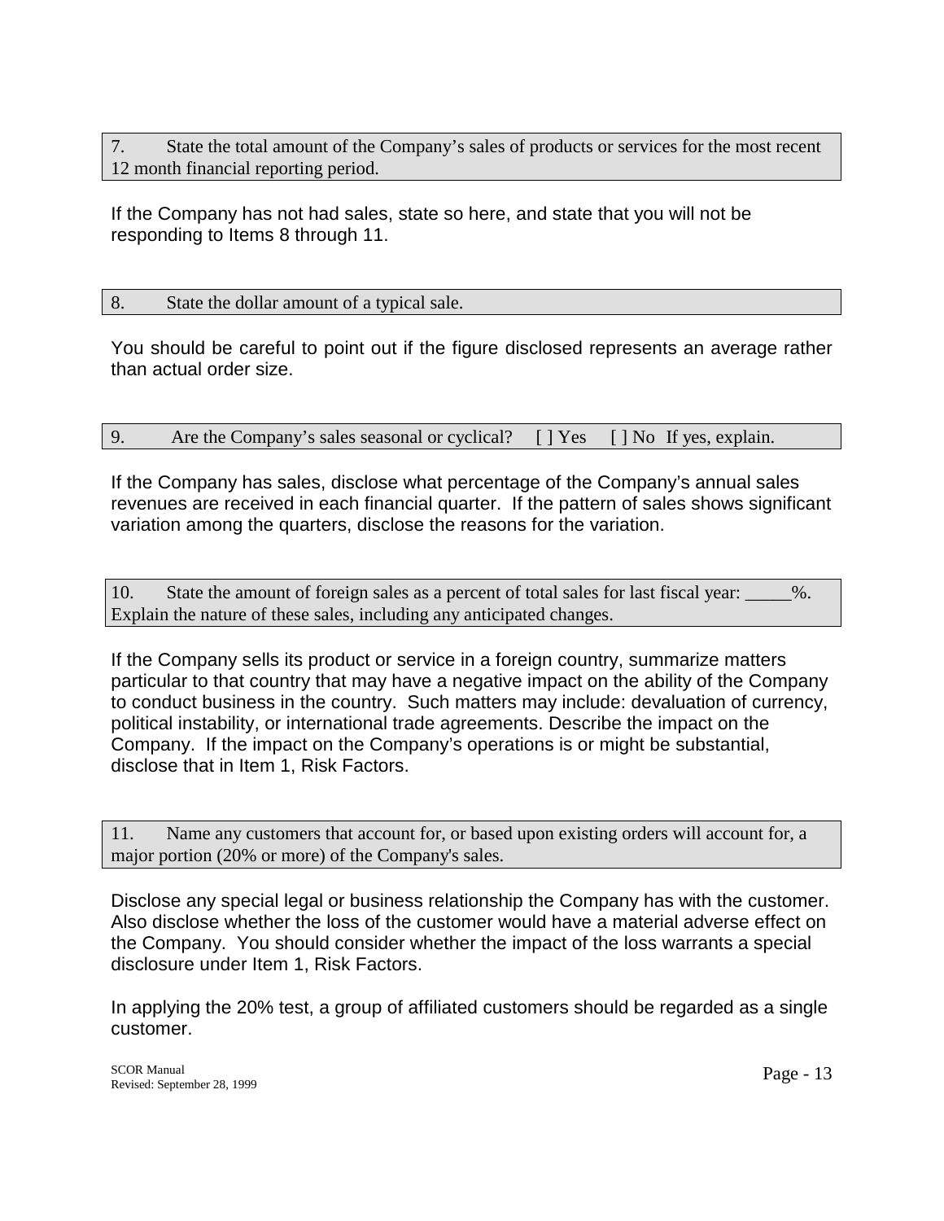**7. State the total amount of the Company's sales of products or services for the most recent 12 month financial reporting period.**

If the Company has not had sales, state so here, and state that you will not be responding to Items 8 through 11.

**8. State the dollar amount of a typical sale.**

You should be careful to point out if the figure disclosed represents an average rather than actual order size.

**9. Are the Company's sales seasonal or cyclical? [ ] Yes [ ] No If yes, explain.**

If the Company has sales, disclose what percentage of the Company's annual sales revenues are received in each financial quarter. If the pattern of sales shows significant variation among the quarters, disclose the reasons for the variation.

**10. State the amount of foreign sales as a percent of total sales for last fiscal year: _____%. Explain the nature of these sales, including any anticipated changes.**

If the Company sells its product or service in a foreign country, summarize matters particular to that country that may have a negative impact on the ability of the Company to conduct business in the country. Such matters may include: devaluation of currency, political instability, or international trade agreements. Describe the impact on the Company. If the impact on the Company's operations is or might be substantial, disclose that in Item 1, Risk Factors.

**11. Name any customers that account for, or based upon existing orders will account for, a major portion (20% or more) of the Company's sales.**

Disclose any special legal or business relationship the Company has with the customer. Also disclose whether the loss of the customer would have a material adverse effect on the Company. You should consider whether the impact of the loss warrants a special disclosure under Item 1, Risk Factors.

In applying the 20% test, a group of affiliated customers should be regarded as a single customer.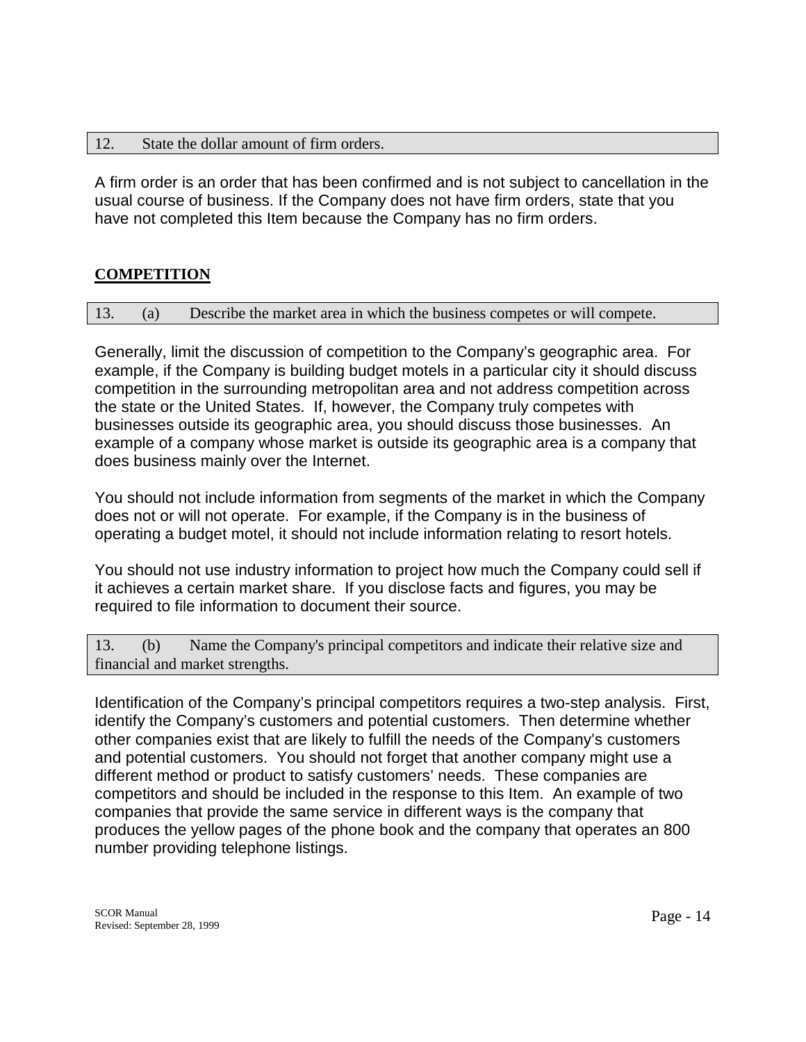12. State the dollar amount of firm orders.

A firm order is an order that has been confirmed and is not subject to cancellation in the usual course of business. If the Company does not have firm orders, state that you have not completed this Item because the Company has no firm orders.

## COMPETITION

13. (a) Describe the market area in which the business competes or will compete.

Generally, limit the discussion of competition to the Company's geographic area. For example, if the Company is building budget motels in a particular city it should discuss competition in the surrounding metropolitan area and not address competition across the state or the United States. If, however, the Company truly competes with businesses outside its geographic area, you should discuss those businesses. An example of a company whose market is outside its geographic area is a company that does business mainly over the Internet.

You should not include information from segments of the market in which the Company does not or will not operate. For example, if the Company is in the business of operating a budget motel, it should not include information relating to resort hotels.

You should not use industry information to project how much the Company could sell if it achieves a certain market share. If you disclose facts and figures, you may be required to file information to document their source.

13. (b) Name the Company's principal competitors and indicate their relative size and financial and market strengths.

Identification of the Company's principal competitors requires a two-step analysis. First, identify the Company's customers and potential customers. Then determine whether other companies exist that are likely to fulfill the needs of the Company's customers and potential customers. You should not forget that another company might use a different method or product to satisfy customers' needs. These companies are competitors and should be included in the response to this Item. An example of two companies that provide the same service in different ways is the company that produces the yellow pages of the phone book and the company that operates an 800 number providing telephone listings.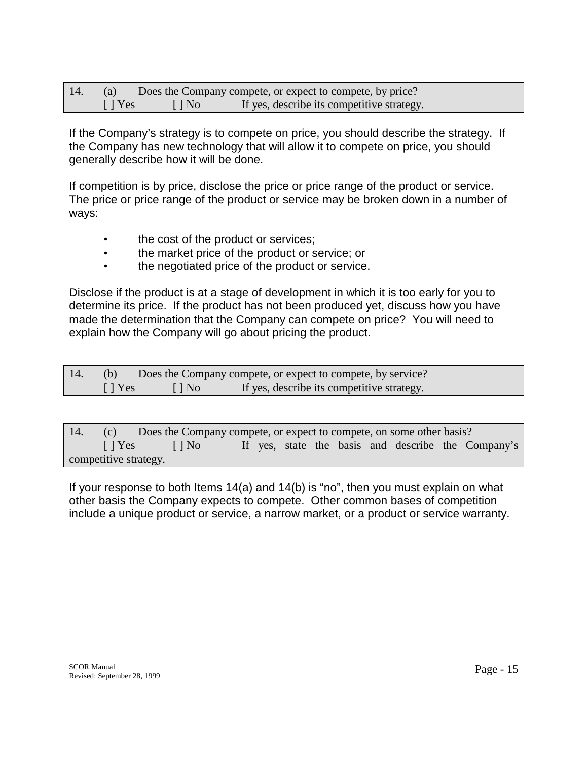14. (a) Does the Company compete, or expect to compete, by price?
[ ] Yes [ ] No If yes, describe its competitive strategy.

If the Company's strategy is to compete on price, you should describe the strategy. If the Company has new technology that will allow it to compete on price, you should generally describe how it will be done.

If competition is by price, disclose the price or price range of the product or service. The price or price range of the product or service may be broken down in a number of ways:

- the cost of the product or services;
- the market price of the product or service; or
- the negotiated price of the product or service.

Disclose if the product is at a stage of development in which it is too early for you to determine its price. If the product has not been produced yet, discuss how you have made the determination that the Company can compete on price? You will need to explain how the Company will go about pricing the product.

14. (b) Does the Company compete, or expect to compete, by service?
[ ] Yes [ ] No If yes, describe its competitive strategy.

14. (c) Does the Company compete, or expect to compete, on some other basis?
[ ] Yes [ ] No If yes, state the basis and describe the Company's competitive strategy.

If your response to both Items 14(a) and 14(b) is "no", then you must explain on what other basis the Company expects to compete. Other common bases of competition include a unique product or service, a narrow market, or a product or service warranty.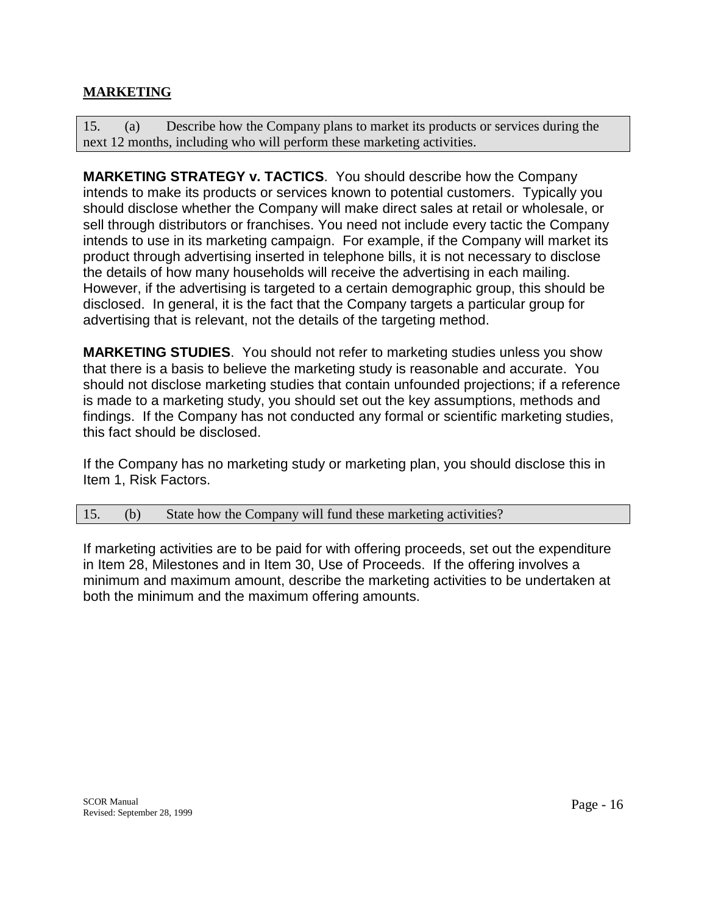## MARKETING

15. (a) Describe how the Company plans to market its products or services during the next 12 months, including who will perform these marketing activities.

**MARKETING STRATEGY v. TACTICS**. You should describe how the Company intends to make its products or services known to potential customers. Typically you should disclose whether the Company will make direct sales at retail or wholesale, or sell through distributors or franchises. You need not include every tactic the Company intends to use in its marketing campaign. For example, if the Company will market its product through advertising inserted in telephone bills, it is not necessary to disclose the details of how many households will receive the advertising in each mailing. However, if the advertising is targeted to a certain demographic group, this should be disclosed. In general, it is the fact that the Company targets a particular group for advertising that is relevant, not the details of the targeting method.

**MARKETING STUDIES**. You should not refer to marketing studies unless you show that there is a basis to believe the marketing study is reasonable and accurate. You should not disclose marketing studies that contain unfounded projections; if a reference is made to a marketing study, you should set out the key assumptions, methods and findings. If the Company has not conducted any formal or scientific marketing studies, this fact should be disclosed.

If the Company has no marketing study or marketing plan, you should disclose this in Item 1, Risk Factors.

15. (b) State how the Company will fund these marketing activities?

If marketing activities are to be paid for with offering proceeds, set out the expenditure in Item 28, Milestones and in Item 30, Use of Proceeds. If the offering involves a minimum and maximum amount, describe the marketing activities to be undertaken at both the minimum and the maximum offering amounts.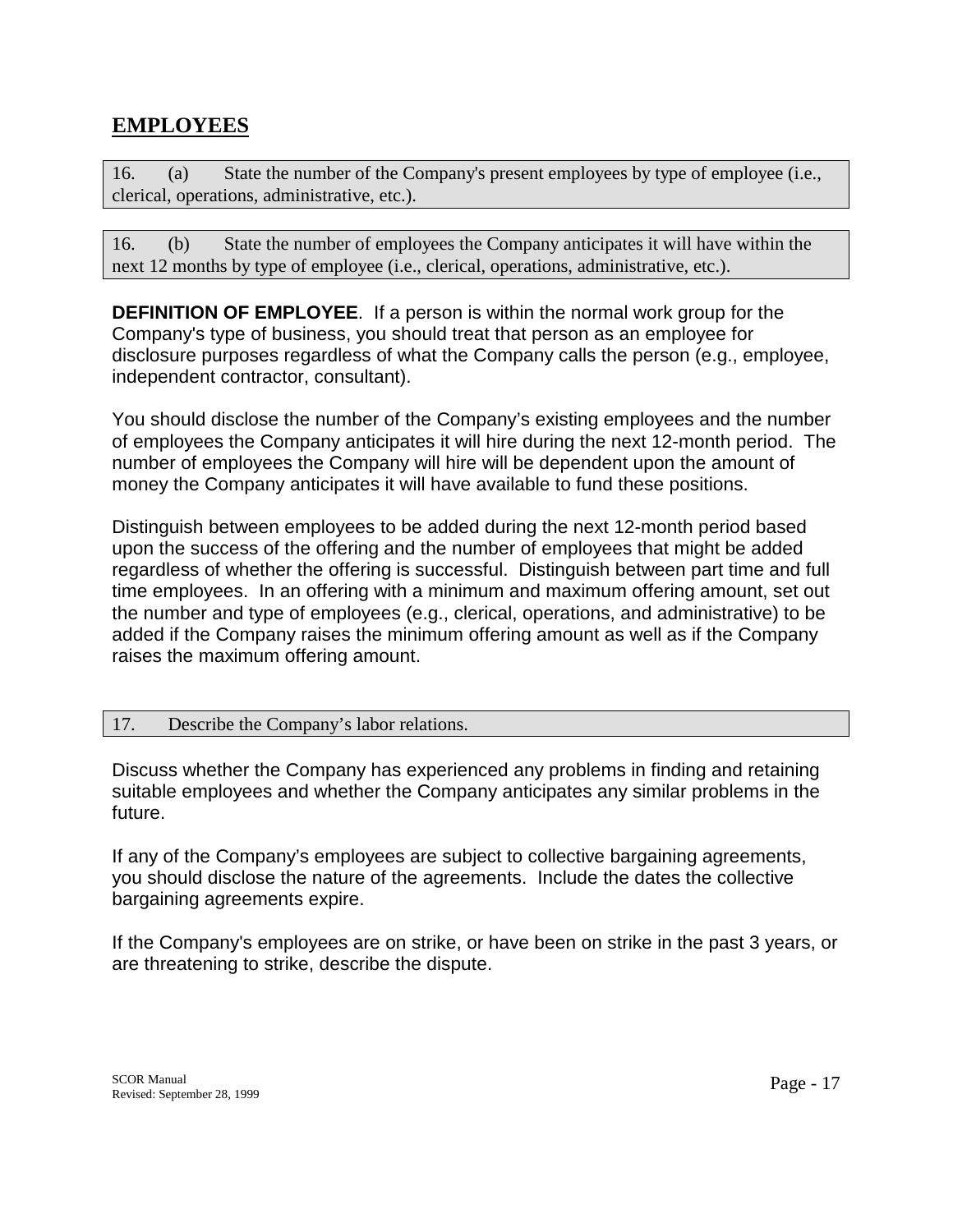## EMPLOYEES

16. (a) State the number of the Company's present employees by type of employee (i.e., clerical, operations, administrative, etc.).

16. (b) State the number of employees the Company anticipates it will have within the next 12 months by type of employee (i.e., clerical, operations, administrative, etc.).

**DEFINITION OF EMPLOYEE**. If a person is within the normal work group for the Company's type of business, you should treat that person as an employee for disclosure purposes regardless of what the Company calls the person (e.g., employee, independent contractor, consultant).

You should disclose the number of the Company's existing employees and the number of employees the Company anticipates it will hire during the next 12-month period. The number of employees the Company will hire will be dependent upon the amount of money the Company anticipates it will have available to fund these positions.

Distinguish between employees to be added during the next 12-month period based upon the success of the offering and the number of employees that might be added regardless of whether the offering is successful. Distinguish between part time and full time employees. In an offering with a minimum and maximum offering amount, set out the number and type of employees (e.g., clerical, operations, and administrative) to be added if the Company raises the minimum offering amount as well as if the Company raises the maximum offering amount.

17. Describe the Company's labor relations.

Discuss whether the Company has experienced any problems in finding and retaining suitable employees and whether the Company anticipates any similar problems in the future.

If any of the Company's employees are subject to collective bargaining agreements, you should disclose the nature of the agreements. Include the dates the collective bargaining agreements expire.

If the Company's employees are on strike, or have been on strike in the past 3 years, or are threatening to strike, describe the dispute.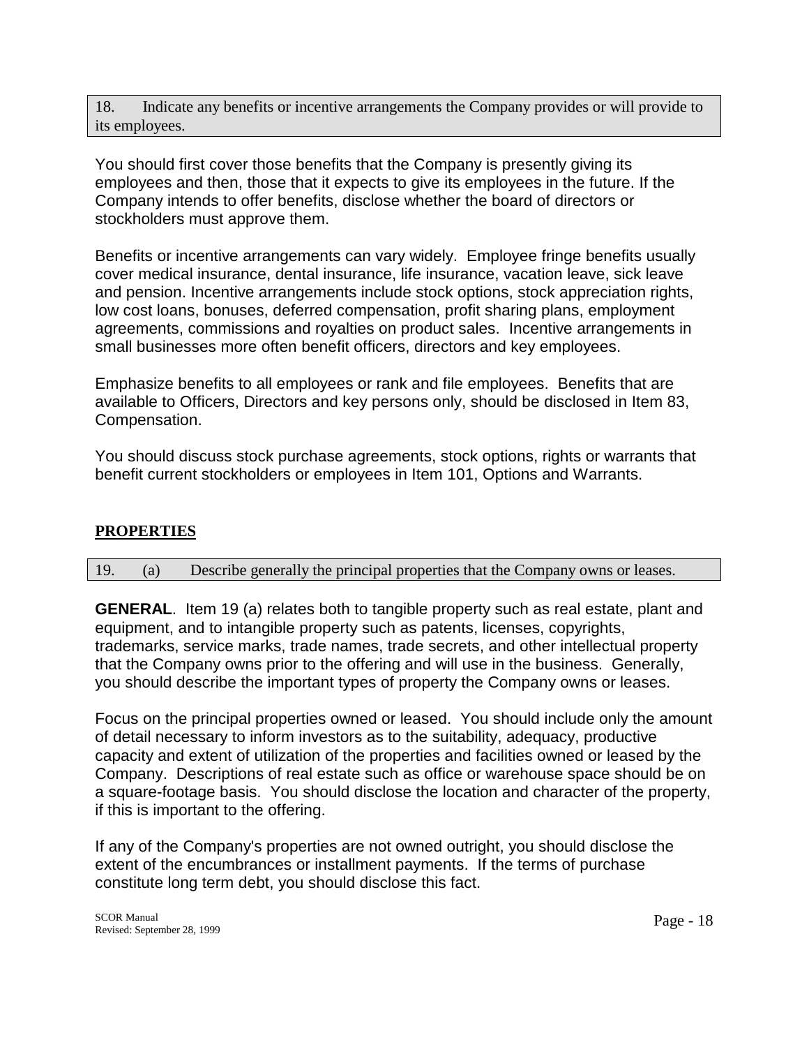18. Indicate any benefits or incentive arrangements the Company provides or will provide to its employees.

You should first cover those benefits that the Company is presently giving its employees and then, those that it expects to give its employees in the future. If the Company intends to offer benefits, disclose whether the board of directors or stockholders must approve them.

Benefits or incentive arrangements can vary widely. Employee fringe benefits usually cover medical insurance, dental insurance, life insurance, vacation leave, sick leave and pension. Incentive arrangements include stock options, stock appreciation rights, low cost loans, bonuses, deferred compensation, profit sharing plans, employment agreements, commissions and royalties on product sales. Incentive arrangements in small businesses more often benefit officers, directors and key employees.

Emphasize benefits to all employees or rank and file employees. Benefits that are available to Officers, Directors and key persons only, should be disclosed in Item 83, Compensation.

You should discuss stock purchase agreements, stock options, rights or warrants that benefit current stockholders or employees in Item 101, Options and Warrants.

## PROPERTIES

19. (a) Describe generally the principal properties that the Company owns or leases.

**GENERAL**. Item 19 (a) relates both to tangible property such as real estate, plant and equipment, and to intangible property such as patents, licenses, copyrights, trademarks, service marks, trade names, trade secrets, and other intellectual property that the Company owns prior to the offering and will use in the business. Generally, you should describe the important types of property the Company owns or leases.

Focus on the principal properties owned or leased. You should include only the amount of detail necessary to inform investors as to the suitability, adequacy, productive capacity and extent of utilization of the properties and facilities owned or leased by the Company. Descriptions of real estate such as office or warehouse space should be on a square-footage basis. You should disclose the location and character of the property, if this is important to the offering.

If any of the Company's properties are not owned outright, you should disclose the extent of the encumbrances or installment payments. If the terms of purchase constitute long term debt, you should disclose this fact.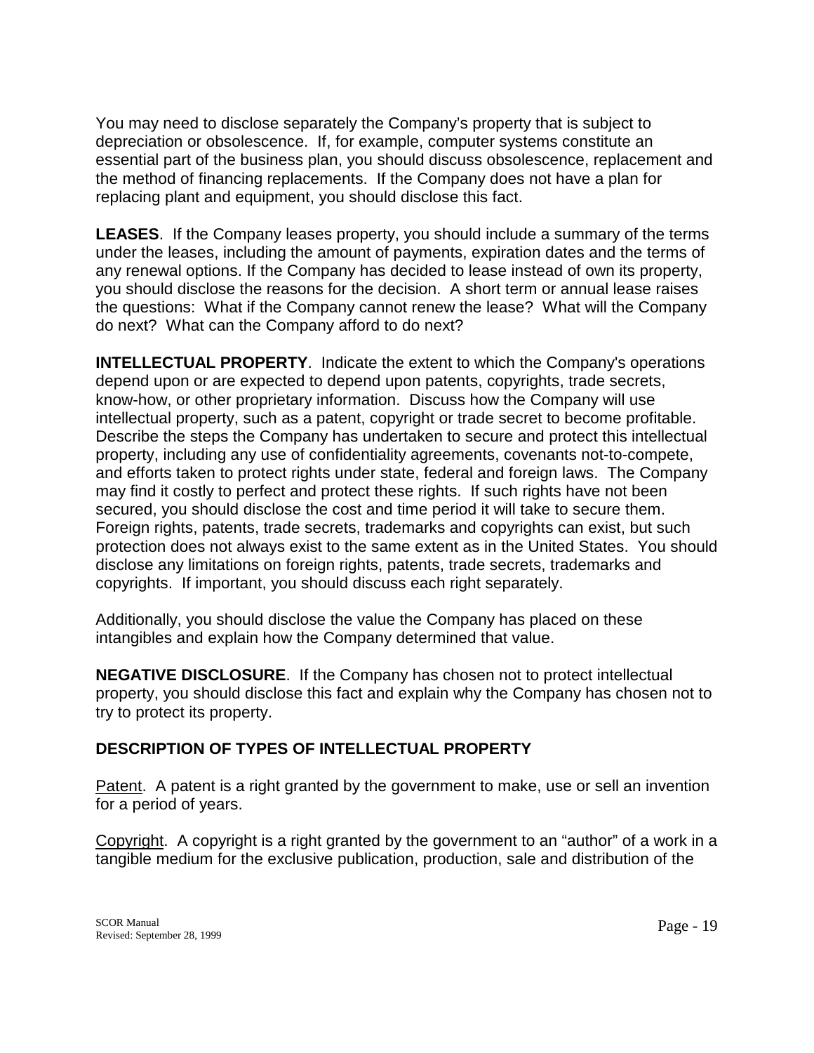You may need to disclose separately the Company's property that is subject to depreciation or obsolescence. If, for example, computer systems constitute an essential part of the business plan, you should discuss obsolescence, replacement and the method of financing replacements. If the Company does not have a plan for replacing plant and equipment, you should disclose this fact.

**LEASES**. If the Company leases property, you should include a summary of the terms under the leases, including the amount of payments, expiration dates and the terms of any renewal options. If the Company has decided to lease instead of own its property, you should disclose the reasons for the decision. A short term or annual lease raises the questions: What if the Company cannot renew the lease? What will the Company do next? What can the Company afford to do next?

**INTELLECTUAL PROPERTY**. Indicate the extent to which the Company's operations depend upon or are expected to depend upon patents, copyrights, trade secrets, know-how, or other proprietary information. Discuss how the Company will use intellectual property, such as a patent, copyright or trade secret to become profitable. Describe the steps the Company has undertaken to secure and protect this intellectual property, including any use of confidentiality agreements, covenants not-to-compete, and efforts taken to protect rights under state, federal and foreign laws. The Company may find it costly to perfect and protect these rights. If such rights have not been secured, you should disclose the cost and time period it will take to secure them. Foreign rights, patents, trade secrets, trademarks and copyrights can exist, but such protection does not always exist to the same extent as in the United States. You should disclose any limitations on foreign rights, patents, trade secrets, trademarks and copyrights. If important, you should discuss each right separately.

Additionally, you should disclose the value the Company has placed on these intangibles and explain how the Company determined that value.

**NEGATIVE DISCLOSURE**. If the Company has chosen not to protect intellectual property, you should disclose this fact and explain why the Company has chosen not to try to protect its property.

**DESCRIPTION OF TYPES OF INTELLECTUAL PROPERTY**

Patent. A patent is a right granted by the government to make, use or sell an invention for a period of years.

Copyright. A copyright is a right granted by the government to an "author" of a work in a tangible medium for the exclusive publication, production, sale and distribution of the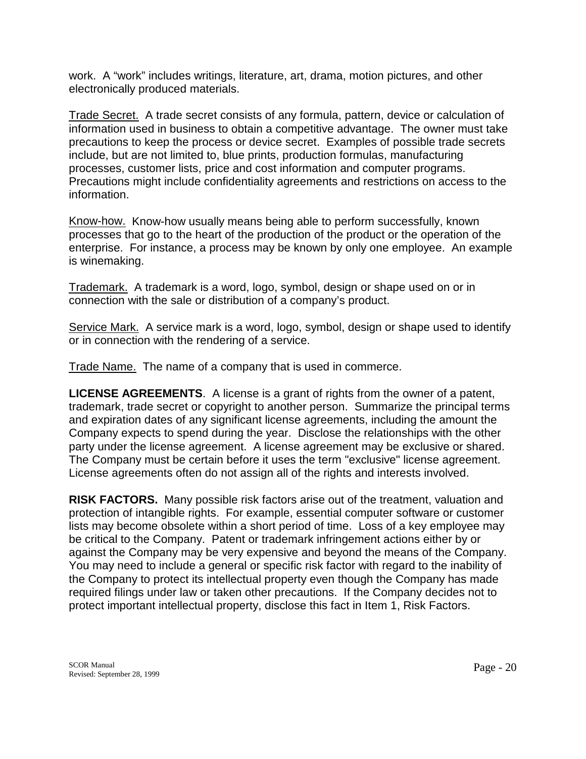work. A "work" includes writings, literature, art, drama, motion pictures, and other electronically produced materials.

Trade Secret. A trade secret consists of any formula, pattern, device or calculation of information used in business to obtain a competitive advantage. The owner must take precautions to keep the process or device secret. Examples of possible trade secrets include, but are not limited to, blue prints, production formulas, manufacturing processes, customer lists, price and cost information and computer programs. Precautions might include confidentiality agreements and restrictions on access to the information.

Know-how. Know-how usually means being able to perform successfully, known processes that go to the heart of the production of the product or the operation of the enterprise. For instance, a process may be known by only one employee. An example is winemaking.

Trademark. A trademark is a word, logo, symbol, design or shape used on or in connection with the sale or distribution of a company's product.

Service Mark. A service mark is a word, logo, symbol, design or shape used to identify or in connection with the rendering of a service.

Trade Name. The name of a company that is used in commerce.

**LICENSE AGREEMENTS**. A license is a grant of rights from the owner of a patent, trademark, trade secret or copyright to another person. Summarize the principal terms and expiration dates of any significant license agreements, including the amount the Company expects to spend during the year. Disclose the relationships with the other party under the license agreement. A license agreement may be exclusive or shared. The Company must be certain before it uses the term "exclusive" license agreement. License agreements often do not assign all of the rights and interests involved.

**RISK FACTORS.** Many possible risk factors arise out of the treatment, valuation and protection of intangible rights. For example, essential computer software or customer lists may become obsolete within a short period of time. Loss of a key employee may be critical to the Company. Patent or trademark infringement actions either by or against the Company may be very expensive and beyond the means of the Company. You may need to include a general or specific risk factor with regard to the inability of the Company to protect its intellectual property even though the Company has made required filings under law or taken other precautions. If the Company decides not to protect important intellectual property, disclose this fact in Item 1, Risk Factors.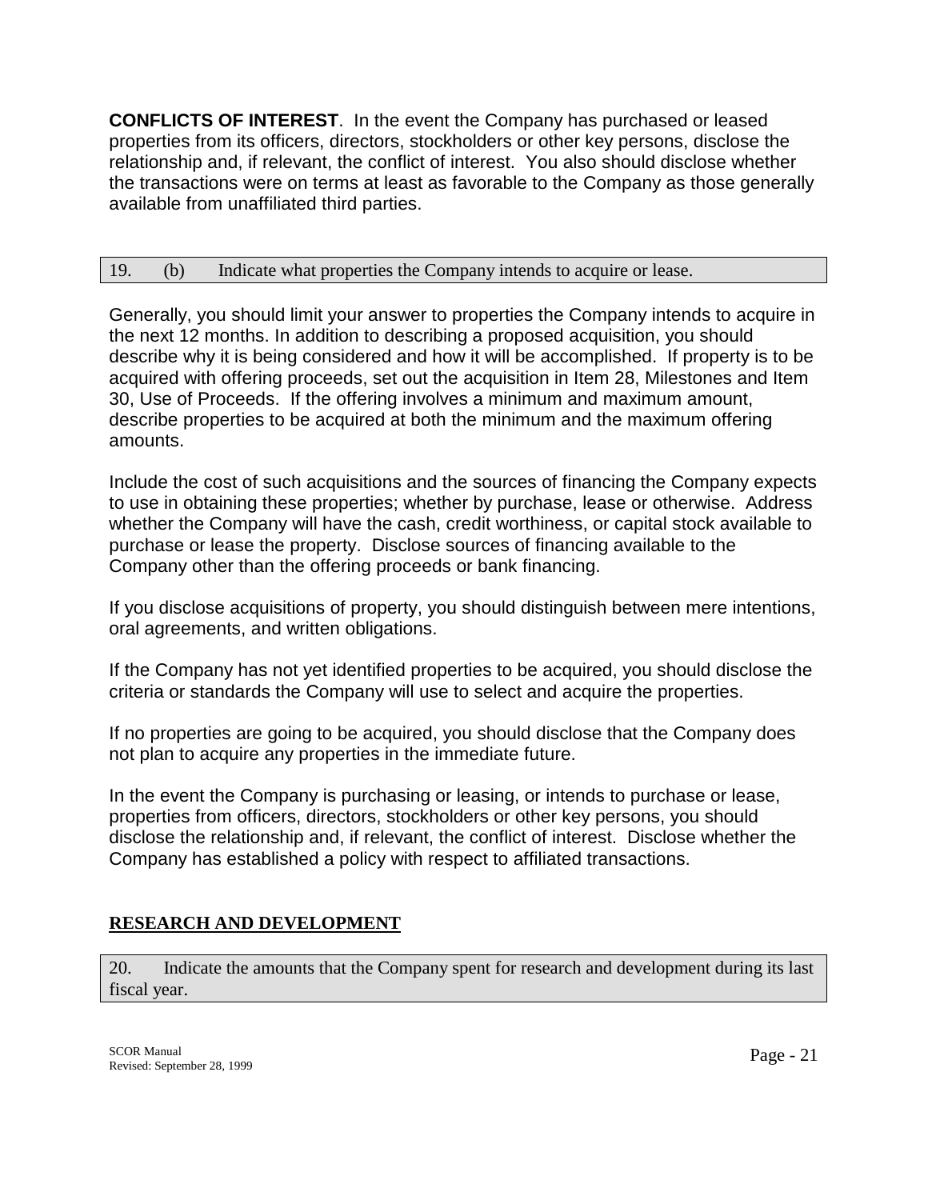**CONFLICTS OF INTEREST**. In the event the Company has purchased or leased properties from its officers, directors, stockholders or other key persons, disclose the relationship and, if relevant, the conflict of interest. You also should disclose whether the transactions were on terms at least as favorable to the Company as those generally available from unaffiliated third parties.

| 19. (b) Indicate what properties the Company intends to acquire or lease. |
|---|

Generally, you should limit your answer to properties the Company intends to acquire in the next 12 months. In addition to describing a proposed acquisition, you should describe why it is being considered and how it will be accomplished. If property is to be acquired with offering proceeds, set out the acquisition in Item 28, Milestones and Item 30, Use of Proceeds. If the offering involves a minimum and maximum amount, describe properties to be acquired at both the minimum and the maximum offering amounts.

Include the cost of such acquisitions and the sources of financing the Company expects to use in obtaining these properties; whether by purchase, lease or otherwise. Address whether the Company will have the cash, credit worthiness, or capital stock available to purchase or lease the property. Disclose sources of financing available to the Company other than the offering proceeds or bank financing.

If you disclose acquisitions of property, you should distinguish between mere intentions, oral agreements, and written obligations.

If the Company has not yet identified properties to be acquired, you should disclose the criteria or standards the Company will use to select and acquire the properties.

If no properties are going to be acquired, you should disclose that the Company does not plan to acquire any properties in the immediate future.

In the event the Company is purchasing or leasing, or intends to purchase or lease, properties from officers, directors, stockholders or other key persons, you should disclose the relationship and, if relevant, the conflict of interest. Disclose whether the Company has established a policy with respect to affiliated transactions.

## RESEARCH AND DEVELOPMENT

| 20. Indicate the amounts that the Company spent for research and development during its last fiscal year. |
|---|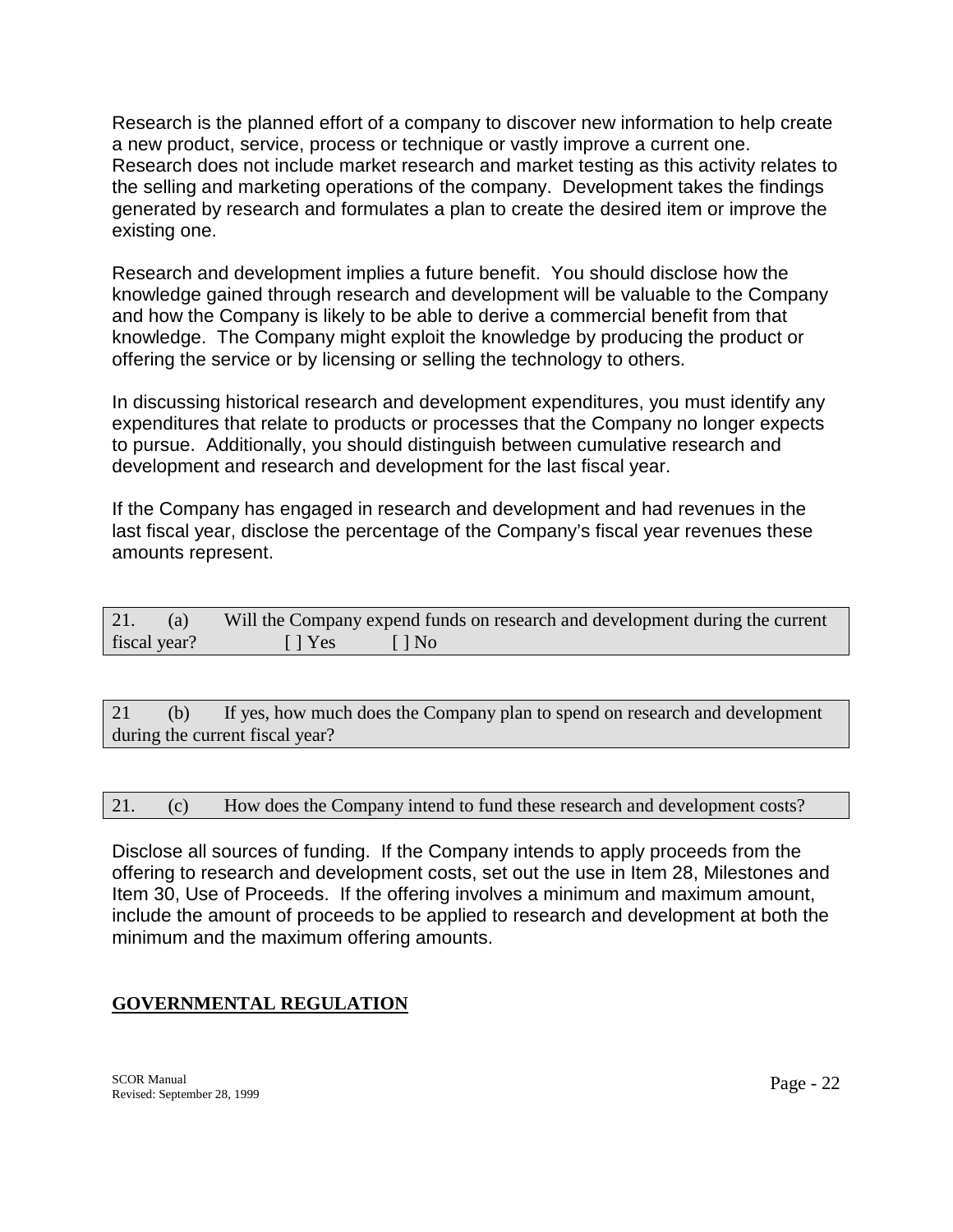Research is the planned effort of a company to discover new information to help create a new product, service, process or technique or vastly improve a current one. Research does not include market research and market testing as this activity relates to the selling and marketing operations of the company. Development takes the findings generated by research and formulates a plan to create the desired item or improve the existing one.

Research and development implies a future benefit. You should disclose how the knowledge gained through research and development will be valuable to the Company and how the Company is likely to be able to derive a commercial benefit from that knowledge. The Company might exploit the knowledge by producing the product or offering the service or by licensing or selling the technology to others.

In discussing historical research and development expenditures, you must identify any expenditures that relate to products or processes that the Company no longer expects to pursue. Additionally, you should distinguish between cumulative research and development and research and development for the last fiscal year.

If the Company has engaged in research and development and had revenues in the last fiscal year, disclose the percentage of the Company's fiscal year revenues these amounts represent.

21. (a) Will the Company expend funds on research and development during the current fiscal year? [ ] Yes [ ] No

21 (b) If yes, how much does the Company plan to spend on research and development during the current fiscal year?

21. (c) How does the Company intend to fund these research and development costs?

Disclose all sources of funding. If the Company intends to apply proceeds from the offering to research and development costs, set out the use in Item 28, Milestones and Item 30, Use of Proceeds. If the offering involves a minimum and maximum amount, include the amount of proceeds to be applied to research and development at both the minimum and the maximum offering amounts.

## GOVERNMENTAL REGULATION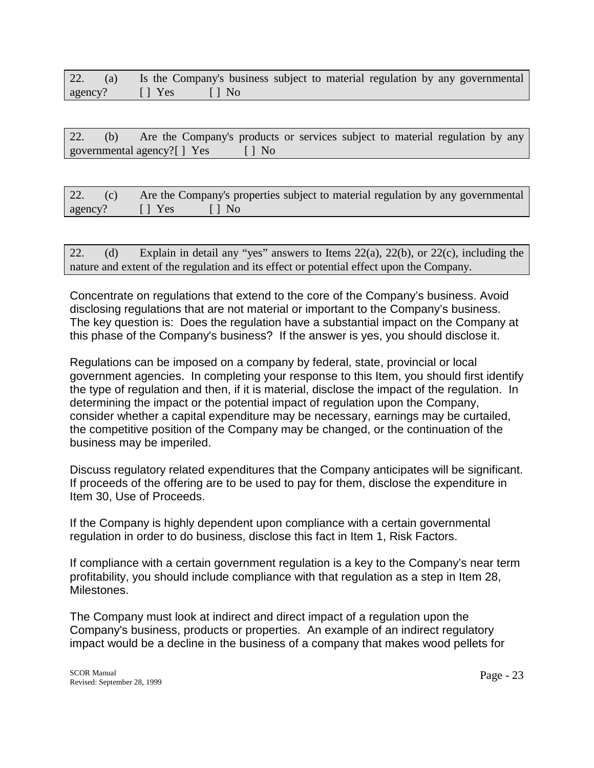22. (a) Is the Company's business subject to material regulation by any governmental agency? [ ] Yes [ ] No

22. (b) Are the Company's products or services subject to material regulation by any governmental agency?[ ] Yes [ ] No

22. (c) Are the Company's properties subject to material regulation by any governmental agency? [ ] Yes [ ] No

22. (d) Explain in detail any "yes" answers to Items 22(a), 22(b), or 22(c), including the nature and extent of the regulation and its effect or potential effect upon the Company.

Concentrate on regulations that extend to the core of the Company's business. Avoid disclosing regulations that are not material or important to the Company's business. The key question is: Does the regulation have a substantial impact on the Company at this phase of the Company's business? If the answer is yes, you should disclose it.

Regulations can be imposed on a company by federal, state, provincial or local government agencies. In completing your response to this Item, you should first identify the type of regulation and then, if it is material, disclose the impact of the regulation. In determining the impact or the potential impact of regulation upon the Company, consider whether a capital expenditure may be necessary, earnings may be curtailed, the competitive position of the Company may be changed, or the continuation of the business may be imperiled.

Discuss regulatory related expenditures that the Company anticipates will be significant. If proceeds of the offering are to be used to pay for them, disclose the expenditure in Item 30, Use of Proceeds.

If the Company is highly dependent upon compliance with a certain governmental regulation in order to do business, disclose this fact in Item 1, Risk Factors.

If compliance with a certain government regulation is a key to the Company's near term profitability, you should include compliance with that regulation as a step in Item 28, Milestones.

The Company must look at indirect and direct impact of a regulation upon the Company's business, products or properties. An example of an indirect regulatory impact would be a decline in the business of a company that makes wood pellets for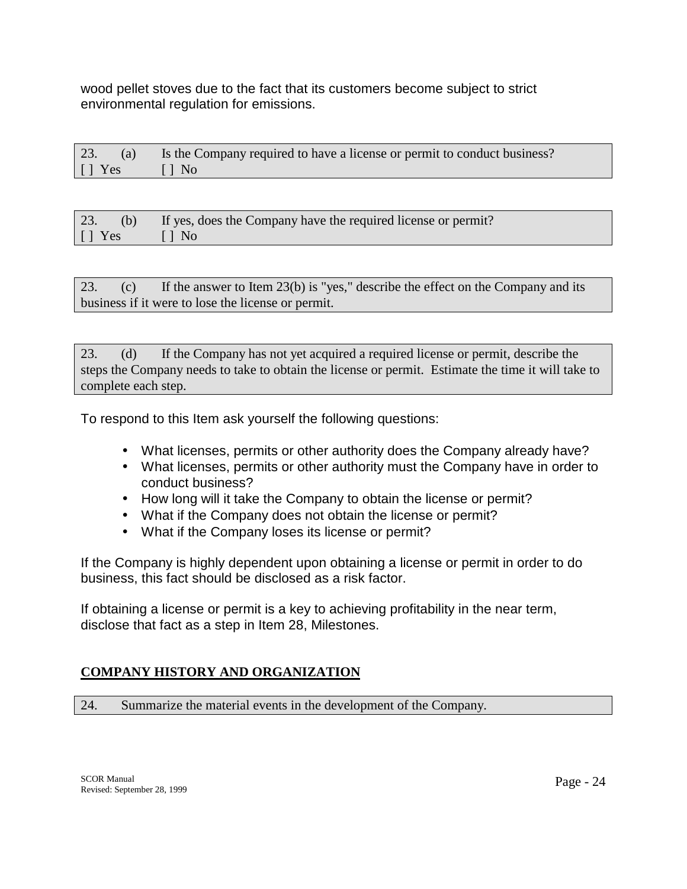wood pellet stoves due to the fact that its customers become subject to strict environmental regulation for emissions.

23. (a) Is the Company required to have a license or permit to conduct business?
[ ] Yes [ ] No

23. (b) If yes, does the Company have the required license or permit?
[ ] Yes [ ] No

23. (c) If the answer to Item 23(b) is "yes," describe the effect on the Company and its business if it were to lose the license or permit.

23. (d) If the Company has not yet acquired a required license or permit, describe the steps the Company needs to take to obtain the license or permit. Estimate the time it will take to complete each step.

To respond to this Item ask yourself the following questions:

- What licenses, permits or other authority does the Company already have?
- What licenses, permits or other authority must the Company have in order to conduct business?
- How long will it take the Company to obtain the license or permit?
- What if the Company does not obtain the license or permit?
- What if the Company loses its license or permit?

If the Company is highly dependent upon obtaining a license or permit in order to do business, this fact should be disclosed as a risk factor.

If obtaining a license or permit is a key to achieving profitability in the near term, disclose that fact as a step in Item 28, Milestones.

## COMPANY HISTORY AND ORGANIZATION

24. Summarize the material events in the development of the Company.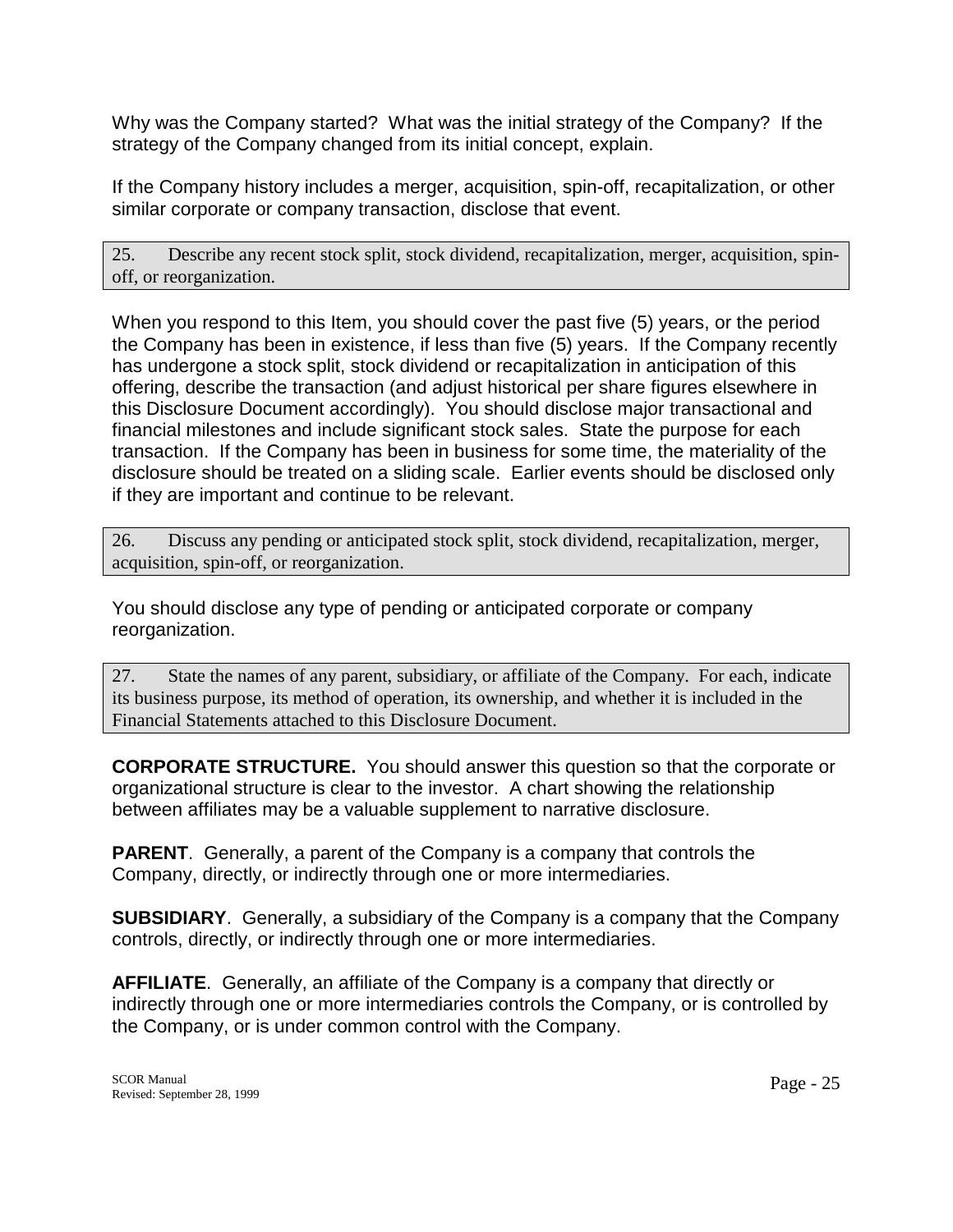Why was the Company started? What was the initial strategy of the Company? If the strategy of the Company changed from its initial concept, explain.

If the Company history includes a merger, acquisition, spin-off, recapitalization, or other similar corporate or company transaction, disclose that event.

> 25. Describe any recent stock split, stock dividend, recapitalization, merger, acquisition, spin-off, or reorganization.

When you respond to this Item, you should cover the past five (5) years, or the period the Company has been in existence, if less than five (5) years. If the Company recently has undergone a stock split, stock dividend or recapitalization in anticipation of this offering, describe the transaction (and adjust historical per share figures elsewhere in this Disclosure Document accordingly). You should disclose major transactional and financial milestones and include significant stock sales. State the purpose for each transaction. If the Company has been in business for some time, the materiality of the disclosure should be treated on a sliding scale. Earlier events should be disclosed only if they are important and continue to be relevant.

> 26. Discuss any pending or anticipated stock split, stock dividend, recapitalization, merger, acquisition, spin-off, or reorganization.

You should disclose any type of pending or anticipated corporate or company reorganization.

> 27. State the names of any parent, subsidiary, or affiliate of the Company. For each, indicate its business purpose, its method of operation, its ownership, and whether it is included in the Financial Statements attached to this Disclosure Document.

**CORPORATE STRUCTURE.** You should answer this question so that the corporate or organizational structure is clear to the investor. A chart showing the relationship between affiliates may be a valuable supplement to narrative disclosure.

**PARENT**. Generally, a parent of the Company is a company that controls the Company, directly, or indirectly through one or more intermediaries.

**SUBSIDIARY**. Generally, a subsidiary of the Company is a company that the Company controls, directly, or indirectly through one or more intermediaries.

**AFFILIATE**. Generally, an affiliate of the Company is a company that directly or indirectly through one or more intermediaries controls the Company, or is controlled by the Company, or is under common control with the Company.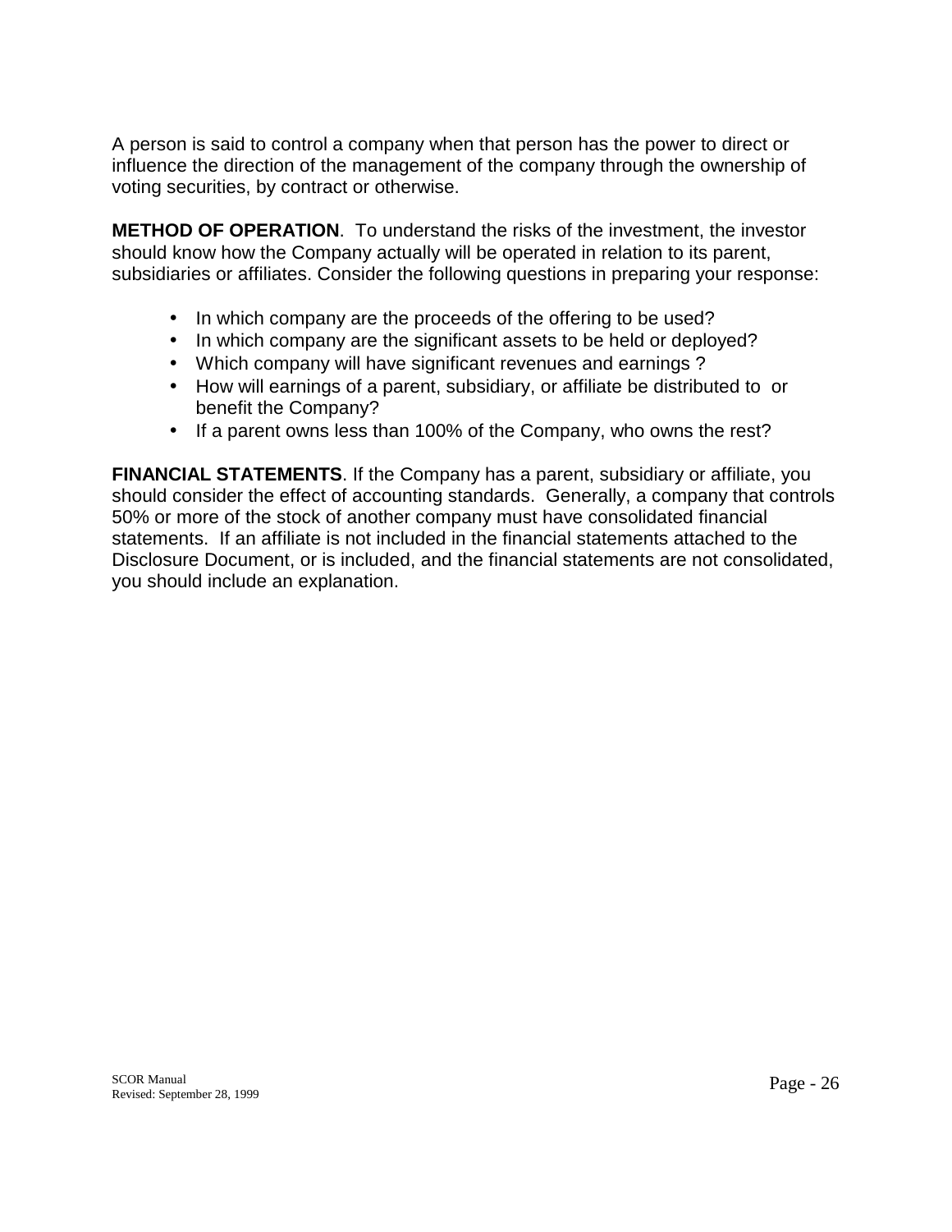A person is said to control a company when that person has the power to direct or influence the direction of the management of the company through the ownership of voting securities, by contract or otherwise.

**METHOD OF OPERATION**. To understand the risks of the investment, the investor should know how the Company actually will be operated in relation to its parent, subsidiaries or affiliates. Consider the following questions in preparing your response:

- In which company are the proceeds of the offering to be used?
- In which company are the significant assets to be held or deployed?
- Which company will have significant revenues and earnings ?
- How will earnings of a parent, subsidiary, or affiliate be distributed to or benefit the Company?
- If a parent owns less than 100% of the Company, who owns the rest?

**FINANCIAL STATEMENTS**. If the Company has a parent, subsidiary or affiliate, you should consider the effect of accounting standards. Generally, a company that controls 50% or more of the stock of another company must have consolidated financial statements. If an affiliate is not included in the financial statements attached to the Disclosure Document, or is included, and the financial statements are not consolidated, you should include an explanation.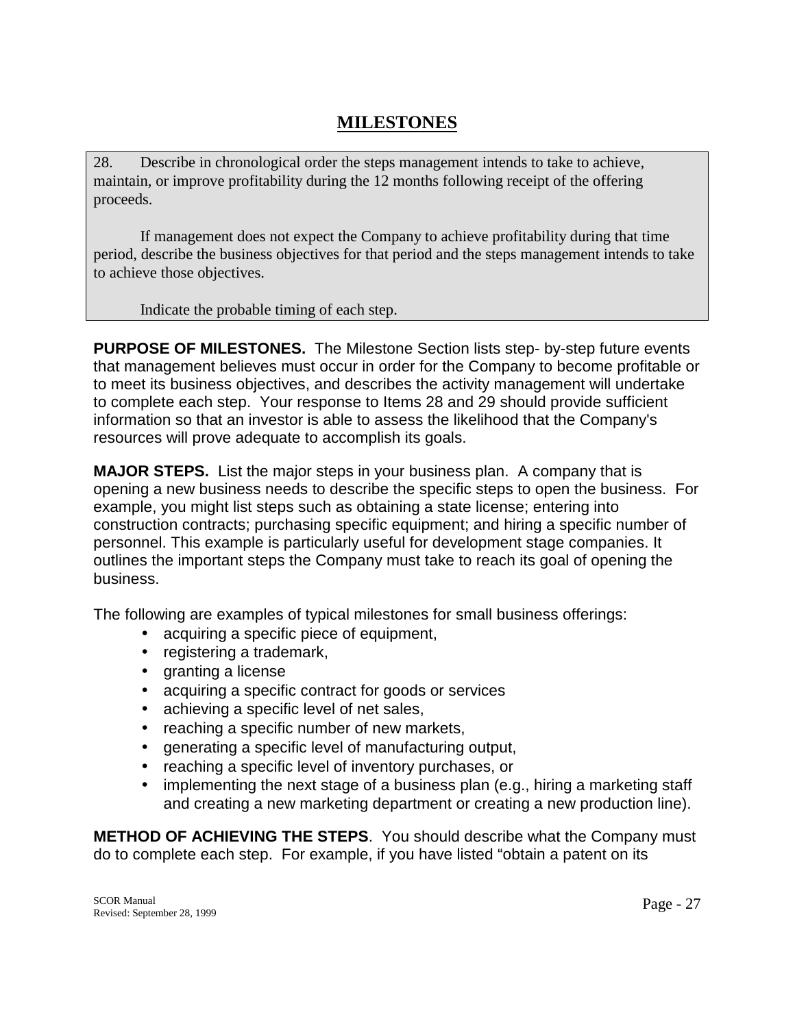## MILESTONES

28. Describe in chronological order the steps management intends to take to achieve, maintain, or improve profitability during the 12 months following receipt of the offering proceeds.

If management does not expect the Company to achieve profitability during that time period, describe the business objectives for that period and the steps management intends to take to achieve those objectives.

Indicate the probable timing of each step.

**PURPOSE OF MILESTONES.** The Milestone Section lists step- by-step future events that management believes must occur in order for the Company to become profitable or to meet its business objectives, and describes the activity management will undertake to complete each step. Your response to Items 28 and 29 should provide sufficient information so that an investor is able to assess the likelihood that the Company's resources will prove adequate to accomplish its goals.

**MAJOR STEPS.** List the major steps in your business plan. A company that is opening a new business needs to describe the specific steps to open the business. For example, you might list steps such as obtaining a state license; entering into construction contracts; purchasing specific equipment; and hiring a specific number of personnel. This example is particularly useful for development stage companies. It outlines the important steps the Company must take to reach its goal of opening the business.

The following are examples of typical milestones for small business offerings:

- acquiring a specific piece of equipment,
- registering a trademark,
- granting a license
- acquiring a specific contract for goods or services
- achieving a specific level of net sales,
- reaching a specific number of new markets,
- generating a specific level of manufacturing output,
- reaching a specific level of inventory purchases, or
- implementing the next stage of a business plan (e.g., hiring a marketing staff and creating a new marketing department or creating a new production line).

**METHOD OF ACHIEVING THE STEPS**. You should describe what the Company must do to complete each step. For example, if you have listed "obtain a patent on its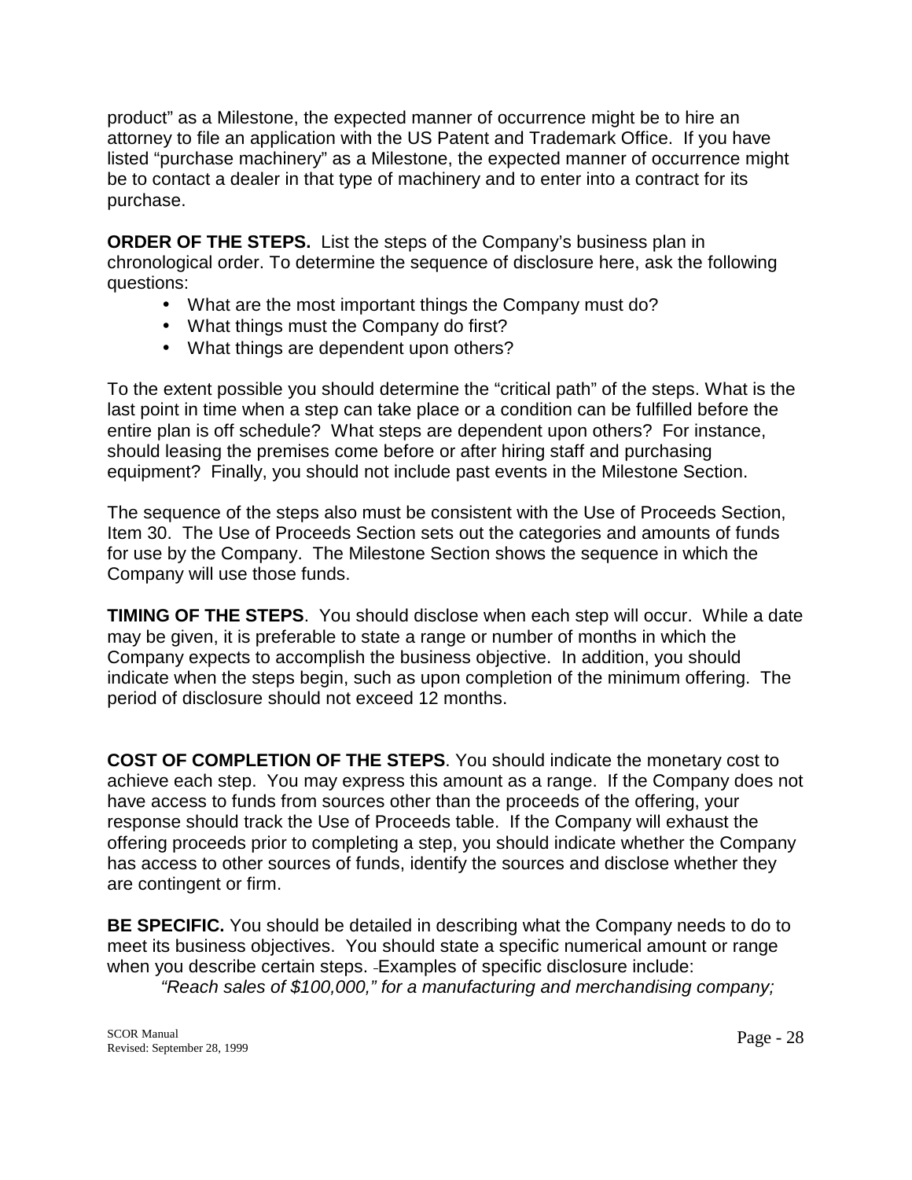product" as a Milestone, the expected manner of occurrence might be to hire an attorney to file an application with the US Patent and Trademark Office. If you have listed "purchase machinery" as a Milestone, the expected manner of occurrence might be to contact a dealer in that type of machinery and to enter into a contract for its purchase.

**ORDER OF THE STEPS.** List the steps of the Company's business plan in chronological order. To determine the sequence of disclosure here, ask the following questions:

- What are the most important things the Company must do?
- What things must the Company do first?
- What things are dependent upon others?

To the extent possible you should determine the "critical path" of the steps. What is the last point in time when a step can take place or a condition can be fulfilled before the entire plan is off schedule? What steps are dependent upon others? For instance, should leasing the premises come before or after hiring staff and purchasing equipment? Finally, you should not include past events in the Milestone Section.

The sequence of the steps also must be consistent with the Use of Proceeds Section, Item 30. The Use of Proceeds Section sets out the categories and amounts of funds for use by the Company. The Milestone Section shows the sequence in which the Company will use those funds.

**TIMING OF THE STEPS**. You should disclose when each step will occur. While a date may be given, it is preferable to state a range or number of months in which the Company expects to accomplish the business objective. In addition, you should indicate when the steps begin, such as upon completion of the minimum offering. The period of disclosure should not exceed 12 months.

**COST OF COMPLETION OF THE STEPS**. You should indicate the monetary cost to achieve each step. You may express this amount as a range. If the Company does not have access to funds from sources other than the proceeds of the offering, your response should track the Use of Proceeds table. If the Company will exhaust the offering proceeds prior to completing a step, you should indicate whether the Company has access to other sources of funds, identify the sources and disclose whether they are contingent or firm.

**BE SPECIFIC.** You should be detailed in describing what the Company needs to do to meet its business objectives. You should state a specific numerical amount or range when you describe certain steps. Examples of specific disclosure include:

*"Reach sales of $100,000," for a manufacturing and merchandising company;*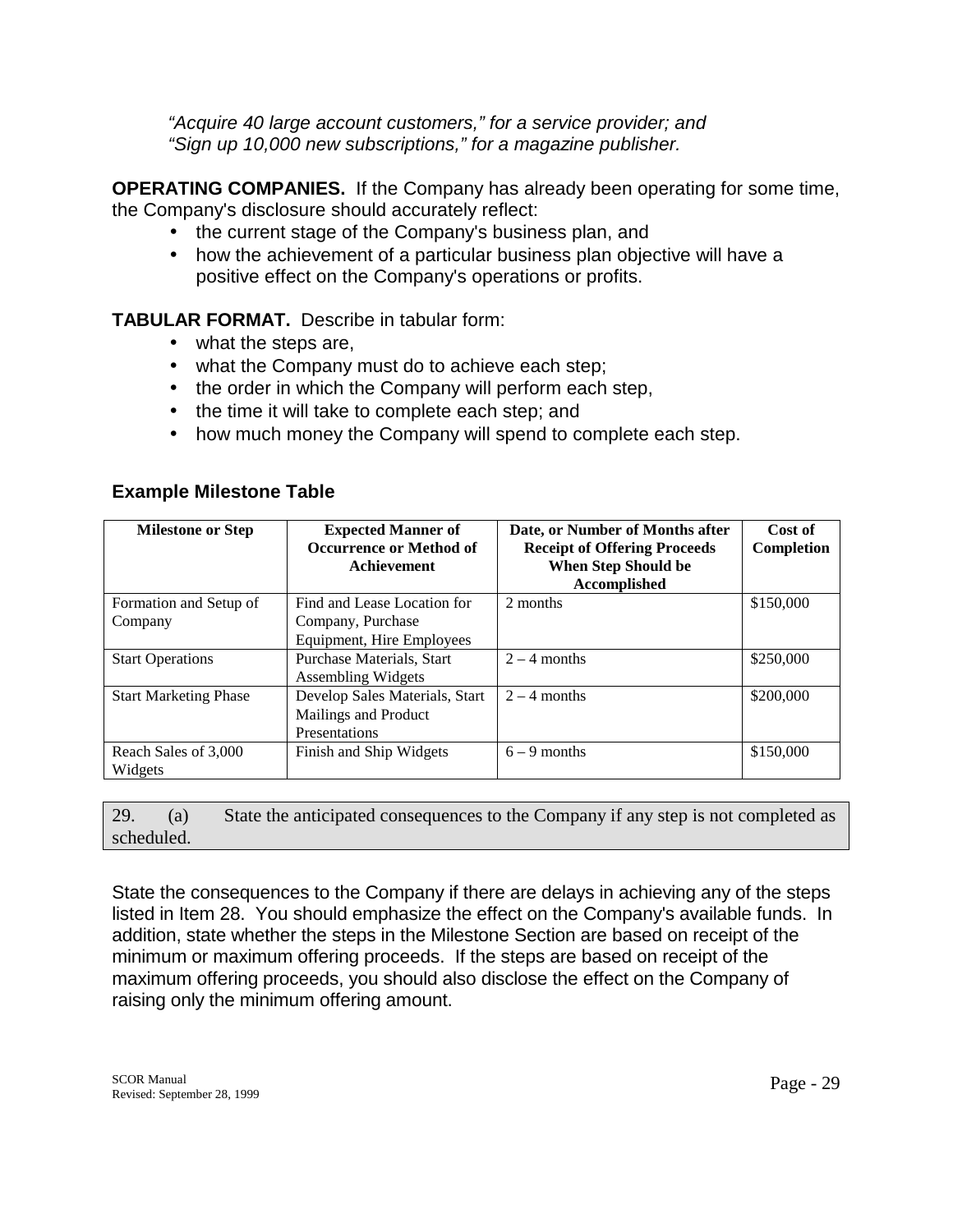*"Acquire 40 large account customers," for a service provider; and*
*"Sign up 10,000 new subscriptions," for a magazine publisher.*

**OPERATING COMPANIES.** If the Company has already been operating for some time, the Company's disclosure should accurately reflect:

- the current stage of the Company's business plan, and
- how the achievement of a particular business plan objective will have a positive effect on the Company's operations or profits.

**TABULAR FORMAT.** Describe in tabular form:

- what the steps are,
- what the Company must do to achieve each step;
- the order in which the Company will perform each step,
- the time it will take to complete each step; and
- how much money the Company will spend to complete each step.

### Example Milestone Table

| Milestone or Step | Expected Manner of Occurrence or Method of Achievement | Date, or Number of Months after Receipt of Offering Proceeds When Step Should be Accomplished | Cost of Completion |
|---|---|---|---|
| Formation and Setup of Company | Find and Lease Location for Company, Purchase Equipment, Hire Employees | 2 months | \$150,000 |
| Start Operations | Purchase Materials, Start Assembling Widgets | 2 – 4 months | \$250,000 |
| Start Marketing Phase | Develop Sales Materials, Start Mailings and Product Presentations | 2 – 4 months | \$200,000 |
| Reach Sales of 3,000 Widgets | Finish and Ship Widgets | 6 – 9 months | \$150,000 |

29. (a) State the anticipated consequences to the Company if any step is not completed as scheduled.

State the consequences to the Company if there are delays in achieving any of the steps listed in Item 28. You should emphasize the effect on the Company's available funds. In addition, state whether the steps in the Milestone Section are based on receipt of the minimum or maximum offering proceeds. If the steps are based on receipt of the maximum offering proceeds, you should also disclose the effect on the Company of raising only the minimum offering amount.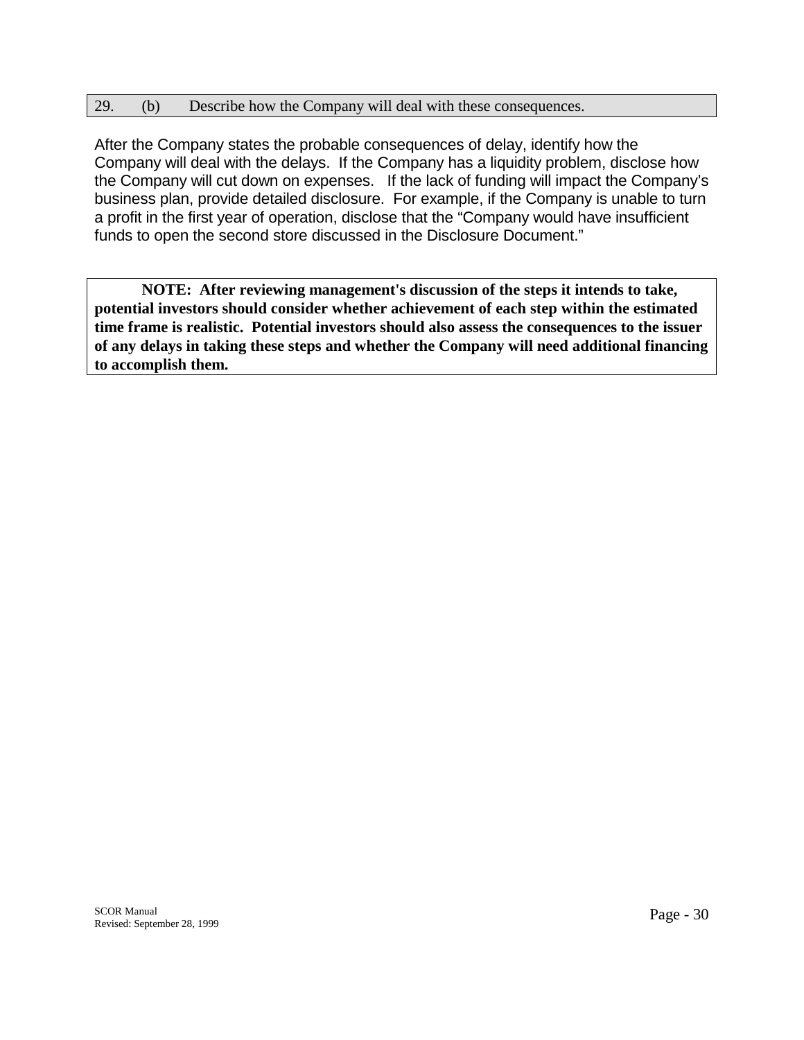29. (b) Describe how the Company will deal with these consequences.

After the Company states the probable consequences of delay, identify how the Company will deal with the delays. If the Company has a liquidity problem, disclose how the Company will cut down on expenses. If the lack of funding will impact the Company's business plan, provide detailed disclosure. For example, if the Company is unable to turn a profit in the first year of operation, disclose that the "Company would have insufficient funds to open the second store discussed in the Disclosure Document."

**NOTE: After reviewing management's discussion of the steps it intends to take, potential investors should consider whether achievement of each step within the estimated time frame is realistic. Potential investors should also assess the consequences to the issuer of any delays in taking these steps and whether the Company will need additional financing to accomplish them.**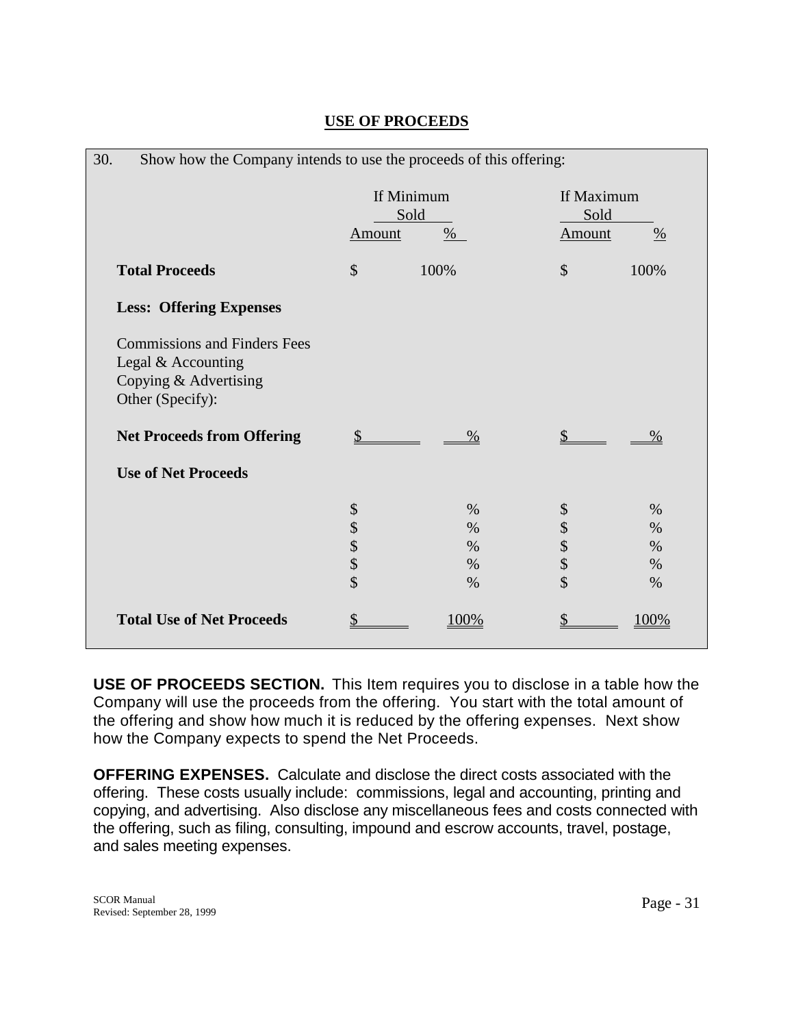## USE OF PROCEEDS

30. Show how the Company intends to use the proceeds of this offering:

| | If Minimum Sold | | If Maximum Sold | |
|---|---|---|---|---|
| | Amount | % | Amount | % |
| **Total Proceeds** | $ | 100% | $ | 100% |
| **Less: Offering Expenses** | | | | |
| Commissions and Finders Fees | | | | |
| Legal & Accounting | | | | |
| Copying & Advertising | | | | |
| Other (Specify): | | | | |
| **Net Proceeds from Offering** | $ | % | $ | % |
| **Use of Net Proceeds** | | | | |
| | $ | % | $ | % |
| | $ | % | $ | % |
| | $ | % | $ | % |
| | $ | % | $ | % |
| | $ | % | $ | % |
| **Total Use of Net Proceeds** | $ | 100% | $ | 100% |

**USE OF PROCEEDS SECTION.** This Item requires you to disclose in a table how the Company will use the proceeds from the offering. You start with the total amount of the offering and show how much it is reduced by the offering expenses. Next show how the Company expects to spend the Net Proceeds.

**OFFERING EXPENSES.** Calculate and disclose the direct costs associated with the offering. These costs usually include: commissions, legal and accounting, printing and copying, and advertising. Also disclose any miscellaneous fees and costs connected with the offering, such as filing, consulting, impound and escrow accounts, travel, postage, and sales meeting expenses.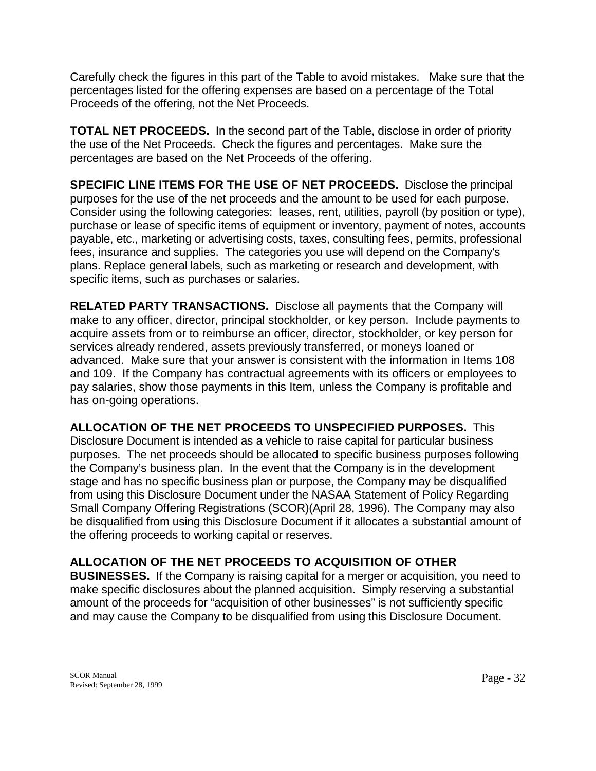Carefully check the figures in this part of the Table to avoid mistakes.   Make sure that the percentages listed for the offering expenses are based on a percentage of the Total Proceeds of the offering, not the Net Proceeds.

**TOTAL NET PROCEEDS.** In the second part of the Table, disclose in order of priority the use of the Net Proceeds.  Check the figures and percentages.  Make sure the percentages are based on the Net Proceeds of the offering.

**SPECIFIC LINE ITEMS FOR THE USE OF NET PROCEEDS.** Disclose the principal purposes for the use of the net proceeds and the amount to be used for each purpose. Consider using the following categories:  leases, rent, utilities, payroll (by position or type), purchase or lease of specific items of equipment or inventory, payment of notes, accounts payable, etc., marketing or advertising costs, taxes, consulting fees, permits, professional fees, insurance and supplies.  The categories you use will depend on the Company's plans. Replace general labels, such as marketing or research and development, with specific items, such as purchases or salaries.

**RELATED PARTY TRANSACTIONS.** Disclose all payments that the Company will make to any officer, director, principal stockholder, or key person.  Include payments to acquire assets from or to reimburse an officer, director, stockholder, or key person for services already rendered, assets previously transferred, or moneys loaned or advanced.  Make sure that your answer is consistent with the information in Items 108 and 109.  If the Company has contractual agreements with its officers or employees to pay salaries, show those payments in this Item, unless the Company is profitable and has on-going operations.

**ALLOCATION OF THE NET PROCEEDS TO UNSPECIFIED PURPOSES.** This Disclosure Document is intended as a vehicle to raise capital for particular business purposes.  The net proceeds should be allocated to specific business purposes following the Company's business plan.  In the event that the Company is in the development stage and has no specific business plan or purpose, the Company may be disqualified from using this Disclosure Document under the NASAA Statement of Policy Regarding Small Company Offering Registrations (SCOR)(April 28, 1996). The Company may also be disqualified from using this Disclosure Document if it allocates a substantial amount of the offering proceeds to working capital or reserves.

**ALLOCATION OF THE NET PROCEEDS TO ACQUISITION OF OTHER BUSINESSES.** If the Company is raising capital for a merger or acquisition, you need to make specific disclosures about the planned acquisition.  Simply reserving a substantial amount of the proceeds for "acquisition of other businesses" is not sufficiently specific and may cause the Company to be disqualified from using this Disclosure Document.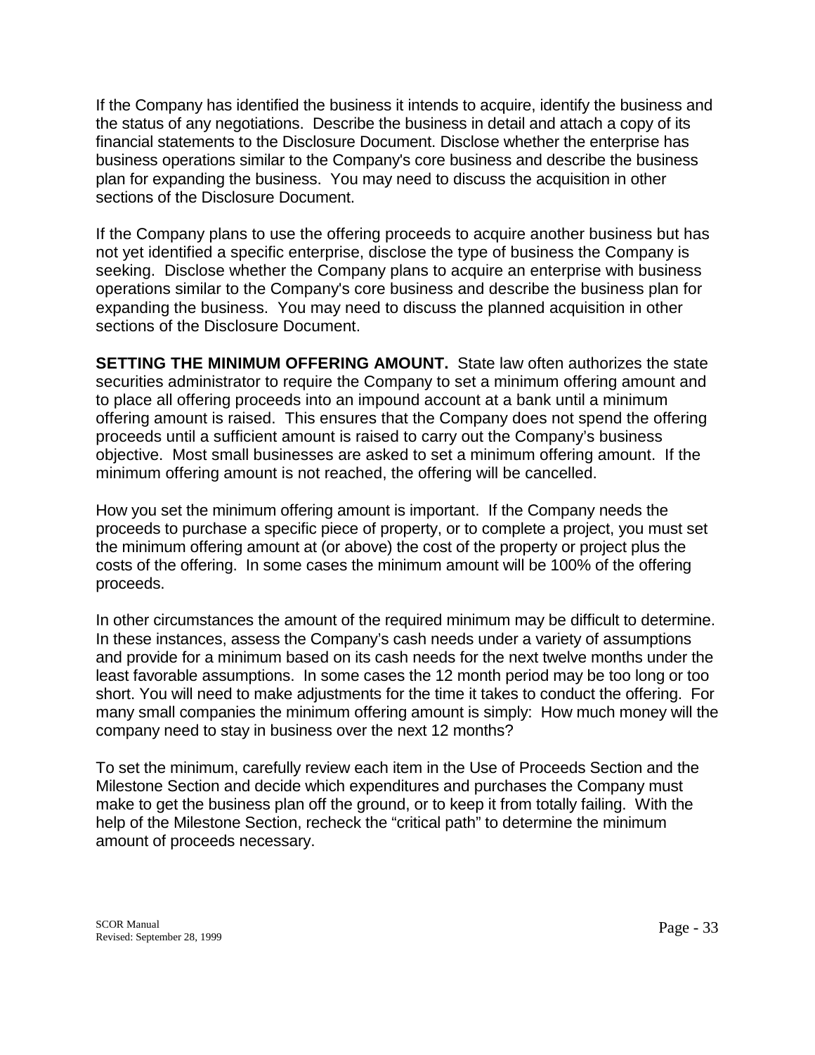If the Company has identified the business it intends to acquire, identify the business and the status of any negotiations. Describe the business in detail and attach a copy of its financial statements to the Disclosure Document. Disclose whether the enterprise has business operations similar to the Company's core business and describe the business plan for expanding the business. You may need to discuss the acquisition in other sections of the Disclosure Document.

If the Company plans to use the offering proceeds to acquire another business but has not yet identified a specific enterprise, disclose the type of business the Company is seeking. Disclose whether the Company plans to acquire an enterprise with business operations similar to the Company's core business and describe the business plan for expanding the business. You may need to discuss the planned acquisition in other sections of the Disclosure Document.

**SETTING THE MINIMUM OFFERING AMOUNT.** State law often authorizes the state securities administrator to require the Company to set a minimum offering amount and to place all offering proceeds into an impound account at a bank until a minimum offering amount is raised. This ensures that the Company does not spend the offering proceeds until a sufficient amount is raised to carry out the Company's business objective. Most small businesses are asked to set a minimum offering amount. If the minimum offering amount is not reached, the offering will be cancelled.

How you set the minimum offering amount is important. If the Company needs the proceeds to purchase a specific piece of property, or to complete a project, you must set the minimum offering amount at (or above) the cost of the property or project plus the costs of the offering. In some cases the minimum amount will be 100% of the offering proceeds.

In other circumstances the amount of the required minimum may be difficult to determine. In these instances, assess the Company's cash needs under a variety of assumptions and provide for a minimum based on its cash needs for the next twelve months under the least favorable assumptions. In some cases the 12 month period may be too long or too short. You will need to make adjustments for the time it takes to conduct the offering. For many small companies the minimum offering amount is simply: How much money will the company need to stay in business over the next 12 months?

To set the minimum, carefully review each item in the Use of Proceeds Section and the Milestone Section and decide which expenditures and purchases the Company must make to get the business plan off the ground, or to keep it from totally failing. With the help of the Milestone Section, recheck the "critical path" to determine the minimum amount of proceeds necessary.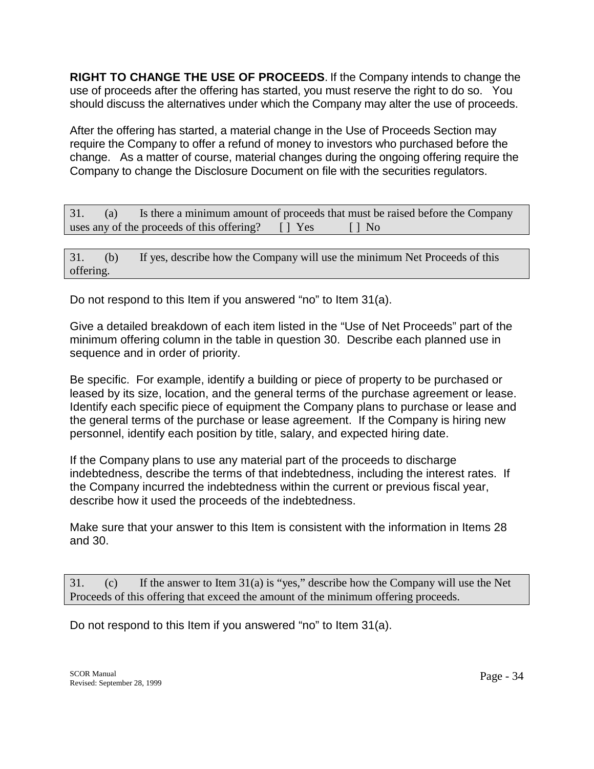**RIGHT TO CHANGE THE USE OF PROCEEDS**. If the Company intends to change the use of proceeds after the offering has started, you must reserve the right to do so. You should discuss the alternatives under which the Company may alter the use of proceeds.

After the offering has started, a material change in the Use of Proceeds Section may require the Company to offer a refund of money to investors who purchased before the change. As a matter of course, material changes during the ongoing offering require the Company to change the Disclosure Document on file with the securities regulators.

| 31. (a) Is there a minimum amount of proceeds that must be raised before the Company uses any of the proceeds of this offering? [ ] Yes [ ] No |
|---|

| 31. (b) If yes, describe how the Company will use the minimum Net Proceeds of this offering. |
|---|

Do not respond to this Item if you answered "no" to Item 31(a).

Give a detailed breakdown of each item listed in the "Use of Net Proceeds" part of the minimum offering column in the table in question 30. Describe each planned use in sequence and in order of priority.

Be specific. For example, identify a building or piece of property to be purchased or leased by its size, location, and the general terms of the purchase agreement or lease. Identify each specific piece of equipment the Company plans to purchase or lease and the general terms of the purchase or lease agreement. If the Company is hiring new personnel, identify each position by title, salary, and expected hiring date.

If the Company plans to use any material part of the proceeds to discharge indebtedness, describe the terms of that indebtedness, including the interest rates. If the Company incurred the indebtedness within the current or previous fiscal year, describe how it used the proceeds of the indebtedness.

Make sure that your answer to this Item is consistent with the information in Items 28 and 30.

| 31. (c) If the answer to Item 31(a) is "yes," describe how the Company will use the Net Proceeds of this offering that exceed the amount of the minimum offering proceeds. |
|---|

Do not respond to this Item if you answered "no" to Item 31(a).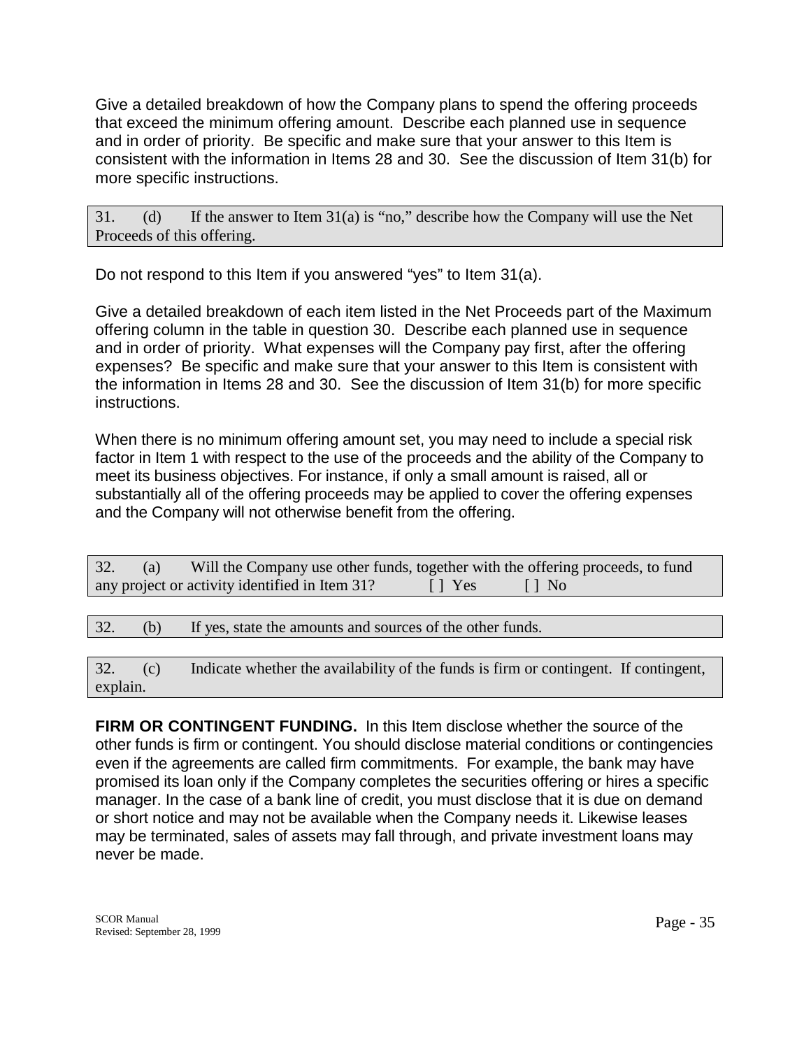Give a detailed breakdown of how the Company plans to spend the offering proceeds that exceed the minimum offering amount. Describe each planned use in sequence and in order of priority. Be specific and make sure that your answer to this Item is consistent with the information in Items 28 and 30. See the discussion of Item 31(b) for more specific instructions.

| 31. (d) If the answer to Item 31(a) is "no," describe how the Company will use the Net Proceeds of this offering. |
|---|

Do not respond to this Item if you answered "yes" to Item 31(a).

Give a detailed breakdown of each item listed in the Net Proceeds part of the Maximum offering column in the table in question 30. Describe each planned use in sequence and in order of priority. What expenses will the Company pay first, after the offering expenses? Be specific and make sure that your answer to this Item is consistent with the information in Items 28 and 30. See the discussion of Item 31(b) for more specific instructions.

When there is no minimum offering amount set, you may need to include a special risk factor in Item 1 with respect to the use of the proceeds and the ability of the Company to meet its business objectives. For instance, if only a small amount is raised, all or substantially all of the offering proceeds may be applied to cover the offering expenses and the Company will not otherwise benefit from the offering.

| 32. (a) Will the Company use other funds, together with the offering proceeds, to fund any project or activity identified in Item 31? [ ] Yes [ ] No |
|---|

| 32. (b) If yes, state the amounts and sources of the other funds. |
|---|

| 32. (c) Indicate whether the availability of the funds is firm or contingent. If contingent, explain. |
|---|

**FIRM OR CONTINGENT FUNDING.** In this Item disclose whether the source of the other funds is firm or contingent. You should disclose material conditions or contingencies even if the agreements are called firm commitments. For example, the bank may have promised its loan only if the Company completes the securities offering or hires a specific manager. In the case of a bank line of credit, you must disclose that it is due on demand or short notice and may not be available when the Company needs it. Likewise leases may be terminated, sales of assets may fall through, and private investment loans may never be made.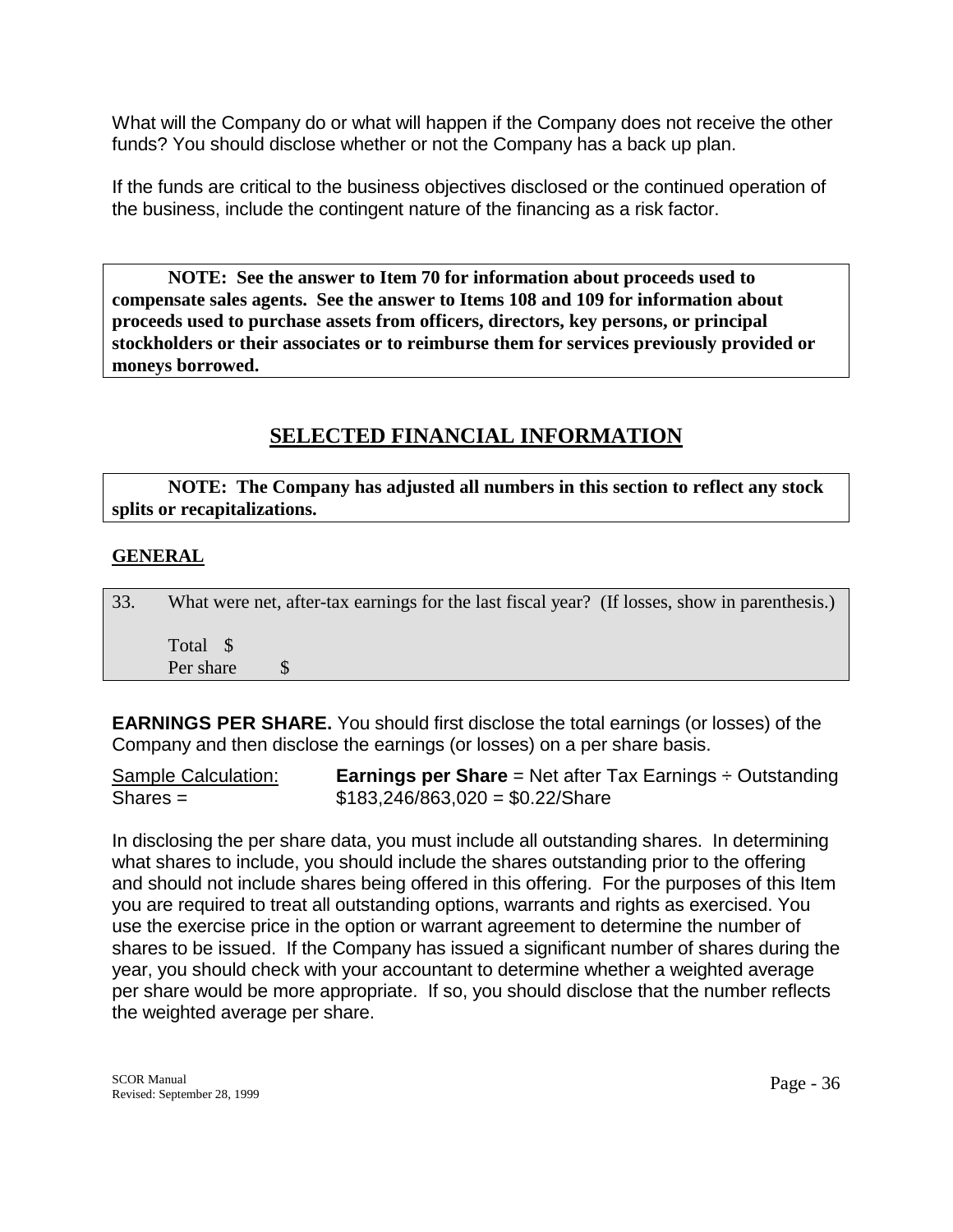What will the Company do or what will happen if the Company does not receive the other funds? You should disclose whether or not the Company has a back up plan.

If the funds are critical to the business objectives disclosed or the continued operation of the business, include the contingent nature of the financing as a risk factor.

> **NOTE: See the answer to Item 70 for information about proceeds used to compensate sales agents. See the answer to Items 108 and 109 for information about proceeds used to purchase assets from officers, directors, key persons, or principal stockholders or their associates or to reimburse them for services previously provided or moneys borrowed.**

## SELECTED FINANCIAL INFORMATION

> **NOTE: The Company has adjusted all numbers in this section to reflect any stock splits or recapitalizations.**

### GENERAL

> 33. What were net, after-tax earnings for the last fiscal year? (If losses, show in parenthesis.)
>
> Total $
> Per share $

**EARNINGS PER SHARE.** You should first disclose the total earnings (or losses) of the Company and then disclose the earnings (or losses) on a per share basis.

Sample Calculation: **Earnings per Share** = Net after Tax Earnings ÷ Outstanding Shares = $183,246/863,020 = $0.22/Share

In disclosing the per share data, you must include all outstanding shares. In determining what shares to include, you should include the shares outstanding prior to the offering and should not include shares being offered in this offering. For the purposes of this Item you are required to treat all outstanding options, warrants and rights as exercised. You use the exercise price in the option or warrant agreement to determine the number of shares to be issued. If the Company has issued a significant number of shares during the year, you should check with your accountant to determine whether a weighted average per share would be more appropriate. If so, you should disclose that the number reflects the weighted average per share.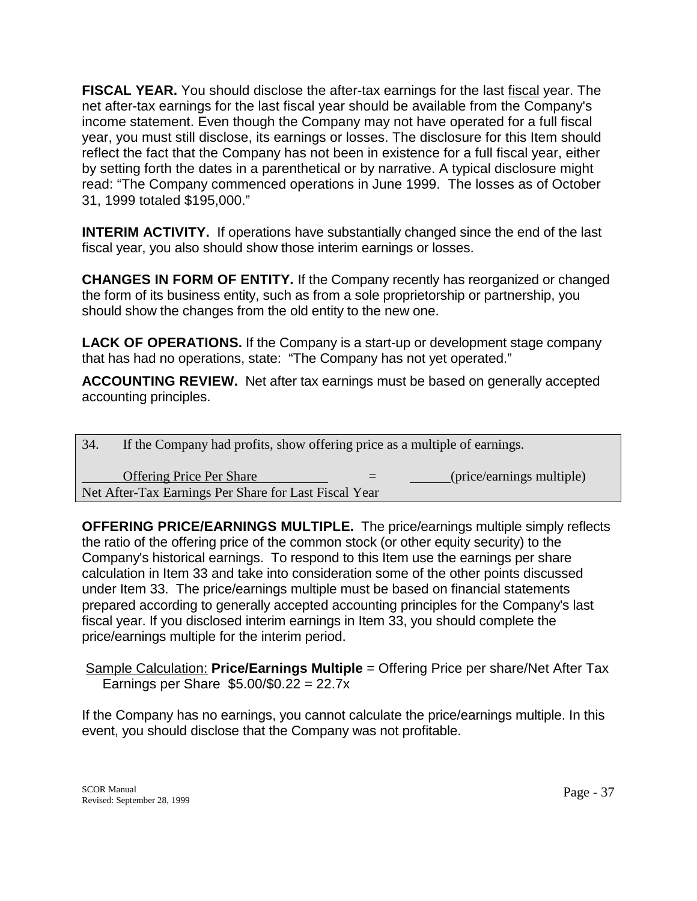**FISCAL YEAR.** You should disclose the after-tax earnings for the last fiscal year. The net after-tax earnings for the last fiscal year should be available from the Company's income statement. Even though the Company may not have operated for a full fiscal year, you must still disclose, its earnings or losses. The disclosure for this Item should reflect the fact that the Company has not been in existence for a full fiscal year, either by setting forth the dates in a parenthetical or by narrative. A typical disclosure might read: "The Company commenced operations in June 1999. The losses as of October 31, 1999 totaled $195,000."

**INTERIM ACTIVITY.** If operations have substantially changed since the end of the last fiscal year, you also should show those interim earnings or losses.

**CHANGES IN FORM OF ENTITY.** If the Company recently has reorganized or changed the form of its business entity, such as from a sole proprietorship or partnership, you should show the changes from the old entity to the new one.

**LACK OF OPERATIONS.** If the Company is a start-up or development stage company that has had no operations, state: "The Company has not yet operated."

**ACCOUNTING REVIEW.** Net after tax earnings must be based on generally accepted accounting principles.

| 34. If the Company had profits, show offering price as a multiple of earnings. |
|---|
| Offering Price Per Share / Net After-Tax Earnings Per Share for Last Fiscal Year = ______ (price/earnings multiple) |

**OFFERING PRICE/EARNINGS MULTIPLE.** The price/earnings multiple simply reflects the ratio of the offering price of the common stock (or other equity security) to the Company's historical earnings. To respond to this Item use the earnings per share calculation in Item 33 and take into consideration some of the other points discussed under Item 33. The price/earnings multiple must be based on financial statements prepared according to generally accepted accounting principles for the Company's last fiscal year. If you disclosed interim earnings in Item 33, you should complete the price/earnings multiple for the interim period.

Sample Calculation: **Price/Earnings Multiple** = Offering Price per share/Net After Tax Earnings per Share $5.00/$0.22 = 22.7x

If the Company has no earnings, you cannot calculate the price/earnings multiple. In this event, you should disclose that the Company was not profitable.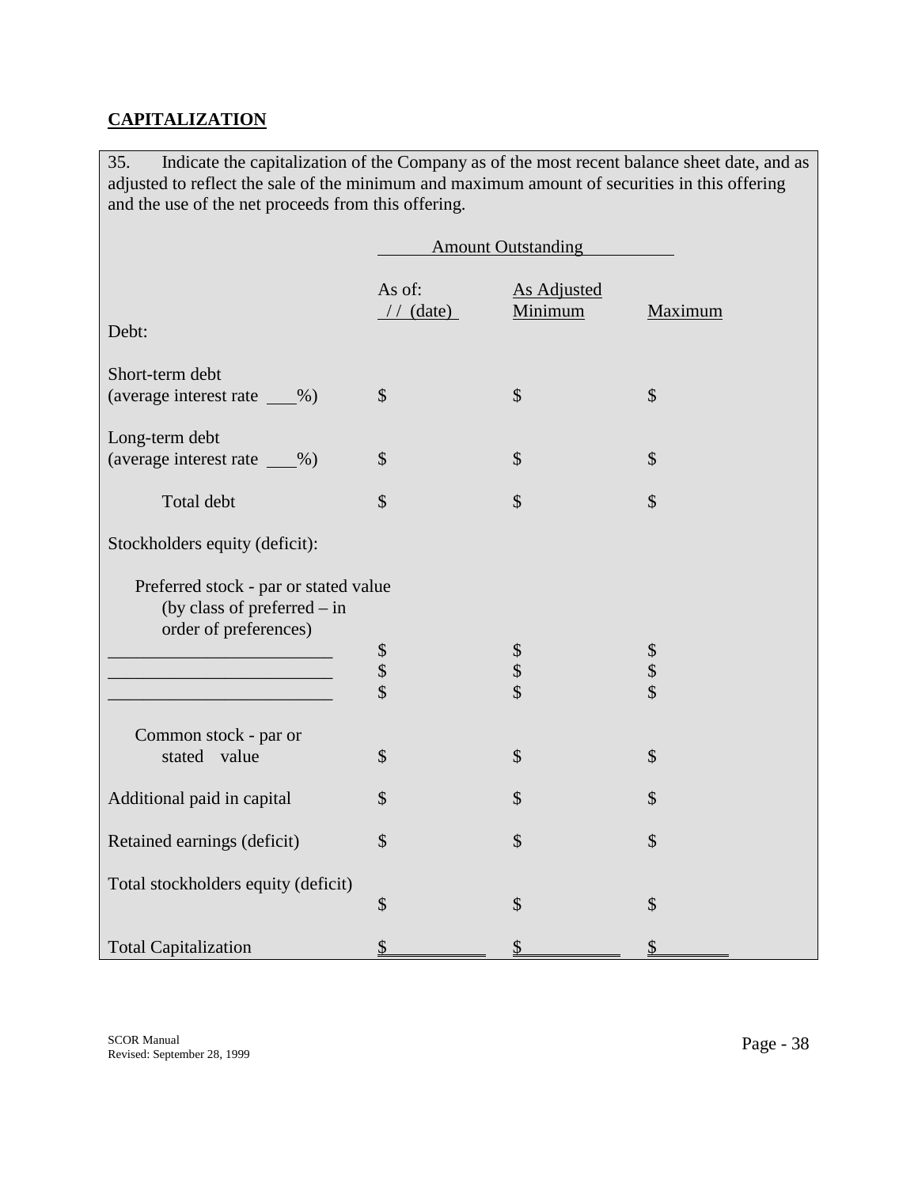## CAPITALIZATION

35. Indicate the capitalization of the Company as of the most recent balance sheet date, and as adjusted to reflect the sale of the minimum and maximum amount of securities in this offering and the use of the net proceeds from this offering.

| | Amount Outstanding | | |
|---|---|---|---|
| | As of: / / (date) | As Adjusted Minimum | Maximum |
| Debt: | | | |
| Short-term debt (average interest rate ___%) | $ | $ | $ |
| Long-term debt (average interest rate ___%) | $ | $ | $ |
| Total debt | $ | $ | $ |
| Stockholders equity (deficit): | | | |
| Preferred stock - par or stated value (by class of preferred – in order of preferences) | | | |
| ________________________ | $ | $ | $ |
| ________________________ | $ | $ | $ |
| ________________________ | $ | $ | $ |
| Common stock - par or stated value | $ | $ | $ |
| Additional paid in capital | $ | $ | $ |
| Retained earnings (deficit) | $ | $ | $ |
| Total stockholders equity (deficit) | $ | $ | $ |
| Total Capitalization | $ | $ | $ |

SCOR Manual
Revised: September 28, 1999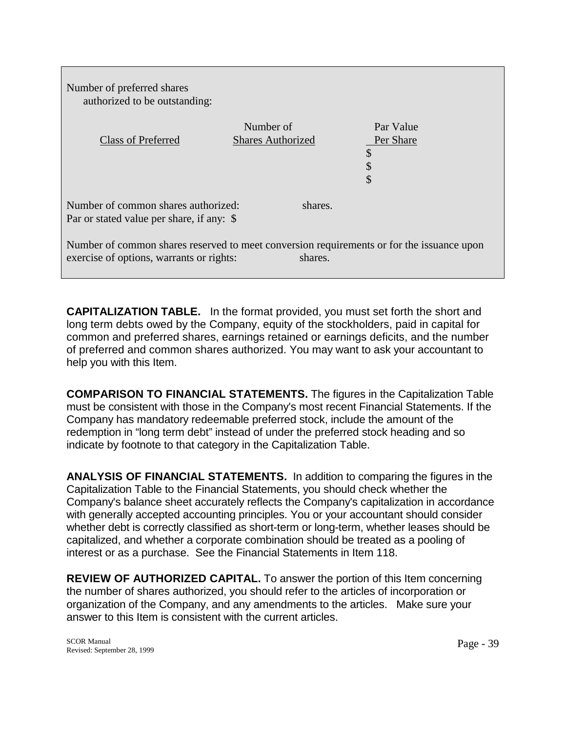Number of preferred shares
authorized to be outstanding:

| Class of Preferred | Number of Shares Authorized | Par Value Per Share |
|---|---|---|
| | | $ |
| | | $ |
| | | $ |

Number of common shares authorized: shares.
Par or stated value per share, if any: $

Number of common shares reserved to meet conversion requirements or for the issuance upon exercise of options, warrants or rights: shares.

**CAPITALIZATION TABLE.** In the format provided, you must set forth the short and long term debts owed by the Company, equity of the stockholders, paid in capital for common and preferred shares, earnings retained or earnings deficits, and the number of preferred and common shares authorized. You may want to ask your accountant to help you with this Item.

**COMPARISON TO FINANCIAL STATEMENTS.** The figures in the Capitalization Table must be consistent with those in the Company's most recent Financial Statements. If the Company has mandatory redeemable preferred stock, include the amount of the redemption in "long term debt" instead of under the preferred stock heading and so indicate by footnote to that category in the Capitalization Table.

**ANALYSIS OF FINANCIAL STATEMENTS.** In addition to comparing the figures in the Capitalization Table to the Financial Statements, you should check whether the Company's balance sheet accurately reflects the Company's capitalization in accordance with generally accepted accounting principles. You or your accountant should consider whether debt is correctly classified as short-term or long-term, whether leases should be capitalized, and whether a corporate combination should be treated as a pooling of interest or as a purchase. See the Financial Statements in Item 118.

**REVIEW OF AUTHORIZED CAPITAL.** To answer the portion of this Item concerning the number of shares authorized, you should refer to the articles of incorporation or organization of the Company, and any amendments to the articles. Make sure your answer to this Item is consistent with the current articles.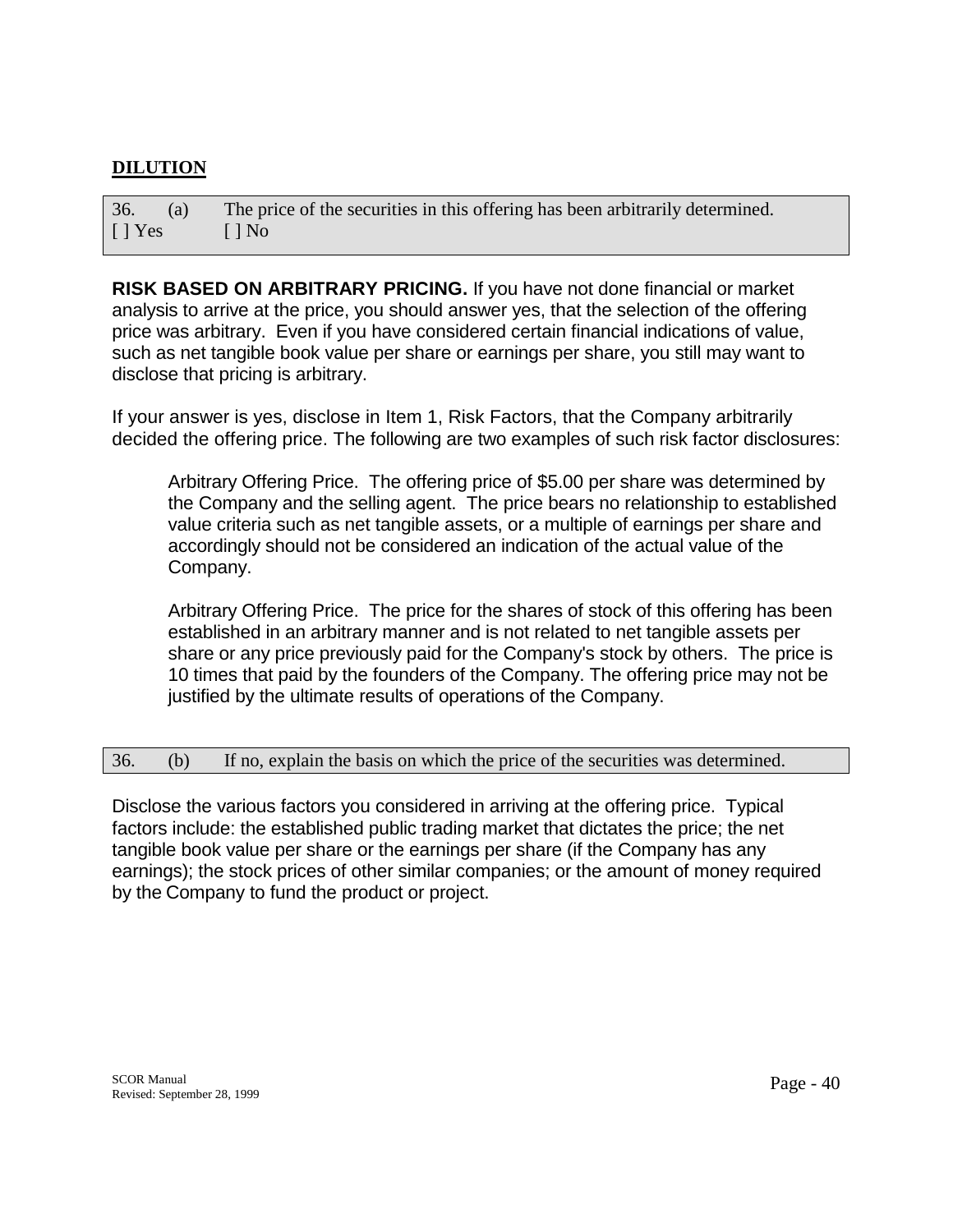## DILUTION

36. (a) The price of the securities in this offering has been arbitrarily determined.
[ ] Yes [ ] No

**RISK BASED ON ARBITRARY PRICING.** If you have not done financial or market analysis to arrive at the price, you should answer yes, that the selection of the offering price was arbitrary. Even if you have considered certain financial indications of value, such as net tangible book value per share or earnings per share, you still may want to disclose that pricing is arbitrary.

If your answer is yes, disclose in Item 1, Risk Factors, that the Company arbitrarily decided the offering price. The following are two examples of such risk factor disclosures:

> Arbitrary Offering Price. The offering price of $5.00 per share was determined by the Company and the selling agent. The price bears no relationship to established value criteria such as net tangible assets, or a multiple of earnings per share and accordingly should not be considered an indication of the actual value of the Company.
>
> Arbitrary Offering Price. The price for the shares of stock of this offering has been established in an arbitrary manner and is not related to net tangible assets per share or any price previously paid for the Company's stock by others. The price is 10 times that paid by the founders of the Company. The offering price may not be justified by the ultimate results of operations of the Company.

36. (b) If no, explain the basis on which the price of the securities was determined.

Disclose the various factors you considered in arriving at the offering price. Typical factors include: the established public trading market that dictates the price; the net tangible book value per share or the earnings per share (if the Company has any earnings); the stock prices of other similar companies; or the amount of money required by the Company to fund the product or project.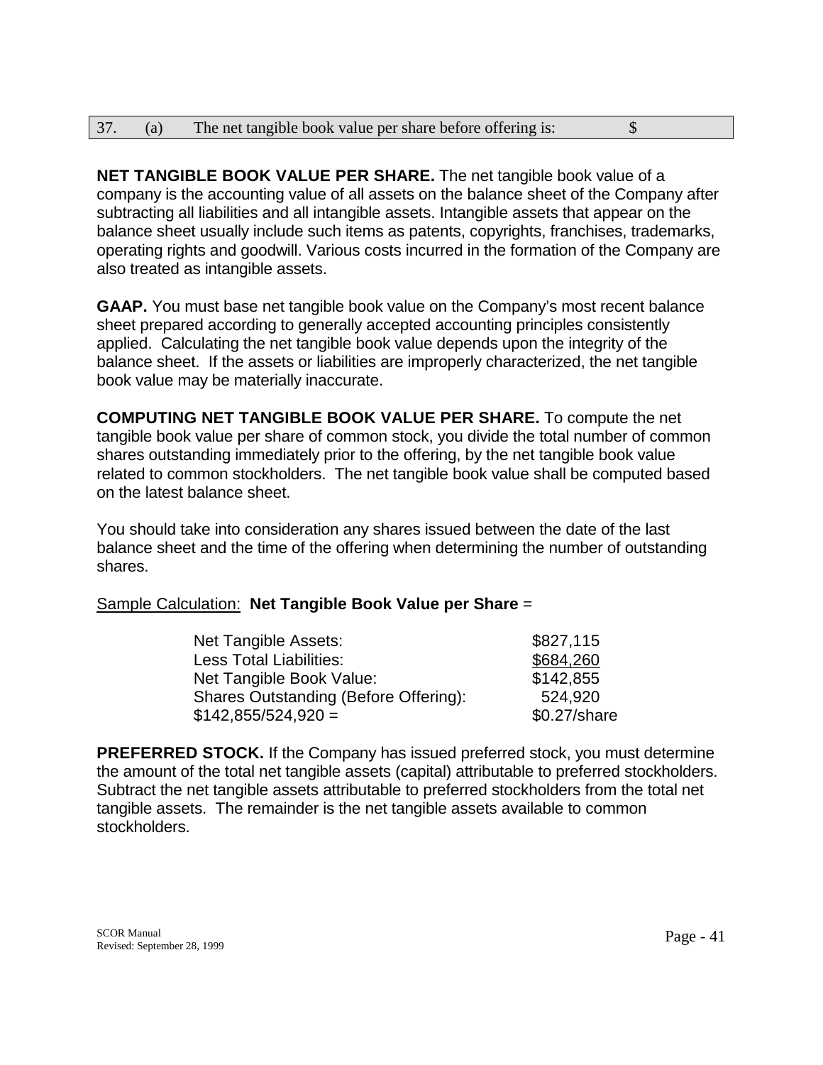| 37. | (a) | The net tangible book value per share before offering is: | $ |
|---|---|---|---|

**NET TANGIBLE BOOK VALUE PER SHARE.** The net tangible book value of a company is the accounting value of all assets on the balance sheet of the Company after subtracting all liabilities and all intangible assets. Intangible assets that appear on the balance sheet usually include such items as patents, copyrights, franchises, trademarks, operating rights and goodwill. Various costs incurred in the formation of the Company are also treated as intangible assets.

**GAAP.** You must base net tangible book value on the Company's most recent balance sheet prepared according to generally accepted accounting principles consistently applied. Calculating the net tangible book value depends upon the integrity of the balance sheet. If the assets or liabilities are improperly characterized, the net tangible book value may be materially inaccurate.

**COMPUTING NET TANGIBLE BOOK VALUE PER SHARE.** To compute the net tangible book value per share of common stock, you divide the total number of common shares outstanding immediately prior to the offering, by the net tangible book value related to common stockholders. The net tangible book value shall be computed based on the latest balance sheet.

You should take into consideration any shares issued between the date of the last balance sheet and the time of the offering when determining the number of outstanding shares.

Sample Calculation: **Net Tangible Book Value per Share** =

| | |
|---|---|
| Net Tangible Assets: | $827,115 |
| Less Total Liabilities: | $684,260 |
| Net Tangible Book Value: | $142,855 |
| Shares Outstanding (Before Offering): | 524,920 |
| $142,855/524,920 = | $0.27/share |

**PREFERRED STOCK.** If the Company has issued preferred stock, you must determine the amount of the total net tangible assets (capital) attributable to preferred stockholders. Subtract the net tangible assets attributable to preferred stockholders from the total net tangible assets. The remainder is the net tangible assets available to common stockholders.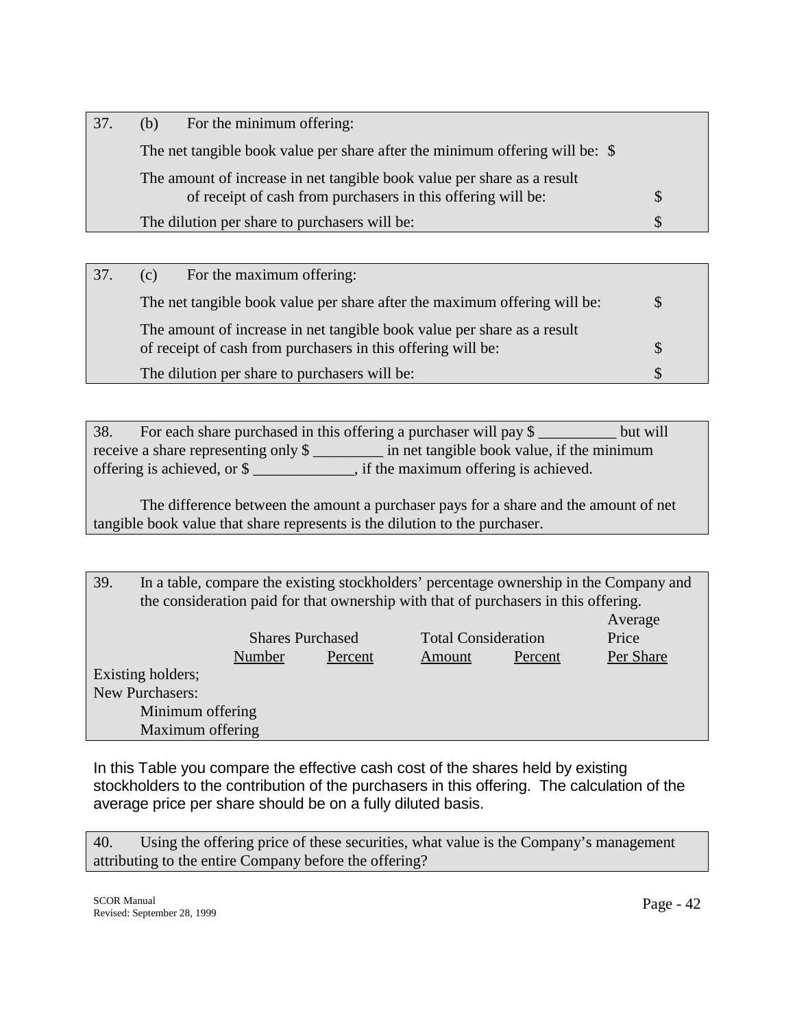37. (b) For the minimum offering:

The net tangible book value per share after the minimum offering will be: $

The amount of increase in net tangible book value per share as a result of receipt of cash from purchasers in this offering will be: $

The dilution per share to purchasers will be: $

37. (c) For the maximum offering:

The net tangible book value per share after the maximum offering will be: $

The amount of increase in net tangible book value per share as a result of receipt of cash from purchasers in this offering will be: $

The dilution per share to purchasers will be: $

38. For each share purchased in this offering a purchaser will pay $ __________ but will receive a share representing only $ _________ in net tangible book value, if the minimum offering is achieved, or $ _____________, if the maximum offering is achieved.

The difference between the amount a purchaser pays for a share and the amount of net tangible book value that share represents is the dilution to the purchaser.

39. In a table, compare the existing stockholders' percentage ownership in the Company and the consideration paid for that ownership with that of purchasers in this offering.

| | Shares Purchased | | Total Consideration | | Average Price |
|---|---|---|---|---|---|
| | Number | Percent | Amount | Percent | Per Share |
| Existing holders; | | | | | |
| New Purchasers: | | | | | |
| Minimum offering | | | | | |
| Maximum offering | | | | | |

In this Table you compare the effective cash cost of the shares held by existing stockholders to the contribution of the purchasers in this offering. The calculation of the average price per share should be on a fully diluted basis.

40. Using the offering price of these securities, what value is the Company's management attributing to the entire Company before the offering?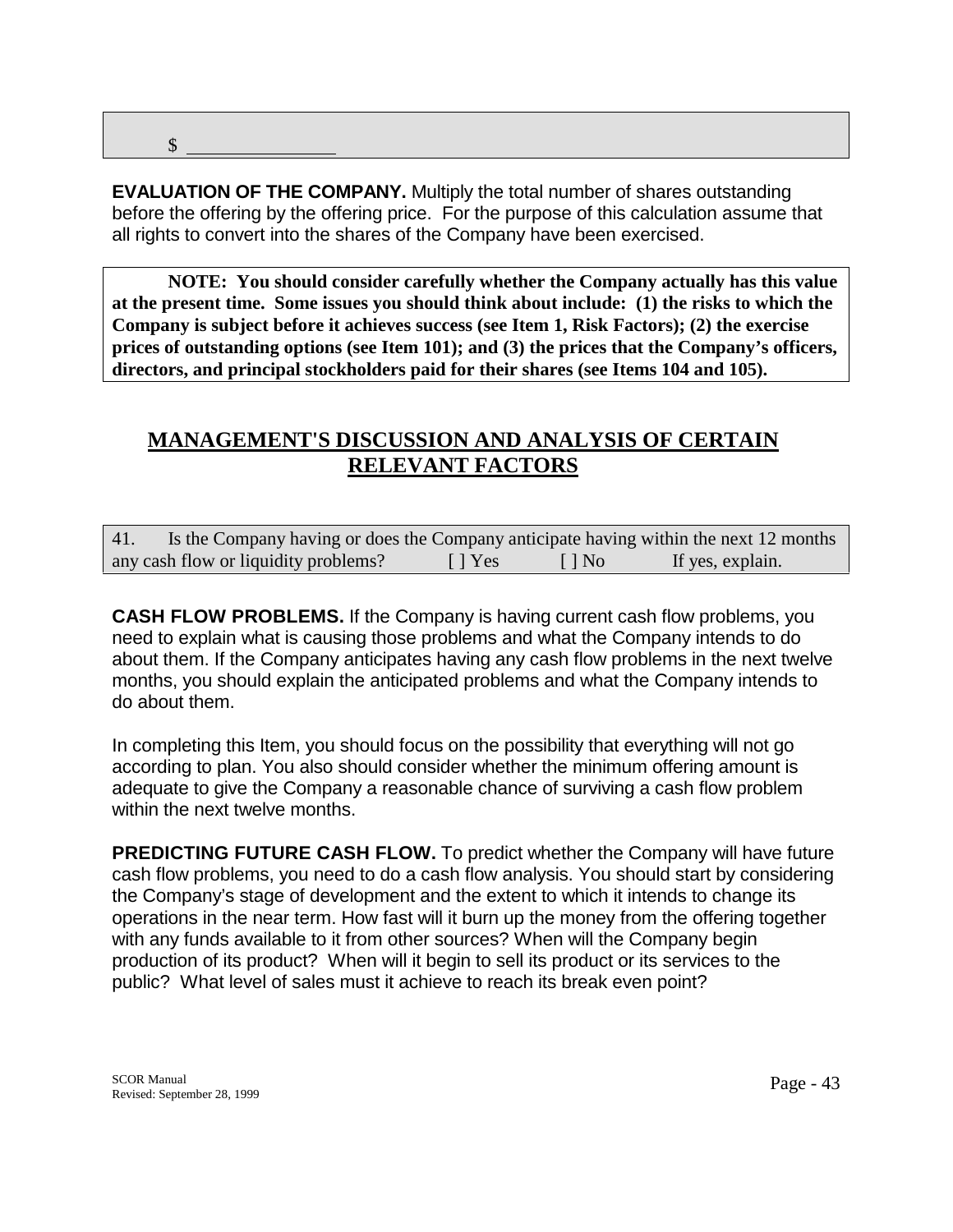$ ______________

**EVALUATION OF THE COMPANY.** Multiply the total number of shares outstanding before the offering by the offering price. For the purpose of this calculation assume that all rights to convert into the shares of the Company have been exercised.

**NOTE: You should consider carefully whether the Company actually has this value at the present time. Some issues you should think about include: (1) the risks to which the Company is subject before it achieves success (see Item 1, Risk Factors); (2) the exercise prices of outstanding options (see Item 101); and (3) the prices that the Company's officers, directors, and principal stockholders paid for their shares (see Items 104 and 105).**

## MANAGEMENT'S DISCUSSION AND ANALYSIS OF CERTAIN RELEVANT FACTORS

41. Is the Company having or does the Company anticipate having within the next 12 months any cash flow or liquidity problems? [ ] Yes [ ] No If yes, explain.

**CASH FLOW PROBLEMS.** If the Company is having current cash flow problems, you need to explain what is causing those problems and what the Company intends to do about them. If the Company anticipates having any cash flow problems in the next twelve months, you should explain the anticipated problems and what the Company intends to do about them.

In completing this Item, you should focus on the possibility that everything will not go according to plan. You also should consider whether the minimum offering amount is adequate to give the Company a reasonable chance of surviving a cash flow problem within the next twelve months.

**PREDICTING FUTURE CASH FLOW.** To predict whether the Company will have future cash flow problems, you need to do a cash flow analysis. You should start by considering the Company's stage of development and the extent to which it intends to change its operations in the near term. How fast will it burn up the money from the offering together with any funds available to it from other sources? When will the Company begin production of its product? When will it begin to sell its product or its services to the public? What level of sales must it achieve to reach its break even point?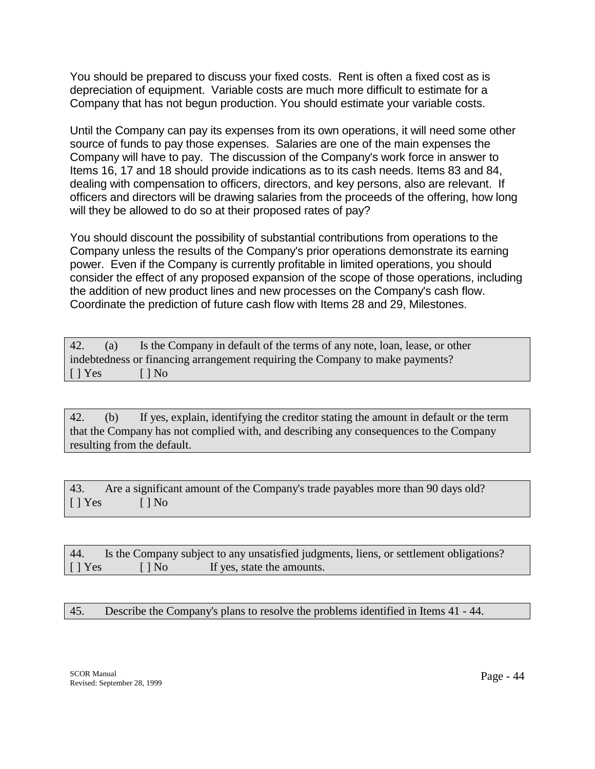You should be prepared to discuss your fixed costs. Rent is often a fixed cost as is depreciation of equipment. Variable costs are much more difficult to estimate for a Company that has not begun production. You should estimate your variable costs.

Until the Company can pay its expenses from its own operations, it will need some other source of funds to pay those expenses. Salaries are one of the main expenses the Company will have to pay. The discussion of the Company's work force in answer to Items 16, 17 and 18 should provide indications as to its cash needs. Items 83 and 84, dealing with compensation to officers, directors, and key persons, also are relevant. If officers and directors will be drawing salaries from the proceeds of the offering, how long will they be allowed to do so at their proposed rates of pay?

You should discount the possibility of substantial contributions from operations to the Company unless the results of the Company's prior operations demonstrate its earning power. Even if the Company is currently profitable in limited operations, you should consider the effect of any proposed expansion of the scope of those operations, including the addition of new product lines and new processes on the Company's cash flow. Coordinate the prediction of future cash flow with Items 28 and 29, Milestones.

42. (a) Is the Company in default of the terms of any note, loan, lease, or other indebtedness or financing arrangement requiring the Company to make payments?
[ ] Yes [ ] No

42. (b) If yes, explain, identifying the creditor stating the amount in default or the term that the Company has not complied with, and describing any consequences to the Company resulting from the default.

43. Are a significant amount of the Company's trade payables more than 90 days old?
[ ] Yes [ ] No

44. Is the Company subject to any unsatisfied judgments, liens, or settlement obligations?
[ ] Yes [ ] No If yes, state the amounts.

45. Describe the Company's plans to resolve the problems identified in Items 41 - 44.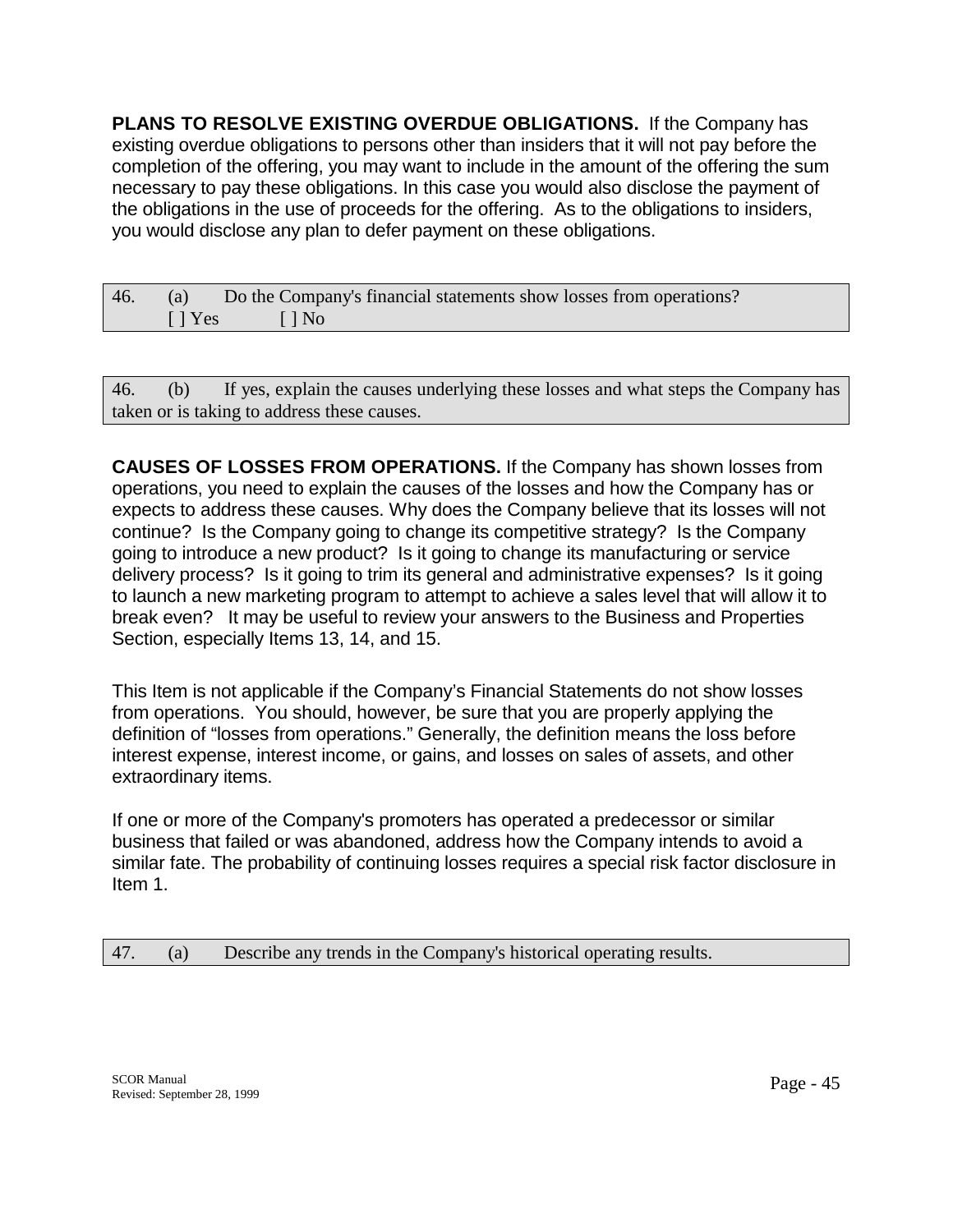**PLANS TO RESOLVE EXISTING OVERDUE OBLIGATIONS.** If the Company has existing overdue obligations to persons other than insiders that it will not pay before the completion of the offering, you may want to include in the amount of the offering the sum necessary to pay these obligations. In this case you would also disclose the payment of the obligations in the use of proceeds for the offering. As to the obligations to insiders, you would disclose any plan to defer payment on these obligations.

| 46. (a) Do the Company's financial statements show losses from operations? [ ] Yes [ ] No |
|---|

| 46. (b) If yes, explain the causes underlying these losses and what steps the Company has taken or is taking to address these causes. |
|---|

**CAUSES OF LOSSES FROM OPERATIONS.** If the Company has shown losses from operations, you need to explain the causes of the losses and how the Company has or expects to address these causes. Why does the Company believe that its losses will not continue? Is the Company going to change its competitive strategy? Is the Company going to introduce a new product? Is it going to change its manufacturing or service delivery process? Is it going to trim its general and administrative expenses? Is it going to launch a new marketing program to attempt to achieve a sales level that will allow it to break even? It may be useful to review your answers to the Business and Properties Section, especially Items 13, 14, and 15.

This Item is not applicable if the Company's Financial Statements do not show losses from operations. You should, however, be sure that you are properly applying the definition of "losses from operations." Generally, the definition means the loss before interest expense, interest income, or gains, and losses on sales of assets, and other extraordinary items.

If one or more of the Company's promoters has operated a predecessor or similar business that failed or was abandoned, address how the Company intends to avoid a similar fate. The probability of continuing losses requires a special risk factor disclosure in Item 1.

| 47. (a) Describe any trends in the Company's historical operating results. |
|---|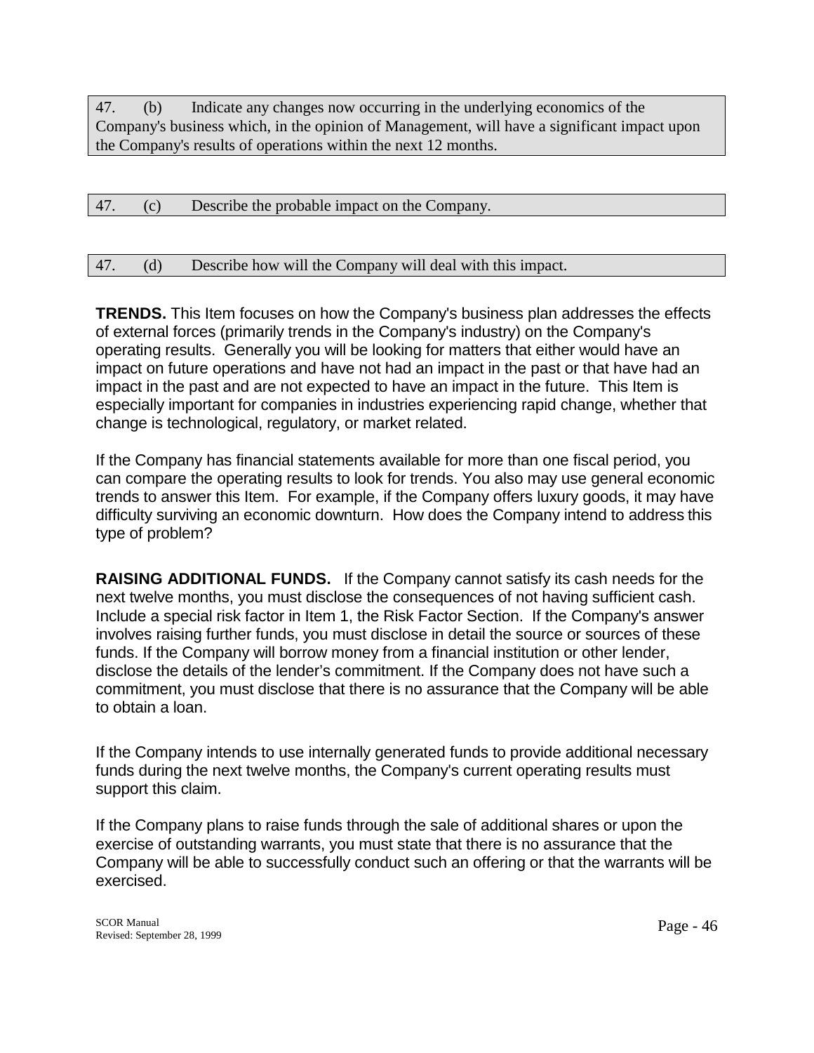47. (b) Indicate any changes now occurring in the underlying economics of the Company's business which, in the opinion of Management, will have a significant impact upon the Company's results of operations within the next 12 months.

47. (c) Describe the probable impact on the Company.

47. (d) Describe how will the Company will deal with this impact.

**TRENDS.** This Item focuses on how the Company's business plan addresses the effects of external forces (primarily trends in the Company's industry) on the Company's operating results. Generally you will be looking for matters that either would have an impact on future operations and have not had an impact in the past or that have had an impact in the past and are not expected to have an impact in the future. This Item is especially important for companies in industries experiencing rapid change, whether that change is technological, regulatory, or market related.

If the Company has financial statements available for more than one fiscal period, you can compare the operating results to look for trends. You also may use general economic trends to answer this Item. For example, if the Company offers luxury goods, it may have difficulty surviving an economic downturn. How does the Company intend to address this type of problem?

**RAISING ADDITIONAL FUNDS.** If the Company cannot satisfy its cash needs for the next twelve months, you must disclose the consequences of not having sufficient cash. Include a special risk factor in Item 1, the Risk Factor Section. If the Company's answer involves raising further funds, you must disclose in detail the source or sources of these funds. If the Company will borrow money from a financial institution or other lender, disclose the details of the lender's commitment. If the Company does not have such a commitment, you must disclose that there is no assurance that the Company will be able to obtain a loan.

If the Company intends to use internally generated funds to provide additional necessary funds during the next twelve months, the Company's current operating results must support this claim.

If the Company plans to raise funds through the sale of additional shares or upon the exercise of outstanding warrants, you must state that there is no assurance that the Company will be able to successfully conduct such an offering or that the warrants will be exercised.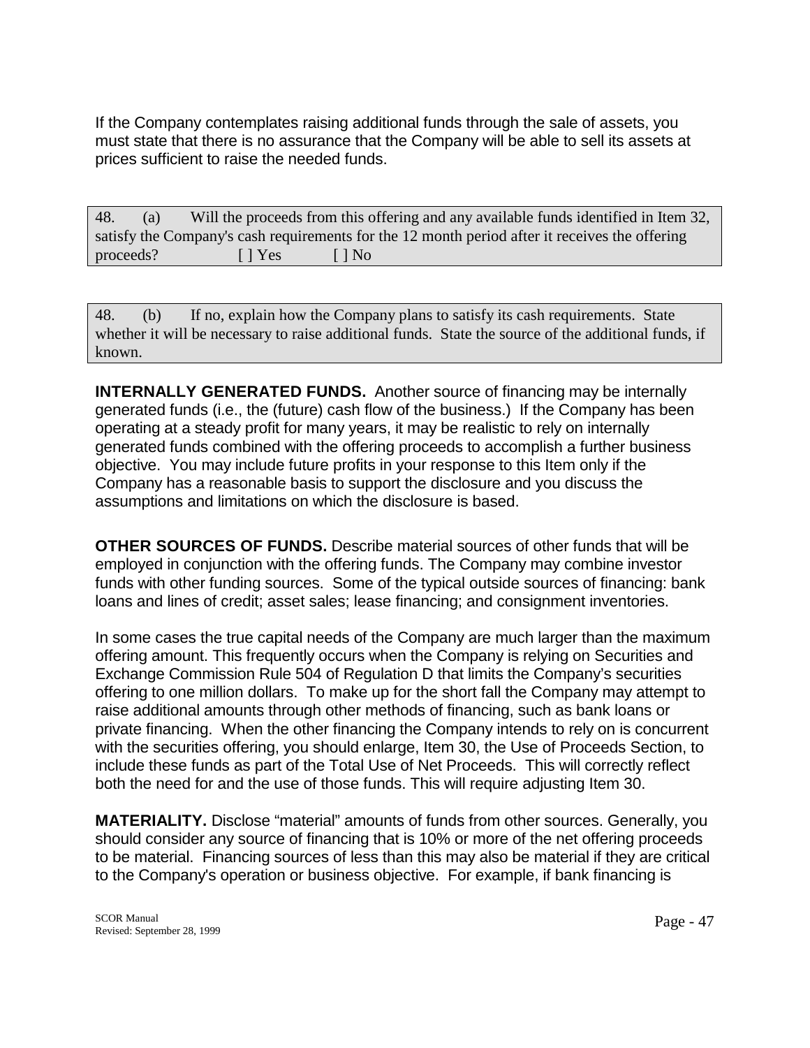If the Company contemplates raising additional funds through the sale of assets, you must state that there is no assurance that the Company will be able to sell its assets at prices sufficient to raise the needed funds.

| 48. (a) Will the proceeds from this offering and any available funds identified in Item 32, satisfy the Company's cash requirements for the 12 month period after it receives the offering proceeds? [ ] Yes [ ] No |
|---|

| 48. (b) If no, explain how the Company plans to satisfy its cash requirements. State whether it will be necessary to raise additional funds. State the source of the additional funds, if known. |
|---|

**INTERNALLY GENERATED FUNDS.** Another source of financing may be internally generated funds (i.e., the (future) cash flow of the business.) If the Company has been operating at a steady profit for many years, it may be realistic to rely on internally generated funds combined with the offering proceeds to accomplish a further business objective. You may include future profits in your response to this Item only if the Company has a reasonable basis to support the disclosure and you discuss the assumptions and limitations on which the disclosure is based.

**OTHER SOURCES OF FUNDS.** Describe material sources of other funds that will be employed in conjunction with the offering funds. The Company may combine investor funds with other funding sources. Some of the typical outside sources of financing: bank loans and lines of credit; asset sales; lease financing; and consignment inventories.

In some cases the true capital needs of the Company are much larger than the maximum offering amount. This frequently occurs when the Company is relying on Securities and Exchange Commission Rule 504 of Regulation D that limits the Company's securities offering to one million dollars. To make up for the short fall the Company may attempt to raise additional amounts through other methods of financing, such as bank loans or private financing. When the other financing the Company intends to rely on is concurrent with the securities offering, you should enlarge, Item 30, the Use of Proceeds Section, to include these funds as part of the Total Use of Net Proceeds. This will correctly reflect both the need for and the use of those funds. This will require adjusting Item 30.

**MATERIALITY.** Disclose "material" amounts of funds from other sources. Generally, you should consider any source of financing that is 10% or more of the net offering proceeds to be material. Financing sources of less than this may also be material if they are critical to the Company's operation or business objective. For example, if bank financing is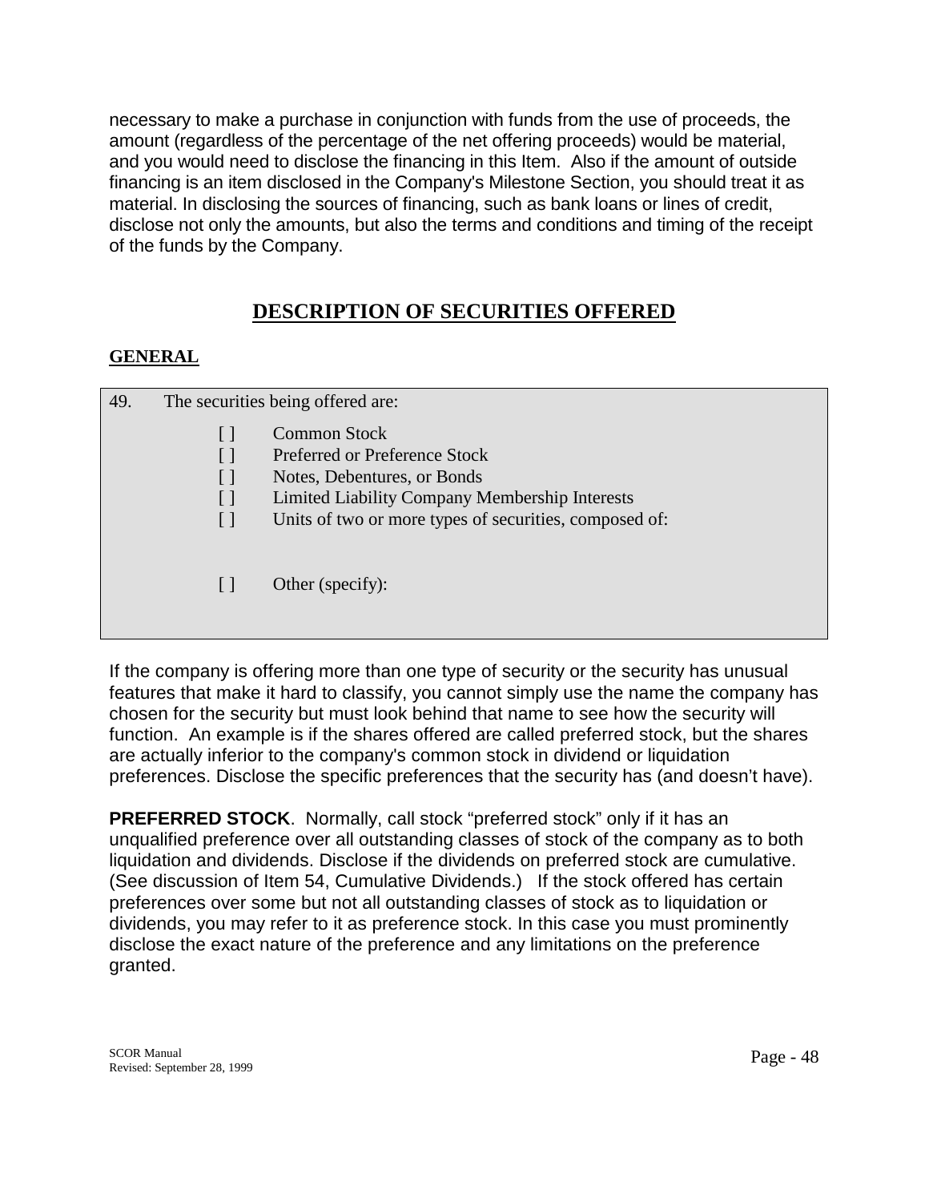necessary to make a purchase in conjunction with funds from the use of proceeds, the amount (regardless of the percentage of the net offering proceeds) would be material, and you would need to disclose the financing in this Item. Also if the amount of outside financing is an item disclosed in the Company's Milestone Section, you should treat it as material. In disclosing the sources of financing, such as bank loans or lines of credit, disclose not only the amounts, but also the terms and conditions and timing of the receipt of the funds by the Company.

# DESCRIPTION OF SECURITIES OFFERED

## GENERAL

49. The securities being offered are:

    [ ] Common Stock
    [ ] Preferred or Preference Stock
    [ ] Notes, Debentures, or Bonds
    [ ] Limited Liability Company Membership Interests
    [ ] Units of two or more types of securities, composed of:

    [ ] Other (specify):

If the company is offering more than one type of security or the security has unusual features that make it hard to classify, you cannot simply use the name the company has chosen for the security but must look behind that name to see how the security will function. An example is if the shares offered are called preferred stock, but the shares are actually inferior to the company's common stock in dividend or liquidation preferences. Disclose the specific preferences that the security has (and doesn't have).

**PREFERRED STOCK**. Normally, call stock "preferred stock" only if it has an unqualified preference over all outstanding classes of stock of the company as to both liquidation and dividends. Disclose if the dividends on preferred stock are cumulative. (See discussion of Item 54, Cumulative Dividends.) If the stock offered has certain preferences over some but not all outstanding classes of stock as to liquidation or dividends, you may refer to it as preference stock. In this case you must prominently disclose the exact nature of the preference and any limitations on the preference granted.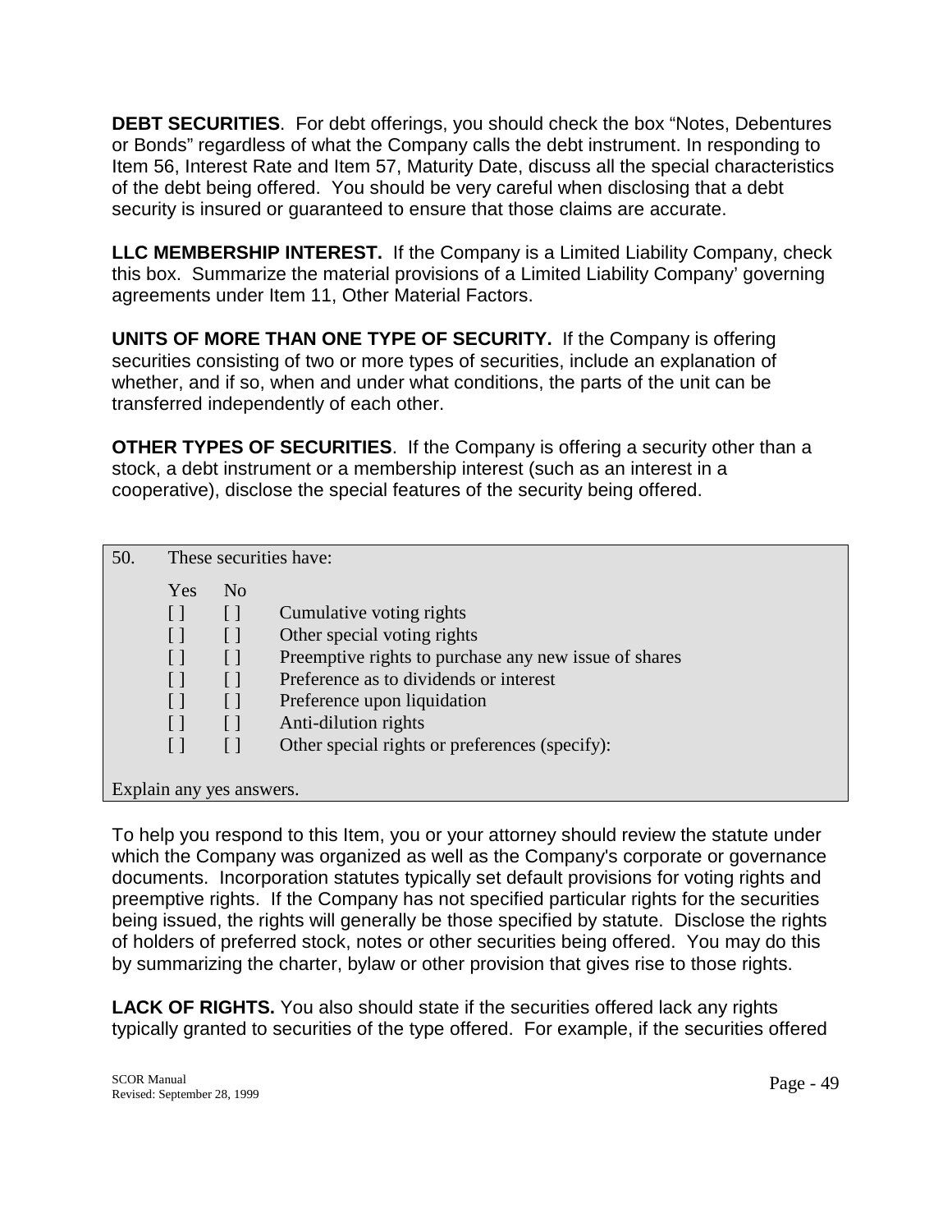**DEBT SECURITIES**. For debt offerings, you should check the box "Notes, Debentures or Bonds" regardless of what the Company calls the debt instrument. In responding to Item 56, Interest Rate and Item 57, Maturity Date, discuss all the special characteristics of the debt being offered. You should be very careful when disclosing that a debt security is insured or guaranteed to ensure that those claims are accurate.

**LLC MEMBERSHIP INTEREST.** If the Company is a Limited Liability Company, check this box. Summarize the material provisions of a Limited Liability Company' governing agreements under Item 11, Other Material Factors.

**UNITS OF MORE THAN ONE TYPE OF SECURITY.** If the Company is offering securities consisting of two or more types of securities, include an explanation of whether, and if so, when and under what conditions, the parts of the unit can be transferred independently of each other.

**OTHER TYPES OF SECURITIES**. If the Company is offering a security other than a stock, a debt instrument or a membership interest (such as an interest in a cooperative), disclose the special features of the security being offered.

50. These securities have:

| Yes | No | |
|---|---|---|
| [ ] | [ ] | Cumulative voting rights |
| [ ] | [ ] | Other special voting rights |
| [ ] | [ ] | Preemptive rights to purchase any new issue of shares |
| [ ] | [ ] | Preference as to dividends or interest |
| [ ] | [ ] | Preference upon liquidation |
| [ ] | [ ] | Anti-dilution rights |
| [ ] | [ ] | Other special rights or preferences (specify): |

Explain any yes answers.

To help you respond to this Item, you or your attorney should review the statute under which the Company was organized as well as the Company's corporate or governance documents. Incorporation statutes typically set default provisions for voting rights and preemptive rights. If the Company has not specified particular rights for the securities being issued, the rights will generally be those specified by statute. Disclose the rights of holders of preferred stock, notes or other securities being offered. You may do this by summarizing the charter, bylaw or other provision that gives rise to those rights.

**LACK OF RIGHTS.** You also should state if the securities offered lack any rights typically granted to securities of the type offered. For example, if the securities offered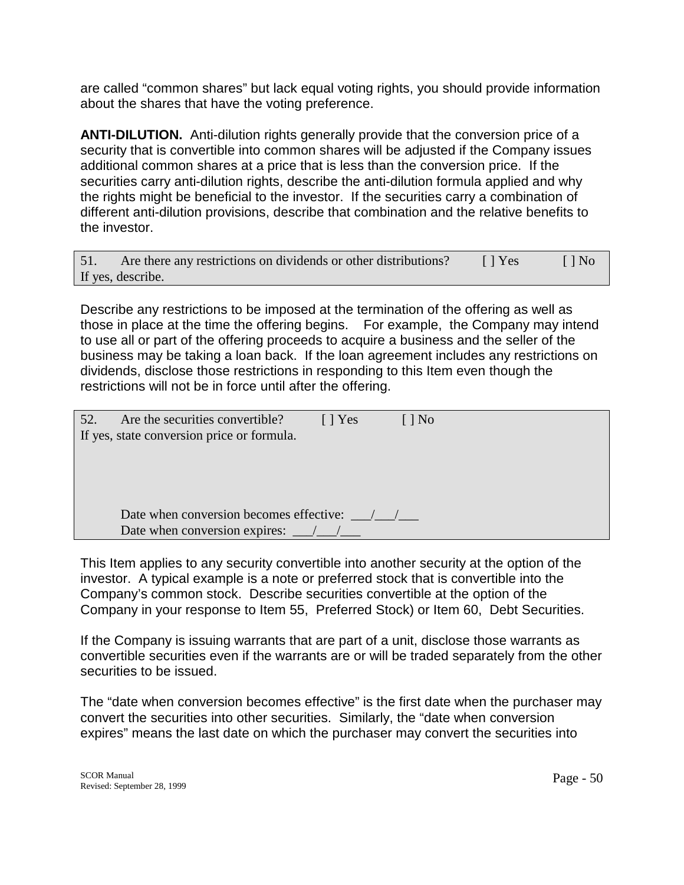are called “common shares” but lack equal voting rights, you should provide information about the shares that have the voting preference.

**ANTI-DILUTION.** Anti-dilution rights generally provide that the conversion price of a security that is convertible into common shares will be adjusted if the Company issues additional common shares at a price that is less than the conversion price. If the securities carry anti-dilution rights, describe the anti-dilution formula applied and why the rights might be beneficial to the investor. If the securities carry a combination of different anti-dilution provisions, describe that combination and the relative benefits to the investor.

| 51. Are there any restrictions on dividends or other distributions? [ ] Yes [ ] No<br>If yes, describe. |
|---|

Describe any restrictions to be imposed at the termination of the offering as well as those in place at the time the offering begins. For example, the Company may intend to use all or part of the offering proceeds to acquire a business and the seller of the business may be taking a loan back. If the loan agreement includes any restrictions on dividends, disclose those restrictions in responding to this Item even though the restrictions will not be in force until after the offering.

| 52. Are the securities convertible? [ ] Yes [ ] No<br>If yes, state conversion price or formula.<br><br><br><br>Date when conversion becomes effective: \_\_\_/\_\_\_/\_\_\_<br>Date when conversion expires: \_\_\_/\_\_\_/\_\_\_ |
|---|

This Item applies to any security convertible into another security at the option of the investor. A typical example is a note or preferred stock that is convertible into the Company’s common stock. Describe securities convertible at the option of the Company in your response to Item 55, Preferred Stock) or Item 60, Debt Securities.

If the Company is issuing warrants that are part of a unit, disclose those warrants as convertible securities even if the warrants are or will be traded separately from the other securities to be issued.

The “date when conversion becomes effective” is the first date when the purchaser may convert the securities into other securities. Similarly, the “date when conversion expires” means the last date on which the purchaser may convert the securities into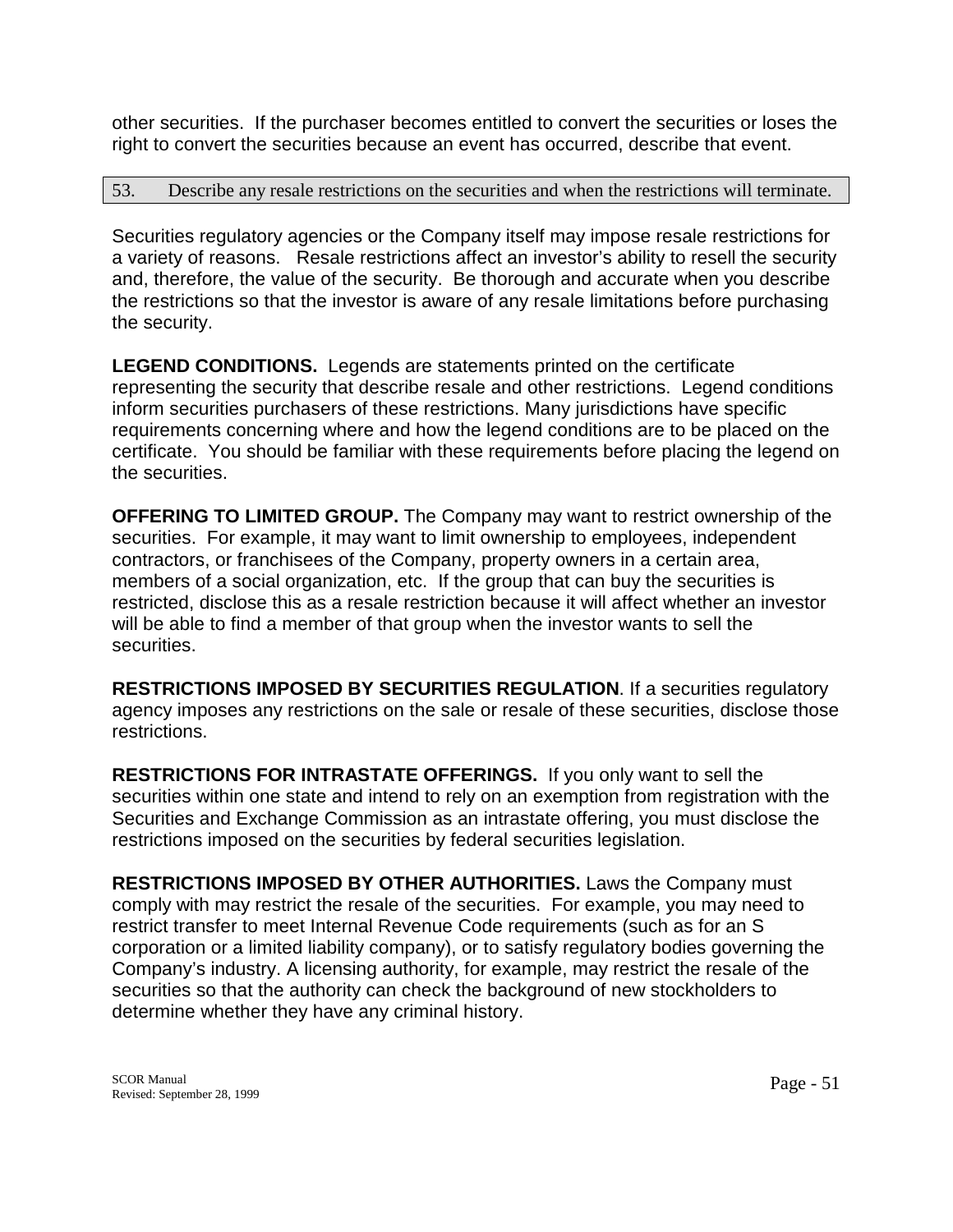other securities. If the purchaser becomes entitled to convert the securities or loses the right to convert the securities because an event has occurred, describe that event.

53. Describe any resale restrictions on the securities and when the restrictions will terminate.

Securities regulatory agencies or the Company itself may impose resale restrictions for a variety of reasons. Resale restrictions affect an investor's ability to resell the security and, therefore, the value of the security. Be thorough and accurate when you describe the restrictions so that the investor is aware of any resale limitations before purchasing the security.

**LEGEND CONDITIONS.** Legends are statements printed on the certificate representing the security that describe resale and other restrictions. Legend conditions inform securities purchasers of these restrictions. Many jurisdictions have specific requirements concerning where and how the legend conditions are to be placed on the certificate. You should be familiar with these requirements before placing the legend on the securities.

**OFFERING TO LIMITED GROUP.** The Company may want to restrict ownership of the securities. For example, it may want to limit ownership to employees, independent contractors, or franchisees of the Company, property owners in a certain area, members of a social organization, etc. If the group that can buy the securities is restricted, disclose this as a resale restriction because it will affect whether an investor will be able to find a member of that group when the investor wants to sell the securities.

**RESTRICTIONS IMPOSED BY SECURITIES REGULATION**. If a securities regulatory agency imposes any restrictions on the sale or resale of these securities, disclose those restrictions.

**RESTRICTIONS FOR INTRASTATE OFFERINGS.** If you only want to sell the securities within one state and intend to rely on an exemption from registration with the Securities and Exchange Commission as an intrastate offering, you must disclose the restrictions imposed on the securities by federal securities legislation.

**RESTRICTIONS IMPOSED BY OTHER AUTHORITIES.** Laws the Company must comply with may restrict the resale of the securities. For example, you may need to restrict transfer to meet Internal Revenue Code requirements (such as for an S corporation or a limited liability company), or to satisfy regulatory bodies governing the Company's industry. A licensing authority, for example, may restrict the resale of the securities so that the authority can check the background of new stockholders to determine whether they have any criminal history.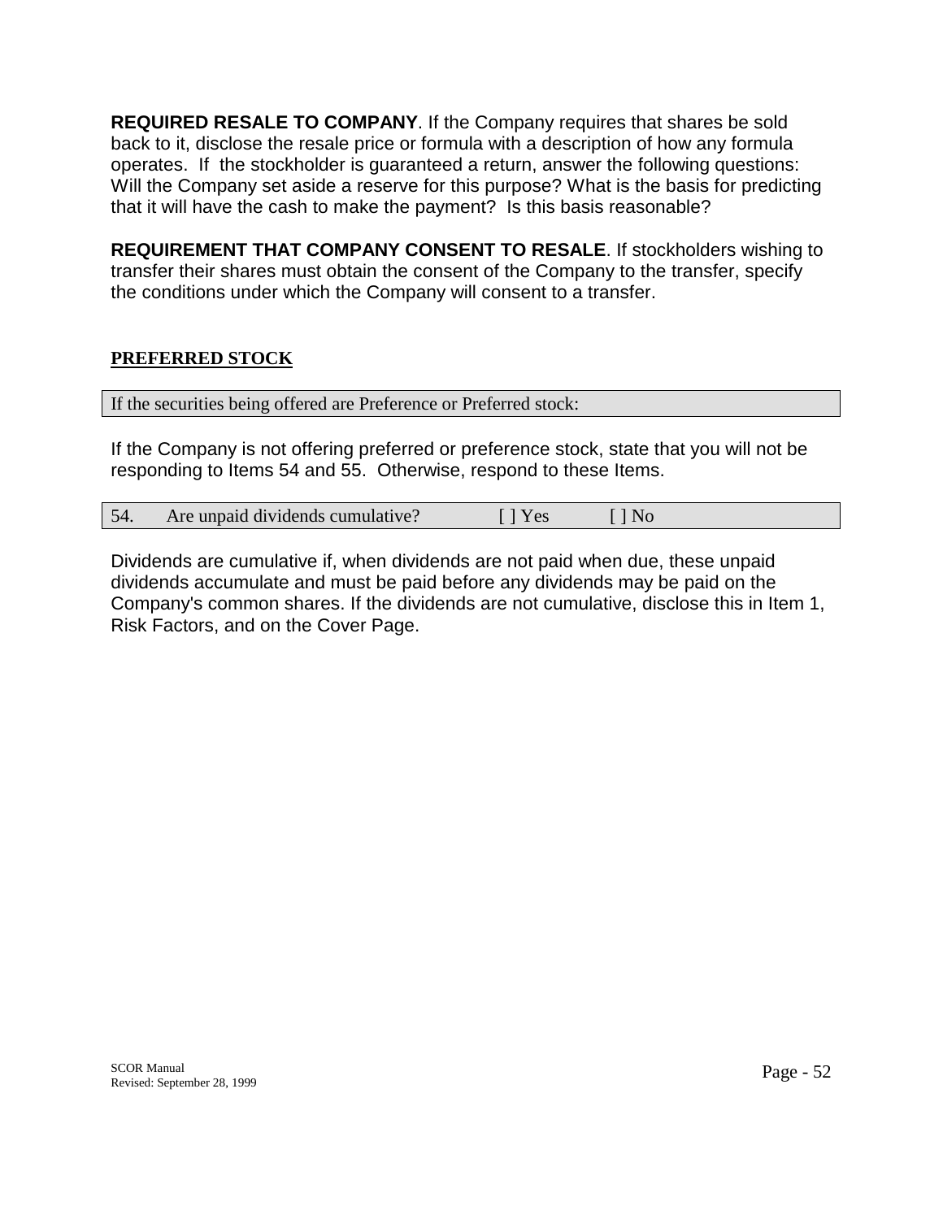**REQUIRED RESALE TO COMPANY**. If the Company requires that shares be sold back to it, disclose the resale price or formula with a description of how any formula operates. If the stockholder is guaranteed a return, answer the following questions: Will the Company set aside a reserve for this purpose? What is the basis for predicting that it will have the cash to make the payment? Is this basis reasonable?

**REQUIREMENT THAT COMPANY CONSENT TO RESALE**. If stockholders wishing to transfer their shares must obtain the consent of the Company to the transfer, specify the conditions under which the Company will consent to a transfer.

## PREFERRED STOCK

| If the securities being offered are Preference or Preferred stock: |
|---|

If the Company is not offering preferred or preference stock, state that you will not be responding to Items 54 and 55. Otherwise, respond to these Items.

| 54. | Are unpaid dividends cumulative? | [ ] Yes | [ ] No |
|---|---|---|---|

Dividends are cumulative if, when dividends are not paid when due, these unpaid dividends accumulate and must be paid before any dividends may be paid on the Company's common shares. If the dividends are not cumulative, disclose this in Item 1, Risk Factors, and on the Cover Page.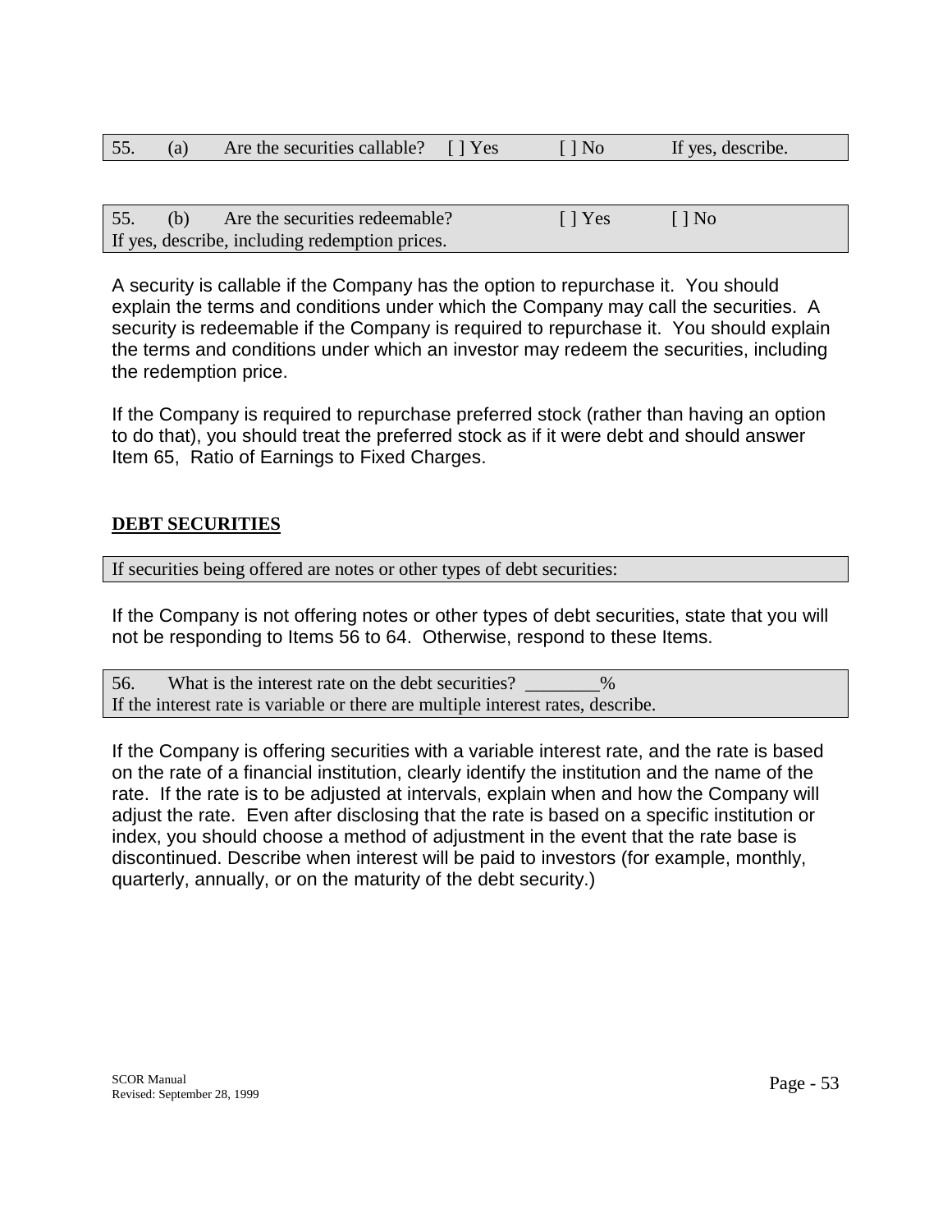55. (a) Are the securities callable? [ ] Yes [ ] No If yes, describe.

55. (b) Are the securities redeemable? [ ] Yes [ ] No
If yes, describe, including redemption prices.

A security is callable if the Company has the option to repurchase it. You should explain the terms and conditions under which the Company may call the securities. A security is redeemable if the Company is required to repurchase it. You should explain the terms and conditions under which an investor may redeem the securities, including the redemption price.

If the Company is required to repurchase preferred stock (rather than having an option to do that), you should treat the preferred stock as if it were debt and should answer Item 65, Ratio of Earnings to Fixed Charges.

**DEBT SECURITIES**

If securities being offered are notes or other types of debt securities:

If the Company is not offering notes or other types of debt securities, state that you will not be responding to Items 56 to 64. Otherwise, respond to these Items.

56. What is the interest rate on the debt securities? ________%
If the interest rate is variable or there are multiple interest rates, describe.

If the Company is offering securities with a variable interest rate, and the rate is based on the rate of a financial institution, clearly identify the institution and the name of the rate. If the rate is to be adjusted at intervals, explain when and how the Company will adjust the rate. Even after disclosing that the rate is based on a specific institution or index, you should choose a method of adjustment in the event that the rate base is discontinued. Describe when interest will be paid to investors (for example, monthly, quarterly, annually, or on the maturity of the debt security.)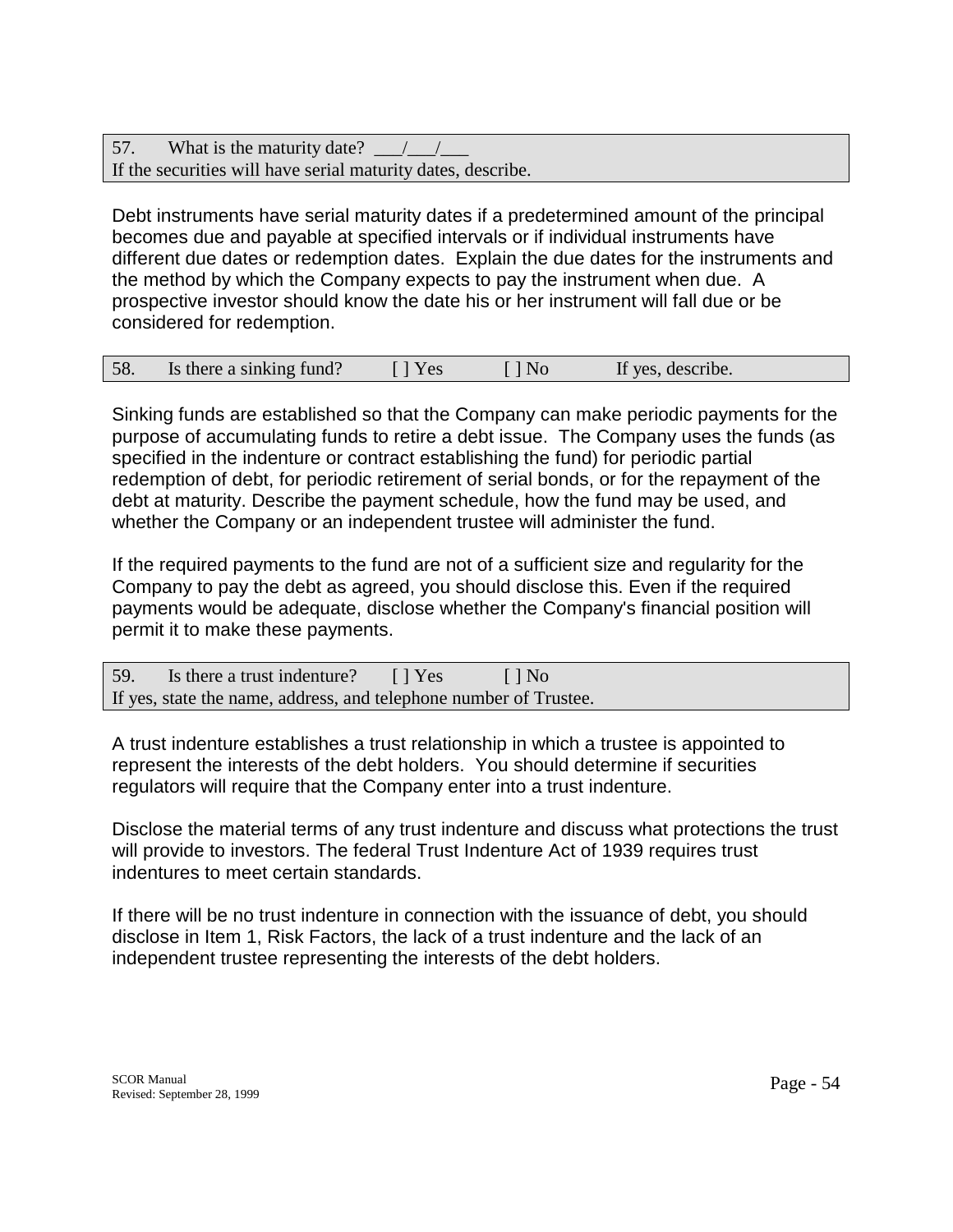57. What is the maturity date? ___/___/___
If the securities will have serial maturity dates, describe.

Debt instruments have serial maturity dates if a predetermined amount of the principal becomes due and payable at specified intervals or if individual instruments have different due dates or redemption dates. Explain the due dates for the instruments and the method by which the Company expects to pay the instrument when due. A prospective investor should know the date his or her instrument will fall due or be considered for redemption.

58. Is there a sinking fund? [ ] Yes [ ] No If yes, describe.

Sinking funds are established so that the Company can make periodic payments for the purpose of accumulating funds to retire a debt issue. The Company uses the funds (as specified in the indenture or contract establishing the fund) for periodic partial redemption of debt, for periodic retirement of serial bonds, or for the repayment of the debt at maturity. Describe the payment schedule, how the fund may be used, and whether the Company or an independent trustee will administer the fund.

If the required payments to the fund are not of a sufficient size and regularity for the Company to pay the debt as agreed, you should disclose this. Even if the required payments would be adequate, disclose whether the Company's financial position will permit it to make these payments.

59. Is there a trust indenture? [ ] Yes [ ] No
If yes, state the name, address, and telephone number of Trustee.

A trust indenture establishes a trust relationship in which a trustee is appointed to represent the interests of the debt holders. You should determine if securities regulators will require that the Company enter into a trust indenture.

Disclose the material terms of any trust indenture and discuss what protections the trust will provide to investors. The federal Trust Indenture Act of 1939 requires trust indentures to meet certain standards.

If there will be no trust indenture in connection with the issuance of debt, you should disclose in Item 1, Risk Factors, the lack of a trust indenture and the lack of an independent trustee representing the interests of the debt holders.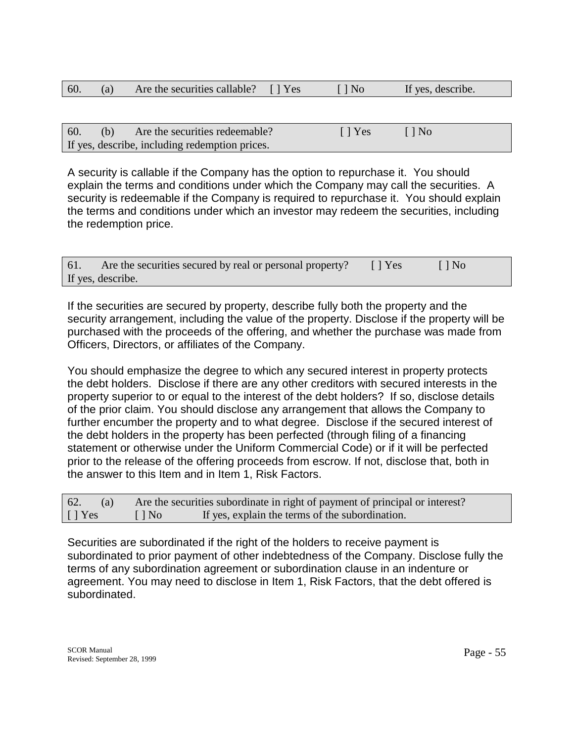60. (a) Are the securities callable? [ ] Yes [ ] No If yes, describe.

60. (b) Are the securities redeemable? [ ] Yes [ ] No
If yes, describe, including redemption prices.

A security is callable if the Company has the option to repurchase it. You should explain the terms and conditions under which the Company may call the securities. A security is redeemable if the Company is required to repurchase it. You should explain the terms and conditions under which an investor may redeem the securities, including the redemption price.

61. Are the securities secured by real or personal property? [ ] Yes [ ] No
If yes, describe.

If the securities are secured by property, describe fully both the property and the security arrangement, including the value of the property. Disclose if the property will be purchased with the proceeds of the offering, and whether the purchase was made from Officers, Directors, or affiliates of the Company.

You should emphasize the degree to which any secured interest in property protects the debt holders. Disclose if there are any other creditors with secured interests in the property superior to or equal to the interest of the debt holders? If so, disclose details of the prior claim. You should disclose any arrangement that allows the Company to further encumber the property and to what degree. Disclose if the secured interest of the debt holders in the property has been perfected (through filing of a financing statement or otherwise under the Uniform Commercial Code) or if it will be perfected prior to the release of the offering proceeds from escrow. If not, disclose that, both in the answer to this Item and in Item 1, Risk Factors.

62. (a) Are the securities subordinate in right of payment of principal or interest?
[ ] Yes [ ] No If yes, explain the terms of the subordination.

Securities are subordinated if the right of the holders to receive payment is subordinated to prior payment of other indebtedness of the Company. Disclose fully the terms of any subordination agreement or subordination clause in an indenture or agreement. You may need to disclose in Item 1, Risk Factors, that the debt offered is subordinated.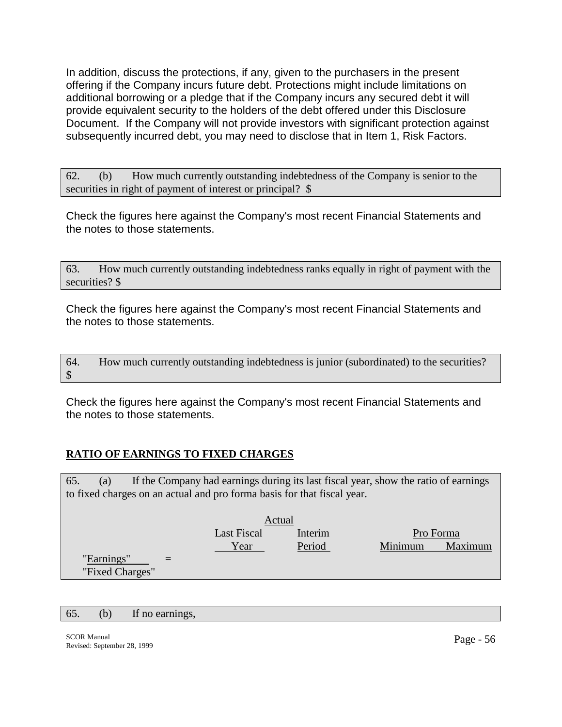In addition, discuss the protections, if any, given to the purchasers in the present offering if the Company incurs future debt. Protections might include limitations on additional borrowing or a pledge that if the Company incurs any secured debt it will provide equivalent security to the holders of the debt offered under this Disclosure Document. If the Company will not provide investors with significant protection against subsequently incurred debt, you may need to disclose that in Item 1, Risk Factors.

62. (b) How much currently outstanding indebtedness of the Company is senior to the securities in right of payment of interest or principal? $

Check the figures here against the Company's most recent Financial Statements and the notes to those statements.

63. How much currently outstanding indebtedness ranks equally in right of payment with the securities? $

Check the figures here against the Company's most recent Financial Statements and the notes to those statements.

64. How much currently outstanding indebtedness is junior (subordinated) to the securities? $

Check the figures here against the Company's most recent Financial Statements and the notes to those statements.

## RATIO OF EARNINGS TO FIXED CHARGES

65. (a) If the Company had earnings during its last fiscal year, show the ratio of earnings to fixed charges on an actual and pro forma basis for that fiscal year.

| | | Actual | | Pro Forma | |
|---|---|---|---|---|---|
| | | Last Fiscal Year | Interim Period | Minimum | Maximum |
| "Earnings" / "Fixed Charges" | = | | | | |

65. (b) If no earnings,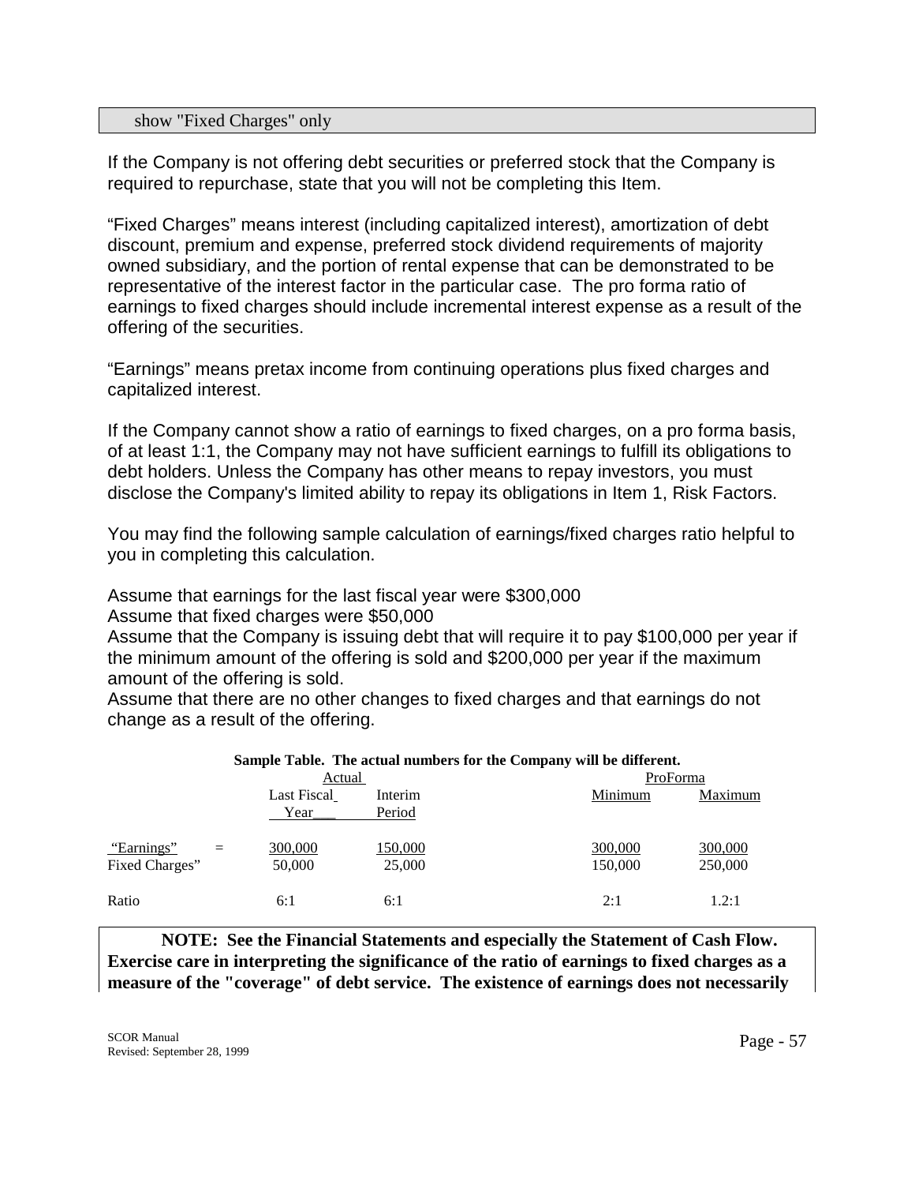show "Fixed Charges" only

If the Company is not offering debt securities or preferred stock that the Company is required to repurchase, state that you will not be completing this Item.

“Fixed Charges” means interest (including capitalized interest), amortization of debt discount, premium and expense, preferred stock dividend requirements of majority owned subsidiary, and the portion of rental expense that can be demonstrated to be representative of the interest factor in the particular case. The pro forma ratio of earnings to fixed charges should include incremental interest expense as a result of the offering of the securities.

“Earnings” means pretax income from continuing operations plus fixed charges and capitalized interest.

If the Company cannot show a ratio of earnings to fixed charges, on a pro forma basis, of at least 1:1, the Company may not have sufficient earnings to fulfill its obligations to debt holders. Unless the Company has other means to repay investors, you must disclose the Company's limited ability to repay its obligations in Item 1, Risk Factors.

You may find the following sample calculation of earnings/fixed charges ratio helpful to you in completing this calculation.

Assume that earnings for the last fiscal year were $300,000
Assume that fixed charges were $50,000
Assume that the Company is issuing debt that will require it to pay $100,000 per year if the minimum amount of the offering is sold and $200,000 per year if the maximum amount of the offering is sold.
Assume that there are no other changes to fixed charges and that earnings do not change as a result of the offering.

**Sample Table. The actual numbers for the Company will be different.**

| | | Actual | | ProForma | |
|---|---|---|---|---|---|
| | | Last Fiscal Year | Interim Period | Minimum | Maximum |
| “Earnings” | = | 300,000 | 150,000 | 300,000 | 300,000 |
| Fixed Charges” | | 50,000 | 25,000 | 150,000 | 250,000 |
| Ratio | | 6:1 | 6:1 | 2:1 | 1.2:1 |

**NOTE: See the Financial Statements and especially the Statement of Cash Flow. Exercise care in interpreting the significance of the ratio of earnings to fixed charges as a measure of the "coverage" of debt service. The existence of earnings does not necessarily**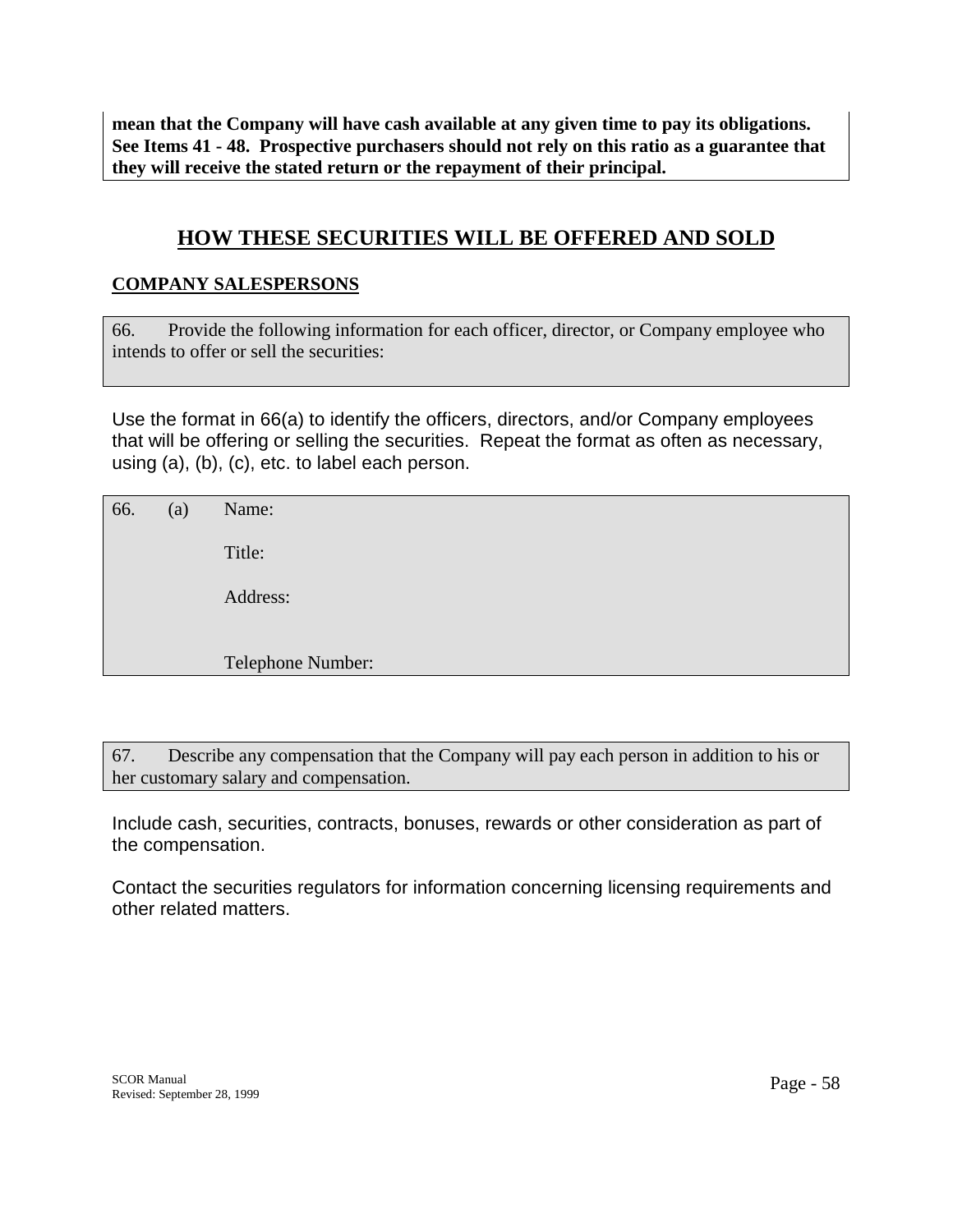**mean that the Company will have cash available at any given time to pay its obligations. See Items 41 - 48. Prospective purchasers should not rely on this ratio as a guarantee that they will receive the stated return or the repayment of their principal.**

## HOW THESE SECURITIES WILL BE OFFERED AND SOLD

### COMPANY SALESPERSONS

66. Provide the following information for each officer, director, or Company employee who intends to offer or sell the securities:

Use the format in 66(a) to identify the officers, directors, and/or Company employees that will be offering or selling the securities. Repeat the format as often as necessary, using (a), (b), (c), etc. to label each person.

66. (a) Name:

Title:

Address:

Telephone Number:

67. Describe any compensation that the Company will pay each person in addition to his or her customary salary and compensation.

Include cash, securities, contracts, bonuses, rewards or other consideration as part of the compensation.

Contact the securities regulators for information concerning licensing requirements and other related matters.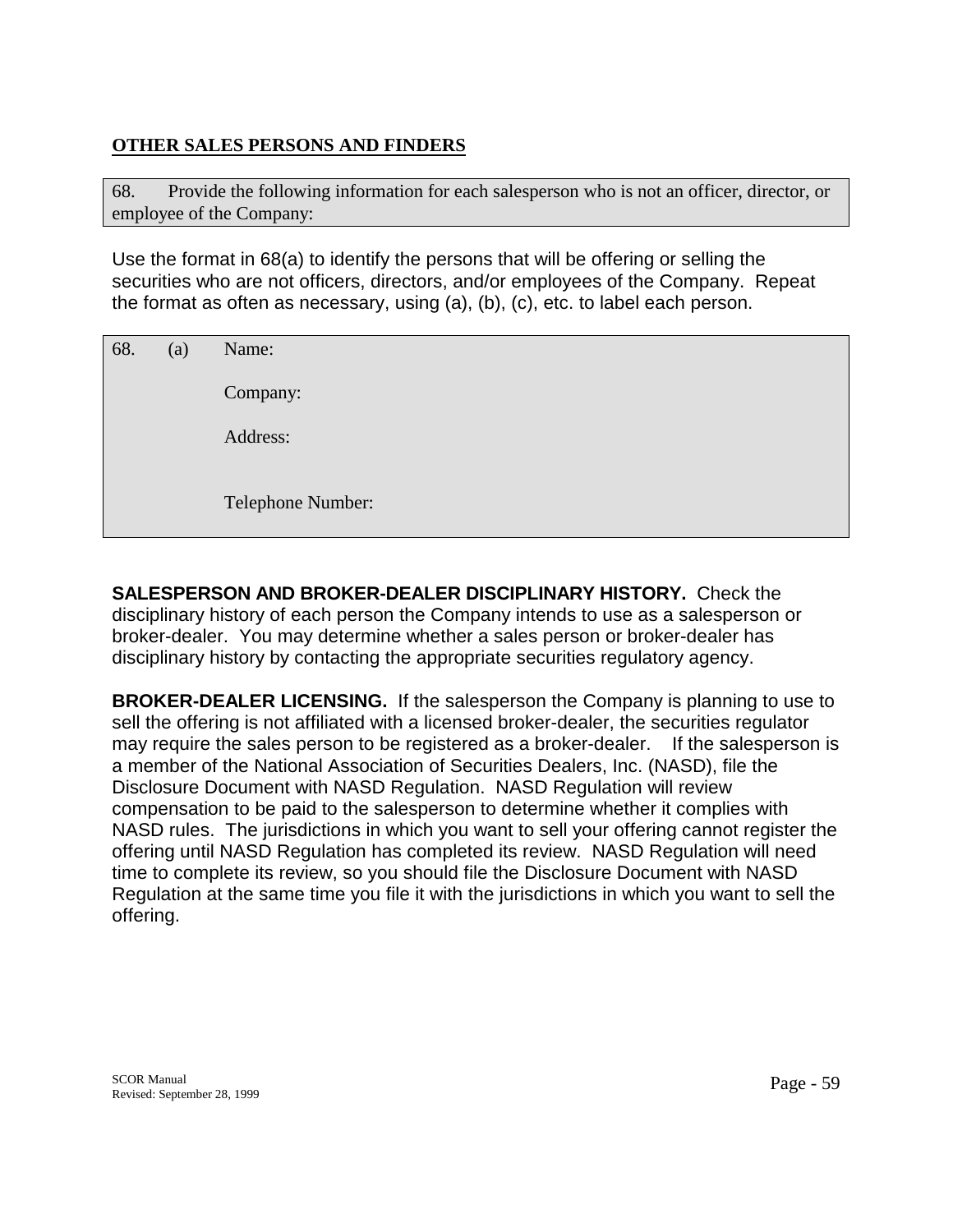**OTHER SALES PERSONS AND FINDERS**

68. Provide the following information for each salesperson who is not an officer, director, or employee of the Company:

Use the format in 68(a) to identify the persons that will be offering or selling the securities who are not officers, directors, and/or employees of the Company. Repeat the format as often as necessary, using (a), (b), (c), etc. to label each person.

68. (a) Name:

Company:

Address:

Telephone Number:

**SALESPERSON AND BROKER-DEALER DISCIPLINARY HISTORY.** Check the disciplinary history of each person the Company intends to use as a salesperson or broker-dealer. You may determine whether a sales person or broker-dealer has disciplinary history by contacting the appropriate securities regulatory agency.

**BROKER-DEALER LICENSING.** If the salesperson the Company is planning to use to sell the offering is not affiliated with a licensed broker-dealer, the securities regulator may require the sales person to be registered as a broker-dealer. If the salesperson is a member of the National Association of Securities Dealers, Inc. (NASD), file the Disclosure Document with NASD Regulation. NASD Regulation will review compensation to be paid to the salesperson to determine whether it complies with NASD rules. The jurisdictions in which you want to sell your offering cannot register the offering until NASD Regulation has completed its review. NASD Regulation will need time to complete its review, so you should file the Disclosure Document with NASD Regulation at the same time you file it with the jurisdictions in which you want to sell the offering.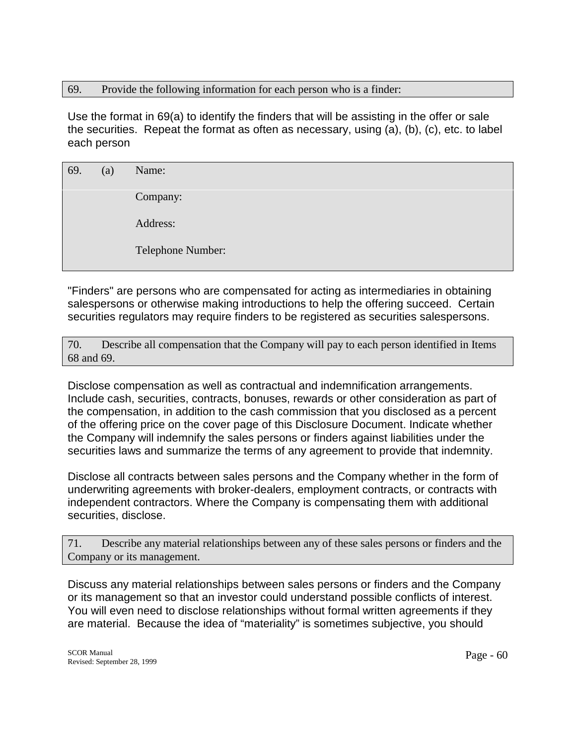69. Provide the following information for each person who is a finder:

Use the format in 69(a) to identify the finders that will be assisting in the offer or sale the securities. Repeat the format as often as necessary, using (a), (b), (c), etc. to label each person

69. (a) Name:

Company:

Address:

Telephone Number:

"Finders" are persons who are compensated for acting as intermediaries in obtaining salespersons or otherwise making introductions to help the offering succeed. Certain securities regulators may require finders to be registered as securities salespersons.

70. Describe all compensation that the Company will pay to each person identified in Items 68 and 69.

Disclose compensation as well as contractual and indemnification arrangements. Include cash, securities, contracts, bonuses, rewards or other consideration as part of the compensation, in addition to the cash commission that you disclosed as a percent of the offering price on the cover page of this Disclosure Document. Indicate whether the Company will indemnify the sales persons or finders against liabilities under the securities laws and summarize the terms of any agreement to provide that indemnity.

Disclose all contracts between sales persons and the Company whether in the form of underwriting agreements with broker-dealers, employment contracts, or contracts with independent contractors. Where the Company is compensating them with additional securities, disclose.

71. Describe any material relationships between any of these sales persons or finders and the Company or its management.

Discuss any material relationships between sales persons or finders and the Company or its management so that an investor could understand possible conflicts of interest. You will even need to disclose relationships without formal written agreements if they are material. Because the idea of "materiality" is sometimes subjective, you should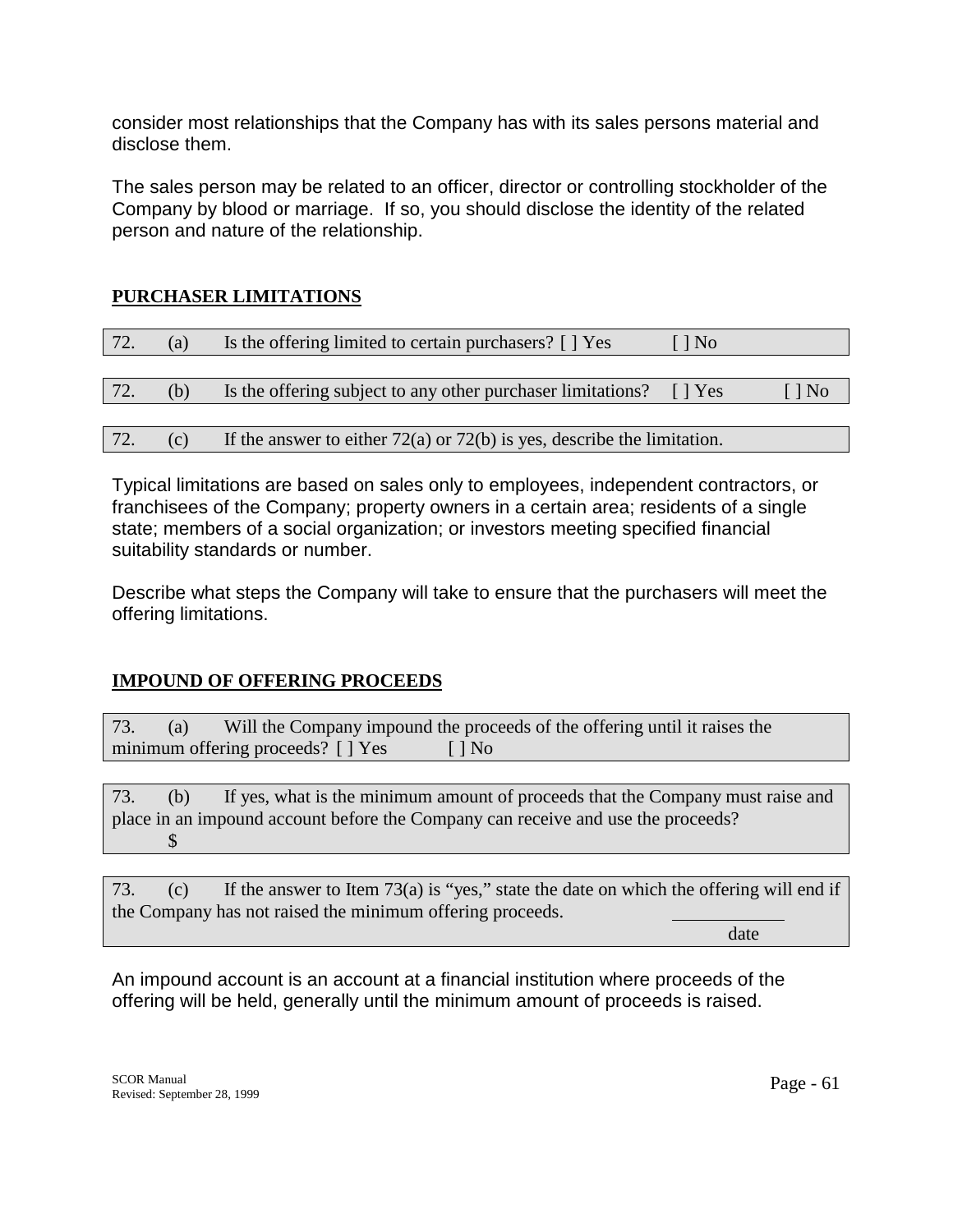consider most relationships that the Company has with its sales persons material and disclose them.

The sales person may be related to an officer, director or controlling stockholder of the Company by blood or marriage. If so, you should disclose the identity of the related person and nature of the relationship.

## PURCHASER LIMITATIONS

72. (a) Is the offering limited to certain purchasers? [ ] Yes [ ] No

72. (b) Is the offering subject to any other purchaser limitations? [ ] Yes [ ] No

72. (c) If the answer to either 72(a) or 72(b) is yes, describe the limitation.

Typical limitations are based on sales only to employees, independent contractors, or franchisees of the Company; property owners in a certain area; residents of a single state; members of a social organization; or investors meeting specified financial suitability standards or number.

Describe what steps the Company will take to ensure that the purchasers will meet the offering limitations.

## IMPOUND OF OFFERING PROCEEDS

73. (a) Will the Company impound the proceeds of the offering until it raises the minimum offering proceeds? [ ] Yes [ ] No

73. (b) If yes, what is the minimum amount of proceeds that the Company must raise and place in an impound account before the Company can receive and use the proceeds?
$

73. (c) If the answer to Item 73(a) is "yes," state the date on which the offering will end if the Company has not raised the minimum offering proceeds. ____________
date

An impound account is an account at a financial institution where proceeds of the offering will be held, generally until the minimum amount of proceeds is raised.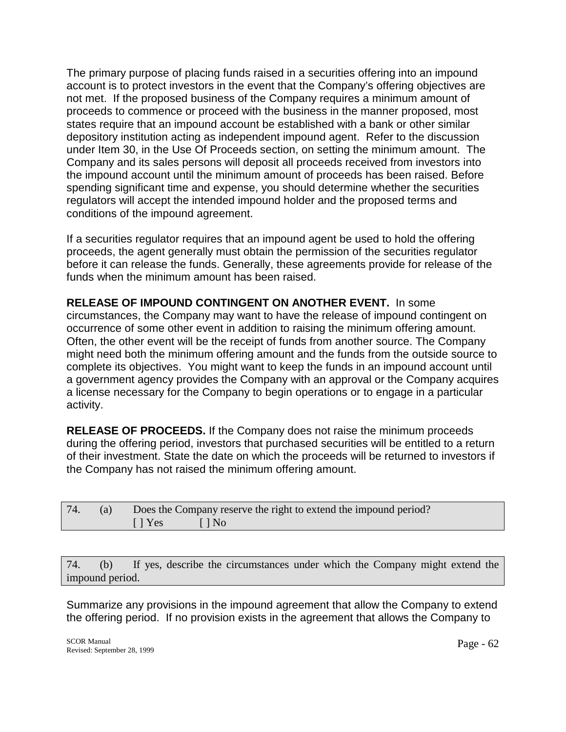The primary purpose of placing funds raised in a securities offering into an impound account is to protect investors in the event that the Company's offering objectives are not met. If the proposed business of the Company requires a minimum amount of proceeds to commence or proceed with the business in the manner proposed, most states require that an impound account be established with a bank or other similar depository institution acting as independent impound agent. Refer to the discussion under Item 30, in the Use Of Proceeds section, on setting the minimum amount. The Company and its sales persons will deposit all proceeds received from investors into the impound account until the minimum amount of proceeds has been raised. Before spending significant time and expense, you should determine whether the securities regulators will accept the intended impound holder and the proposed terms and conditions of the impound agreement.

If a securities regulator requires that an impound agent be used to hold the offering proceeds, the agent generally must obtain the permission of the securities regulator before it can release the funds. Generally, these agreements provide for release of the funds when the minimum amount has been raised.

**RELEASE OF IMPOUND CONTINGENT ON ANOTHER EVENT.** In some circumstances, the Company may want to have the release of impound contingent on occurrence of some other event in addition to raising the minimum offering amount. Often, the other event will be the receipt of funds from another source. The Company might need both the minimum offering amount and the funds from the outside source to complete its objectives. You might want to keep the funds in an impound account until a government agency provides the Company with an approval or the Company acquires a license necessary for the Company to begin operations or to engage in a particular activity.

**RELEASE OF PROCEEDS.** If the Company does not raise the minimum proceeds during the offering period, investors that purchased securities will be entitled to a return of their investment. State the date on which the proceeds will be returned to investors if the Company has not raised the minimum offering amount.

| 74. (a) Does the Company reserve the right to extend the impound period?<br>[ ] Yes [ ] No |
|---|

| 74. (b) If yes, describe the circumstances under which the Company might extend the impound period. |
|---|

Summarize any provisions in the impound agreement that allow the Company to extend the offering period. If no provision exists in the agreement that allows the Company to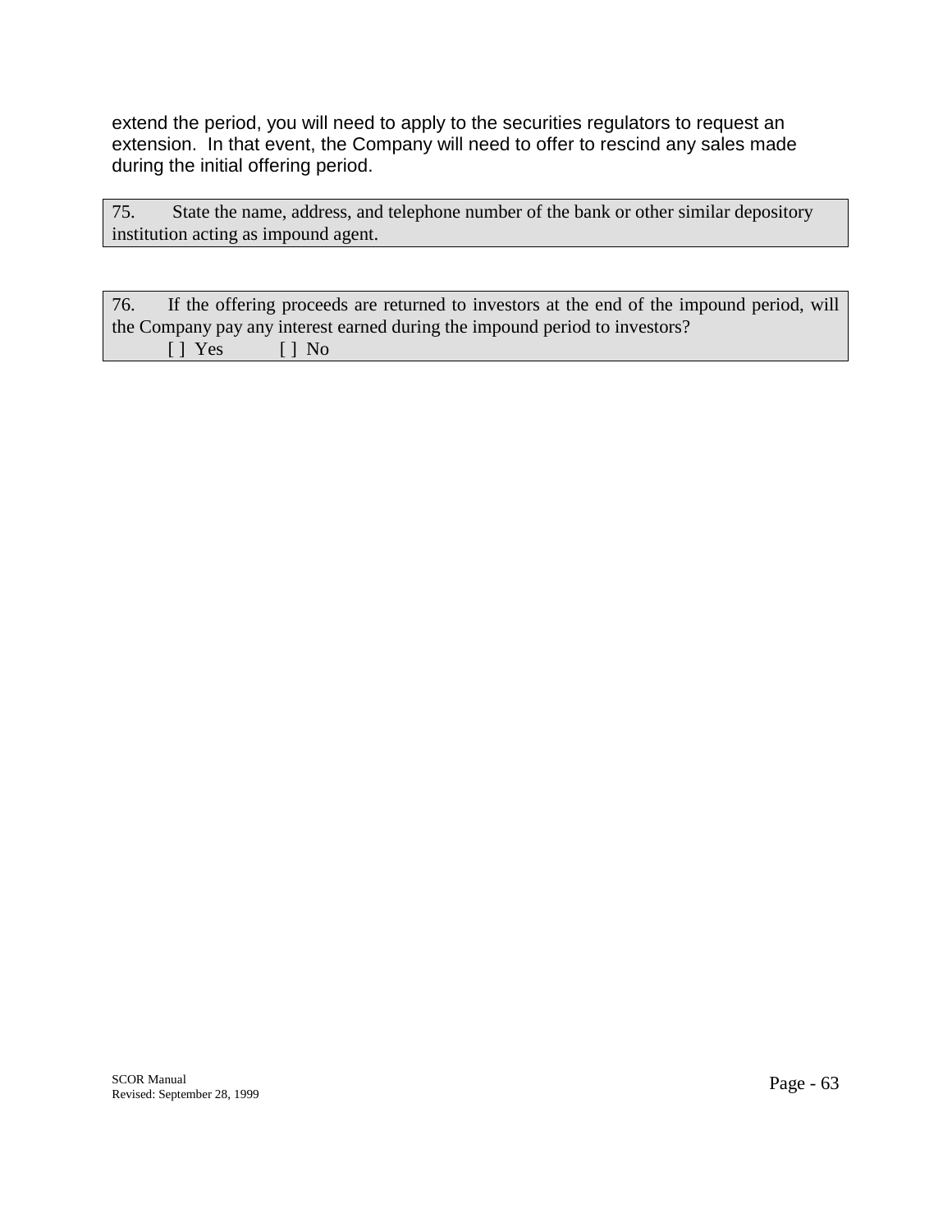extend the period, you will need to apply to the securities regulators to request an extension. In that event, the Company will need to offer to rescind any sales made during the initial offering period.

75. State the name, address, and telephone number of the bank or other similar depository institution acting as impound agent.

76. If the offering proceeds are returned to investors at the end of the impound period, will the Company pay any interest earned during the impound period to investors?

[ ] Yes [ ] No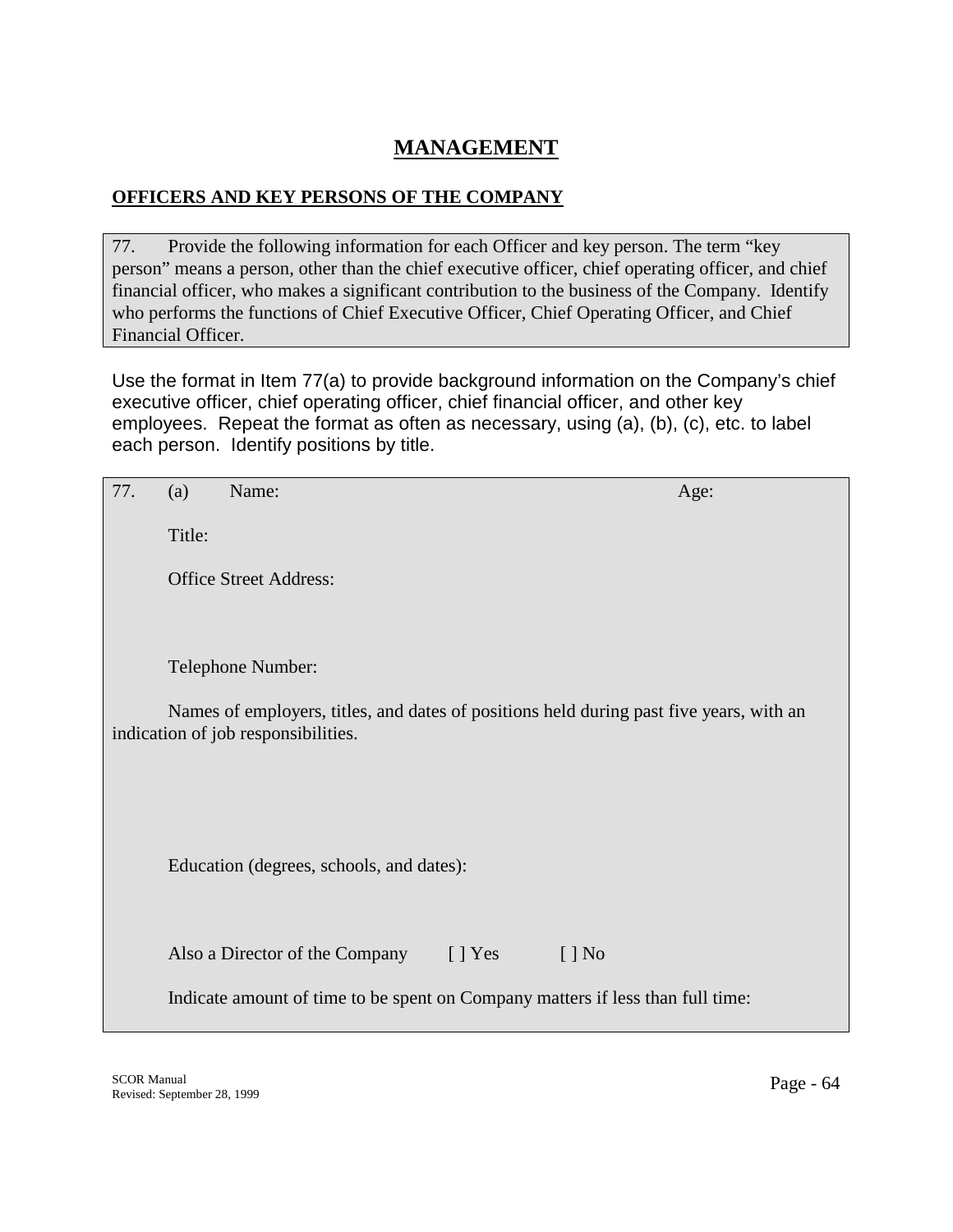# MANAGEMENT

## OFFICERS AND KEY PERSONS OF THE COMPANY

77. Provide the following information for each Officer and key person. The term "key person" means a person, other than the chief executive officer, chief operating officer, and chief financial officer, who makes a significant contribution to the business of the Company. Identify who performs the functions of Chief Executive Officer, Chief Operating Officer, and Chief Financial Officer.

Use the format in Item 77(a) to provide background information on the Company's chief executive officer, chief operating officer, chief financial officer, and other key employees. Repeat the format as often as necessary, using (a), (b), (c), etc. to label each person. Identify positions by title.

77. (a) Name: Age:

Title:

Office Street Address:

Telephone Number:

Names of employers, titles, and dates of positions held during past five years, with an indication of job responsibilities.

Education (degrees, schools, and dates):

Also a Director of the Company [ ] Yes [ ] No

Indicate amount of time to be spent on Company matters if less than full time: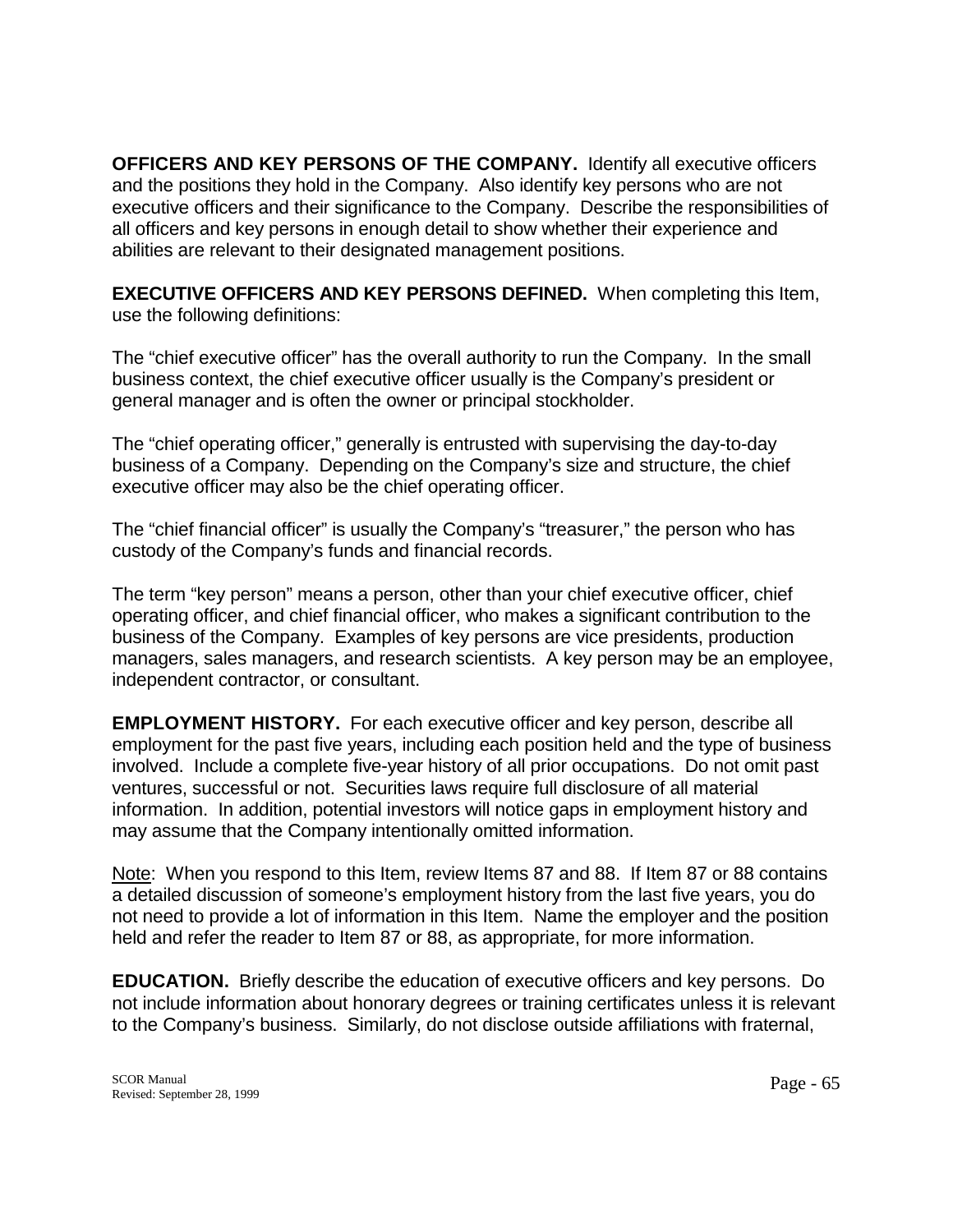**OFFICERS AND KEY PERSONS OF THE COMPANY.** Identify all executive officers and the positions they hold in the Company. Also identify key persons who are not executive officers and their significance to the Company. Describe the responsibilities of all officers and key persons in enough detail to show whether their experience and abilities are relevant to their designated management positions.

**EXECUTIVE OFFICERS AND KEY PERSONS DEFINED.** When completing this Item, use the following definitions:

The "chief executive officer" has the overall authority to run the Company. In the small business context, the chief executive officer usually is the Company's president or general manager and is often the owner or principal stockholder.

The "chief operating officer," generally is entrusted with supervising the day-to-day business of a Company. Depending on the Company's size and structure, the chief executive officer may also be the chief operating officer.

The "chief financial officer" is usually the Company's "treasurer," the person who has custody of the Company's funds and financial records.

The term "key person" means a person, other than your chief executive officer, chief operating officer, and chief financial officer, who makes a significant contribution to the business of the Company. Examples of key persons are vice presidents, production managers, sales managers, and research scientists. A key person may be an employee, independent contractor, or consultant.

**EMPLOYMENT HISTORY.** For each executive officer and key person, describe all employment for the past five years, including each position held and the type of business involved. Include a complete five-year history of all prior occupations. Do not omit past ventures, successful or not. Securities laws require full disclosure of all material information. In addition, potential investors will notice gaps in employment history and may assume that the Company intentionally omitted information.

<u>Note</u>: When you respond to this Item, review Items 87 and 88. If Item 87 or 88 contains a detailed discussion of someone's employment history from the last five years, you do not need to provide a lot of information in this Item. Name the employer and the position held and refer the reader to Item 87 or 88, as appropriate, for more information.

**EDUCATION.** Briefly describe the education of executive officers and key persons. Do not include information about honorary degrees or training certificates unless it is relevant to the Company's business. Similarly, do not disclose outside affiliations with fraternal,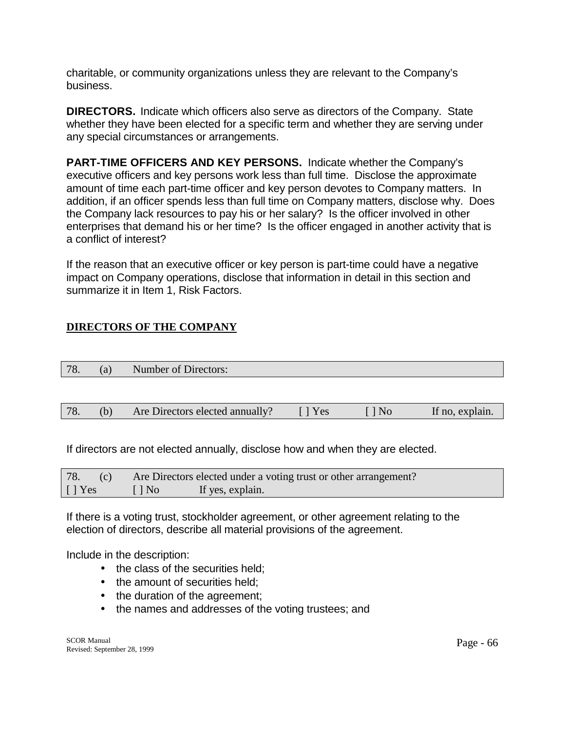charitable, or community organizations unless they are relevant to the Company's business.

**DIRECTORS.** Indicate which officers also serve as directors of the Company. State whether they have been elected for a specific term and whether they are serving under any special circumstances or arrangements.

**PART-TIME OFFICERS AND KEY PERSONS.** Indicate whether the Company's executive officers and key persons work less than full time. Disclose the approximate amount of time each part-time officer and key person devotes to Company matters. In addition, if an officer spends less than full time on Company matters, disclose why. Does the Company lack resources to pay his or her salary? Is the officer involved in other enterprises that demand his or her time? Is the officer engaged in another activity that is a conflict of interest?

If the reason that an executive officer or key person is part-time could have a negative impact on Company operations, disclose that information in detail in this section and summarize it in Item 1, Risk Factors.

## DIRECTORS OF THE COMPANY

| 78. | (a) | Number of Directors: |
|---|---|---|

| 78. | (b) | Are Directors elected annually? | [ ] Yes | [ ] No | If no, explain. |
|---|---|---|---|---|---|

If directors are not elected annually, disclose how and when they are elected.

| 78. (c) Are Directors elected under a voting trust or other arrangement? |
|---|
| [ ] Yes [ ] No If yes, explain. |

If there is a voting trust, stockholder agreement, or other agreement relating to the election of directors, describe all material provisions of the agreement.

Include in the description:

- the class of the securities held;
- the amount of securities held;
- the duration of the agreement;
- the names and addresses of the voting trustees; and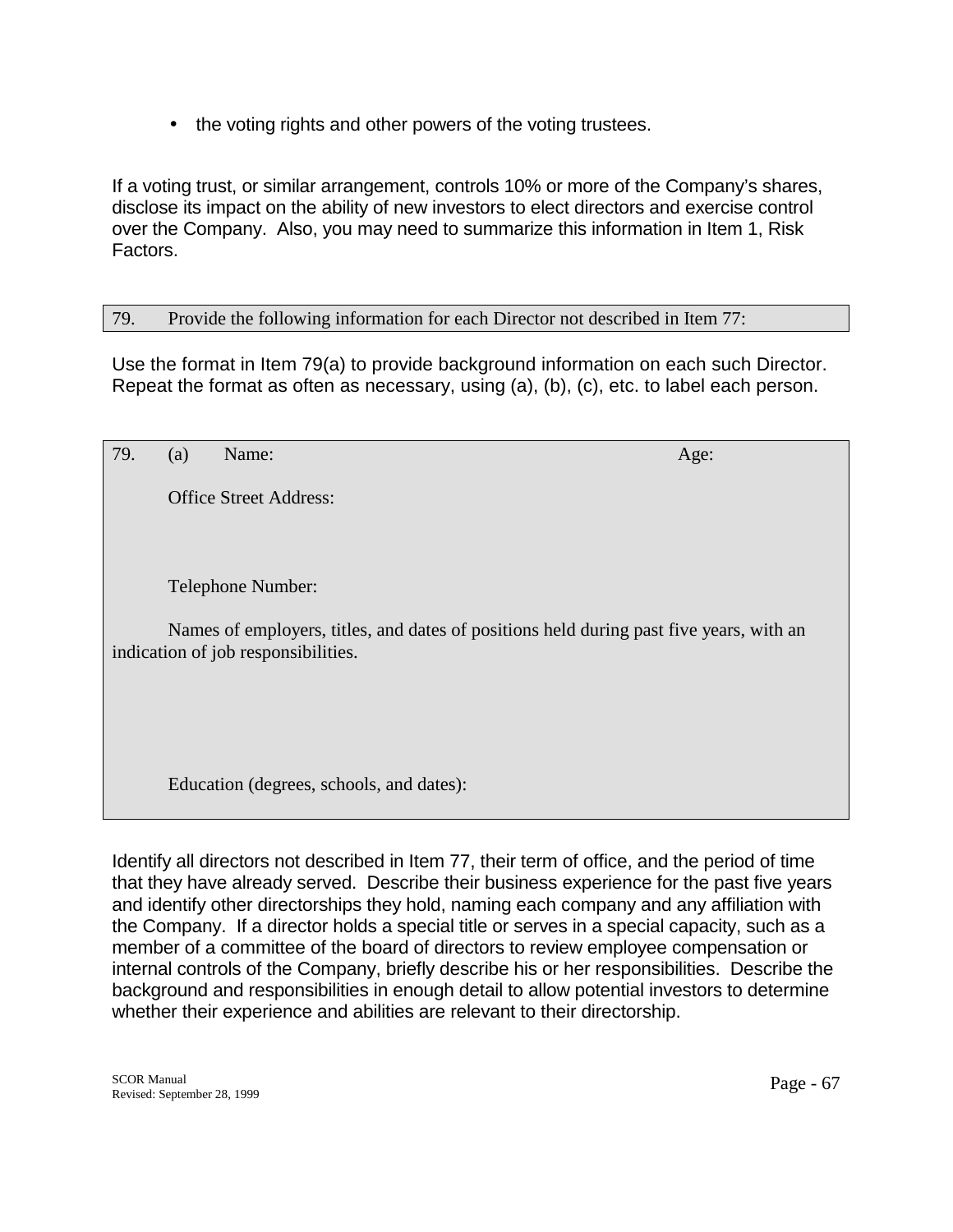- the voting rights and other powers of the voting trustees.

If a voting trust, or similar arrangement, controls 10% or more of the Company's shares, disclose its impact on the ability of new investors to elect directors and exercise control over the Company. Also, you may need to summarize this information in Item 1, Risk Factors.

79. Provide the following information for each Director not described in Item 77:

Use the format in Item 79(a) to provide background information on each such Director. Repeat the format as often as necessary, using (a), (b), (c), etc. to label each person.

79. (a) Name: Age:

Office Street Address:

Telephone Number:

Names of employers, titles, and dates of positions held during past five years, with an indication of job responsibilities.

Education (degrees, schools, and dates):

Identify all directors not described in Item 77, their term of office, and the period of time that they have already served. Describe their business experience for the past five years and identify other directorships they hold, naming each company and any affiliation with the Company. If a director holds a special title or serves in a special capacity, such as a member of a committee of the board of directors to review employee compensation or internal controls of the Company, briefly describe his or her responsibilities. Describe the background and responsibilities in enough detail to allow potential investors to determine whether their experience and abilities are relevant to their directorship.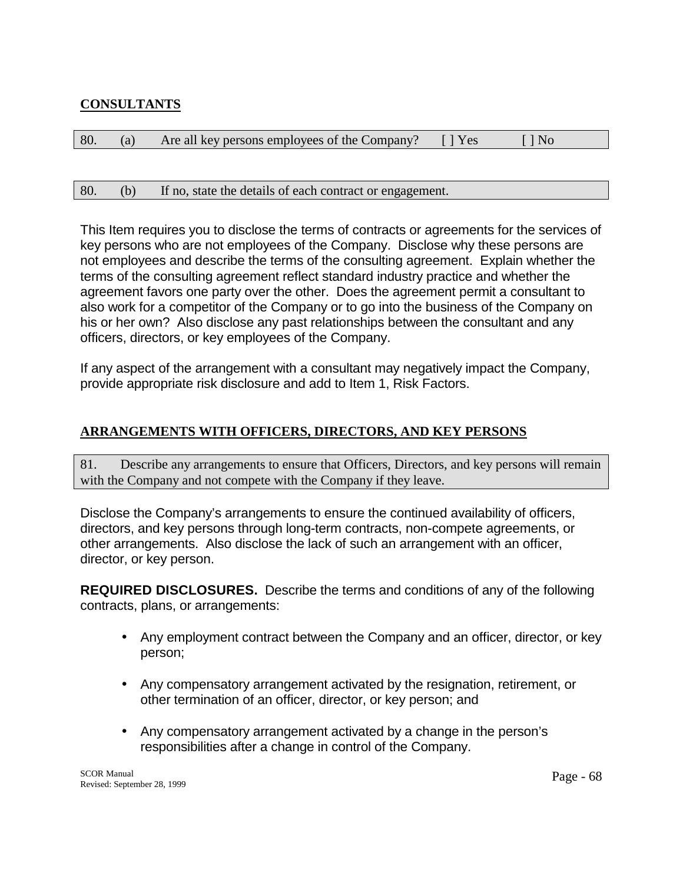## CONSULTANTS

80. (a) Are all key persons employees of the Company? [ ] Yes [ ] No

80. (b) If no, state the details of each contract or engagement.

This Item requires you to disclose the terms of contracts or agreements for the services of key persons who are not employees of the Company. Disclose why these persons are not employees and describe the terms of the consulting agreement. Explain whether the terms of the consulting agreement reflect standard industry practice and whether the agreement favors one party over the other. Does the agreement permit a consultant to also work for a competitor of the Company or to go into the business of the Company on his or her own? Also disclose any past relationships between the consultant and any officers, directors, or key employees of the Company.

If any aspect of the arrangement with a consultant may negatively impact the Company, provide appropriate risk disclosure and add to Item 1, Risk Factors.

## ARRANGEMENTS WITH OFFICERS, DIRECTORS, AND KEY PERSONS

81. Describe any arrangements to ensure that Officers, Directors, and key persons will remain with the Company and not compete with the Company if they leave.

Disclose the Company's arrangements to ensure the continued availability of officers, directors, and key persons through long-term contracts, non-compete agreements, or other arrangements. Also disclose the lack of such an arrangement with an officer, director, or key person.

**REQUIRED DISCLOSURES.** Describe the terms and conditions of any of the following contracts, plans, or arrangements:

- Any employment contract between the Company and an officer, director, or key person;
- Any compensatory arrangement activated by the resignation, retirement, or other termination of an officer, director, or key person; and
- Any compensatory arrangement activated by a change in the person's responsibilities after a change in control of the Company.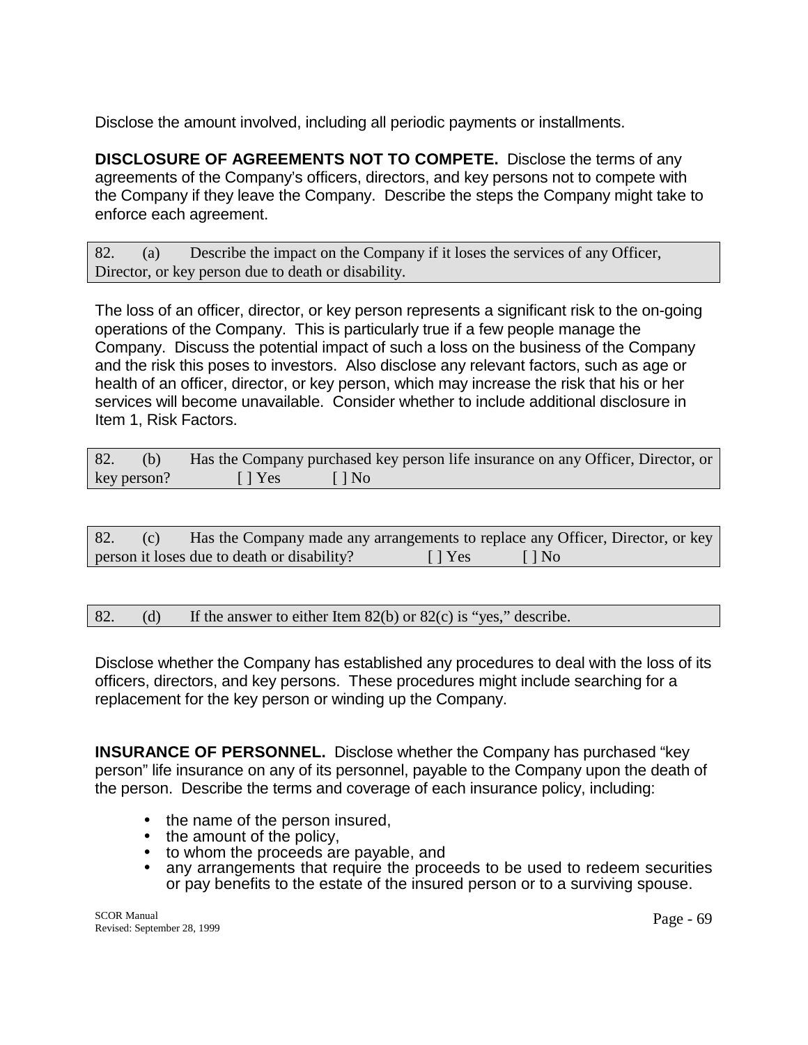Disclose the amount involved, including all periodic payments or installments.

**DISCLOSURE OF AGREEMENTS NOT TO COMPETE.** Disclose the terms of any agreements of the Company's officers, directors, and key persons not to compete with the Company if they leave the Company. Describe the steps the Company might take to enforce each agreement.

| 82. (a) Describe the impact on the Company if it loses the services of any Officer, Director, or key person due to death or disability. |
|---|

The loss of an officer, director, or key person represents a significant risk to the on-going operations of the Company. This is particularly true if a few people manage the Company. Discuss the potential impact of such a loss on the business of the Company and the risk this poses to investors. Also disclose any relevant factors, such as age or health of an officer, director, or key person, which may increase the risk that his or her services will become unavailable. Consider whether to include additional disclosure in Item 1, Risk Factors.

| 82. (b) Has the Company purchased key person life insurance on any Officer, Director, or key person? [ ] Yes [ ] No |
|---|

| 82. (c) Has the Company made any arrangements to replace any Officer, Director, or key person it loses due to death or disability? [ ] Yes [ ] No |
|---|

| 82. (d) If the answer to either Item 82(b) or 82(c) is "yes," describe. |
|---|

Disclose whether the Company has established any procedures to deal with the loss of its officers, directors, and key persons. These procedures might include searching for a replacement for the key person or winding up the Company.

**INSURANCE OF PERSONNEL.** Disclose whether the Company has purchased "key person" life insurance on any of its personnel, payable to the Company upon the death of the person. Describe the terms and coverage of each insurance policy, including:

- the name of the person insured,
- the amount of the policy,
- to whom the proceeds are payable, and
- any arrangements that require the proceeds to be used to redeem securities or pay benefits to the estate of the insured person or to a surviving spouse.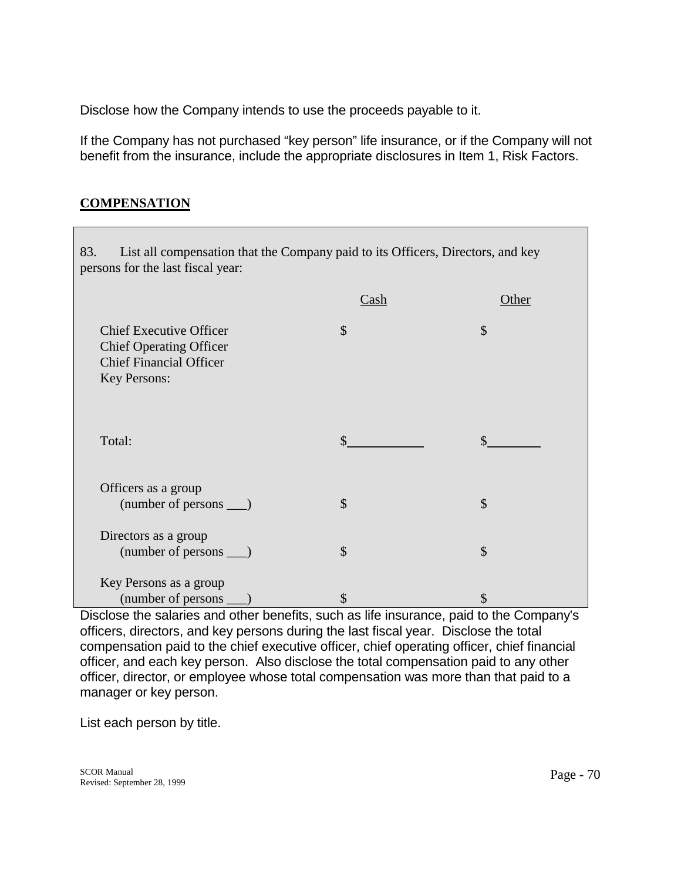Disclose how the Company intends to use the proceeds payable to it.

If the Company has not purchased "key person" life insurance, or if the Company will not benefit from the insurance, include the appropriate disclosures in Item 1, Risk Factors.

**COMPENSATION**

83. List all compensation that the Company paid to its Officers, Directors, and key persons for the last fiscal year:

| | Cash | Other |
|---|---|---|
| Chief Executive Officer<br>Chief Operating Officer<br>Chief Financial Officer<br>Key Persons: | $ | $ |
| Total: | $\_\_\_\_\_\_\_\_\_\_\_ | $\_\_\_\_\_\_\_\_ |
| Officers as a group (number of persons \_\_\_) | $ | $ |
| Directors as a group (number of persons \_\_\_) | $ | $ |
| Key Persons as a group (number of persons \_\_\_) | $ | $ |

Disclose the salaries and other benefits, such as life insurance, paid to the Company's officers, directors, and key persons during the last fiscal year. Disclose the total compensation paid to the chief executive officer, chief operating officer, chief financial officer, and each key person. Also disclose the total compensation paid to any other officer, director, or employee whose total compensation was more than that paid to a manager or key person.

List each person by title.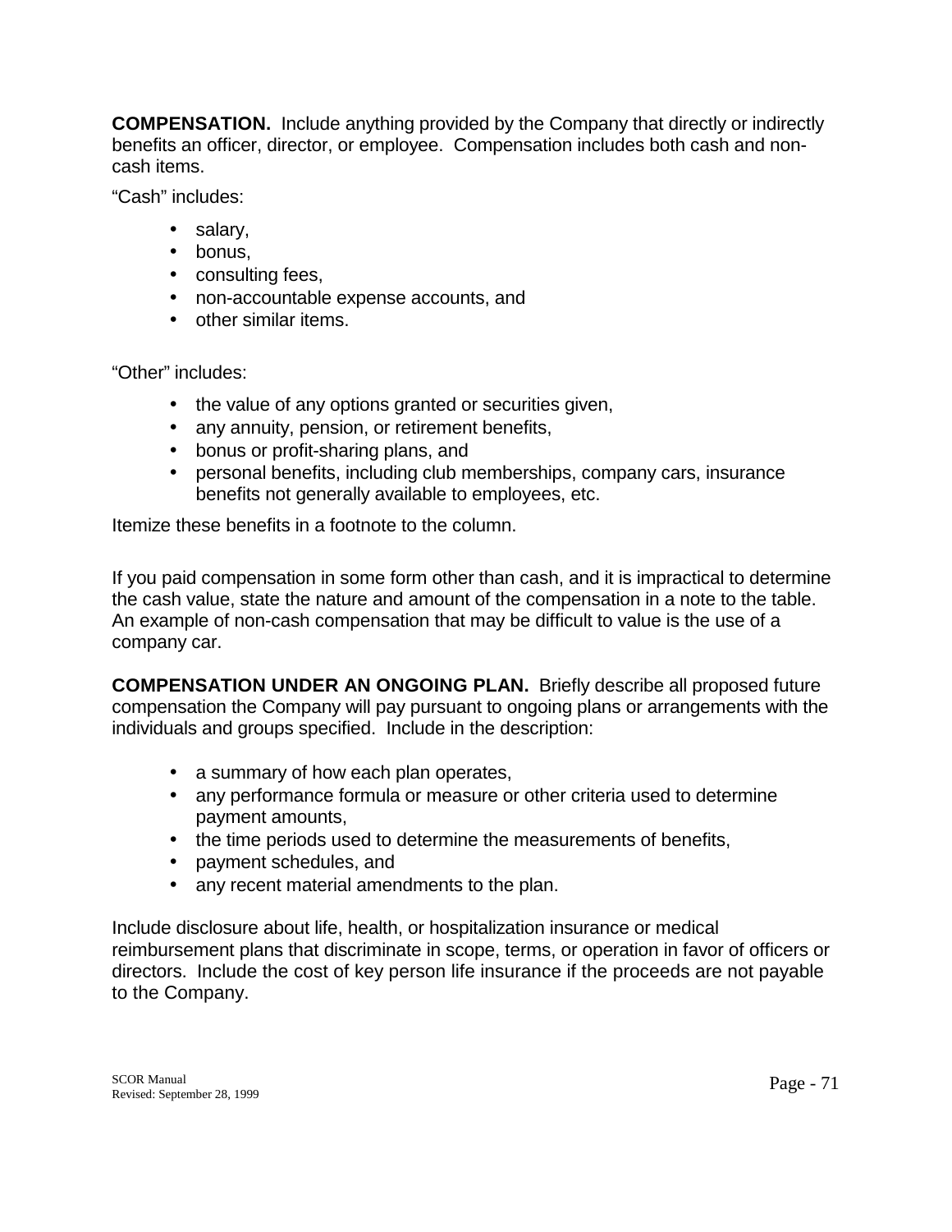**COMPENSATION.** Include anything provided by the Company that directly or indirectly benefits an officer, director, or employee. Compensation includes both cash and non-cash items.

"Cash" includes:

- salary,
- bonus,
- consulting fees,
- non-accountable expense accounts, and
- other similar items.

"Other" includes:

- the value of any options granted or securities given,
- any annuity, pension, or retirement benefits,
- bonus or profit-sharing plans, and
- personal benefits, including club memberships, company cars, insurance benefits not generally available to employees, etc.

Itemize these benefits in a footnote to the column.

If you paid compensation in some form other than cash, and it is impractical to determine the cash value, state the nature and amount of the compensation in a note to the table. An example of non-cash compensation that may be difficult to value is the use of a company car.

**COMPENSATION UNDER AN ONGOING PLAN.** Briefly describe all proposed future compensation the Company will pay pursuant to ongoing plans or arrangements with the individuals and groups specified. Include in the description:

- a summary of how each plan operates,
- any performance formula or measure or other criteria used to determine payment amounts,
- the time periods used to determine the measurements of benefits,
- payment schedules, and
- any recent material amendments to the plan.

Include disclosure about life, health, or hospitalization insurance or medical reimbursement plans that discriminate in scope, terms, or operation in favor of officers or directors. Include the cost of key person life insurance if the proceeds are not payable to the Company.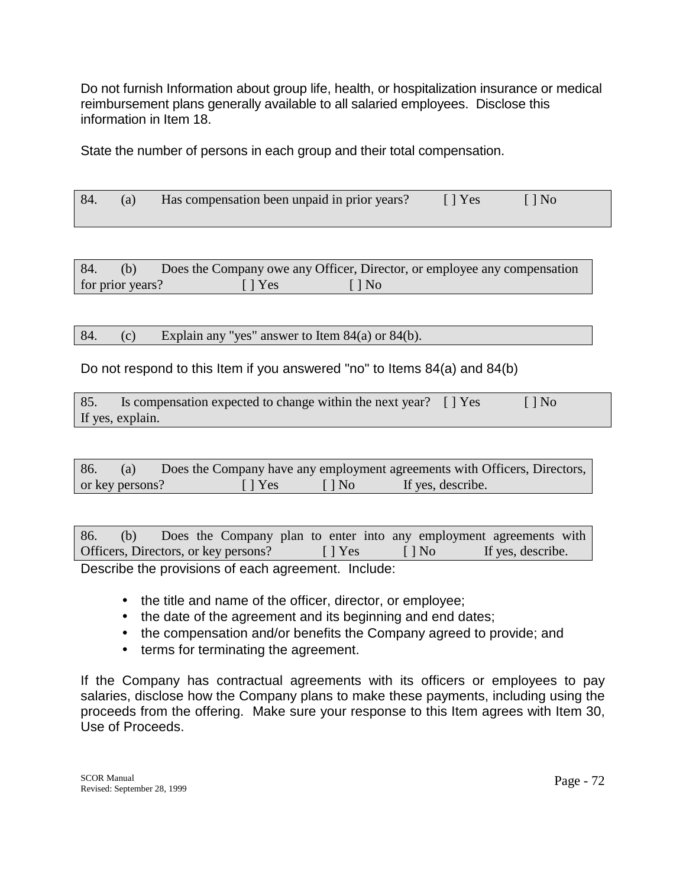Do not furnish Information about group life, health, or hospitalization insurance or medical reimbursement plans generally available to all salaried employees. Disclose this information in Item 18.

State the number of persons in each group and their total compensation.

84. (a) Has compensation been unpaid in prior years? [ ] Yes [ ] No

84. (b) Does the Company owe any Officer, Director, or employee any compensation for prior years? [ ] Yes [ ] No

84. (c) Explain any "yes" answer to Item 84(a) or 84(b).

Do not respond to this Item if you answered "no" to Items 84(a) and 84(b)

85. Is compensation expected to change within the next year? [ ] Yes [ ] No
If yes, explain.

86. (a) Does the Company have any employment agreements with Officers, Directors, or key persons? [ ] Yes [ ] No If yes, describe.

86. (b) Does the Company plan to enter into any employment agreements with Officers, Directors, or key persons? [ ] Yes [ ] No If yes, describe.

Describe the provisions of each agreement. Include:

- the title and name of the officer, director, or employee;
- the date of the agreement and its beginning and end dates;
- the compensation and/or benefits the Company agreed to provide; and
- terms for terminating the agreement.

If the Company has contractual agreements with its officers or employees to pay salaries, disclose how the Company plans to make these payments, including using the proceeds from the offering. Make sure your response to this Item agrees with Item 30, Use of Proceeds.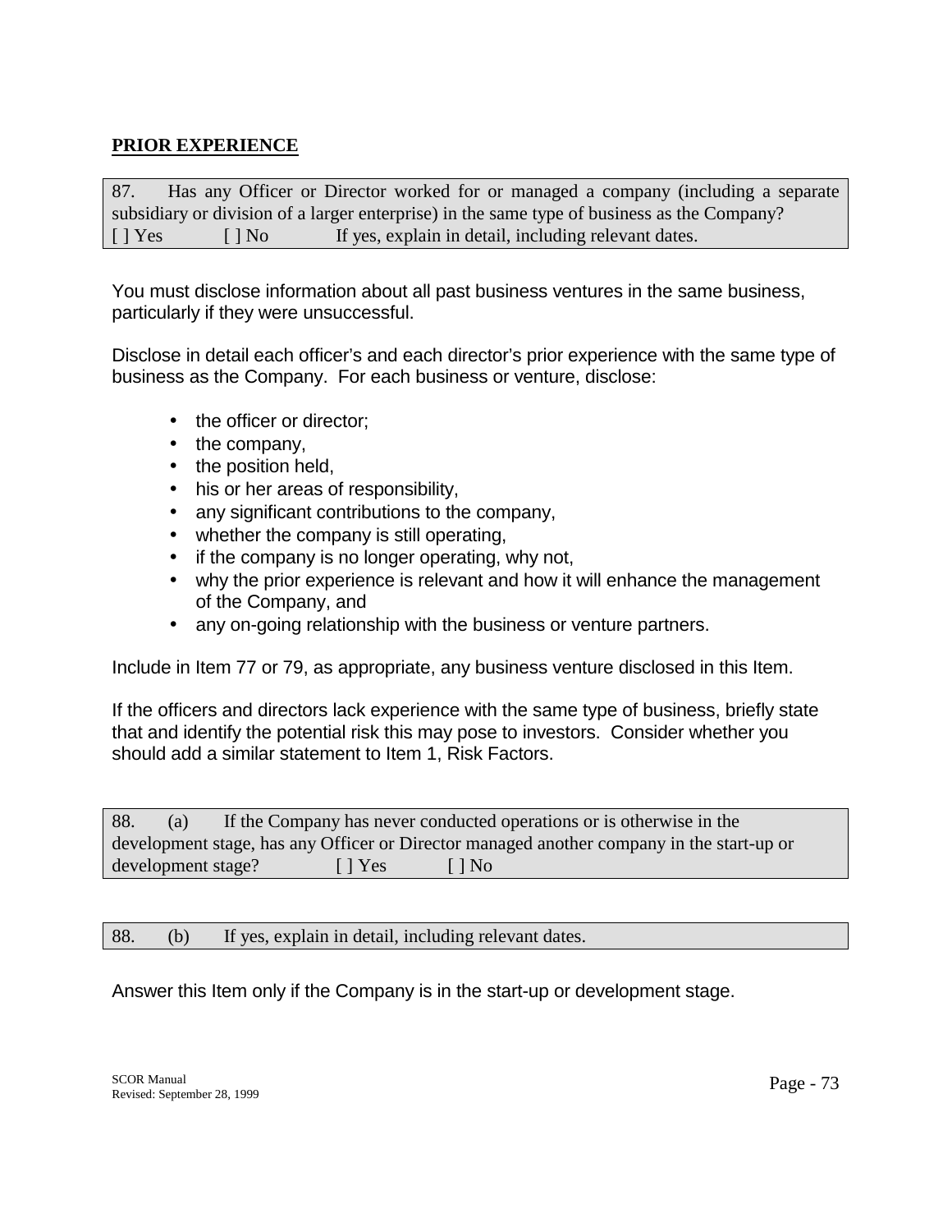**PRIOR EXPERIENCE**

87. Has any Officer or Director worked for or managed a company (including a separate subsidiary or division of a larger enterprise) in the same type of business as the Company?
[ ] Yes [ ] No If yes, explain in detail, including relevant dates.

You must disclose information about all past business ventures in the same business, particularly if they were unsuccessful.

Disclose in detail each officer's and each director's prior experience with the same type of business as the Company. For each business or venture, disclose:

- the officer or director;
- the company,
- the position held,
- his or her areas of responsibility,
- any significant contributions to the company,
- whether the company is still operating,
- if the company is no longer operating, why not,
- why the prior experience is relevant and how it will enhance the management of the Company, and
- any on-going relationship with the business or venture partners.

Include in Item 77 or 79, as appropriate, any business venture disclosed in this Item.

If the officers and directors lack experience with the same type of business, briefly state that and identify the potential risk this may pose to investors. Consider whether you should add a similar statement to Item 1, Risk Factors.

88. (a) If the Company has never conducted operations or is otherwise in the development stage, has any Officer or Director managed another company in the start-up or development stage? [ ] Yes [ ] No

88. (b) If yes, explain in detail, including relevant dates.

Answer this Item only if the Company is in the start-up or development stage.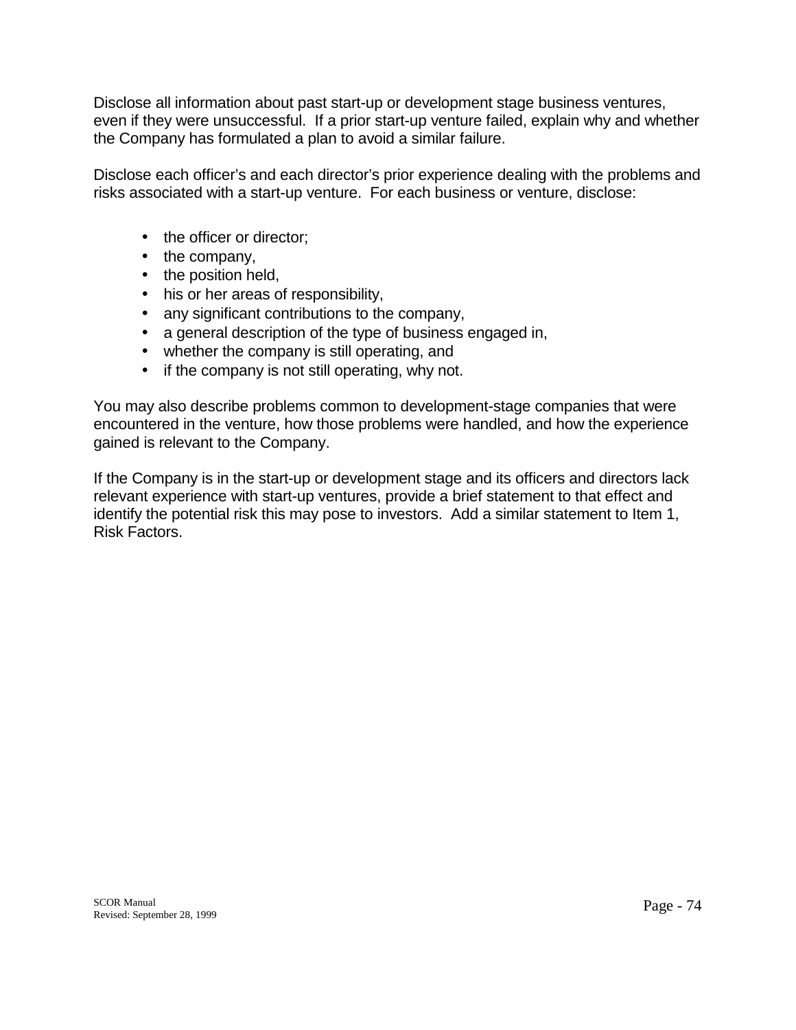Disclose all information about past start-up or development stage business ventures, even if they were unsuccessful. If a prior start-up venture failed, explain why and whether the Company has formulated a plan to avoid a similar failure.

Disclose each officer's and each director's prior experience dealing with the problems and risks associated with a start-up venture. For each business or venture, disclose:

- the officer or director;
- the company,
- the position held,
- his or her areas of responsibility,
- any significant contributions to the company,
- a general description of the type of business engaged in,
- whether the company is still operating, and
- if the company is not still operating, why not.

You may also describe problems common to development-stage companies that were encountered in the venture, how those problems were handled, and how the experience gained is relevant to the Company.

If the Company is in the start-up or development stage and its officers and directors lack relevant experience with start-up ventures, provide a brief statement to that effect and identify the potential risk this may pose to investors. Add a similar statement to Item 1, Risk Factors.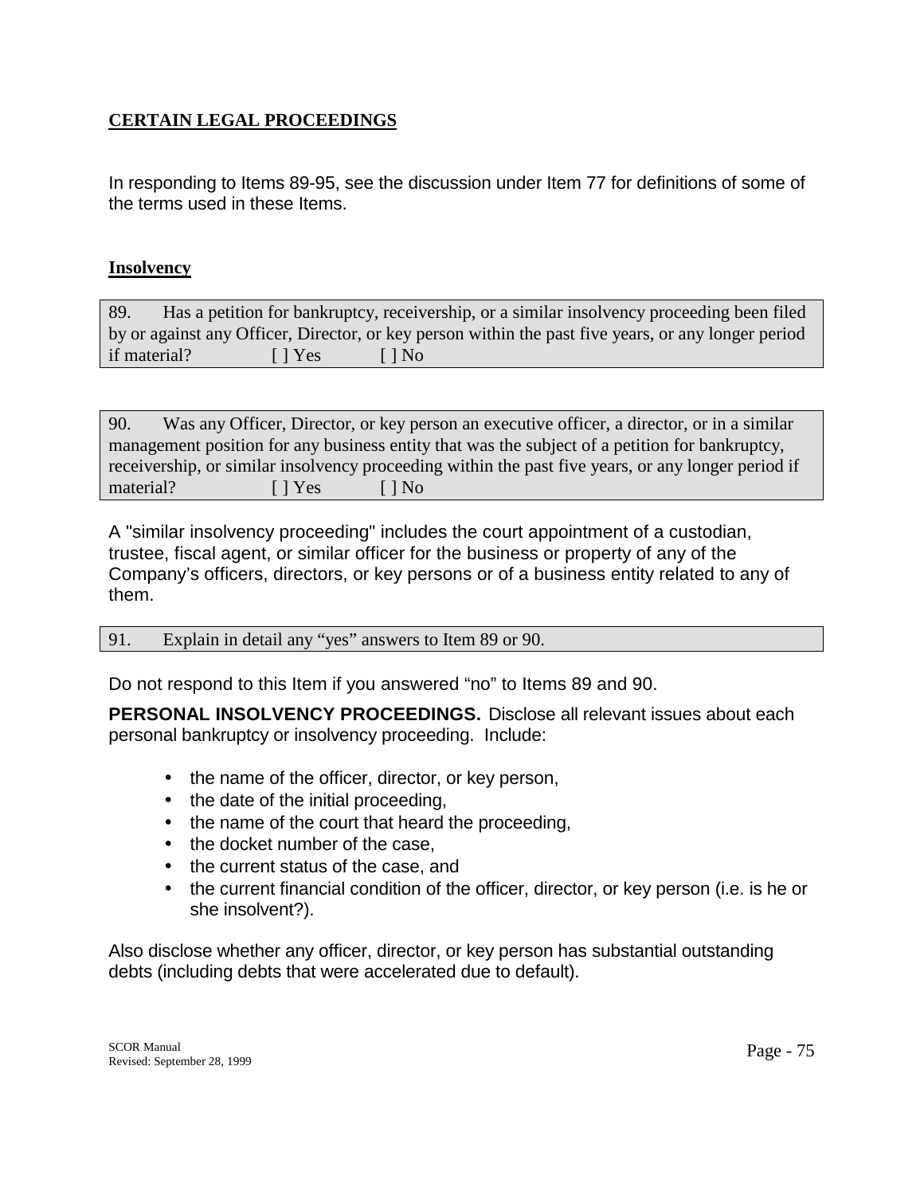**CERTAIN LEGAL PROCEEDINGS**

In responding to Items 89-95, see the discussion under Item 77 for definitions of some of the terms used in these Items.

**Insolvency**

89. Has a petition for bankruptcy, receivership, or a similar insolvency proceeding been filed by or against any Officer, Director, or key person within the past five years, or any longer period if material? [ ] Yes [ ] No

90. Was any Officer, Director, or key person an executive officer, a director, or in a similar management position for any business entity that was the subject of a petition for bankruptcy, receivership, or similar insolvency proceeding within the past five years, or any longer period if material? [ ] Yes [ ] No

A "similar insolvency proceeding" includes the court appointment of a custodian, trustee, fiscal agent, or similar officer for the business or property of any of the Company's officers, directors, or key persons or of a business entity related to any of them.

91. Explain in detail any "yes" answers to Item 89 or 90.

Do not respond to this Item if you answered "no" to Items 89 and 90.

**PERSONAL INSOLVENCY PROCEEDINGS.** Disclose all relevant issues about each personal bankruptcy or insolvency proceeding. Include:

- the name of the officer, director, or key person,
- the date of the initial proceeding,
- the name of the court that heard the proceeding,
- the docket number of the case,
- the current status of the case, and
- the current financial condition of the officer, director, or key person (i.e. is he or she insolvent?).

Also disclose whether any officer, director, or key person has substantial outstanding debts (including debts that were accelerated due to default).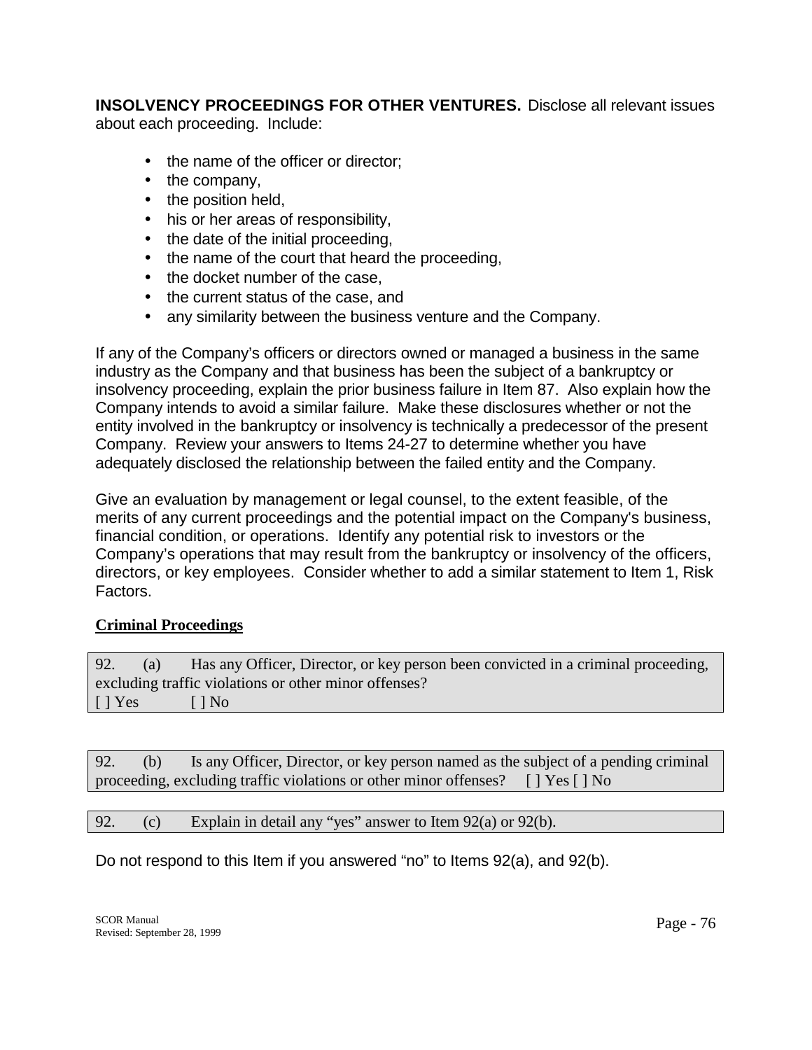**INSOLVENCY PROCEEDINGS FOR OTHER VENTURES.** Disclose all relevant issues about each proceeding. Include:

- the name of the officer or director;
- the company,
- the position held,
- his or her areas of responsibility,
- the date of the initial proceeding,
- the name of the court that heard the proceeding,
- the docket number of the case,
- the current status of the case, and
- any similarity between the business venture and the Company.

If any of the Company's officers or directors owned or managed a business in the same industry as the Company and that business has been the subject of a bankruptcy or insolvency proceeding, explain the prior business failure in Item 87. Also explain how the Company intends to avoid a similar failure. Make these disclosures whether or not the entity involved in the bankruptcy or insolvency is technically a predecessor of the present Company. Review your answers to Items 24-27 to determine whether you have adequately disclosed the relationship between the failed entity and the Company.

Give an evaluation by management or legal counsel, to the extent feasible, of the merits of any current proceedings and the potential impact on the Company's business, financial condition, or operations. Identify any potential risk to investors or the Company's operations that may result from the bankruptcy or insolvency of the officers, directors, or key employees. Consider whether to add a similar statement to Item 1, Risk Factors.

**Criminal Proceedings**

92. (a) Has any Officer, Director, or key person been convicted in a criminal proceeding, excluding traffic violations or other minor offenses?
[ ] Yes [ ] No

92. (b) Is any Officer, Director, or key person named as the subject of a pending criminal proceeding, excluding traffic violations or other minor offenses? [ ] Yes [ ] No

92. (c) Explain in detail any "yes" answer to Item 92(a) or 92(b).

Do not respond to this Item if you answered "no" to Items 92(a), and 92(b).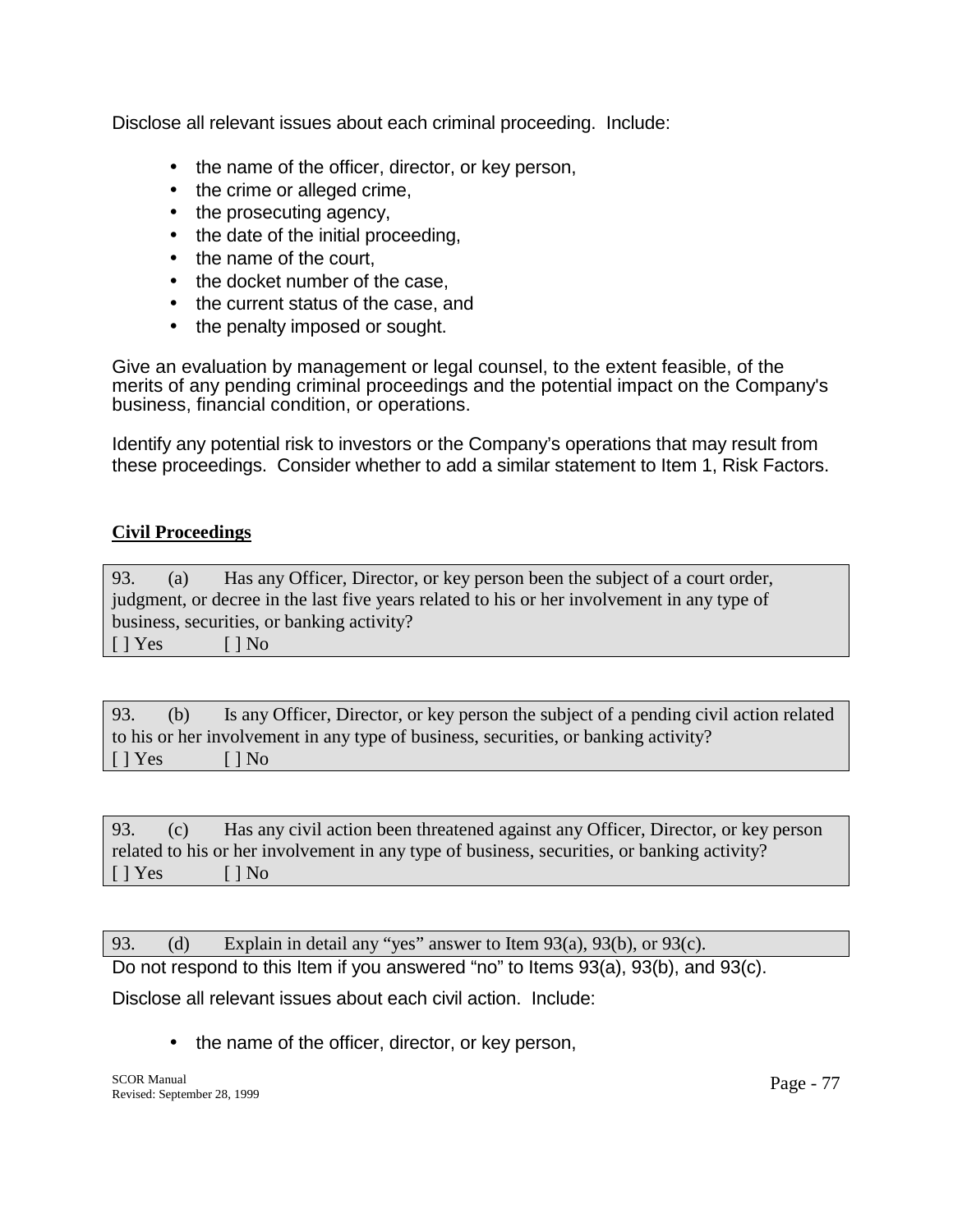Disclose all relevant issues about each criminal proceeding. Include:

- the name of the officer, director, or key person,
- the crime or alleged crime,
- the prosecuting agency,
- the date of the initial proceeding,
- the name of the court,
- the docket number of the case,
- the current status of the case, and
- the penalty imposed or sought.

Give an evaluation by management or legal counsel, to the extent feasible, of the merits of any pending criminal proceedings and the potential impact on the Company's business, financial condition, or operations.

Identify any potential risk to investors or the Company's operations that may result from these proceedings. Consider whether to add a similar statement to Item 1, Risk Factors.

**Civil Proceedings**

93. (a) Has any Officer, Director, or key person been the subject of a court order, judgment, or decree in the last five years related to his or her involvement in any type of business, securities, or banking activity?
[ ] Yes [ ] No

93. (b) Is any Officer, Director, or key person the subject of a pending civil action related to his or her involvement in any type of business, securities, or banking activity?
[ ] Yes [ ] No

93. (c) Has any civil action been threatened against any Officer, Director, or key person related to his or her involvement in any type of business, securities, or banking activity?
[ ] Yes [ ] No

93. (d) Explain in detail any "yes" answer to Item 93(a), 93(b), or 93(c).

Do not respond to this Item if you answered "no" to Items 93(a), 93(b), and 93(c).

Disclose all relevant issues about each civil action. Include:

- the name of the officer, director, or key person,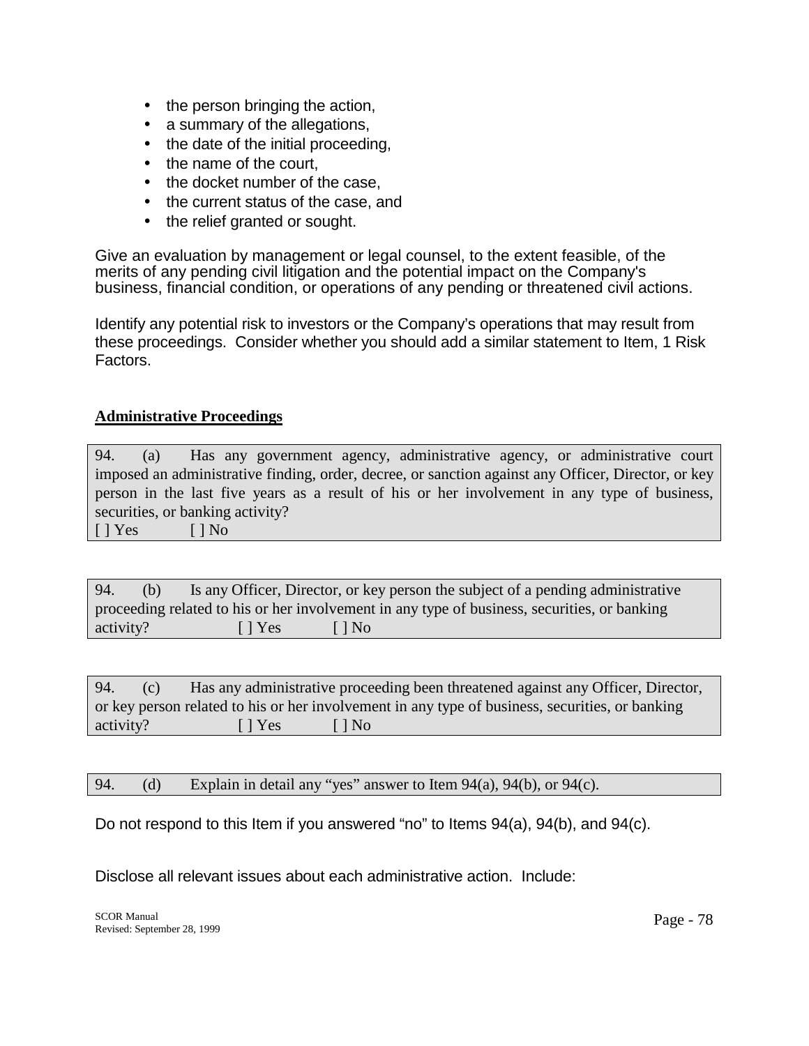- the person bringing the action,
- a summary of the allegations,
- the date of the initial proceeding,
- the name of the court,
- the docket number of the case,
- the current status of the case, and
- the relief granted or sought.

Give an evaluation by management or legal counsel, to the extent feasible, of the merits of any pending civil litigation and the potential impact on the Company's business, financial condition, or operations of any pending or threatened civil actions.

Identify any potential risk to investors or the Company's operations that may result from these proceedings. Consider whether you should add a similar statement to Item, 1 Risk Factors.

**Administrative Proceedings**

94. (a) Has any government agency, administrative agency, or administrative court imposed an administrative finding, order, decree, or sanction against any Officer, Director, or key person in the last five years as a result of his or her involvement in any type of business, securities, or banking activity?
[ ] Yes [ ] No

94. (b) Is any Officer, Director, or key person the subject of a pending administrative proceeding related to his or her involvement in any type of business, securities, or banking activity? [ ] Yes [ ] No

94. (c) Has any administrative proceeding been threatened against any Officer, Director, or key person related to his or her involvement in any type of business, securities, or banking activity? [ ] Yes [ ] No

94. (d) Explain in detail any "yes" answer to Item 94(a), 94(b), or 94(c).

Do not respond to this Item if you answered "no" to Items 94(a), 94(b), and 94(c).

Disclose all relevant issues about each administrative action. Include: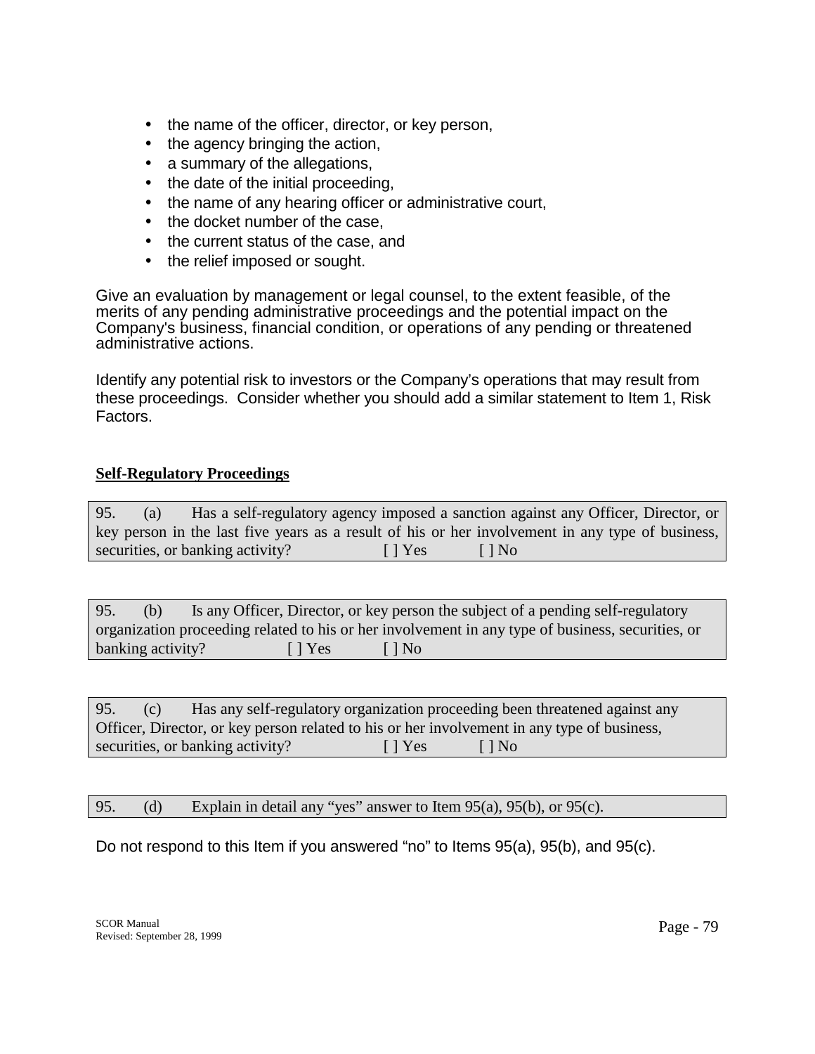- the name of the officer, director, or key person,
- the agency bringing the action,
- a summary of the allegations,
- the date of the initial proceeding,
- the name of any hearing officer or administrative court,
- the docket number of the case,
- the current status of the case, and
- the relief imposed or sought.

Give an evaluation by management or legal counsel, to the extent feasible, of the merits of any pending administrative proceedings and the potential impact on the Company's business, financial condition, or operations of any pending or threatened administrative actions.

Identify any potential risk to investors or the Company's operations that may result from these proceedings. Consider whether you should add a similar statement to Item 1, Risk Factors.

**Self-Regulatory Proceedings**

95. (a) Has a self-regulatory agency imposed a sanction against any Officer, Director, or key person in the last five years as a result of his or her involvement in any type of business, securities, or banking activity? [ ] Yes [ ] No

95. (b) Is any Officer, Director, or key person the subject of a pending self-regulatory organization proceeding related to his or her involvement in any type of business, securities, or banking activity? [ ] Yes [ ] No

95. (c) Has any self-regulatory organization proceeding been threatened against any Officer, Director, or key person related to his or her involvement in any type of business, securities, or banking activity? [ ] Yes [ ] No

95. (d) Explain in detail any "yes" answer to Item 95(a), 95(b), or 95(c).

Do not respond to this Item if you answered "no" to Items 95(a), 95(b), and 95(c).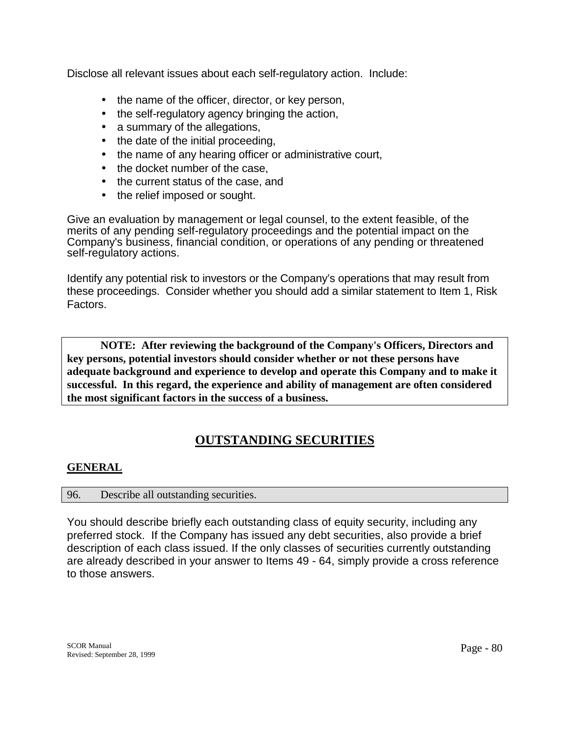Disclose all relevant issues about each self-regulatory action. Include:

- the name of the officer, director, or key person,
- the self-regulatory agency bringing the action,
- a summary of the allegations,
- the date of the initial proceeding,
- the name of any hearing officer or administrative court,
- the docket number of the case,
- the current status of the case, and
- the relief imposed or sought.

Give an evaluation by management or legal counsel, to the extent feasible, of the merits of any pending self-regulatory proceedings and the potential impact on the Company's business, financial condition, or operations of any pending or threatened self-regulatory actions.

Identify any potential risk to investors or the Company's operations that may result from these proceedings. Consider whether you should add a similar statement to Item 1, Risk Factors.

> **NOTE: After reviewing the background of the Company's Officers, Directors and key persons, potential investors should consider whether or not these persons have adequate background and experience to develop and operate this Company and to make it successful. In this regard, the experience and ability of management are often considered the most significant factors in the success of a business.**

## OUTSTANDING SECURITIES

### GENERAL

96. Describe all outstanding securities.

You should describe briefly each outstanding class of equity security, including any preferred stock. If the Company has issued any debt securities, also provide a brief description of each class issued. If the only classes of securities currently outstanding are already described in your answer to Items 49 - 64, simply provide a cross reference to those answers.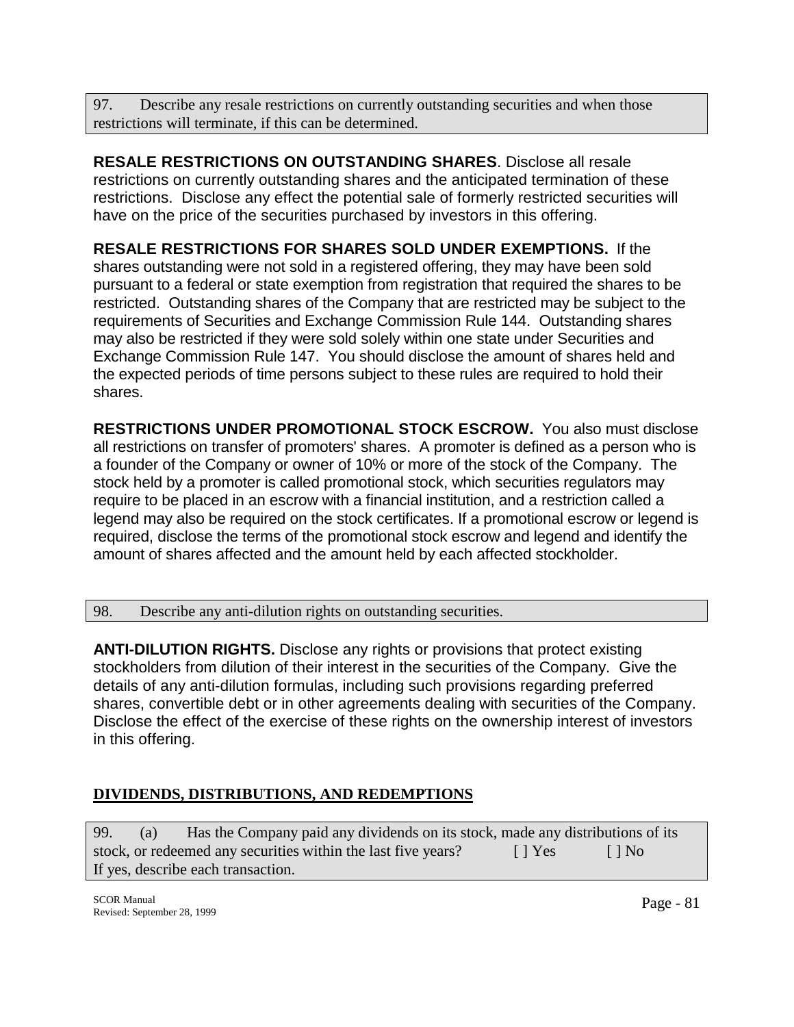97. Describe any resale restrictions on currently outstanding securities and when those restrictions will terminate, if this can be determined.

**RESALE RESTRICTIONS ON OUTSTANDING SHARES**. Disclose all resale restrictions on currently outstanding shares and the anticipated termination of these restrictions. Disclose any effect the potential sale of formerly restricted securities will have on the price of the securities purchased by investors in this offering.

**RESALE RESTRICTIONS FOR SHARES SOLD UNDER EXEMPTIONS.** If the shares outstanding were not sold in a registered offering, they may have been sold pursuant to a federal or state exemption from registration that required the shares to be restricted. Outstanding shares of the Company that are restricted may be subject to the requirements of Securities and Exchange Commission Rule 144. Outstanding shares may also be restricted if they were sold solely within one state under Securities and Exchange Commission Rule 147. You should disclose the amount of shares held and the expected periods of time persons subject to these rules are required to hold their shares.

**RESTRICTIONS UNDER PROMOTIONAL STOCK ESCROW.** You also must disclose all restrictions on transfer of promoters' shares. A promoter is defined as a person who is a founder of the Company or owner of 10% or more of the stock of the Company. The stock held by a promoter is called promotional stock, which securities regulators may require to be placed in an escrow with a financial institution, and a restriction called a legend may also be required on the stock certificates. If a promotional escrow or legend is required, disclose the terms of the promotional stock escrow and legend and identify the amount of shares affected and the amount held by each affected stockholder.

98. Describe any anti-dilution rights on outstanding securities.

**ANTI-DILUTION RIGHTS.** Disclose any rights or provisions that protect existing stockholders from dilution of their interest in the securities of the Company. Give the details of any anti-dilution formulas, including such provisions regarding preferred shares, convertible debt or in other agreements dealing with securities of the Company. Disclose the effect of the exercise of these rights on the ownership interest of investors in this offering.

## DIVIDENDS, DISTRIBUTIONS, AND REDEMPTIONS

99. (a) Has the Company paid any dividends on its stock, made any distributions of its stock, or redeemed any securities within the last five years? [ ] Yes [ ] No
If yes, describe each transaction.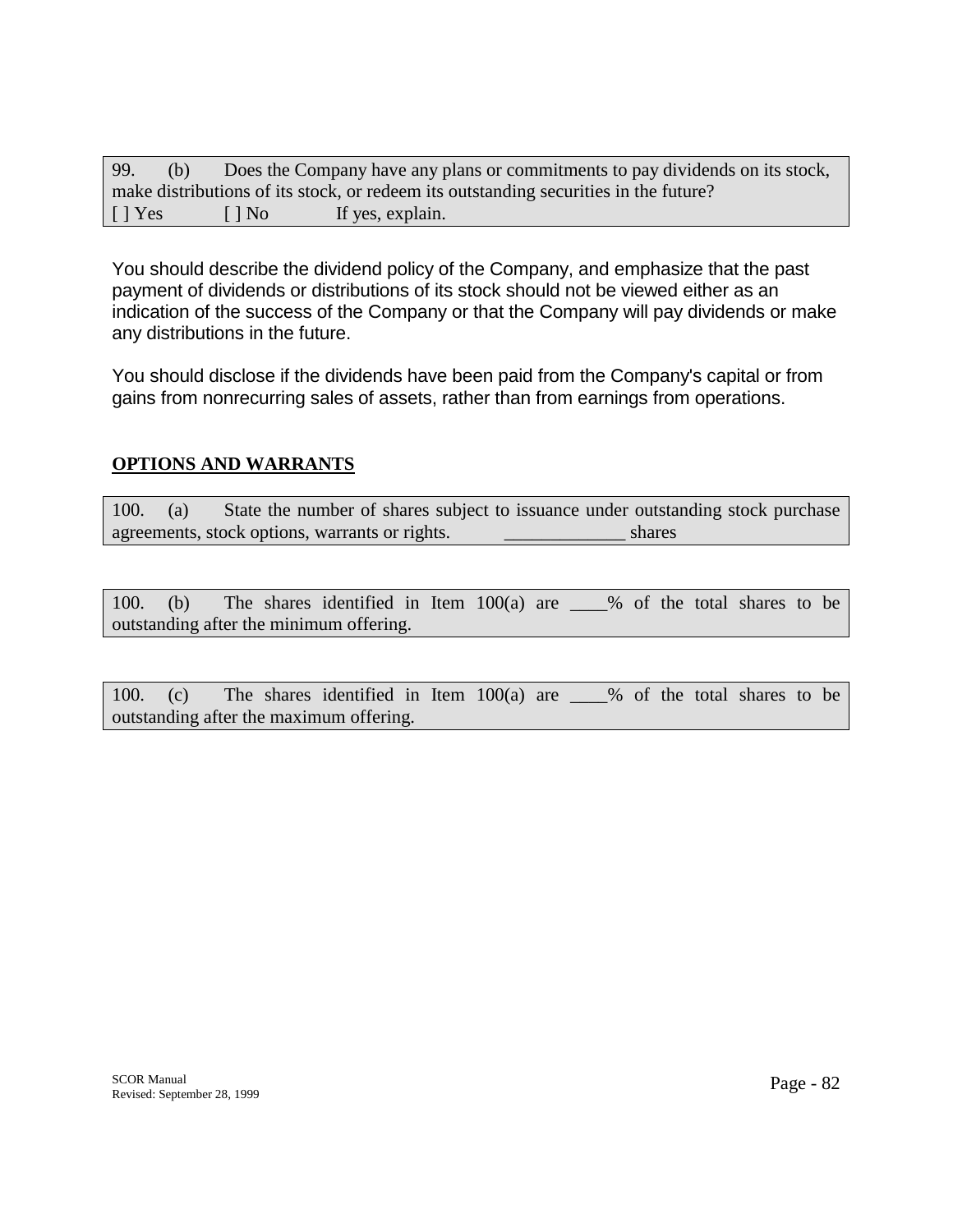99. (b) Does the Company have any plans or commitments to pay dividends on its stock, make distributions of its stock, or redeem its outstanding securities in the future?
[ ] Yes [ ] No If yes, explain.

You should describe the dividend policy of the Company, and emphasize that the past payment of dividends or distributions of its stock should not be viewed either as an indication of the success of the Company or that the Company will pay dividends or make any distributions in the future.

You should disclose if the dividends have been paid from the Company's capital or from gains from nonrecurring sales of assets, rather than from earnings from operations.

## OPTIONS AND WARRANTS

100. (a) State the number of shares subject to issuance under outstanding stock purchase agreements, stock options, warrants or rights. _____________ shares

100. (b) The shares identified in Item 100(a) are ____% of the total shares to be outstanding after the minimum offering.

100. (c) The shares identified in Item 100(a) are ____% of the total shares to be outstanding after the maximum offering.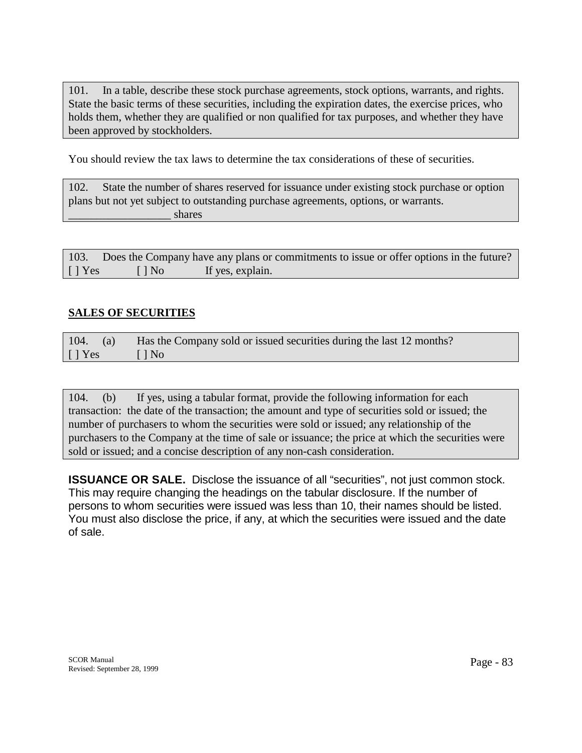101. In a table, describe these stock purchase agreements, stock options, warrants, and rights. State the basic terms of these securities, including the expiration dates, the exercise prices, who holds them, whether they are qualified or non qualified for tax purposes, and whether they have been approved by stockholders.

You should review the tax laws to determine the tax considerations of these of securities.

102. State the number of shares reserved for issuance under existing stock purchase or option plans but not yet subject to outstanding purchase agreements, options, or warrants.
__________________ shares

103. Does the Company have any plans or commitments to issue or offer options in the future?
[ ] Yes [ ] No If yes, explain.

**SALES OF SECURITIES**

104. (a) Has the Company sold or issued securities during the last 12 months?
[ ] Yes [ ] No

104. (b) If yes, using a tabular format, provide the following information for each transaction: the date of the transaction; the amount and type of securities sold or issued; the number of purchasers to whom the securities were sold or issued; any relationship of the purchasers to the Company at the time of sale or issuance; the price at which the securities were sold or issued; and a concise description of any non-cash consideration.

**ISSUANCE OR SALE.** Disclose the issuance of all "securities", not just common stock. This may require changing the headings on the tabular disclosure. If the number of persons to whom securities were issued was less than 10, their names should be listed. You must also disclose the price, if any, at which the securities were issued and the date of sale.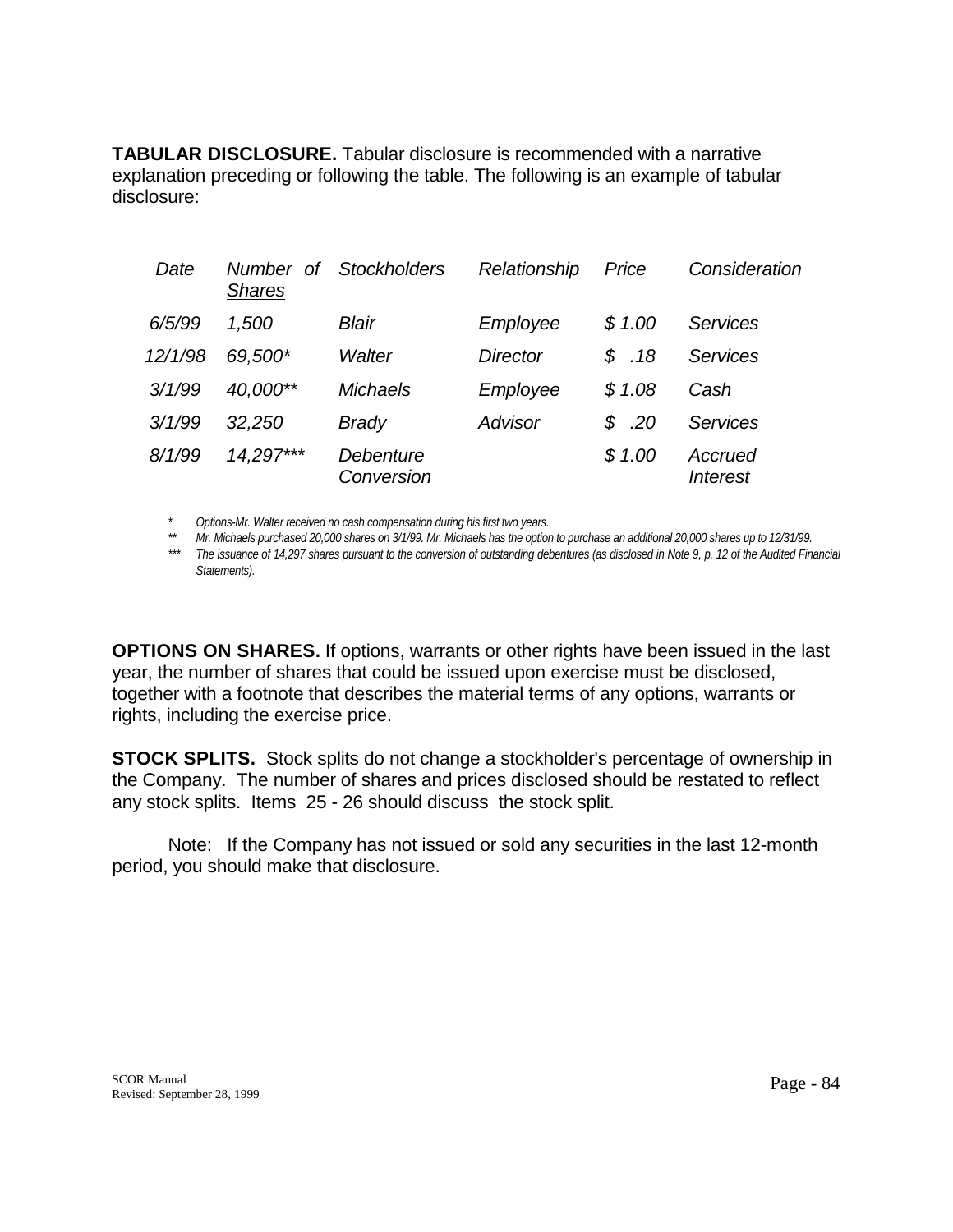**TABULAR DISCLOSURE.** Tabular disclosure is recommended with a narrative explanation preceding or following the table. The following is an example of tabular disclosure:

| *Date* | *Number of Shares* | *Stockholders* | *Relationship* | *Price* | *Consideration* |
|---|---|---|---|---|---|
| *6/5/99* | *1,500* | *Blair* | *Employee* | *$ 1.00* | *Services* |
| *12/1/98* | *69,500** | *Walter* | *Director* | *$ .18* | *Services* |
| *3/1/99* | *40,000*** | *Michaels* | *Employee* | *$ 1.08* | *Cash* |
| *3/1/99* | *32,250* | *Brady* | *Advisor* | *$ .20* | *Services* |
| *8/1/99* | *14,297**** | *Debenture Conversion* | | *$ 1.00* | *Accrued Interest* |

\* *Options-Mr. Walter received no cash compensation during his first two years.*

\*\* *Mr. Michaels purchased 20,000 shares on 3/1/99. Mr. Michaels has the option to purchase an additional 20,000 shares up to 12/31/99.*

\*\*\* *The issuance of 14,297 shares pursuant to the conversion of outstanding debentures (as disclosed in Note 9, p. 12 of the Audited Financial Statements).*

**OPTIONS ON SHARES.** If options, warrants or other rights have been issued in the last year, the number of shares that could be issued upon exercise must be disclosed, together with a footnote that describes the material terms of any options, warrants or rights, including the exercise price.

**STOCK SPLITS.** Stock splits do not change a stockholder's percentage of ownership in the Company. The number of shares and prices disclosed should be restated to reflect any stock splits. Items 25 - 26 should discuss the stock split.

Note: If the Company has not issued or sold any securities in the last 12-month period, you should make that disclosure.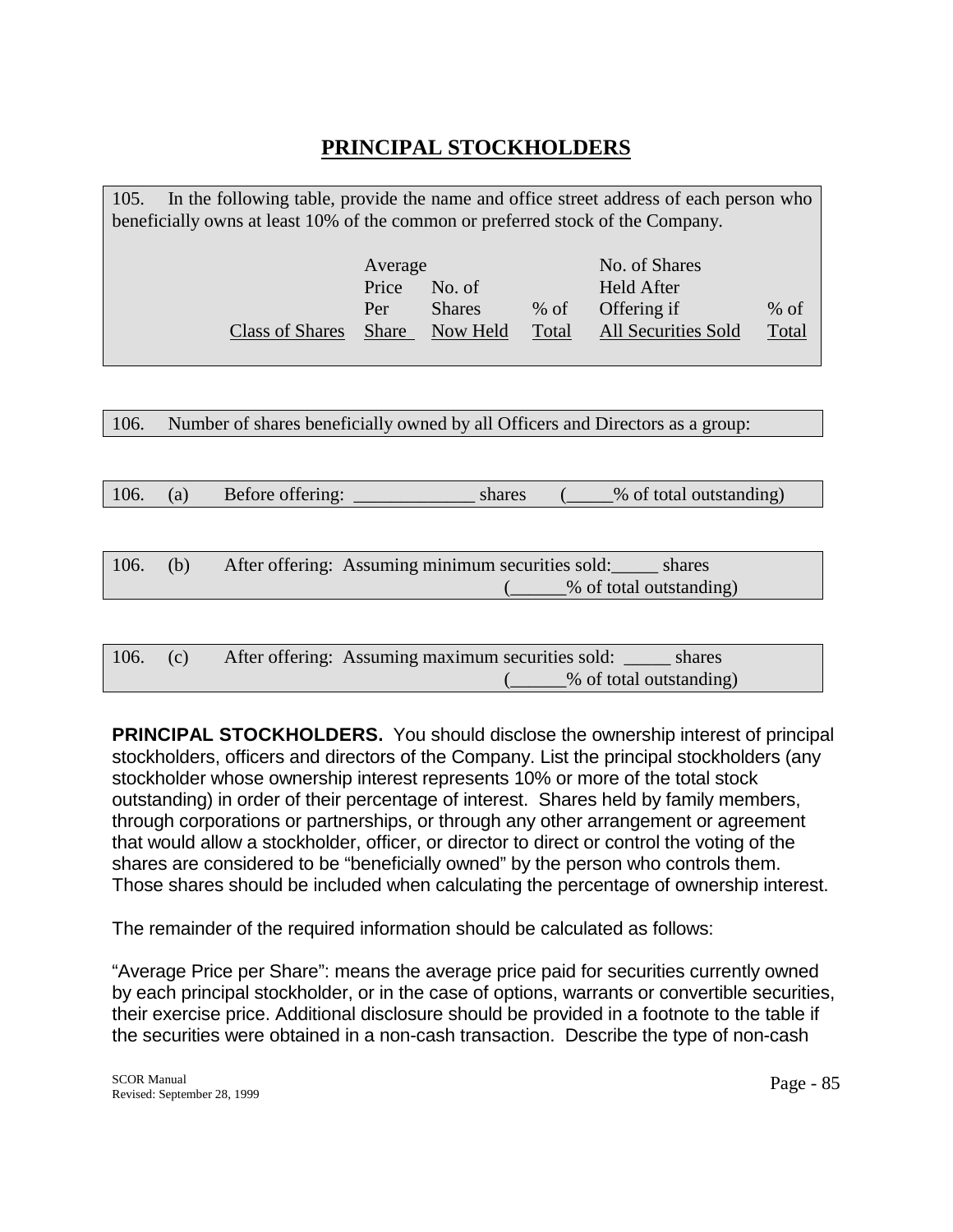# PRINCIPAL STOCKHOLDERS

105. In the following table, provide the name and office street address of each person who beneficially owns at least 10% of the common or preferred stock of the Company.

| Class of Shares | Average Price Per Share | No. of Shares Now Held | % of Total | No. of Shares Held After Offering if All Securities Sold | % of Total |
|---|---|---|---|---|---|
| | | | | | |

106. Number of shares beneficially owned by all Officers and Directors as a group:

106. (a) Before offering: _____________ shares (_____% of total outstanding)

106. (b) After offering: Assuming minimum securities sold:_____ shares (______% of total outstanding)

106. (c) After offering: Assuming maximum securities sold: _____ shares (______% of total outstanding)

**PRINCIPAL STOCKHOLDERS.** You should disclose the ownership interest of principal stockholders, officers and directors of the Company. List the principal stockholders (any stockholder whose ownership interest represents 10% or more of the total stock outstanding) in order of their percentage of interest. Shares held by family members, through corporations or partnerships, or through any other arrangement or agreement that would allow a stockholder, officer, or director to direct or control the voting of the shares are considered to be "beneficially owned" by the person who controls them. Those shares should be included when calculating the percentage of ownership interest.

The remainder of the required information should be calculated as follows:

"Average Price per Share": means the average price paid for securities currently owned by each principal stockholder, or in the case of options, warrants or convertible securities, their exercise price. Additional disclosure should be provided in a footnote to the table if the securities were obtained in a non-cash transaction. Describe the type of non-cash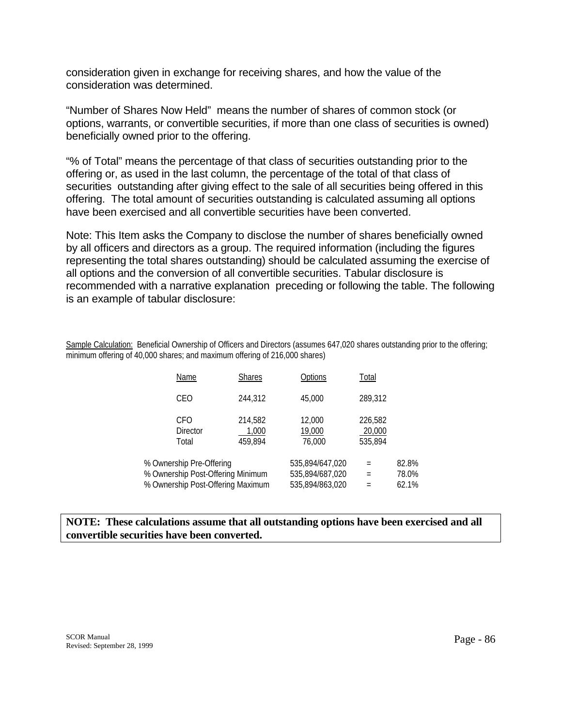consideration given in exchange for receiving shares, and how the value of the consideration was determined.

"Number of Shares Now Held" means the number of shares of common stock (or options, warrants, or convertible securities, if more than one class of securities is owned) beneficially owned prior to the offering.

"% of Total" means the percentage of that class of securities outstanding prior to the offering or, as used in the last column, the percentage of the total of that class of securities outstanding after giving effect to the sale of all securities being offered in this offering. The total amount of securities outstanding is calculated assuming all options have been exercised and all convertible securities have been converted.

Note: This Item asks the Company to disclose the number of shares beneficially owned by all officers and directors as a group. The required information (including the figures representing the total shares outstanding) should be calculated assuming the exercise of all options and the conversion of all convertible securities. Tabular disclosure is recommended with a narrative explanation preceding or following the table. The following is an example of tabular disclosure:

Sample Calculation: Beneficial Ownership of Officers and Directors (assumes 647,020 shares outstanding prior to the offering; minimum offering of 40,000 shares; and maximum offering of 216,000 shares)

| Name | Shares | Options | Total |
|---|---|---|---|
| CEO | 244,312 | 45,000 | 289,312 |
| CFO | 214,582 | 12,000 | 226,582 |
| Director | 1,000 | 19,000 | 20,000 |
| Total | 459,894 | 76,000 | 535,894 |

| | | | |
|---|---|---|---|
| % Ownership Pre-Offering | 535,894/647,020 | = | 82.8% |
| % Ownership Post-Offering Minimum | 535,894/687,020 | = | 78.0% |
| % Ownership Post-Offering Maximum | 535,894/863,020 | = | 62.1% |

**NOTE: These calculations assume that all outstanding options have been exercised and all convertible securities have been converted.**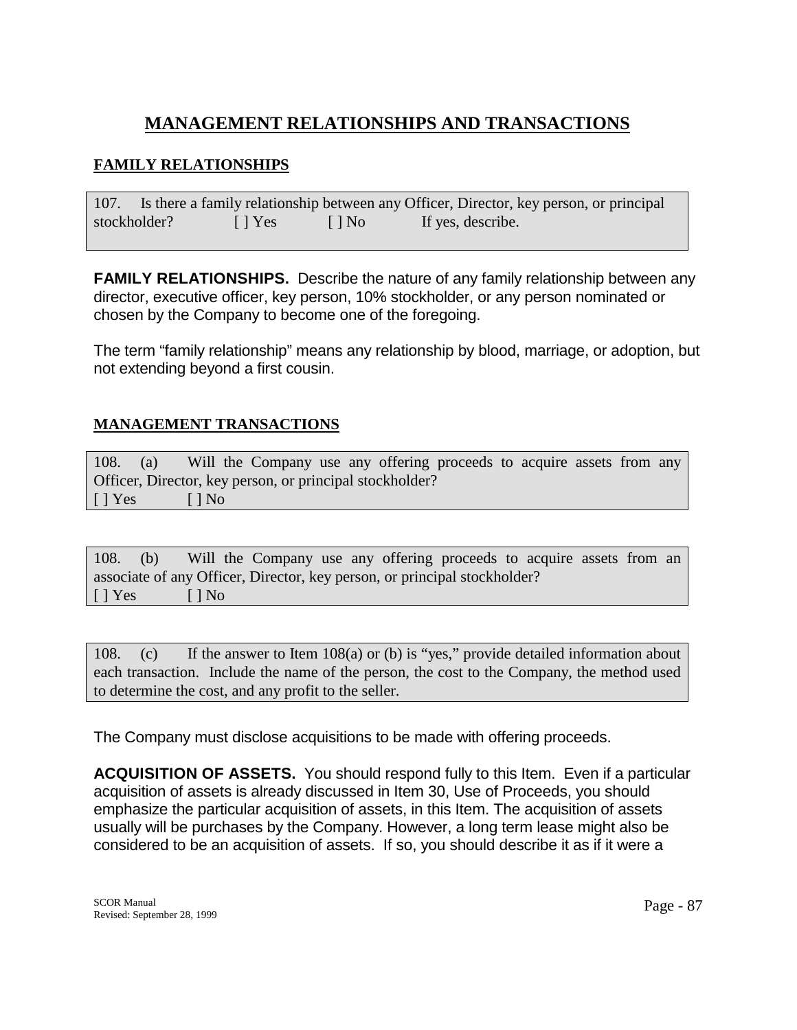# MANAGEMENT RELATIONSHIPS AND TRANSACTIONS

## FAMILY RELATIONSHIPS

107. Is there a family relationship between any Officer, Director, key person, or principal stockholder? [ ] Yes [ ] No If yes, describe.

**FAMILY RELATIONSHIPS.** Describe the nature of any family relationship between any director, executive officer, key person, 10% stockholder, or any person nominated or chosen by the Company to become one of the foregoing.

The term "family relationship" means any relationship by blood, marriage, or adoption, but not extending beyond a first cousin.

## MANAGEMENT TRANSACTIONS

108. (a) Will the Company use any offering proceeds to acquire assets from any Officer, Director, key person, or principal stockholder?
[ ] Yes [ ] No

108. (b) Will the Company use any offering proceeds to acquire assets from an associate of any Officer, Director, key person, or principal stockholder?
[ ] Yes [ ] No

108. (c) If the answer to Item 108(a) or (b) is "yes," provide detailed information about each transaction. Include the name of the person, the cost to the Company, the method used to determine the cost, and any profit to the seller.

The Company must disclose acquisitions to be made with offering proceeds.

**ACQUISITION OF ASSETS.** You should respond fully to this Item. Even if a particular acquisition of assets is already discussed in Item 30, Use of Proceeds, you should emphasize the particular acquisition of assets, in this Item. The acquisition of assets usually will be purchases by the Company. However, a long term lease might also be considered to be an acquisition of assets. If so, you should describe it as if it were a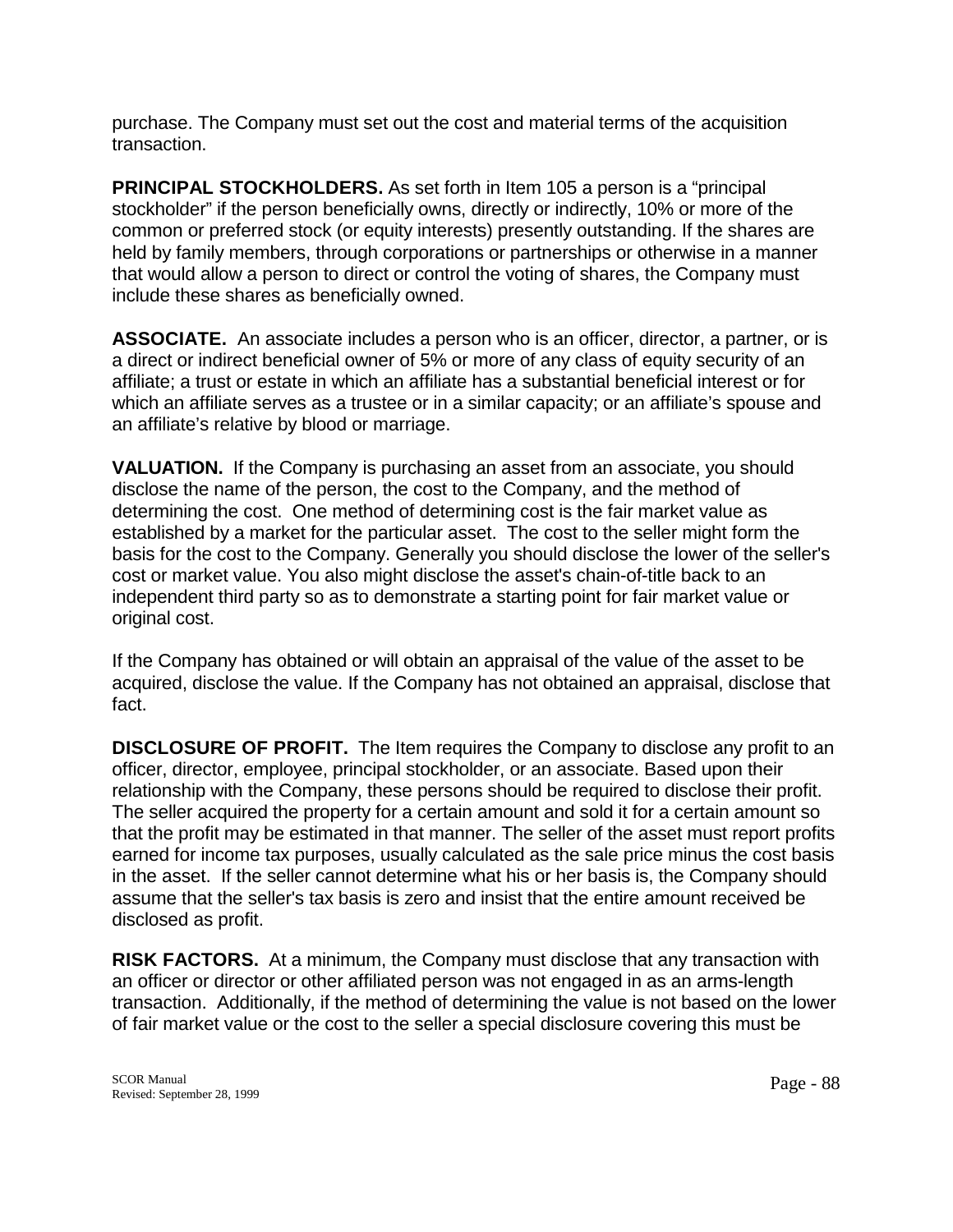purchase. The Company must set out the cost and material terms of the acquisition transaction.

**PRINCIPAL STOCKHOLDERS.** As set forth in Item 105 a person is a “principal stockholder” if the person beneficially owns, directly or indirectly, 10% or more of the common or preferred stock (or equity interests) presently outstanding. If the shares are held by family members, through corporations or partnerships or otherwise in a manner that would allow a person to direct or control the voting of shares, the Company must include these shares as beneficially owned.

**ASSOCIATE.** An associate includes a person who is an officer, director, a partner, or is a direct or indirect beneficial owner of 5% or more of any class of equity security of an affiliate; a trust or estate in which an affiliate has a substantial beneficial interest or for which an affiliate serves as a trustee or in a similar capacity; or an affiliate’s spouse and an affiliate’s relative by blood or marriage.

**VALUATION.** If the Company is purchasing an asset from an associate, you should disclose the name of the person, the cost to the Company, and the method of determining the cost. One method of determining cost is the fair market value as established by a market for the particular asset. The cost to the seller might form the basis for the cost to the Company. Generally you should disclose the lower of the seller's cost or market value. You also might disclose the asset's chain-of-title back to an independent third party so as to demonstrate a starting point for fair market value or original cost.

If the Company has obtained or will obtain an appraisal of the value of the asset to be acquired, disclose the value. If the Company has not obtained an appraisal, disclose that fact.

**DISCLOSURE OF PROFIT.** The Item requires the Company to disclose any profit to an officer, director, employee, principal stockholder, or an associate. Based upon their relationship with the Company, these persons should be required to disclose their profit. The seller acquired the property for a certain amount and sold it for a certain amount so that the profit may be estimated in that manner. The seller of the asset must report profits earned for income tax purposes, usually calculated as the sale price minus the cost basis in the asset. If the seller cannot determine what his or her basis is, the Company should assume that the seller's tax basis is zero and insist that the entire amount received be disclosed as profit.

**RISK FACTORS.** At a minimum, the Company must disclose that any transaction with an officer or director or other affiliated person was not engaged in as an arms-length transaction. Additionally, if the method of determining the value is not based on the lower of fair market value or the cost to the seller a special disclosure covering this must be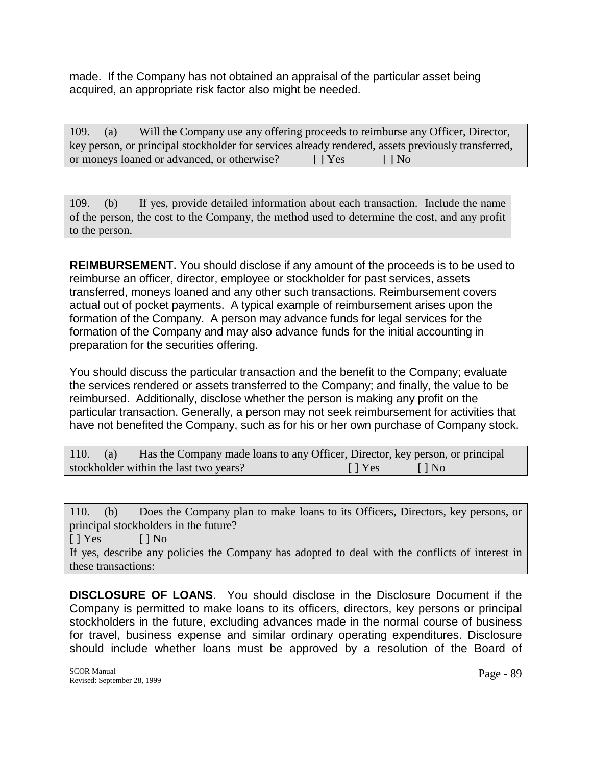made. If the Company has not obtained an appraisal of the particular asset being acquired, an appropriate risk factor also might be needed.

109. (a) Will the Company use any offering proceeds to reimburse any Officer, Director, key person, or principal stockholder for services already rendered, assets previously transferred, or moneys loaned or advanced, or otherwise? [ ] Yes [ ] No

109. (b) If yes, provide detailed information about each transaction. Include the name of the person, the cost to the Company, the method used to determine the cost, and any profit to the person.

**REIMBURSEMENT.** You should disclose if any amount of the proceeds is to be used to reimburse an officer, director, employee or stockholder for past services, assets transferred, moneys loaned and any other such transactions. Reimbursement covers actual out of pocket payments. A typical example of reimbursement arises upon the formation of the Company. A person may advance funds for legal services for the formation of the Company and may also advance funds for the initial accounting in preparation for the securities offering.

You should discuss the particular transaction and the benefit to the Company; evaluate the services rendered or assets transferred to the Company; and finally, the value to be reimbursed. Additionally, disclose whether the person is making any profit on the particular transaction. Generally, a person may not seek reimbursement for activities that have not benefited the Company, such as for his or her own purchase of Company stock.

110. (a) Has the Company made loans to any Officer, Director, key person, or principal stockholder within the last two years? [ ] Yes [ ] No

110. (b) Does the Company plan to make loans to its Officers, Directors, key persons, or principal stockholders in the future?
[ ] Yes [ ] No
If yes, describe any policies the Company has adopted to deal with the conflicts of interest in these transactions:

**DISCLOSURE OF LOANS**. You should disclose in the Disclosure Document if the Company is permitted to make loans to its officers, directors, key persons or principal stockholders in the future, excluding advances made in the normal course of business for travel, business expense and similar ordinary operating expenditures. Disclosure should include whether loans must be approved by a resolution of the Board of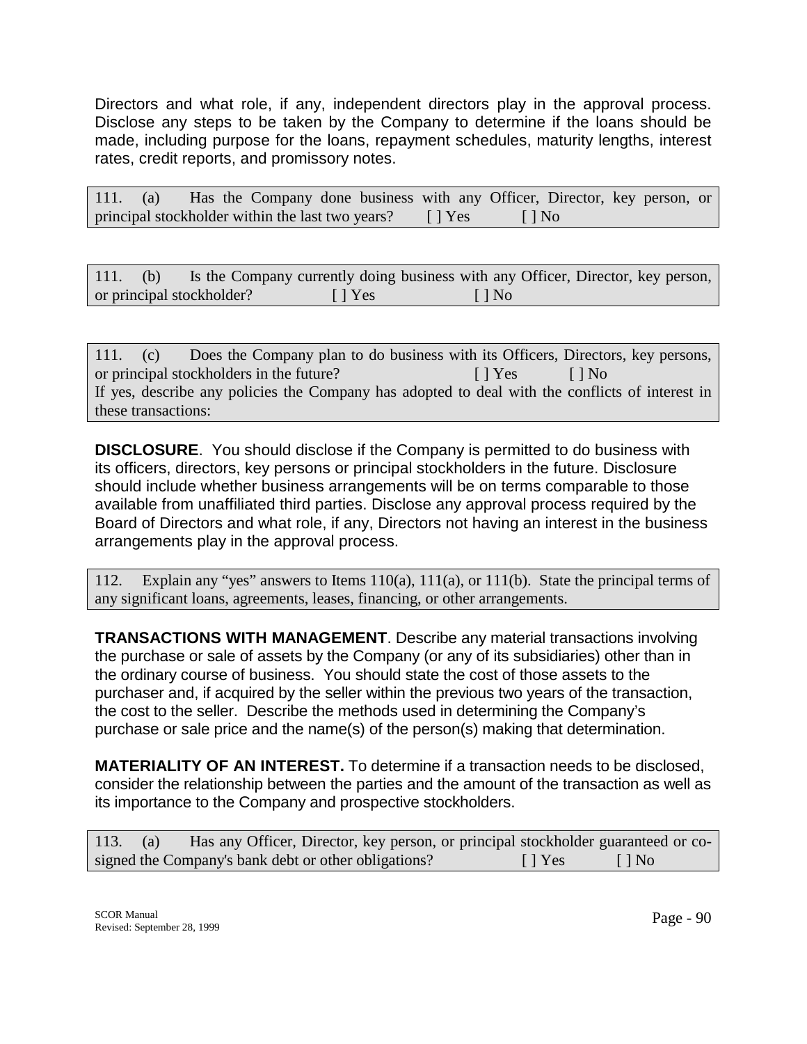Directors and what role, if any, independent directors play in the approval process. Disclose any steps to be taken by the Company to determine if the loans should be made, including purpose for the loans, repayment schedules, maturity lengths, interest rates, credit reports, and promissory notes.

111. (a) Has the Company done business with any Officer, Director, key person, or principal stockholder within the last two years? [ ] Yes [ ] No

111. (b) Is the Company currently doing business with any Officer, Director, key person, or principal stockholder? [ ] Yes [ ] No

111. (c) Does the Company plan to do business with its Officers, Directors, key persons, or principal stockholders in the future? [ ] Yes [ ] No
If yes, describe any policies the Company has adopted to deal with the conflicts of interest in these transactions:

**DISCLOSURE**. You should disclose if the Company is permitted to do business with its officers, directors, key persons or principal stockholders in the future. Disclosure should include whether business arrangements will be on terms comparable to those available from unaffiliated third parties. Disclose any approval process required by the Board of Directors and what role, if any, Directors not having an interest in the business arrangements play in the approval process.

112. Explain any "yes" answers to Items 110(a), 111(a), or 111(b). State the principal terms of any significant loans, agreements, leases, financing, or other arrangements.

**TRANSACTIONS WITH MANAGEMENT**. Describe any material transactions involving the purchase or sale of assets by the Company (or any of its subsidiaries) other than in the ordinary course of business. You should state the cost of those assets to the purchaser and, if acquired by the seller within the previous two years of the transaction, the cost to the seller. Describe the methods used in determining the Company's purchase or sale price and the name(s) of the person(s) making that determination.

**MATERIALITY OF AN INTEREST.** To determine if a transaction needs to be disclosed, consider the relationship between the parties and the amount of the transaction as well as its importance to the Company and prospective stockholders.

113. (a) Has any Officer, Director, key person, or principal stockholder guaranteed or co-signed the Company's bank debt or other obligations? [ ] Yes [ ] No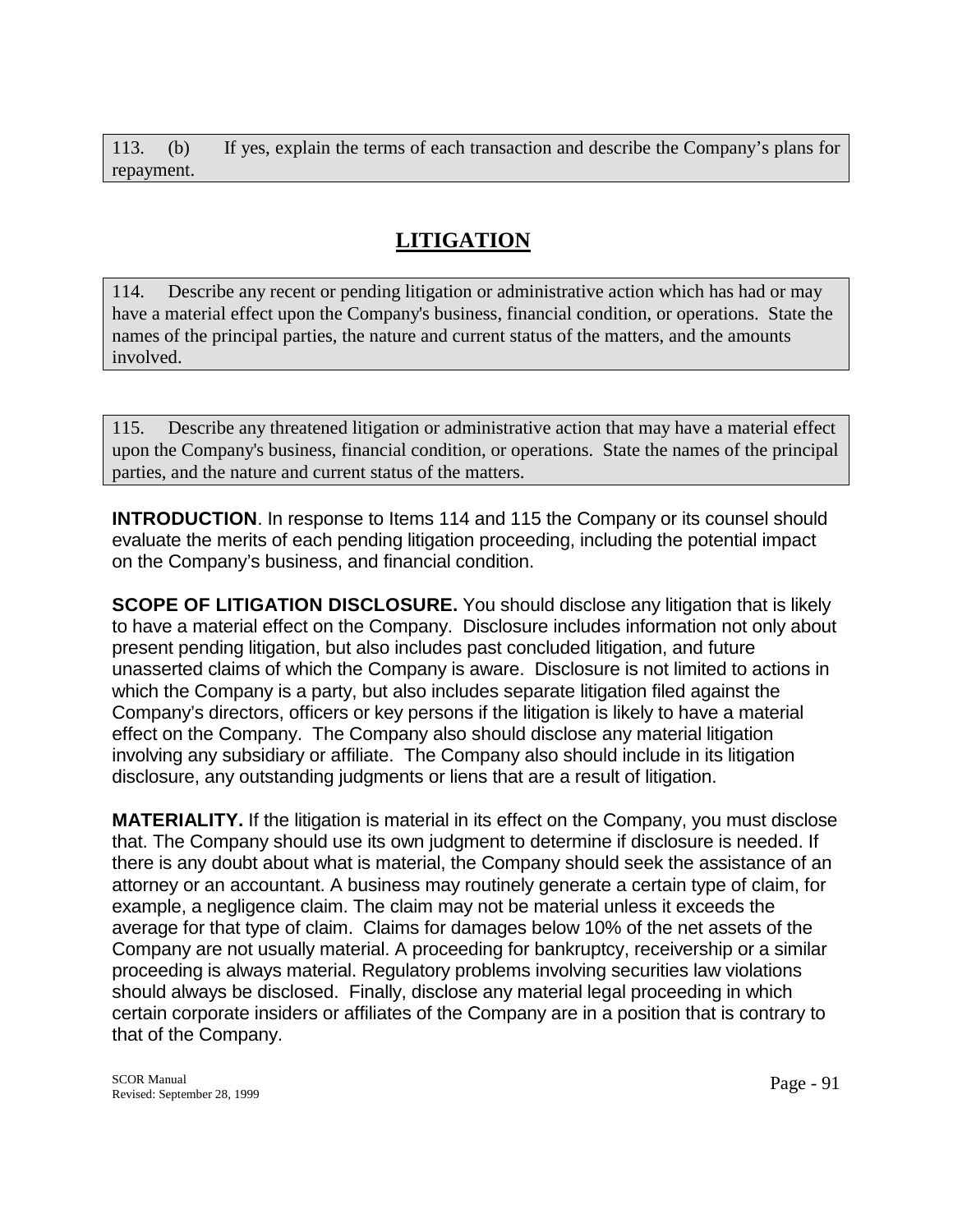113. (b) If yes, explain the terms of each transaction and describe the Company's plans for repayment.

## LITIGATION

114. Describe any recent or pending litigation or administrative action which has had or may have a material effect upon the Company's business, financial condition, or operations. State the names of the principal parties, the nature and current status of the matters, and the amounts involved.

115. Describe any threatened litigation or administrative action that may have a material effect upon the Company's business, financial condition, or operations. State the names of the principal parties, and the nature and current status of the matters.

**INTRODUCTION**. In response to Items 114 and 115 the Company or its counsel should evaluate the merits of each pending litigation proceeding, including the potential impact on the Company's business, and financial condition.

**SCOPE OF LITIGATION DISCLOSURE.** You should disclose any litigation that is likely to have a material effect on the Company. Disclosure includes information not only about present pending litigation, but also includes past concluded litigation, and future unasserted claims of which the Company is aware. Disclosure is not limited to actions in which the Company is a party, but also includes separate litigation filed against the Company's directors, officers or key persons if the litigation is likely to have a material effect on the Company. The Company also should disclose any material litigation involving any subsidiary or affiliate. The Company also should include in its litigation disclosure, any outstanding judgments or liens that are a result of litigation.

**MATERIALITY.** If the litigation is material in its effect on the Company, you must disclose that. The Company should use its own judgment to determine if disclosure is needed. If there is any doubt about what is material, the Company should seek the assistance of an attorney or an accountant. A business may routinely generate a certain type of claim, for example, a negligence claim. The claim may not be material unless it exceeds the average for that type of claim. Claims for damages below 10% of the net assets of the Company are not usually material. A proceeding for bankruptcy, receivership or a similar proceeding is always material. Regulatory problems involving securities law violations should always be disclosed. Finally, disclose any material legal proceeding in which certain corporate insiders or affiliates of the Company are in a position that is contrary to that of the Company.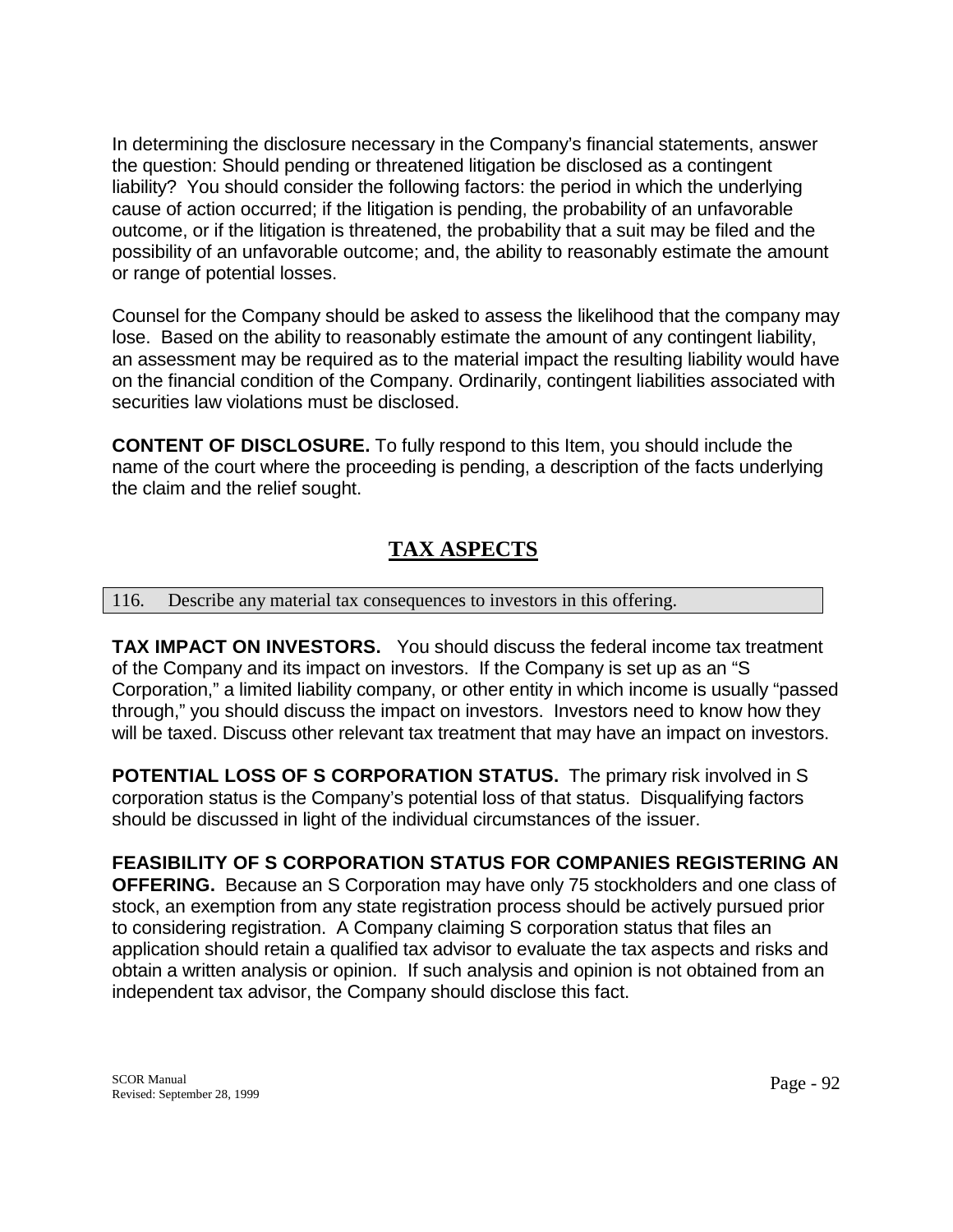In determining the disclosure necessary in the Company's financial statements, answer the question: Should pending or threatened litigation be disclosed as a contingent liability? You should consider the following factors: the period in which the underlying cause of action occurred; if the litigation is pending, the probability of an unfavorable outcome, or if the litigation is threatened, the probability that a suit may be filed and the possibility of an unfavorable outcome; and, the ability to reasonably estimate the amount or range of potential losses.

Counsel for the Company should be asked to assess the likelihood that the company may lose. Based on the ability to reasonably estimate the amount of any contingent liability, an assessment may be required as to the material impact the resulting liability would have on the financial condition of the Company. Ordinarily, contingent liabilities associated with securities law violations must be disclosed.

**CONTENT OF DISCLOSURE.** To fully respond to this Item, you should include the name of the court where the proceeding is pending, a description of the facts underlying the claim and the relief sought.

## TAX ASPECTS

| 116. Describe any material tax consequences to investors in this offering. |
|---|

**TAX IMPACT ON INVESTORS.** You should discuss the federal income tax treatment of the Company and its impact on investors. If the Company is set up as an "S Corporation," a limited liability company, or other entity in which income is usually "passed through," you should discuss the impact on investors. Investors need to know how they will be taxed. Discuss other relevant tax treatment that may have an impact on investors.

**POTENTIAL LOSS OF S CORPORATION STATUS.** The primary risk involved in S corporation status is the Company's potential loss of that status. Disqualifying factors should be discussed in light of the individual circumstances of the issuer.

**FEASIBILITY OF S CORPORATION STATUS FOR COMPANIES REGISTERING AN OFFERING.** Because an S Corporation may have only 75 stockholders and one class of stock, an exemption from any state registration process should be actively pursued prior to considering registration. A Company claiming S corporation status that files an application should retain a qualified tax advisor to evaluate the tax aspects and risks and obtain a written analysis or opinion. If such analysis and opinion is not obtained from an independent tax advisor, the Company should disclose this fact.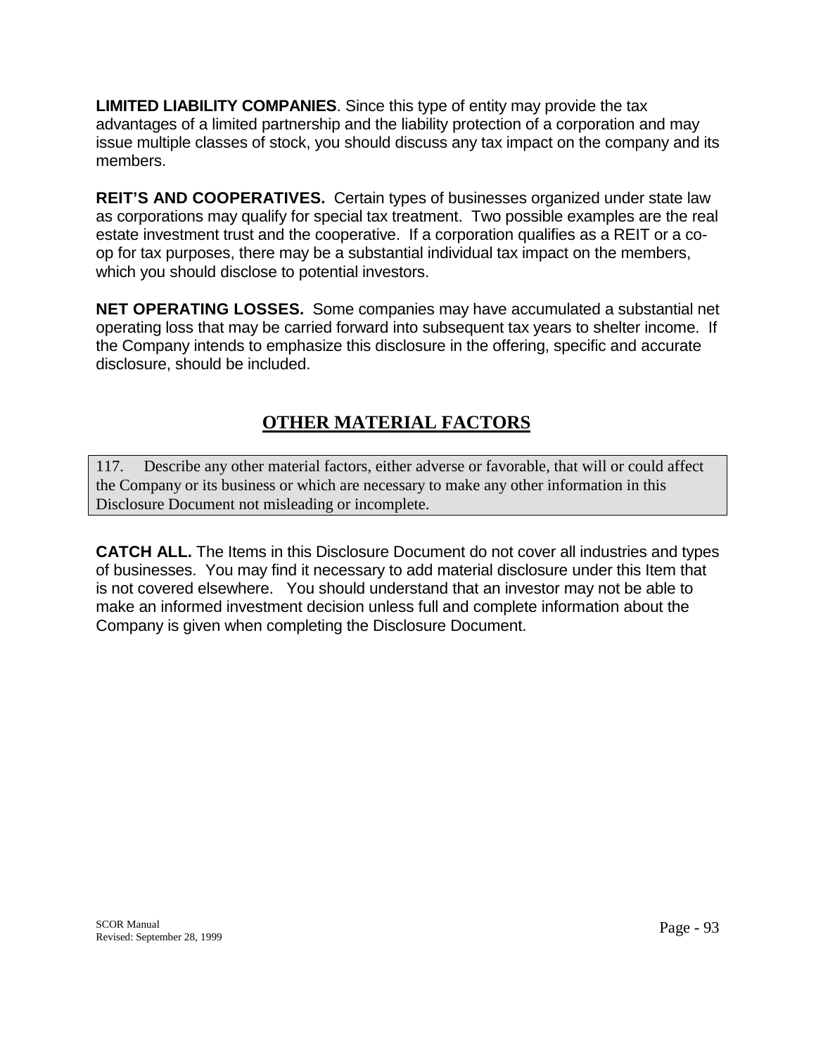**LIMITED LIABILITY COMPANIES**. Since this type of entity may provide the tax advantages of a limited partnership and the liability protection of a corporation and may issue multiple classes of stock, you should discuss any tax impact on the company and its members.

**REIT'S AND COOPERATIVES.** Certain types of businesses organized under state law as corporations may qualify for special tax treatment. Two possible examples are the real estate investment trust and the cooperative. If a corporation qualifies as a REIT or a co-op for tax purposes, there may be a substantial individual tax impact on the members, which you should disclose to potential investors.

**NET OPERATING LOSSES.** Some companies may have accumulated a substantial net operating loss that may be carried forward into subsequent tax years to shelter income. If the Company intends to emphasize this disclosure in the offering, specific and accurate disclosure, should be included.

## OTHER MATERIAL FACTORS

117. Describe any other material factors, either adverse or favorable, that will or could affect the Company or its business or which are necessary to make any other information in this Disclosure Document not misleading or incomplete.

**CATCH ALL.** The Items in this Disclosure Document do not cover all industries and types of businesses. You may find it necessary to add material disclosure under this Item that is not covered elsewhere. You should understand that an investor may not be able to make an informed investment decision unless full and complete information about the Company is given when completing the Disclosure Document.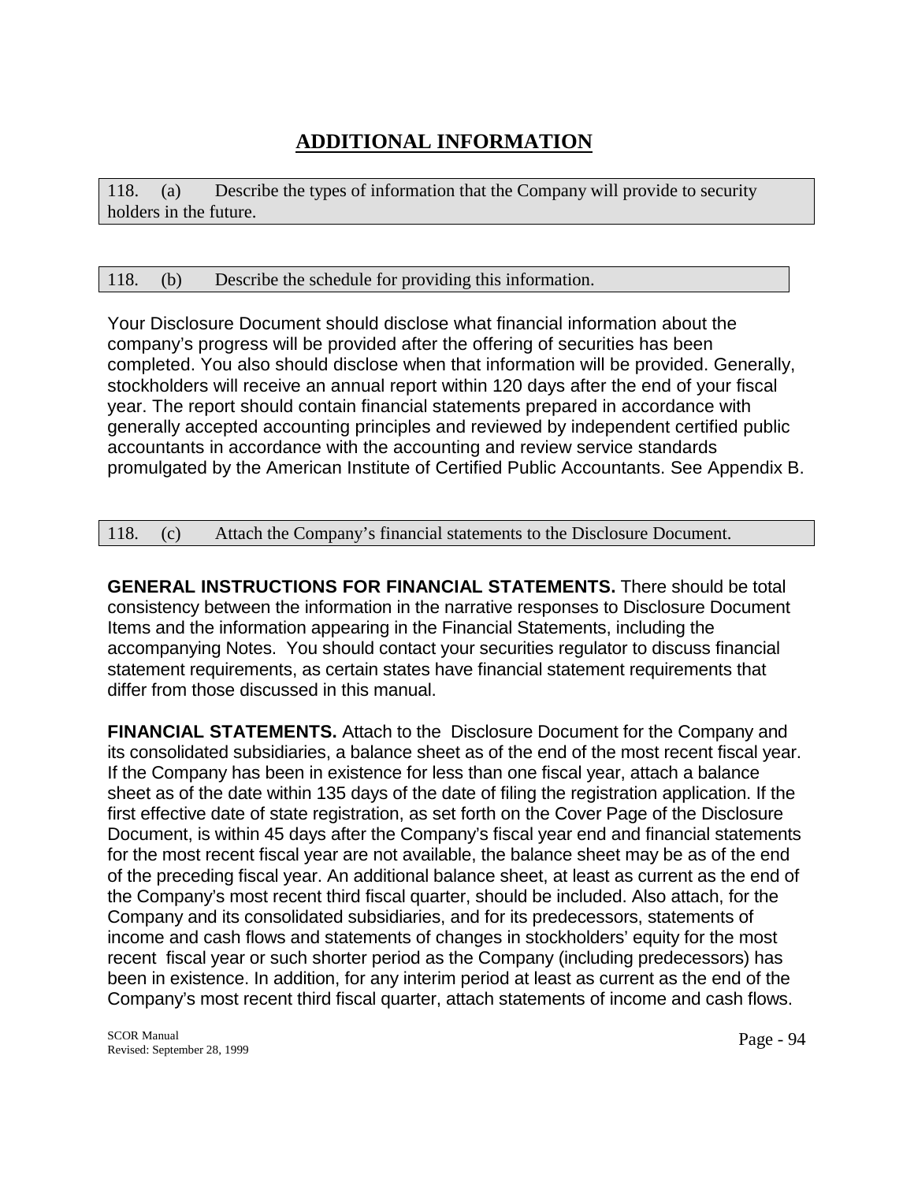# ADDITIONAL INFORMATION

118. (a) Describe the types of information that the Company will provide to security holders in the future.

118. (b) Describe the schedule for providing this information.

Your Disclosure Document should disclose what financial information about the company's progress will be provided after the offering of securities has been completed. You also should disclose when that information will be provided. Generally, stockholders will receive an annual report within 120 days after the end of your fiscal year. The report should contain financial statements prepared in accordance with generally accepted accounting principles and reviewed by independent certified public accountants in accordance with the accounting and review service standards promulgated by the American Institute of Certified Public Accountants. See Appendix B.

118. (c) Attach the Company's financial statements to the Disclosure Document.

**GENERAL INSTRUCTIONS FOR FINANCIAL STATEMENTS.** There should be total consistency between the information in the narrative responses to Disclosure Document Items and the information appearing in the Financial Statements, including the accompanying Notes. You should contact your securities regulator to discuss financial statement requirements, as certain states have financial statement requirements that differ from those discussed in this manual.

**FINANCIAL STATEMENTS.** Attach to the Disclosure Document for the Company and its consolidated subsidiaries, a balance sheet as of the end of the most recent fiscal year. If the Company has been in existence for less than one fiscal year, attach a balance sheet as of the date within 135 days of the date of filing the registration application. If the first effective date of state registration, as set forth on the Cover Page of the Disclosure Document, is within 45 days after the Company's fiscal year end and financial statements for the most recent fiscal year are not available, the balance sheet may be as of the end of the preceding fiscal year. An additional balance sheet, at least as current as the end of the Company's most recent third fiscal quarter, should be included. Also attach, for the Company and its consolidated subsidiaries, and for its predecessors, statements of income and cash flows and statements of changes in stockholders' equity for the most recent fiscal year or such shorter period as the Company (including predecessors) has been in existence. In addition, for any interim period at least as current as the end of the Company's most recent third fiscal quarter, attach statements of income and cash flows.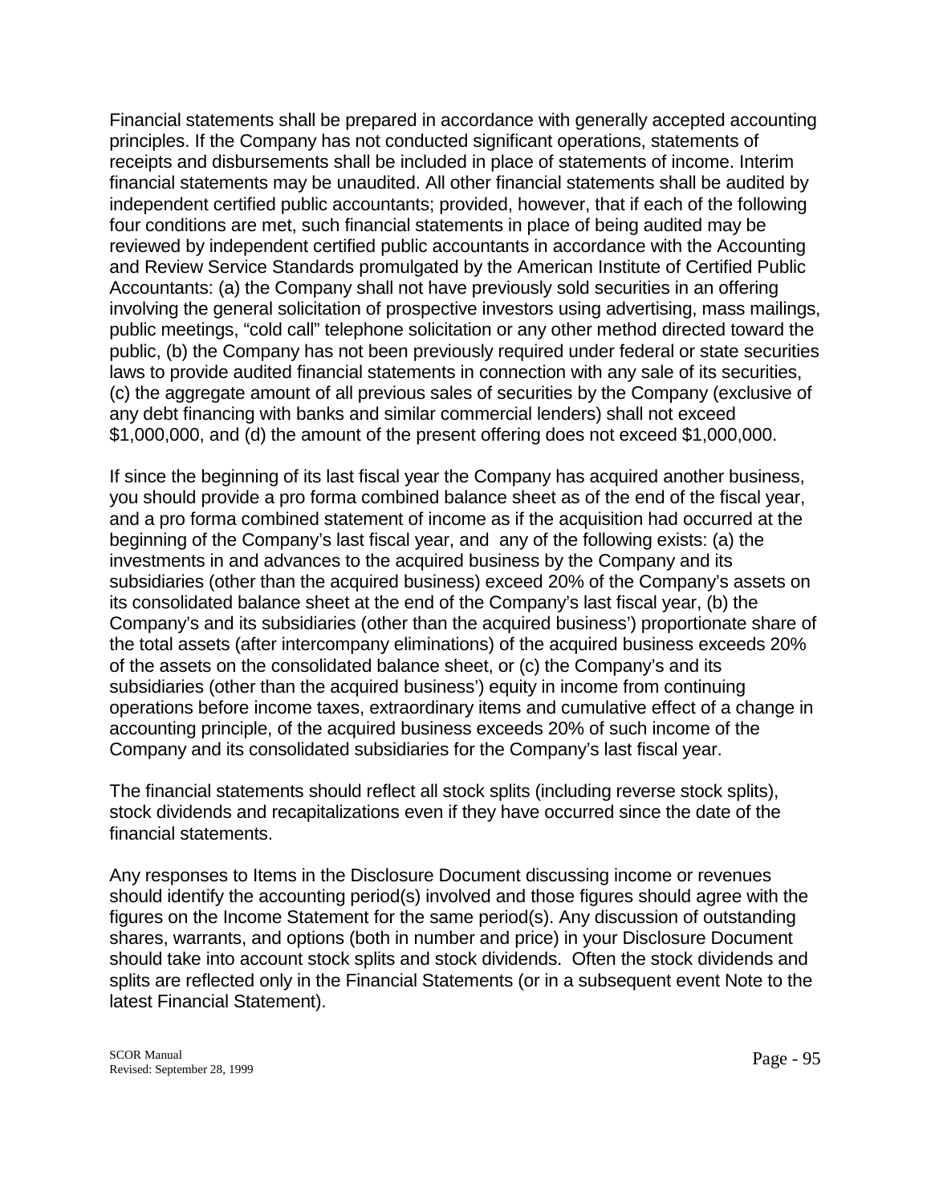Financial statements shall be prepared in accordance with generally accepted accounting principles. If the Company has not conducted significant operations, statements of receipts and disbursements shall be included in place of statements of income. Interim financial statements may be unaudited. All other financial statements shall be audited by independent certified public accountants; provided, however, that if each of the following four conditions are met, such financial statements in place of being audited may be reviewed by independent certified public accountants in accordance with the Accounting and Review Service Standards promulgated by the American Institute of Certified Public Accountants: (a) the Company shall not have previously sold securities in an offering involving the general solicitation of prospective investors using advertising, mass mailings, public meetings, "cold call" telephone solicitation or any other method directed toward the public, (b) the Company has not been previously required under federal or state securities laws to provide audited financial statements in connection with any sale of its securities, (c) the aggregate amount of all previous sales of securities by the Company (exclusive of any debt financing with banks and similar commercial lenders) shall not exceed $1,000,000, and (d) the amount of the present offering does not exceed $1,000,000.

If since the beginning of its last fiscal year the Company has acquired another business, you should provide a pro forma combined balance sheet as of the end of the fiscal year, and a pro forma combined statement of income as if the acquisition had occurred at the beginning of the Company's last fiscal year, and any of the following exists: (a) the investments in and advances to the acquired business by the Company and its subsidiaries (other than the acquired business) exceed 20% of the Company's assets on its consolidated balance sheet at the end of the Company's last fiscal year, (b) the Company's and its subsidiaries (other than the acquired business') proportionate share of the total assets (after intercompany eliminations) of the acquired business exceeds 20% of the assets on the consolidated balance sheet, or (c) the Company's and its subsidiaries (other than the acquired business') equity in income from continuing operations before income taxes, extraordinary items and cumulative effect of a change in accounting principle, of the acquired business exceeds 20% of such income of the Company and its consolidated subsidiaries for the Company's last fiscal year.

The financial statements should reflect all stock splits (including reverse stock splits), stock dividends and recapitalizations even if they have occurred since the date of the financial statements.

Any responses to Items in the Disclosure Document discussing income or revenues should identify the accounting period(s) involved and those figures should agree with the figures on the Income Statement for the same period(s). Any discussion of outstanding shares, warrants, and options (both in number and price) in your Disclosure Document should take into account stock splits and stock dividends. Often the stock dividends and splits are reflected only in the Financial Statements (or in a subsequent event Note to the latest Financial Statement).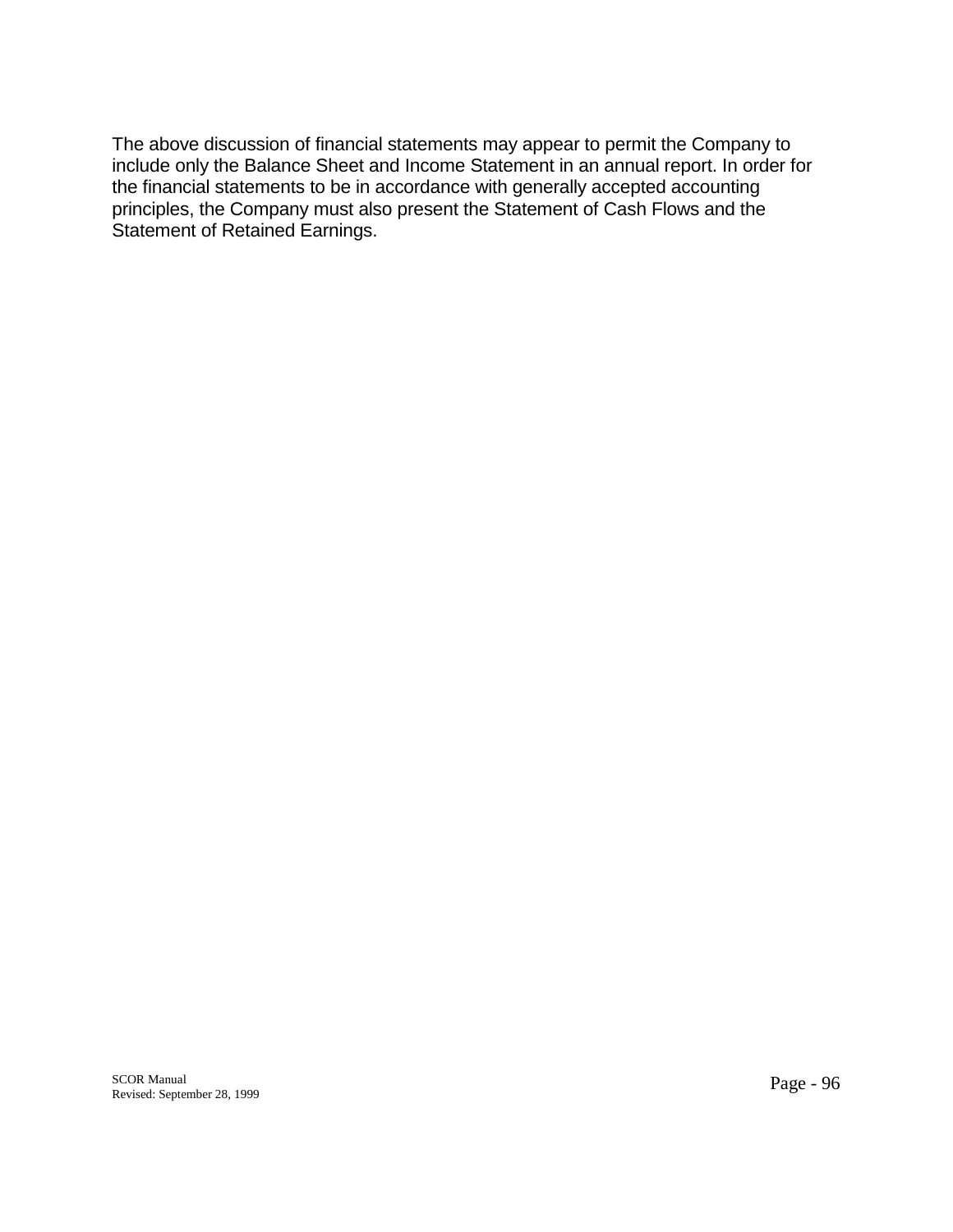The above discussion of financial statements may appear to permit the Company to include only the Balance Sheet and Income Statement in an annual report. In order for the financial statements to be in accordance with generally accepted accounting principles, the Company must also present the Statement of Cash Flows and the Statement of Retained Earnings.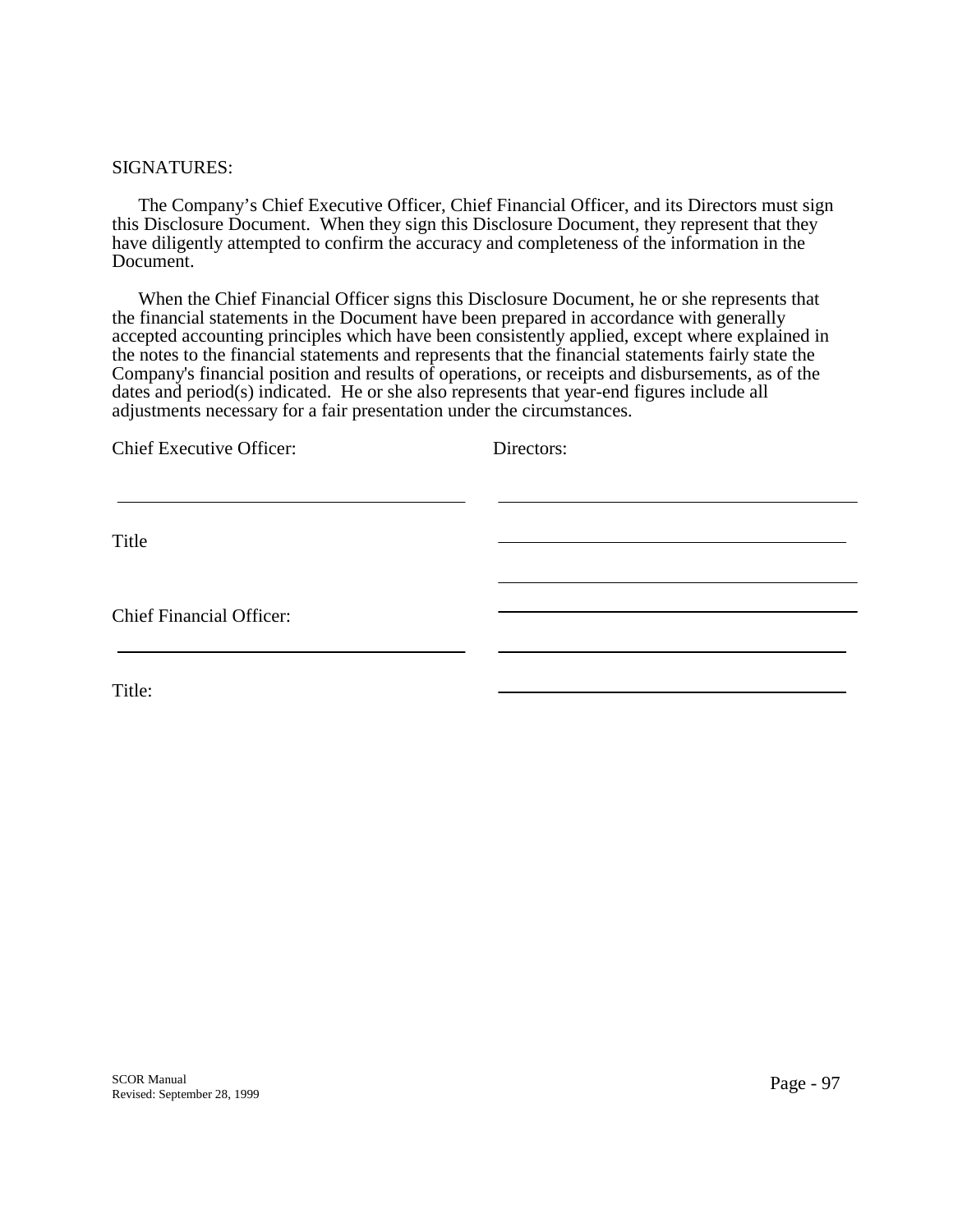SIGNATURES:

The Company's Chief Executive Officer, Chief Financial Officer, and its Directors must sign this Disclosure Document. When they sign this Disclosure Document, they represent that they have diligently attempted to confirm the accuracy and completeness of the information in the Document.

When the Chief Financial Officer signs this Disclosure Document, he or she represents that the financial statements in the Document have been prepared in accordance with generally accepted accounting principles which have been consistently applied, except where explained in the notes to the financial statements and represents that the financial statements fairly state the Company's financial position and results of operations, or receipts and disbursements, as of the dates and period(s) indicated. He or she also represents that year-end figures include all adjustments necessary for a fair presentation under the circumstances.

| Chief Executive Officer: | Directors: |
|---|---|
| \_\_\_\_\_\_\_\_\_\_\_\_\_\_\_\_\_\_\_\_\_\_\_\_\_\_\_\_\_\_ | \_\_\_\_\_\_\_\_\_\_\_\_\_\_\_\_\_\_\_\_\_\_\_\_\_\_\_\_\_\_ |
| Title | \_\_\_\_\_\_\_\_\_\_\_\_\_\_\_\_\_\_\_\_\_\_\_\_\_\_\_\_\_\_ |
| | \_\_\_\_\_\_\_\_\_\_\_\_\_\_\_\_\_\_\_\_\_\_\_\_\_\_\_\_\_\_ |
| Chief Financial Officer: | \_\_\_\_\_\_\_\_\_\_\_\_\_\_\_\_\_\_\_\_\_\_\_\_\_\_\_\_\_\_ |
| \_\_\_\_\_\_\_\_\_\_\_\_\_\_\_\_\_\_\_\_\_\_\_\_\_\_\_\_\_\_ | \_\_\_\_\_\_\_\_\_\_\_\_\_\_\_\_\_\_\_\_\_\_\_\_\_\_\_\_\_\_ |
| Title: | \_\_\_\_\_\_\_\_\_\_\_\_\_\_\_\_\_\_\_\_\_\_\_\_\_\_\_\_\_\_ |

SCOR Manual
Revised: September 28, 1999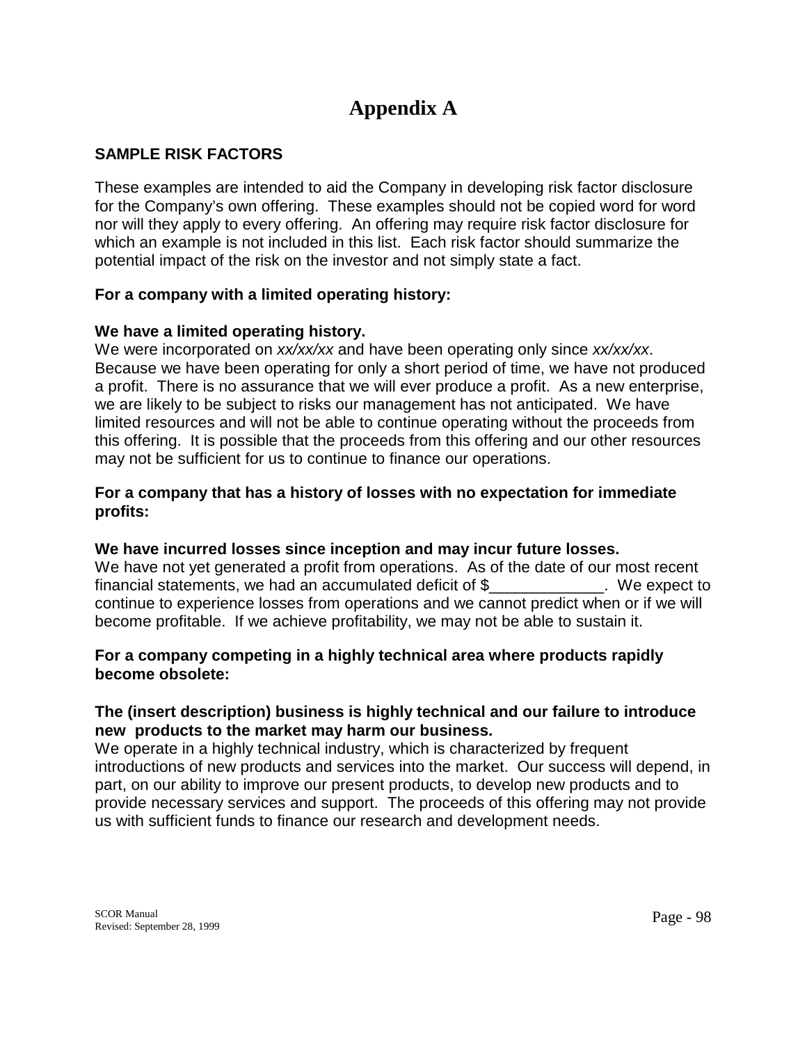# Appendix A

**SAMPLE RISK FACTORS**

These examples are intended to aid the Company in developing risk factor disclosure for the Company's own offering. These examples should not be copied word for word nor will they apply to every offering. An offering may require risk factor disclosure for which an example is not included in this list. Each risk factor should summarize the potential impact of the risk on the investor and not simply state a fact.

**For a company with a limited operating history:**

**We have a limited operating history.**
We were incorporated on *xx/xx/xx* and have been operating only since *xx/xx/xx*. Because we have been operating for only a short period of time, we have not produced a profit. There is no assurance that we will ever produce a profit. As a new enterprise, we are likely to be subject to risks our management has not anticipated. We have limited resources and will not be able to continue operating without the proceeds from this offering. It is possible that the proceeds from this offering and our other resources may not be sufficient for us to continue to finance our operations.

**For a company that has a history of losses with no expectation for immediate profits:**

**We have incurred losses since inception and may incur future losses.**
We have not yet generated a profit from operations. As of the date of our most recent financial statements, we had an accumulated deficit of $_____________. We expect to continue to experience losses from operations and we cannot predict when or if we will become profitable. If we achieve profitability, we may not be able to sustain it.

**For a company competing in a highly technical area where products rapidly become obsolete:**

**The (insert description) business is highly technical and our failure to introduce new products to the market may harm our business.**
We operate in a highly technical industry, which is characterized by frequent introductions of new products and services into the market. Our success will depend, in part, on our ability to improve our present products, to develop new products and to provide necessary services and support. The proceeds of this offering may not provide us with sufficient funds to finance our research and development needs.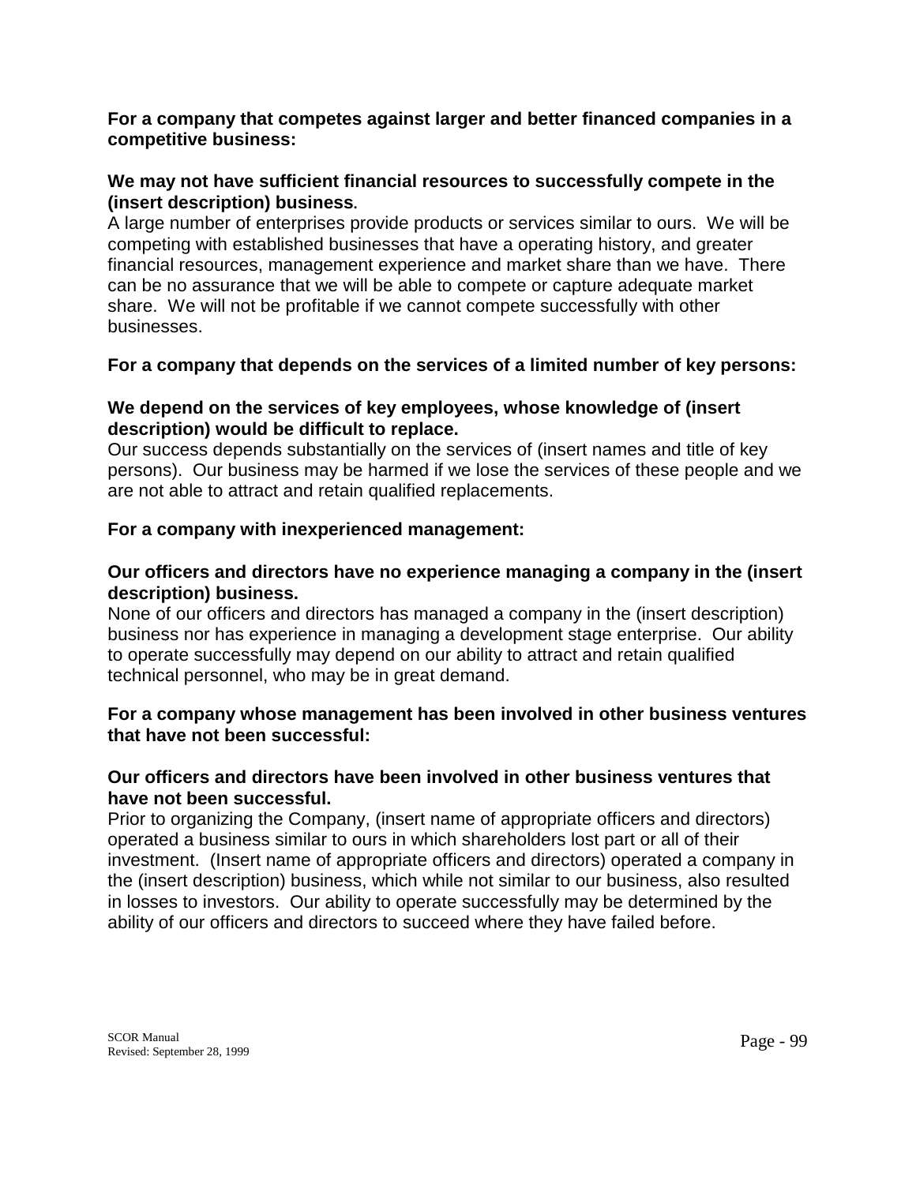**For a company that competes against larger and better financed companies in a competitive business:**

**We may not have sufficient financial resources to successfully compete in the (insert description) business.**
A large number of enterprises provide products or services similar to ours. We will be competing with established businesses that have a operating history, and greater financial resources, management experience and market share than we have. There can be no assurance that we will be able to compete or capture adequate market share. We will not be profitable if we cannot compete successfully with other businesses.

**For a company that depends on the services of a limited number of key persons:**

**We depend on the services of key employees, whose knowledge of (insert description) would be difficult to replace.**
Our success depends substantially on the services of (insert names and title of key persons). Our business may be harmed if we lose the services of these people and we are not able to attract and retain qualified replacements.

**For a company with inexperienced management:**

**Our officers and directors have no experience managing a company in the (insert description) business.**
None of our officers and directors has managed a company in the (insert description) business nor has experience in managing a development stage enterprise. Our ability to operate successfully may depend on our ability to attract and retain qualified technical personnel, who may be in great demand.

**For a company whose management has been involved in other business ventures that have not been successful:**

**Our officers and directors have been involved in other business ventures that have not been successful.**
Prior to organizing the Company, (insert name of appropriate officers and directors) operated a business similar to ours in which shareholders lost part or all of their investment. (Insert name of appropriate officers and directors) operated a company in the (insert description) business, which while not similar to our business, also resulted in losses to investors. Our ability to operate successfully may be determined by the ability of our officers and directors to succeed where they have failed before.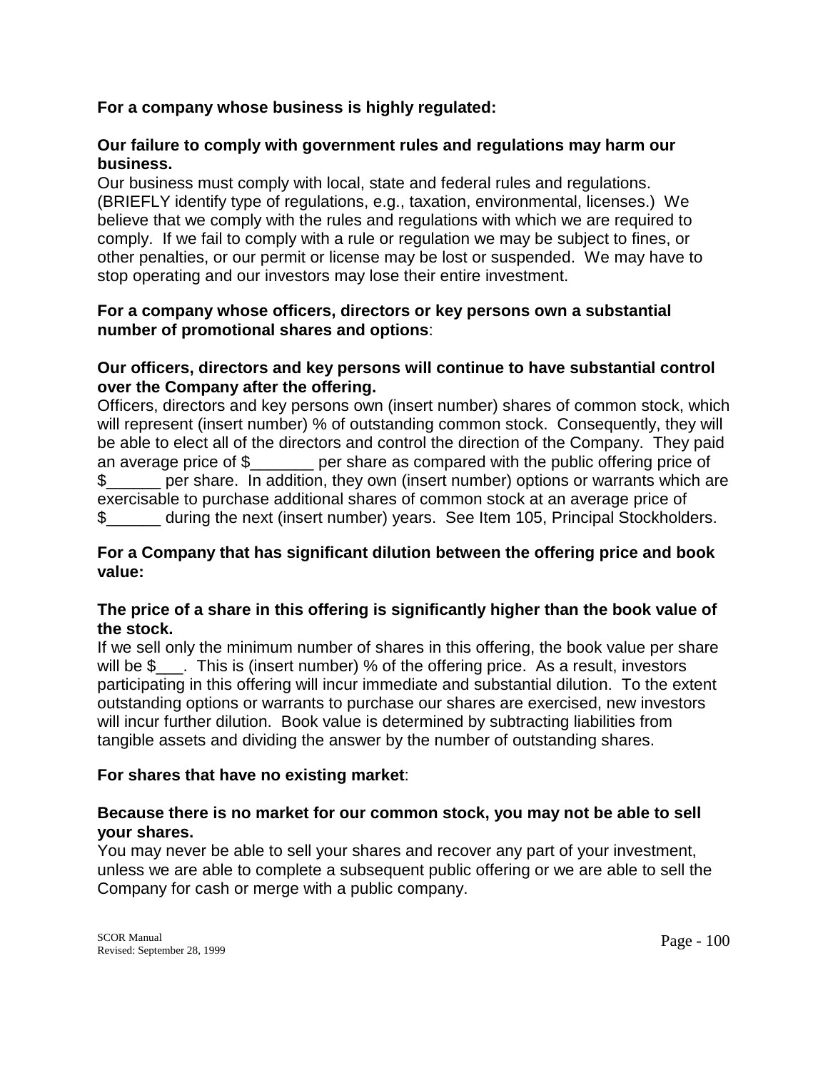**For a company whose business is highly regulated:**

**Our failure to comply with government rules and regulations may harm our business.**
Our business must comply with local, state and federal rules and regulations. (BRIEFLY identify type of regulations, e.g., taxation, environmental, licenses.) We believe that we comply with the rules and regulations with which we are required to comply. If we fail to comply with a rule or regulation we may be subject to fines, or other penalties, or our permit or license may be lost or suspended. We may have to stop operating and our investors may lose their entire investment.

**For a company whose officers, directors or key persons own a substantial number of promotional shares and options**:

**Our officers, directors and key persons will continue to have substantial control over the Company after the offering.**
Officers, directors and key persons own (insert number) shares of common stock, which will represent (insert number) % of outstanding common stock. Consequently, they will be able to elect all of the directors and control the direction of the Company. They paid an average price of $_______ per share as compared with the public offering price of $______ per share. In addition, they own (insert number) options or warrants which are exercisable to purchase additional shares of common stock at an average price of $______ during the next (insert number) years. See Item 105, Principal Stockholders.

**For a Company that has significant dilution between the offering price and book value:**

**The price of a share in this offering is significantly higher than the book value of the stock.**
If we sell only the minimum number of shares in this offering, the book value per share will be $___. This is (insert number) % of the offering price. As a result, investors participating in this offering will incur immediate and substantial dilution. To the extent outstanding options or warrants to purchase our shares are exercised, new investors will incur further dilution. Book value is determined by subtracting liabilities from tangible assets and dividing the answer by the number of outstanding shares.

**For shares that have no existing market**:

**Because there is no market for our common stock, you may not be able to sell your shares.**
You may never be able to sell your shares and recover any part of your investment, unless we are able to complete a subsequent public offering or we are able to sell the Company for cash or merge with a public company.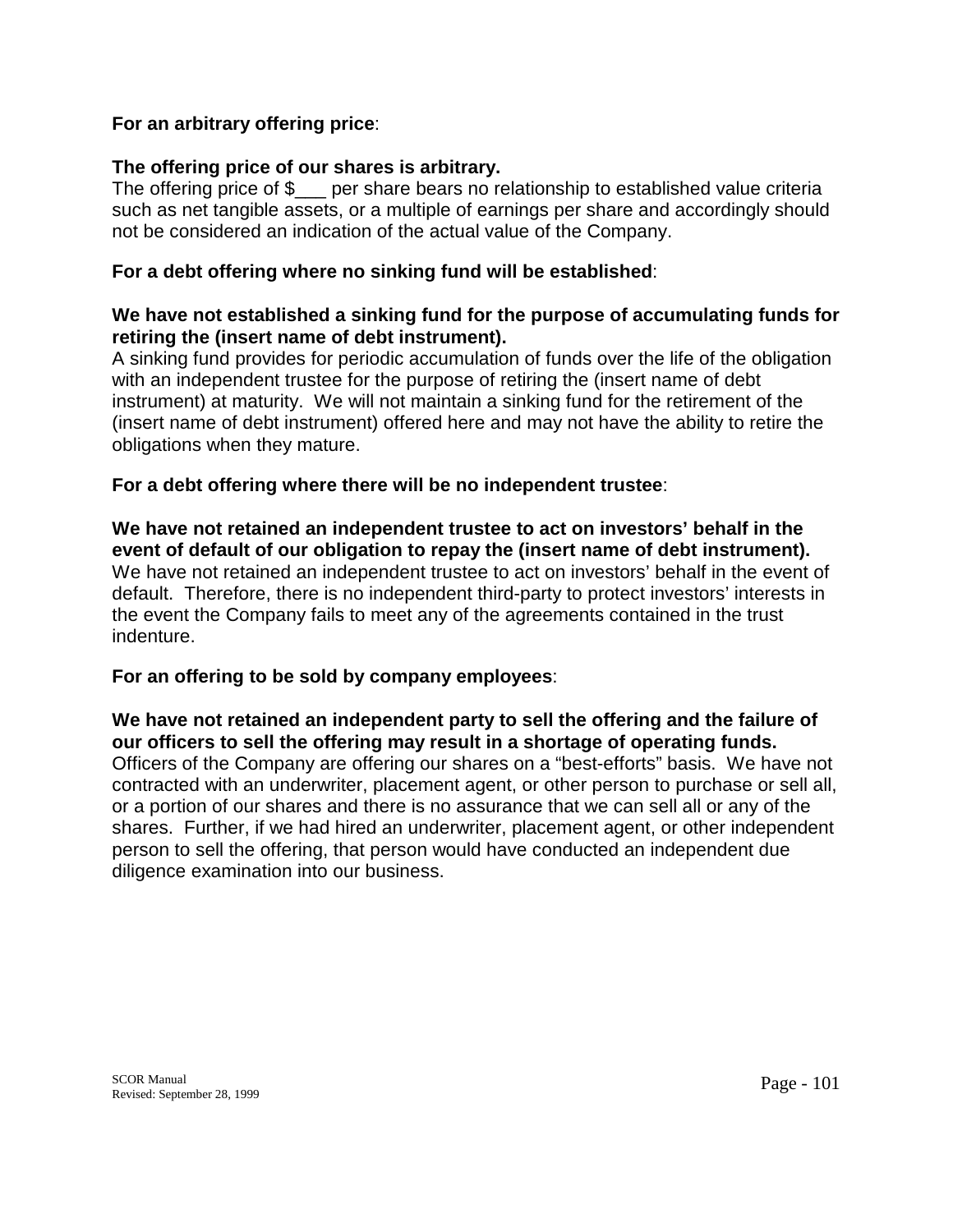**For an arbitrary offering price**:

**The offering price of our shares is arbitrary.**
The offering price of $___ per share bears no relationship to established value criteria such as net tangible assets, or a multiple of earnings per share and accordingly should not be considered an indication of the actual value of the Company.

**For a debt offering where no sinking fund will be established**:

**We have not established a sinking fund for the purpose of accumulating funds for retiring the (insert name of debt instrument).**
A sinking fund provides for periodic accumulation of funds over the life of the obligation with an independent trustee for the purpose of retiring the (insert name of debt instrument) at maturity. We will not maintain a sinking fund for the retirement of the (insert name of debt instrument) offered here and may not have the ability to retire the obligations when they mature.

**For a debt offering where there will be no independent trustee**:

**We have not retained an independent trustee to act on investors' behalf in the event of default of our obligation to repay the (insert name of debt instrument).**
We have not retained an independent trustee to act on investors' behalf in the event of default. Therefore, there is no independent third-party to protect investors' interests in the event the Company fails to meet any of the agreements contained in the trust indenture.

**For an offering to be sold by company employees**:

**We have not retained an independent party to sell the offering and the failure of our officers to sell the offering may result in a shortage of operating funds.**
Officers of the Company are offering our shares on a "best-efforts" basis. We have not contracted with an underwriter, placement agent, or other person to purchase or sell all, or a portion of our shares and there is no assurance that we can sell all or any of the shares. Further, if we had hired an underwriter, placement agent, or other independent person to sell the offering, that person would have conducted an independent due diligence examination into our business.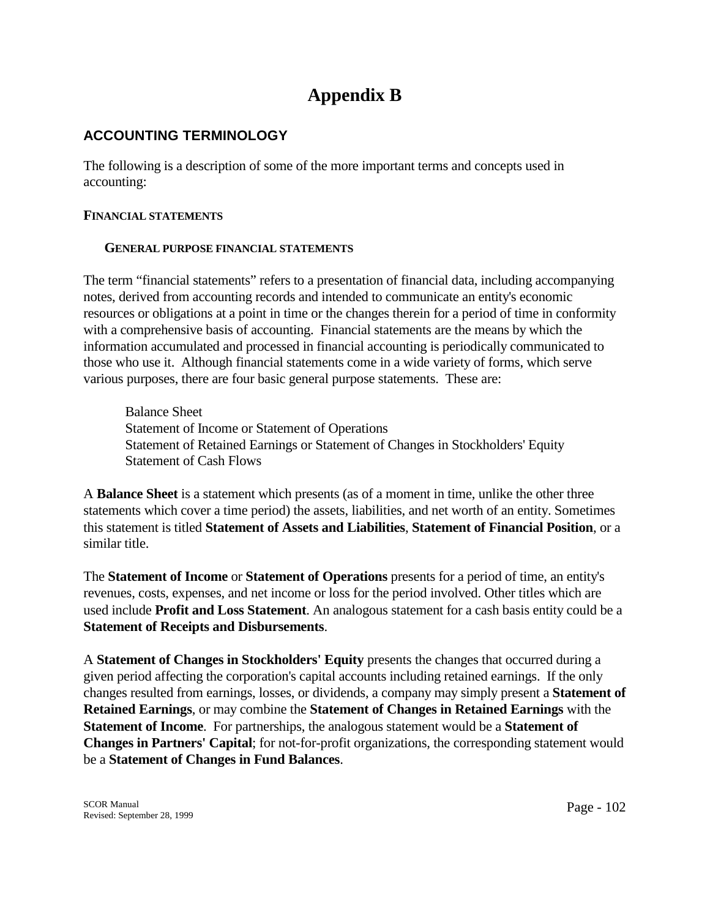# Appendix B

## ACCOUNTING TERMINOLOGY

The following is a description of some of the more important terms and concepts used in accounting:

### FINANCIAL STATEMENTS

#### GENERAL PURPOSE FINANCIAL STATEMENTS

The term "financial statements" refers to a presentation of financial data, including accompanying notes, derived from accounting records and intended to communicate an entity's economic resources or obligations at a point in time or the changes therein for a period of time in conformity with a comprehensive basis of accounting. Financial statements are the means by which the information accumulated and processed in financial accounting is periodically communicated to those who use it. Although financial statements come in a wide variety of forms, which serve various purposes, there are four basic general purpose statements. These are:

Balance Sheet
Statement of Income or Statement of Operations
Statement of Retained Earnings or Statement of Changes in Stockholders' Equity
Statement of Cash Flows

A **Balance Sheet** is a statement which presents (as of a moment in time, unlike the other three statements which cover a time period) the assets, liabilities, and net worth of an entity. Sometimes this statement is titled **Statement of Assets and Liabilities**, **Statement of Financial Position**, or a similar title.

The **Statement of Income** or **Statement of Operations** presents for a period of time, an entity's revenues, costs, expenses, and net income or loss for the period involved. Other titles which are used include **Profit and Loss Statement**. An analogous statement for a cash basis entity could be a **Statement of Receipts and Disbursements**.

A **Statement of Changes in Stockholders' Equity** presents the changes that occurred during a given period affecting the corporation's capital accounts including retained earnings. If the only changes resulted from earnings, losses, or dividends, a company may simply present a **Statement of Retained Earnings**, or may combine the **Statement of Changes in Retained Earnings** with the **Statement of Income**. For partnerships, the analogous statement would be a **Statement of Changes in Partners' Capital**; for not-for-profit organizations, the corresponding statement would be a **Statement of Changes in Fund Balances**.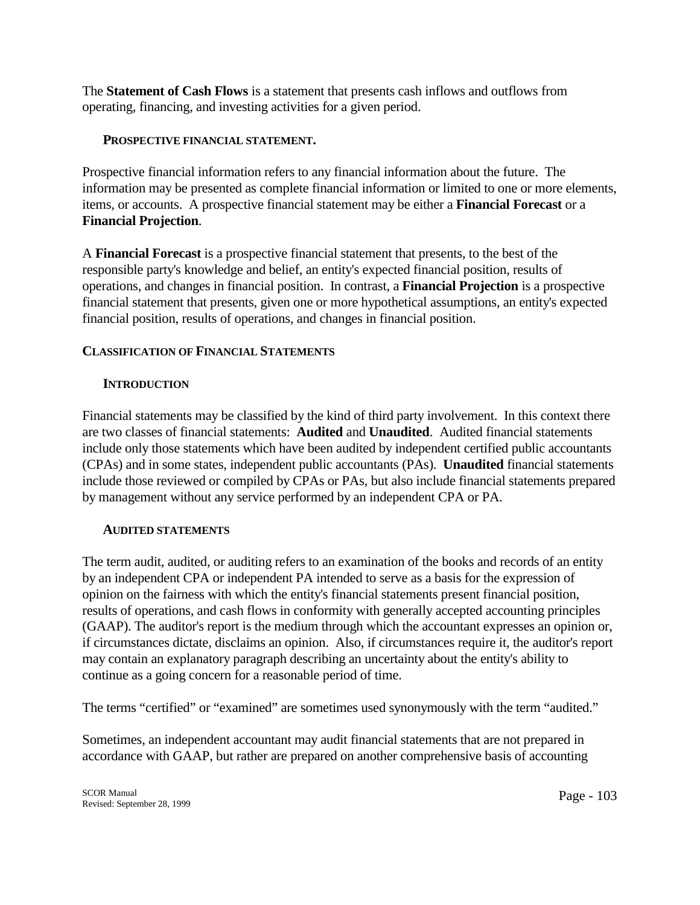The **Statement of Cash Flows** is a statement that presents cash inflows and outflows from operating, financing, and investing activities for a given period.

### PROSPECTIVE FINANCIAL STATEMENT.

Prospective financial information refers to any financial information about the future. The information may be presented as complete financial information or limited to one or more elements, items, or accounts. A prospective financial statement may be either a **Financial Forecast** or a **Financial Projection**.

A **Financial Forecast** is a prospective financial statement that presents, to the best of the responsible party's knowledge and belief, an entity's expected financial position, results of operations, and changes in financial position. In contrast, a **Financial Projection** is a prospective financial statement that presents, given one or more hypothetical assumptions, an entity's expected financial position, results of operations, and changes in financial position.

## CLASSIFICATION OF FINANCIAL STATEMENTS

### INTRODUCTION

Financial statements may be classified by the kind of third party involvement. In this context there are two classes of financial statements: **Audited** and **Unaudited**. Audited financial statements include only those statements which have been audited by independent certified public accountants (CPAs) and in some states, independent public accountants (PAs). **Unaudited** financial statements include those reviewed or compiled by CPAs or PAs, but also include financial statements prepared by management without any service performed by an independent CPA or PA.

### AUDITED STATEMENTS

The term audit, audited, or auditing refers to an examination of the books and records of an entity by an independent CPA or independent PA intended to serve as a basis for the expression of opinion on the fairness with which the entity's financial statements present financial position, results of operations, and cash flows in conformity with generally accepted accounting principles (GAAP). The auditor's report is the medium through which the accountant expresses an opinion or, if circumstances dictate, disclaims an opinion. Also, if circumstances require it, the auditor's report may contain an explanatory paragraph describing an uncertainty about the entity's ability to continue as a going concern for a reasonable period of time.

The terms "certified" or "examined" are sometimes used synonymously with the term "audited."

Sometimes, an independent accountant may audit financial statements that are not prepared in accordance with GAAP, but rather are prepared on another comprehensive basis of accounting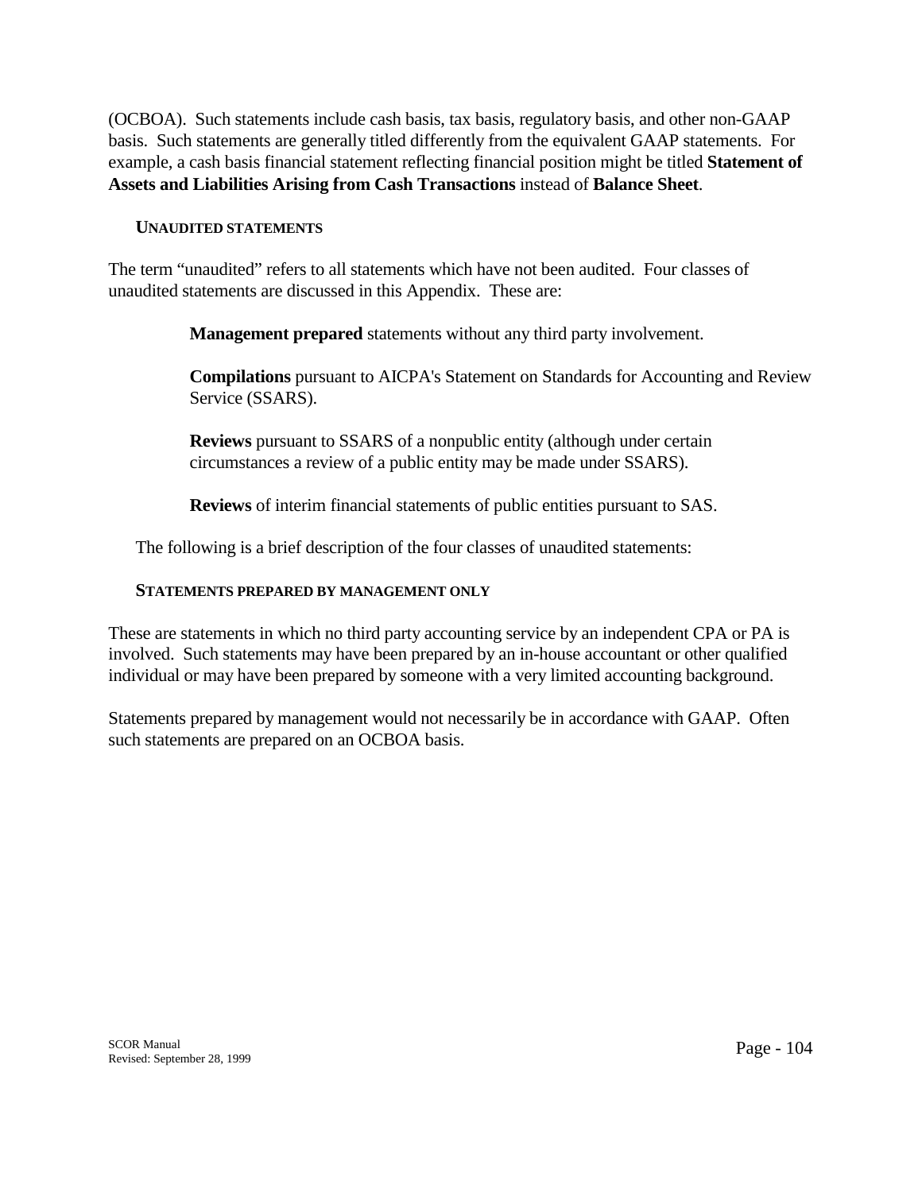(OCBOA). Such statements include cash basis, tax basis, regulatory basis, and other non-GAAP basis. Such statements are generally titled differently from the equivalent GAAP statements. For example, a cash basis financial statement reflecting financial position might be titled **Statement of Assets and Liabilities Arising from Cash Transactions** instead of **Balance Sheet**.

### UNAUDITED STATEMENTS

The term "unaudited" refers to all statements which have not been audited. Four classes of unaudited statements are discussed in this Appendix. These are:

**Management prepared** statements without any third party involvement.

**Compilations** pursuant to AICPA's Statement on Standards for Accounting and Review Service (SSARS).

**Reviews** pursuant to SSARS of a nonpublic entity (although under certain circumstances a review of a public entity may be made under SSARS).

**Reviews** of interim financial statements of public entities pursuant to SAS.

The following is a brief description of the four classes of unaudited statements:

### STATEMENTS PREPARED BY MANAGEMENT ONLY

These are statements in which no third party accounting service by an independent CPA or PA is involved. Such statements may have been prepared by an in-house accountant or other qualified individual or may have been prepared by someone with a very limited accounting background.

Statements prepared by management would not necessarily be in accordance with GAAP. Often such statements are prepared on an OCBOA basis.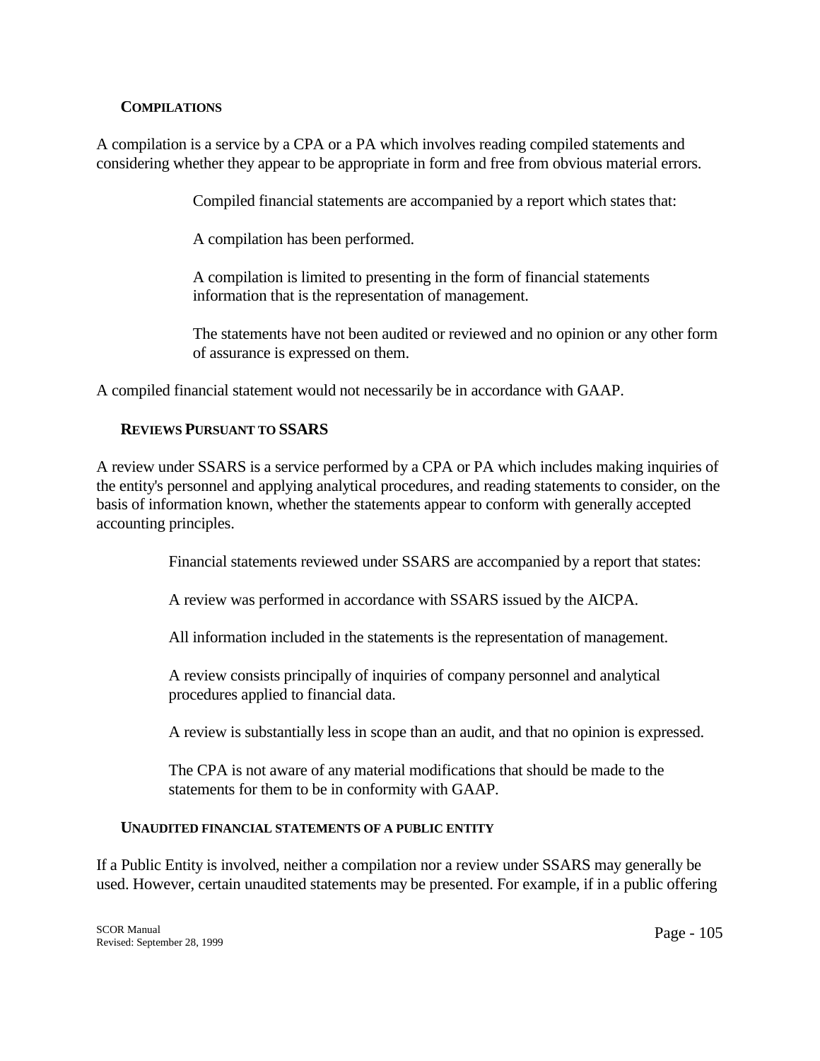### Compilations

A compilation is a service by a CPA or a PA which involves reading compiled statements and considering whether they appear to be appropriate in form and free from obvious material errors.

> Compiled financial statements are accompanied by a report which states that:
>
> A compilation has been performed.
>
> A compilation is limited to presenting in the form of financial statements information that is the representation of management.
>
> The statements have not been audited or reviewed and no opinion or any other form of assurance is expressed on them.

A compiled financial statement would not necessarily be in accordance with GAAP.

### Reviews Pursuant to SSARS

A review under SSARS is a service performed by a CPA or PA which includes making inquiries of the entity's personnel and applying analytical procedures, and reading statements to consider, on the basis of information known, whether the statements appear to conform with generally accepted accounting principles.

> Financial statements reviewed under SSARS are accompanied by a report that states:
>
> A review was performed in accordance with SSARS issued by the AICPA.
>
> All information included in the statements is the representation of management.
>
> A review consists principally of inquiries of company personnel and analytical procedures applied to financial data.
>
> A review is substantially less in scope than an audit, and that no opinion is expressed.
>
> The CPA is not aware of any material modifications that should be made to the statements for them to be in conformity with GAAP.

### Unaudited Financial Statements of a Public Entity

If a Public Entity is involved, neither a compilation nor a review under SSARS may generally be used. However, certain unaudited statements may be presented. For example, if in a public offering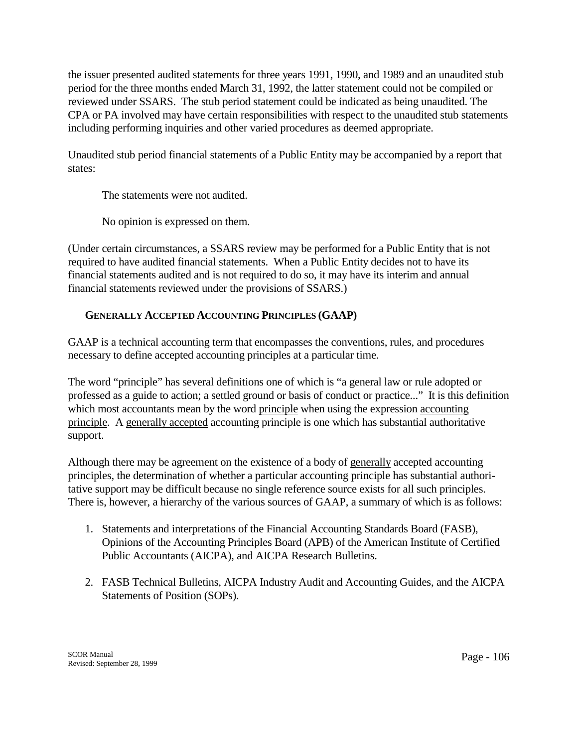the issuer presented audited statements for three years 1991, 1990, and 1989 and an unaudited stub period for the three months ended March 31, 1992, the latter statement could not be compiled or reviewed under SSARS. The stub period statement could be indicated as being unaudited. The CPA or PA involved may have certain responsibilities with respect to the unaudited stub statements including performing inquiries and other varied procedures as deemed appropriate.

Unaudited stub period financial statements of a Public Entity may be accompanied by a report that states:

> The statements were not audited.
>
> No opinion is expressed on them.

(Under certain circumstances, a SSARS review may be performed for a Public Entity that is not required to have audited financial statements. When a Public Entity decides not to have its financial statements audited and is not required to do so, it may have its interim and annual financial statements reviewed under the provisions of SSARS.)

### GENERALLY ACCEPTED ACCOUNTING PRINCIPLES (GAAP)

GAAP is a technical accounting term that encompasses the conventions, rules, and procedures necessary to define accepted accounting principles at a particular time.

The word "principle" has several definitions one of which is "a general law or rule adopted or professed as a guide to action; a settled ground or basis of conduct or practice..." It is this definition which most accountants mean by the word <u>principle</u> when using the expression <u>accounting principle</u>. A <u>generally accepted</u> accounting principle is one which has substantial authoritative support.

Although there may be agreement on the existence of a body of <u>generally</u> accepted accounting principles, the determination of whether a particular accounting principle has substantial authoritative support may be difficult because no single reference source exists for all such principles. There is, however, a hierarchy of the various sources of GAAP, a summary of which is as follows:

1. Statements and interpretations of the Financial Accounting Standards Board (FASB), Opinions of the Accounting Principles Board (APB) of the American Institute of Certified Public Accountants (AICPA), and AICPA Research Bulletins.

2. FASB Technical Bulletins, AICPA Industry Audit and Accounting Guides, and the AICPA Statements of Position (SOPs).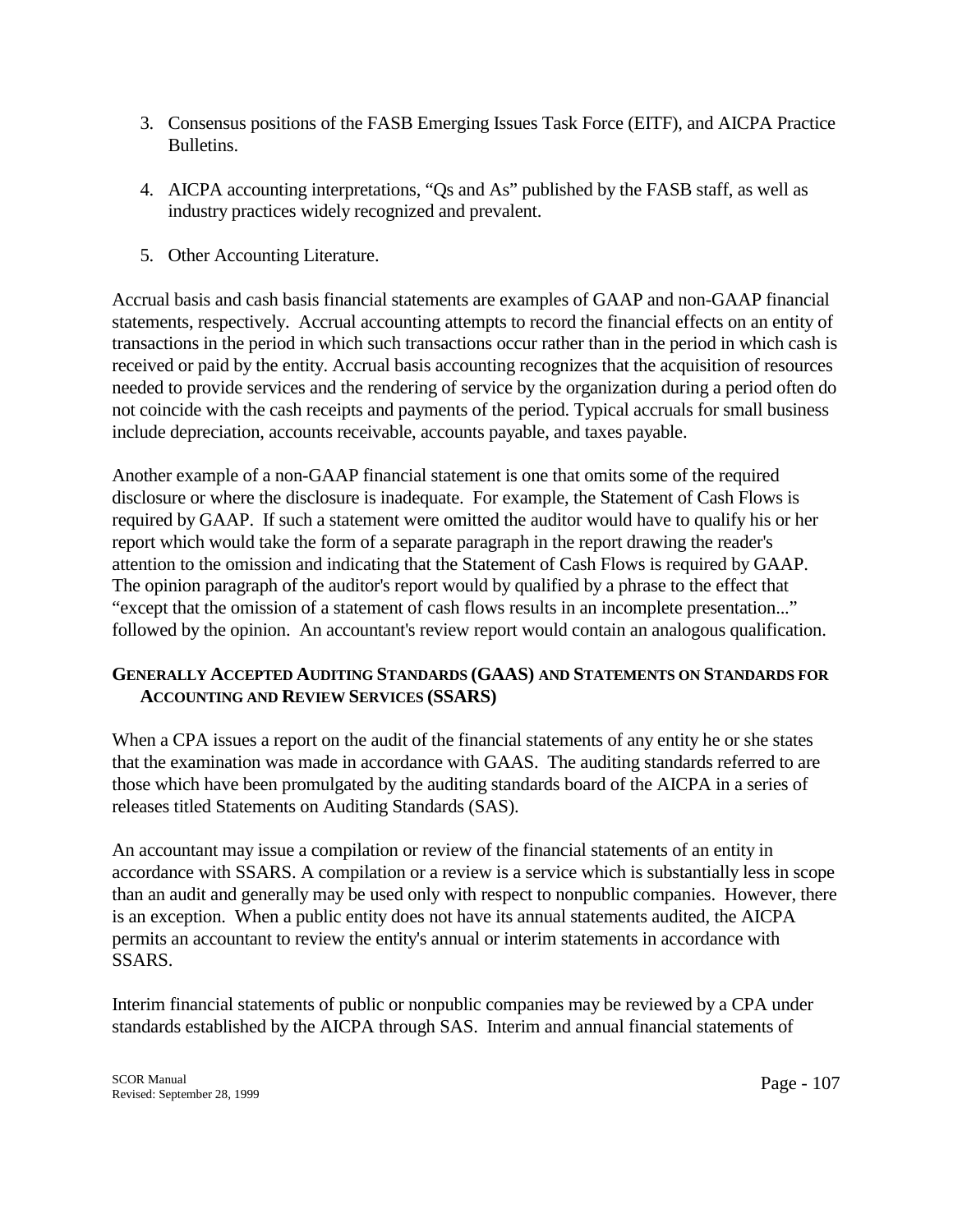3. Consensus positions of the FASB Emerging Issues Task Force (EITF), and AICPA Practice Bulletins.

4. AICPA accounting interpretations, “Qs and As” published by the FASB staff, as well as industry practices widely recognized and prevalent.

5. Other Accounting Literature.

Accrual basis and cash basis financial statements are examples of GAAP and non-GAAP financial statements, respectively. Accrual accounting attempts to record the financial effects on an entity of transactions in the period in which such transactions occur rather than in the period in which cash is received or paid by the entity. Accrual basis accounting recognizes that the acquisition of resources needed to provide services and the rendering of service by the organization during a period often do not coincide with the cash receipts and payments of the period. Typical accruals for small business include depreciation, accounts receivable, accounts payable, and taxes payable.

Another example of a non-GAAP financial statement is one that omits some of the required disclosure or where the disclosure is inadequate. For example, the Statement of Cash Flows is required by GAAP. If such a statement were omitted the auditor would have to qualify his or her report which would take the form of a separate paragraph in the report drawing the reader's attention to the omission and indicating that the Statement of Cash Flows is required by GAAP. The opinion paragraph of the auditor's report would by qualified by a phrase to the effect that “except that the omission of a statement of cash flows results in an incomplete presentation...” followed by the opinion. An accountant's review report would contain an analogous qualification.

## GENERALLY ACCEPTED AUDITING STANDARDS (GAAS) AND STATEMENTS ON STANDARDS FOR ACCOUNTING AND REVIEW SERVICES (SSARS)

When a CPA issues a report on the audit of the financial statements of any entity he or she states that the examination was made in accordance with GAAS. The auditing standards referred to are those which have been promulgated by the auditing standards board of the AICPA in a series of releases titled Statements on Auditing Standards (SAS).

An accountant may issue a compilation or review of the financial statements of an entity in accordance with SSARS. A compilation or a review is a service which is substantially less in scope than an audit and generally may be used only with respect to nonpublic companies. However, there is an exception. When a public entity does not have its annual statements audited, the AICPA permits an accountant to review the entity's annual or interim statements in accordance with SSARS.

Interim financial statements of public or nonpublic companies may be reviewed by a CPA under standards established by the AICPA through SAS. Interim and annual financial statements of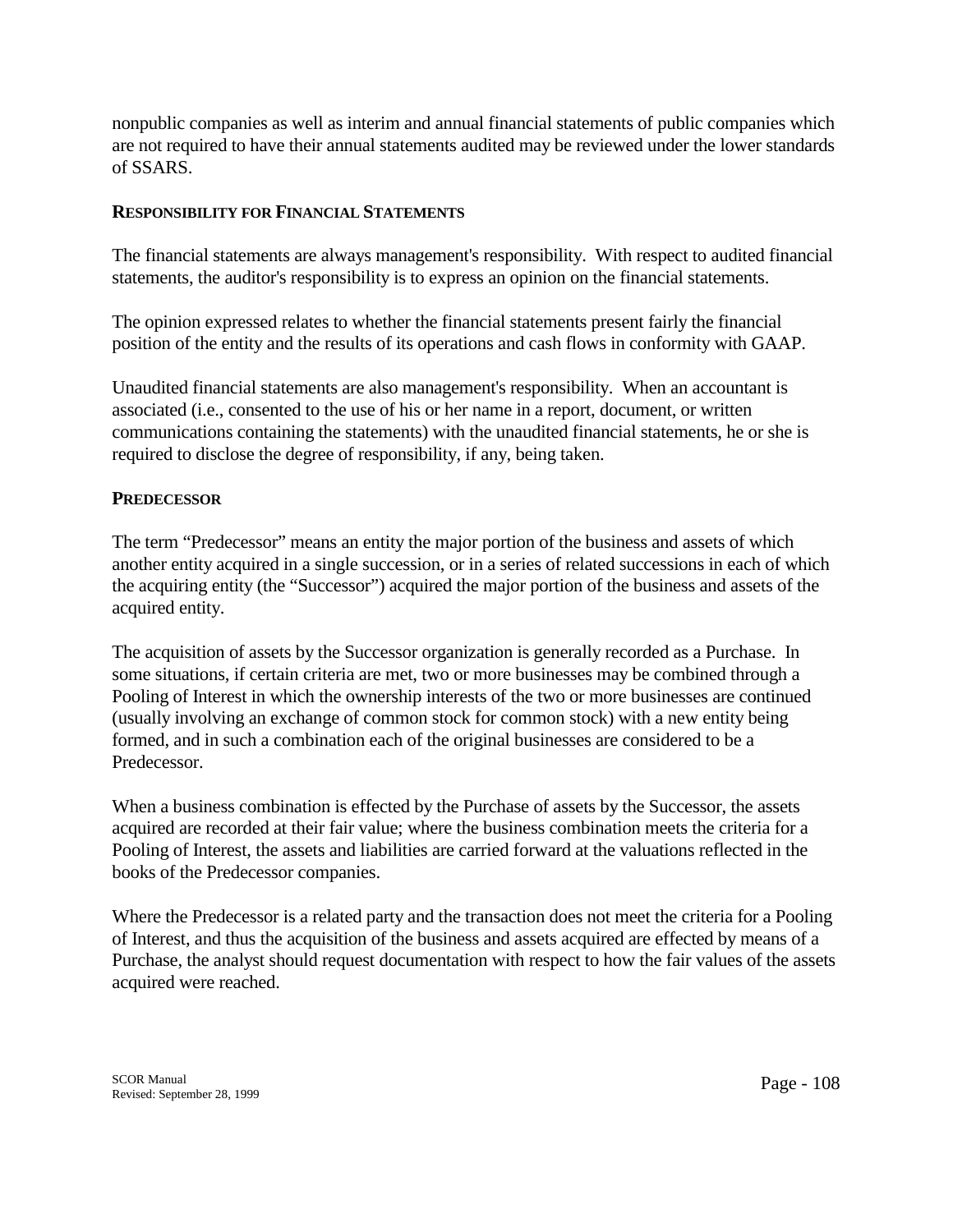nonpublic companies as well as interim and annual financial statements of public companies which are not required to have their annual statements audited may be reviewed under the lower standards of SSARS.

**RESPONSIBILITY FOR FINANCIAL STATEMENTS**

The financial statements are always management's responsibility. With respect to audited financial statements, the auditor's responsibility is to express an opinion on the financial statements.

The opinion expressed relates to whether the financial statements present fairly the financial position of the entity and the results of its operations and cash flows in conformity with GAAP.

Unaudited financial statements are also management's responsibility. When an accountant is associated (i.e., consented to the use of his or her name in a report, document, or written communications containing the statements) with the unaudited financial statements, he or she is required to disclose the degree of responsibility, if any, being taken.

**PREDECESSOR**

The term "Predecessor" means an entity the major portion of the business and assets of which another entity acquired in a single succession, or in a series of related successions in each of which the acquiring entity (the "Successor") acquired the major portion of the business and assets of the acquired entity.

The acquisition of assets by the Successor organization is generally recorded as a Purchase. In some situations, if certain criteria are met, two or more businesses may be combined through a Pooling of Interest in which the ownership interests of the two or more businesses are continued (usually involving an exchange of common stock for common stock) with a new entity being formed, and in such a combination each of the original businesses are considered to be a Predecessor.

When a business combination is effected by the Purchase of assets by the Successor, the assets acquired are recorded at their fair value; where the business combination meets the criteria for a Pooling of Interest, the assets and liabilities are carried forward at the valuations reflected in the books of the Predecessor companies.

Where the Predecessor is a related party and the transaction does not meet the criteria for a Pooling of Interest, and thus the acquisition of the business and assets acquired are effected by means of a Purchase, the analyst should request documentation with respect to how the fair values of the assets acquired were reached.